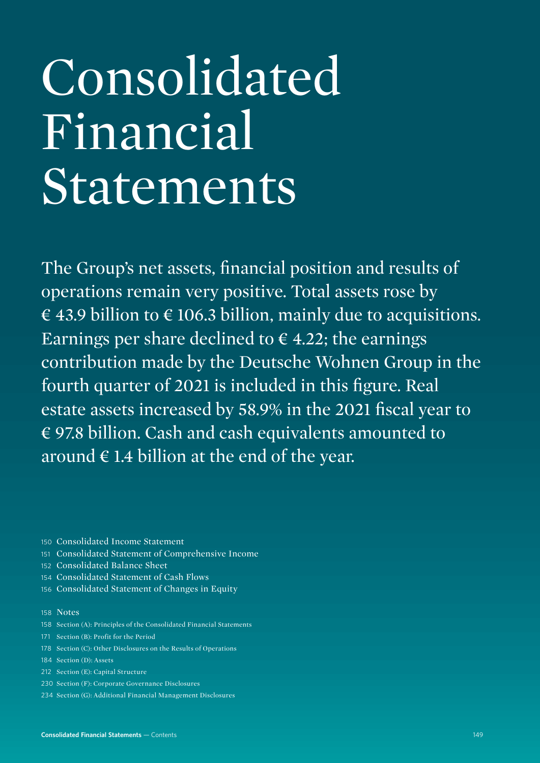# Consolidated Financial Statements

The Group's net assets, financial position and results of operations remain very positive. Total assets rose by € 43.9 billion to € 106.3 billion, mainly due to acquisitions. Earnings per share declined to € 4.22; the earnings contribution made by the Deutsche Wohnen Group in the fourth quarter of 2021 is included in this figure. Real estate assets increased by 58.9% in the 2021 fiscal year to € 97.8 billion. Cash and cash equivalents amounted to around € 1.4 billion at the end of the year.

150 Consolidated Income Statement
151 Consolidated Statement of Comprehensive Income
152 Consolidated Balance Sheet
154 Consolidated Statement of Cash Flows
156 Consolidated Statement of Changes in Equity

158 Notes
158 Section (A): Principles of the Consolidated Financial Statements
171 Section (B): Profit for the Period
178 Section (C): Other Disclosures on the Results of Operations
184 Section (D): Assets
212 Section (E): Capital Structure
230 Section (F): Corporate Governance Disclosures
234 Section (G): Additional Financial Management Disclosures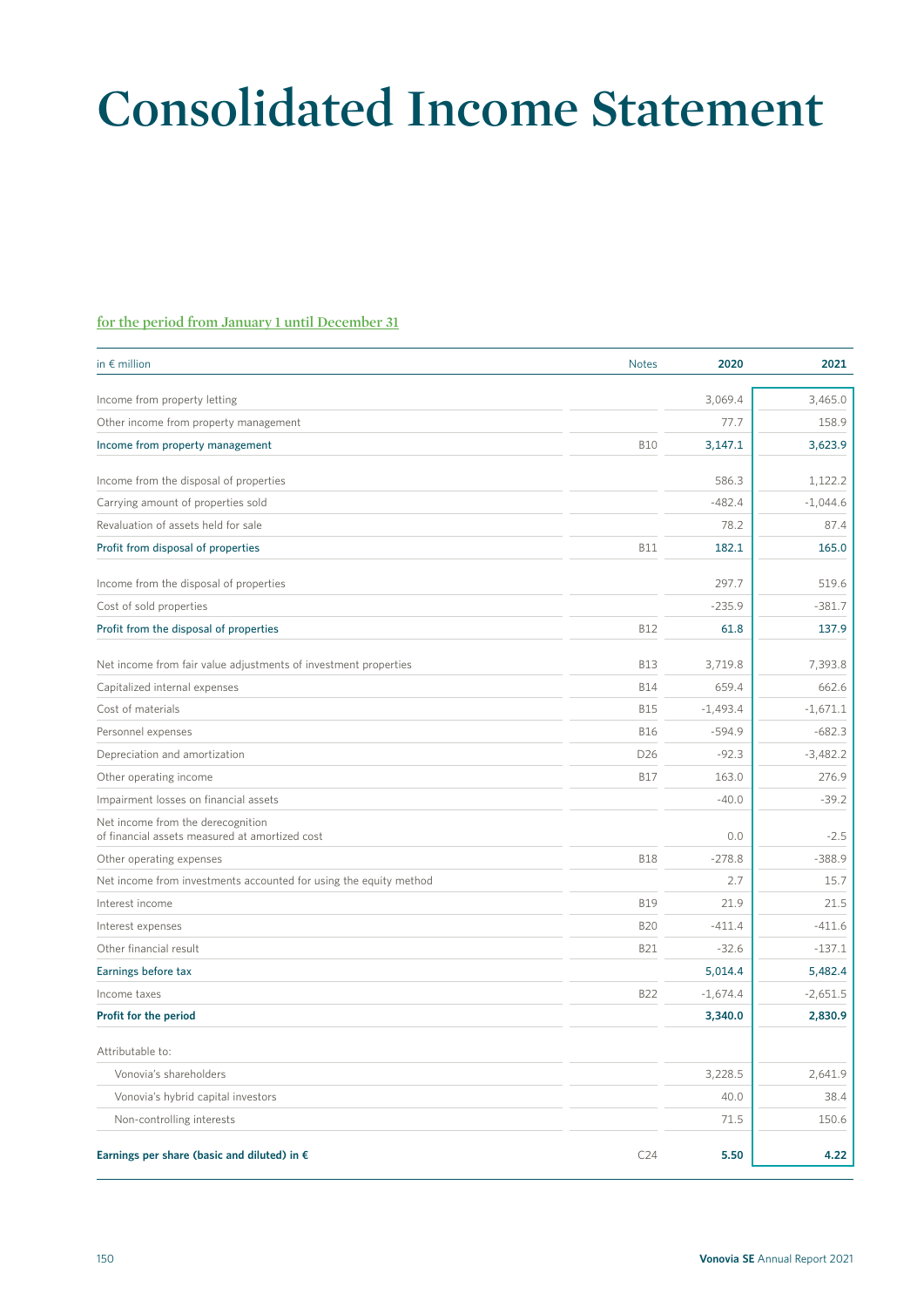# Consolidated Income Statement

for the period from January 1 until December 31

| in € million | Notes | 2020 | 2021 |
|---|---|---|---|
| Income from property letting | | 3,069.4 | 3,465.0 |
| Other income from property management | | 77.7 | 158.9 |
| **Income from property management** | B10 | **3,147.1** | **3,623.9** |
| Income from the disposal of properties | | 586.3 | 1,122.2 |
| Carrying amount of properties sold | | -482.4 | -1,044.6 |
| Revaluation of assets held for sale | | 78.2 | 87.4 |
| **Profit from disposal of properties** | B11 | **182.1** | **165.0** |
| Income from the disposal of properties | | 297.7 | 519.6 |
| Cost of sold properties | | -235.9 | -381.7 |
| **Profit from the disposal of properties** | B12 | **61.8** | **137.9** |
| Net income from fair value adjustments of investment properties | B13 | 3,719.8 | 7,393.8 |
| Capitalized internal expenses | B14 | 659.4 | 662.6 |
| Cost of materials | B15 | -1,493.4 | -1,671.1 |
| Personnel expenses | B16 | -594.9 | -682.3 |
| Depreciation and amortization | D26 | -92.3 | -3,482.2 |
| Other operating income | B17 | 163.0 | 276.9 |
| Impairment losses on financial assets | | -40.0 | -39.2 |
| Net income from the derecognition of financial assets measured at amortized cost | | 0.0 | -2.5 |
| Other operating expenses | B18 | -278.8 | -388.9 |
| Net income from investments accounted for using the equity method | | 2.7 | 15.7 |
| Interest income | B19 | 21.9 | 21.5 |
| Interest expenses | B20 | -411.4 | -411.6 |
| Other financial result | B21 | -32.6 | -137.1 |
| **Earnings before tax** | | **5,014.4** | **5,482.4** |
| Income taxes | B22 | -1,674.4 | -2,651.5 |
| **Profit for the period** | | **3,340.0** | **2,830.9** |
| Attributable to: | | | |
| Vonovia's shareholders | | 3,228.5 | 2,641.9 |
| Vonovia's hybrid capital investors | | 40.0 | 38.4 |
| Non-controlling interests | | 71.5 | 150.6 |
| **Earnings per share (basic and diluted) in €** | C24 | **5.50** | **4.22** |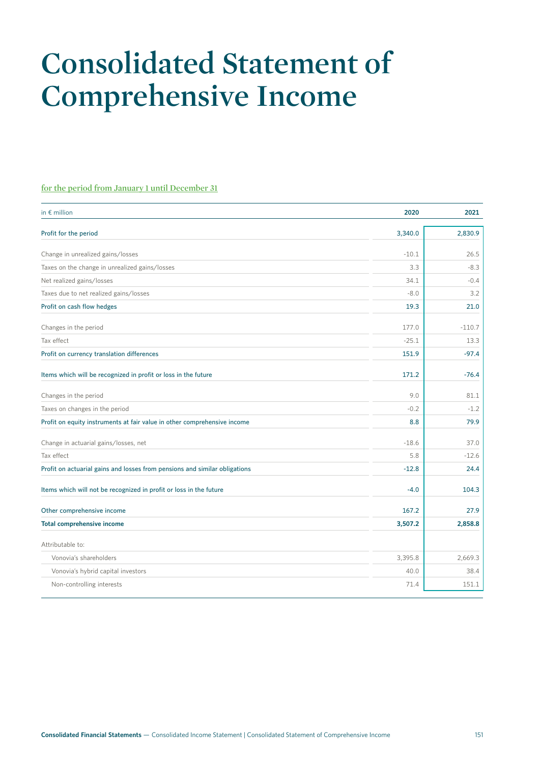# Consolidated Statement of Comprehensive Income

for the period from January 1 until December 31

| in € million | 2020 | 2021 |
|---|---|---|
| Profit for the period | 3,340.0 | 2,830.9 |
| Change in unrealized gains/losses | -10.1 | 26.5 |
| Taxes on the change in unrealized gains/losses | 3.3 | -8.3 |
| Net realized gains/losses | 34.1 | -0.4 |
| Taxes due to net realized gains/losses | -8.0 | 3.2 |
| Profit on cash flow hedges | 19.3 | 21.0 |
| Changes in the period | 177.0 | -110.7 |
| Tax effect | -25.1 | 13.3 |
| Profit on currency translation differences | 151.9 | -97.4 |
| Items which will be recognized in profit or loss in the future | 171.2 | -76.4 |
| Changes in the period | 9.0 | 81.1 |
| Taxes on changes in the period | -0.2 | -1.2 |
| Profit on equity instruments at fair value in other comprehensive income | 8.8 | 79.9 |
| Change in actuarial gains/losses, net | -18.6 | 37.0 |
| Tax effect | 5.8 | -12.6 |
| Profit on actuarial gains and losses from pensions and similar obligations | -12.8 | 24.4 |
| Items which will not be recognized in profit or loss in the future | -4.0 | 104.3 |
| Other comprehensive income | 167.2 | 27.9 |
| **Total comprehensive income** | **3,507.2** | **2,858.8** |
| Attributable to: | | |
| Vonovia's shareholders | 3,395.8 | 2,669.3 |
| Vonovia's hybrid capital investors | 40.0 | 38.4 |
| Non-controlling interests | 71.4 | 151.1 |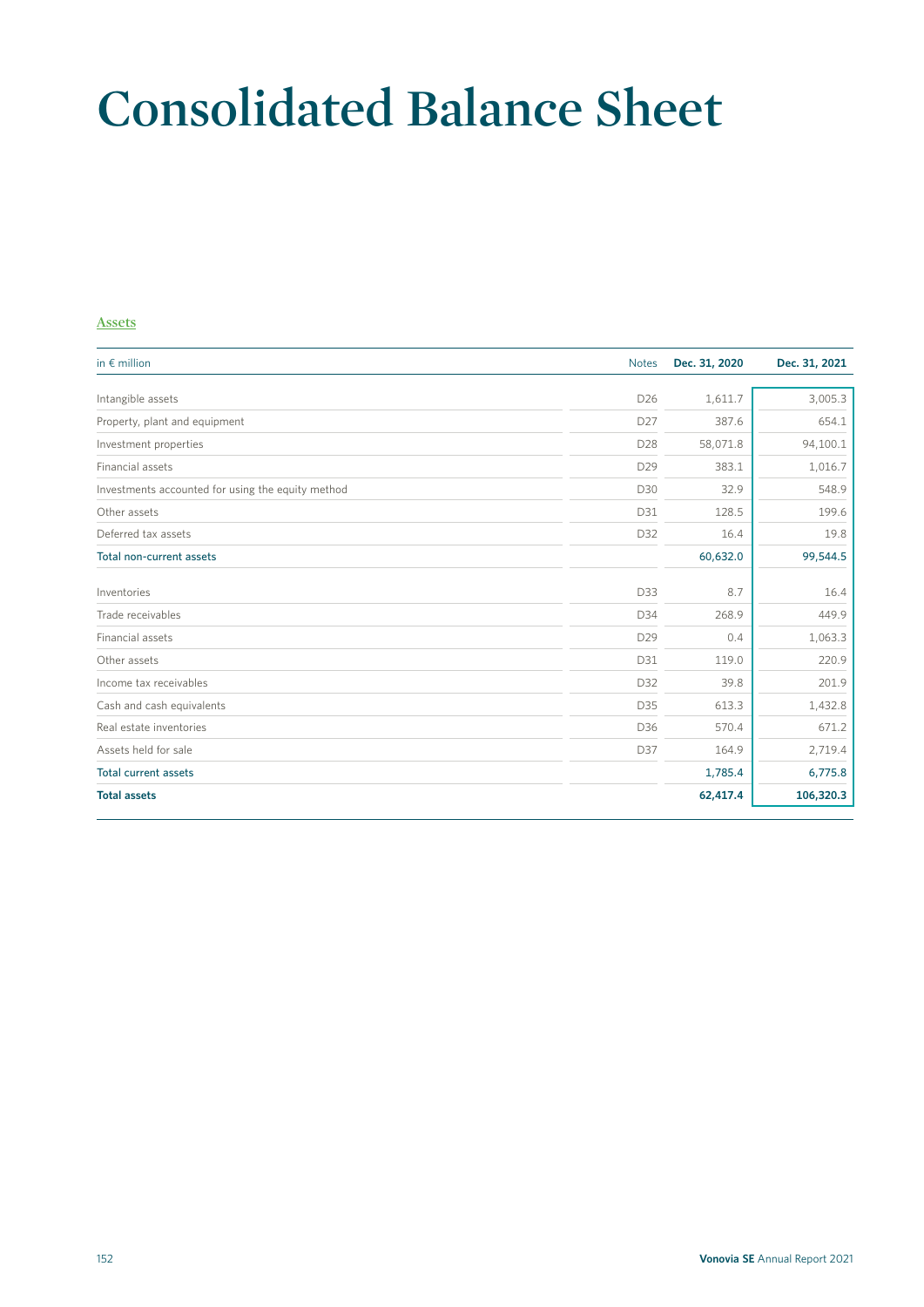# Consolidated Balance Sheet

## Assets

| in € million | Notes | Dec. 31, 2020 | Dec. 31, 2021 |
|---|---|---|---|
| Intangible assets | D26 | 1,611.7 | 3,005.3 |
| Property, plant and equipment | D27 | 387.6 | 654.1 |
| Investment properties | D28 | 58,071.8 | 94,100.1 |
| Financial assets | D29 | 383.1 | 1,016.7 |
| Investments accounted for using the equity method | D30 | 32.9 | 548.9 |
| Other assets | D31 | 128.5 | 199.6 |
| Deferred tax assets | D32 | 16.4 | 19.8 |
| **Total non-current assets** | | **60,632.0** | **99,544.5** |
| Inventories | D33 | 8.7 | 16.4 |
| Trade receivables | D34 | 268.9 | 449.9 |
| Financial assets | D29 | 0.4 | 1,063.3 |
| Other assets | D31 | 119.0 | 220.9 |
| Income tax receivables | D32 | 39.8 | 201.9 |
| Cash and cash equivalents | D35 | 613.3 | 1,432.8 |
| Real estate inventories | D36 | 570.4 | 671.2 |
| Assets held for sale | D37 | 164.9 | 2,719.4 |
| **Total current assets** | | **1,785.4** | **6,775.8** |
| **Total assets** | | **62,417.4** | **106,320.3** |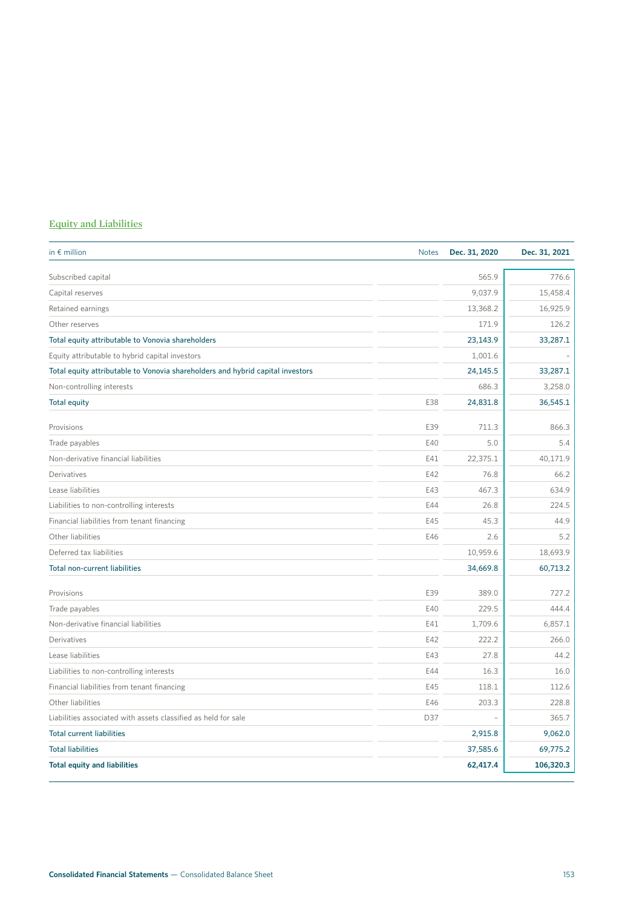## Equity and Liabilities

| in € million | Notes | Dec. 31, 2020 | Dec. 31, 2021 |
|---|---|---|---|
| Subscribed capital | | 565.9 | 776.6 |
| Capital reserves | | 9,037.9 | 15,458.4 |
| Retained earnings | | 13,368.2 | 16,925.9 |
| Other reserves | | 171.9 | 126.2 |
| **Total equity attributable to Vonovia shareholders** | | **23,143.9** | **33,287.1** |
| Equity attributable to hybrid capital investors | | 1,001.6 | – |
| **Total equity attributable to Vonovia shareholders and hybrid capital investors** | | **24,145.5** | **33,287.1** |
| Non-controlling interests | | 686.3 | 3,258.0 |
| **Total equity** | E38 | **24,831.8** | **36,545.1** |
| Provisions | E39 | 711.3 | 866.3 |
| Trade payables | E40 | 5.0 | 5.4 |
| Non-derivative financial liabilities | E41 | 22,375.1 | 40,171.9 |
| Derivatives | E42 | 76.8 | 66.2 |
| Lease liabilities | E43 | 467.3 | 634.9 |
| Liabilities to non-controlling interests | E44 | 26.8 | 224.5 |
| Financial liabilities from tenant financing | E45 | 45.3 | 44.9 |
| Other liabilities | E46 | 2.6 | 5.2 |
| Deferred tax liabilities | | 10,959.6 | 18,693.9 |
| **Total non-current liabilities** | | **34,669.8** | **60,713.2** |
| Provisions | E39 | 389.0 | 727.2 |
| Trade payables | E40 | 229.5 | 444.4 |
| Non-derivative financial liabilities | E41 | 1,709.6 | 6,857.1 |
| Derivatives | E42 | 222.2 | 266.0 |
| Lease liabilities | E43 | 27.8 | 44.2 |
| Liabilities to non-controlling interests | E44 | 16.3 | 16.0 |
| Financial liabilities from tenant financing | E45 | 118.1 | 112.6 |
| Other liabilities | E46 | 203.3 | 228.8 |
| Liabilities associated with assets classified as held for sale | D37 | – | 365.7 |
| **Total current liabilities** | | **2,915.8** | **9,062.0** |
| **Total liabilities** | | **37,585.6** | **69,775.2** |
| **Total equity and liabilities** | | **62,417.4** | **106,320.3** |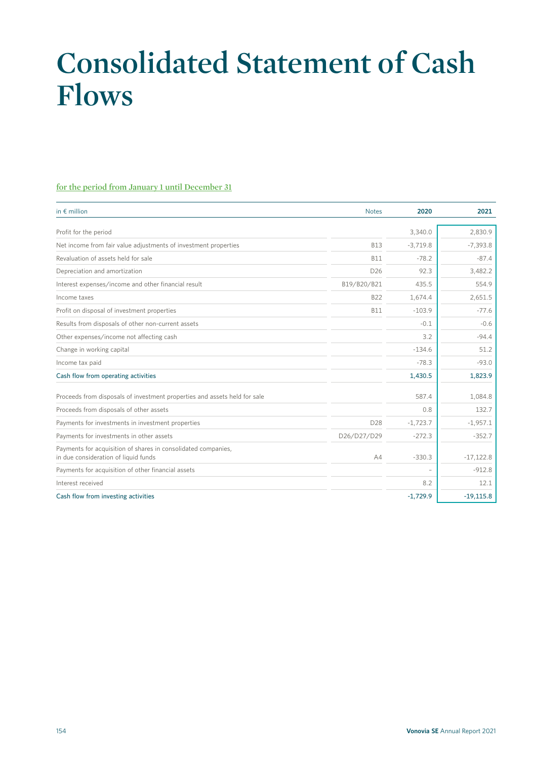# Consolidated Statement of Cash Flows

**for the period from January 1 until December 31**

| in € million | Notes | 2020 | 2021 |
|---|---|---|---|
| Profit for the period | | 3,340.0 | 2,830.9 |
| Net income from fair value adjustments of investment properties | B13 | -3,719.8 | -7,393.8 |
| Revaluation of assets held for sale | B11 | -78.2 | -87.4 |
| Depreciation and amortization | D26 | 92.3 | 3,482.2 |
| Interest expenses/income and other financial result | B19/B20/B21 | 435.5 | 554.9 |
| Income taxes | B22 | 1,674.4 | 2,651.5 |
| Profit on disposal of investment properties | B11 | -103.9 | -77.6 |
| Results from disposals of other non-current assets | | -0.1 | -0.6 |
| Other expenses/income not affecting cash | | 3.2 | -94.4 |
| Change in working capital | | -134.6 | 51.2 |
| Income tax paid | | -78.3 | -93.0 |
| Cash flow from operating activities | | 1,430.5 | 1,823.9 |
| Proceeds from disposals of investment properties and assets held for sale | | 587.4 | 1,084.8 |
| Proceeds from disposals of other assets | | 0.8 | 132.7 |
| Payments for investments in investment properties | D28 | -1,723.7 | -1,957.1 |
| Payments for investments in other assets | D26/D27/D29 | -272.3 | -352.7 |
| Payments for acquisition of shares in consolidated companies, in due consideration of liquid funds | A4 | -330.3 | -17,122.8 |
| Payments for acquisition of other financial assets | | – | -912.8 |
| Interest received | | 8.2 | 12.1 |
| Cash flow from investing activities | | -1,729.9 | -19,115.8 |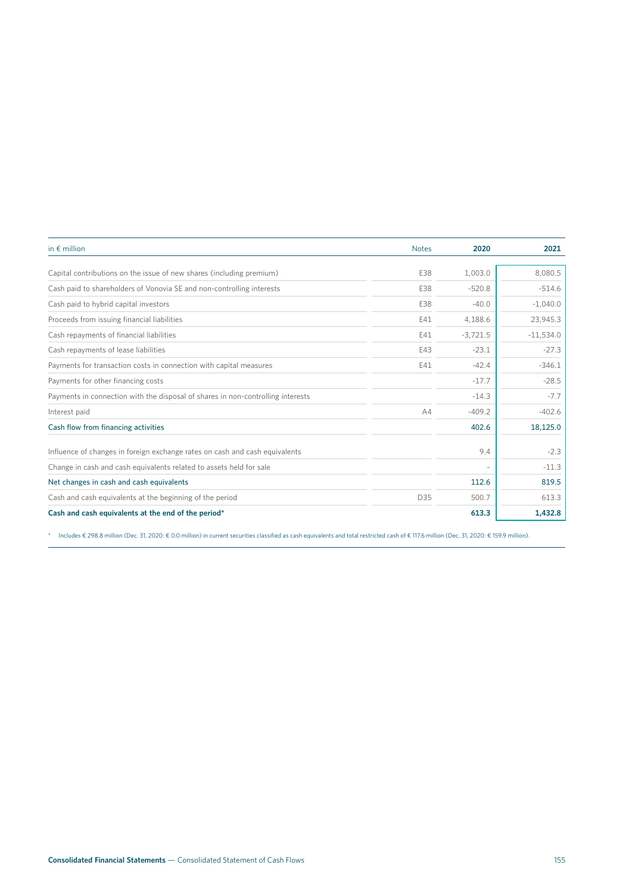| in € million | Notes | 2020 | 2021 |
|---|---|---|---|
| Capital contributions on the issue of new shares (including premium) | E38 | 1,003.0 | 8,080.5 |
| Cash paid to shareholders of Vonovia SE and non-controlling interests | E38 | -520.8 | -514.6 |
| Cash paid to hybrid capital investors | E38 | -40.0 | -1,040.0 |
| Proceeds from issuing financial liabilities | E41 | 4,188.6 | 23,945.3 |
| Cash repayments of financial liabilities | E41 | -3,721.5 | -11,534.0 |
| Cash repayments of lease liabilities | E43 | -23.1 | -27.3 |
| Payments for transaction costs in connection with capital measures | E41 | -42.4 | -346.1 |
| Payments for other financing costs | | -17.7 | -28.5 |
| Payments in connection with the disposal of shares in non-controlling interests | | -14.3 | -7.7 |
| Interest paid | A4 | -409.2 | -402.6 |
| Cash flow from financing activities | | 402.6 | 18,125.0 |
| Influence of changes in foreign exchange rates on cash and cash equivalents | | 9.4 | -2.3 |
| Change in cash and cash equivalents related to assets held for sale | | – | -11.3 |
| Net changes in cash and cash equivalents | | 112.6 | 819.5 |
| Cash and cash equivalents at the beginning of the period | D35 | 500.7 | 613.3 |
| **Cash and cash equivalents at the end of the period*** | | **613.3** | **1,432.8** |

* Includes € 298.8 million (Dec. 31, 2020: € 0.0 million) in current securities classified as cash equivalents and total restricted cash of € 117.6 million (Dec. 31, 2020: € 159.9 million).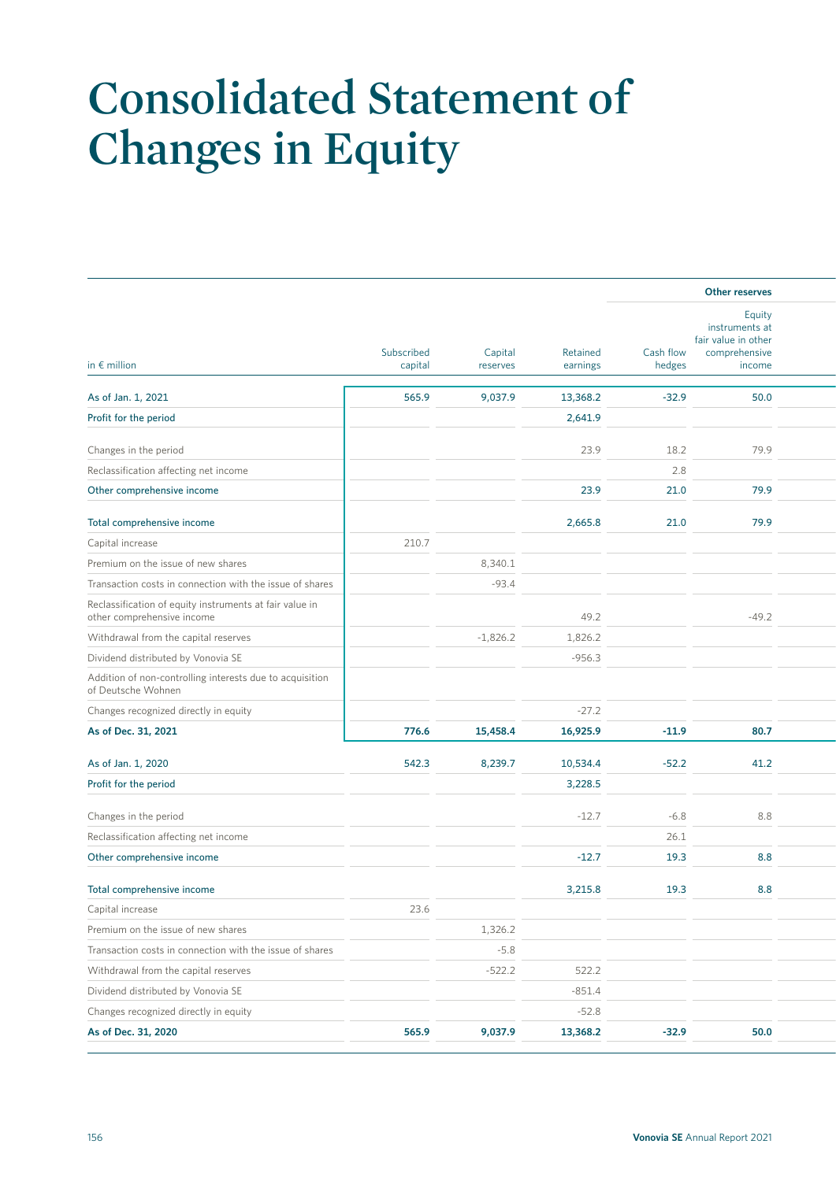# Consolidated Statement of Changes in Equity

| in € million | Subscribed capital | Capital reserves | Retained earnings | Other reserves | |
|---|---|---|---|---|---|
| | | | | Cash flow hedges | Equity instruments at fair value in other comprehensive income |
| **As of Jan. 1, 2021** | **565.9** | **9,037.9** | **13,368.2** | **-32.9** | **50.0** |
| Profit for the period | | | 2,641.9 | | |
| Changes in the period | | | 23.9 | 18.2 | 79.9 |
| Reclassification affecting net income | | | | 2.8 | |
| Other comprehensive income | | | 23.9 | 21.0 | 79.9 |
| Total comprehensive income | | | 2,665.8 | 21.0 | 79.9 |
| Capital increase | 210.7 | | | | |
| Premium on the issue of new shares | | 8,340.1 | | | |
| Transaction costs in connection with the issue of shares | | -93.4 | | | |
| Reclassification of equity instruments at fair value in other comprehensive income | | | 49.2 | | -49.2 |
| Withdrawal from the capital reserves | | -1,826.2 | 1,826.2 | | |
| Dividend distributed by Vonovia SE | | | -956.3 | | |
| Addition of non-controlling interests due to acquisition of Deutsche Wohnen | | | | | |
| Changes recognized directly in equity | | | -27.2 | | |
| **As of Dec. 31, 2021** | **776.6** | **15,458.4** | **16,925.9** | **-11.9** | **80.7** |
| **As of Jan. 1, 2020** | **542.3** | **8,239.7** | **10,534.4** | **-52.2** | **41.2** |
| Profit for the period | | | 3,228.5 | | |
| Changes in the period | | | -12.7 | -6.8 | 8.8 |
| Reclassification affecting net income | | | | 26.1 | |
| Other comprehensive income | | | -12.7 | 19.3 | 8.8 |
| Total comprehensive income | | | 3,215.8 | 19.3 | 8.8 |
| Capital increase | 23.6 | | | | |
| Premium on the issue of new shares | | 1,326.2 | | | |
| Transaction costs in connection with the issue of shares | | -5.8 | | | |
| Withdrawal from the capital reserves | | -522.2 | 522.2 | | |
| Dividend distributed by Vonovia SE | | | -851.4 | | |
| Changes recognized directly in equity | | | -52.8 | | |
| **As of Dec. 31, 2020** | **565.9** | **9,037.9** | **13,368.2** | **-32.9** | **50.0** |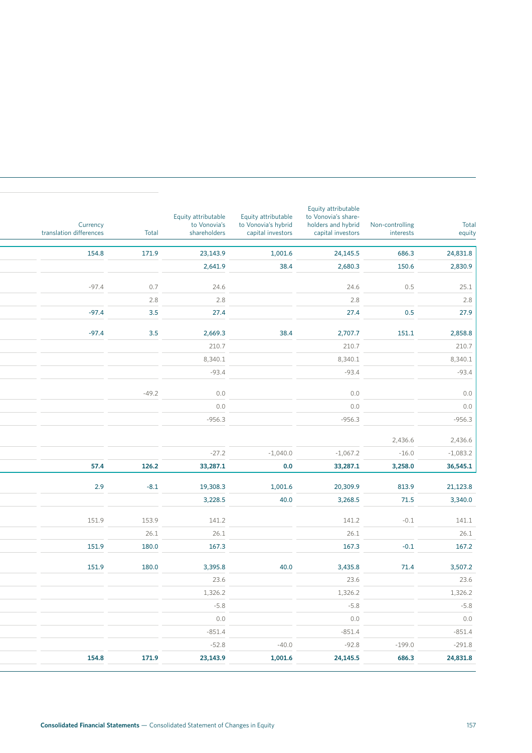| Currency translation differences | Total | Equity attributable to Vonovia's shareholders | Equity attributable to Vonovia's hybrid capital investors | Equity attributable to Vonovia's share-holders and hybrid capital investors | Non-controlling interests | Total equity |
|---|---|---|---|---|---|---|
| 154.8 | 171.9 | 23,143.9 | 1,001.6 | 24,145.5 | 686.3 | 24,831.8 |
| | | 2,641.9 | 38.4 | 2,680.3 | 150.6 | 2,830.9 |
| -97.4 | 0.7 | 24.6 | | 24.6 | 0.5 | 25.1 |
| | 2.8 | 2.8 | | 2.8 | | 2.8 |
| -97.4 | 3.5 | 27.4 | | 27.4 | 0.5 | 27.9 |
| -97.4 | 3.5 | 2,669.3 | 38.4 | 2,707.7 | 151.1 | 2,858.8 |
| | | 210.7 | | 210.7 | | 210.7 |
| | | 8,340.1 | | 8,340.1 | | 8,340.1 |
| | | -93.4 | | -93.4 | | -93.4 |
| | -49.2 | 0.0 | | 0.0 | | 0.0 |
| | | 0.0 | | 0.0 | | 0.0 |
| | | -956.3 | | -956.3 | | -956.3 |
| | | | | | 2,436.6 | 2,436.6 |
| | | -27.2 | -1,040.0 | -1,067.2 | -16.0 | -1,083.2 |
| 57.4 | 126.2 | 33,287.1 | 0.0 | 33,287.1 | 3,258.0 | 36,545.1 |
| 2.9 | -8.1 | 19,308.3 | 1,001.6 | 20,309.9 | 813.9 | 21,123.8 |
| | | 3,228.5 | 40.0 | 3,268.5 | 71.5 | 3,340.0 |
| 151.9 | 153.9 | 141.2 | | 141.2 | -0.1 | 141.1 |
| | 26.1 | 26.1 | | 26.1 | | 26.1 |
| 151.9 | 180.0 | 167.3 | | 167.3 | -0.1 | 167.2 |
| 151.9 | 180.0 | 3,395.8 | 40.0 | 3,435.8 | 71.4 | 3,507.2 |
| | | 23.6 | | 23.6 | | 23.6 |
| | | 1,326.2 | | 1,326.2 | | 1,326.2 |
| | | -5.8 | | -5.8 | | -5.8 |
| | | 0.0 | | 0.0 | | 0.0 |
| | | -851.4 | | -851.4 | | -851.4 |
| | | -52.8 | -40.0 | -92.8 | -199.0 | -291.8 |
| 154.8 | 171.9 | 23,143.9 | 1,001.6 | 24,145.5 | 686.3 | 24,831.8 |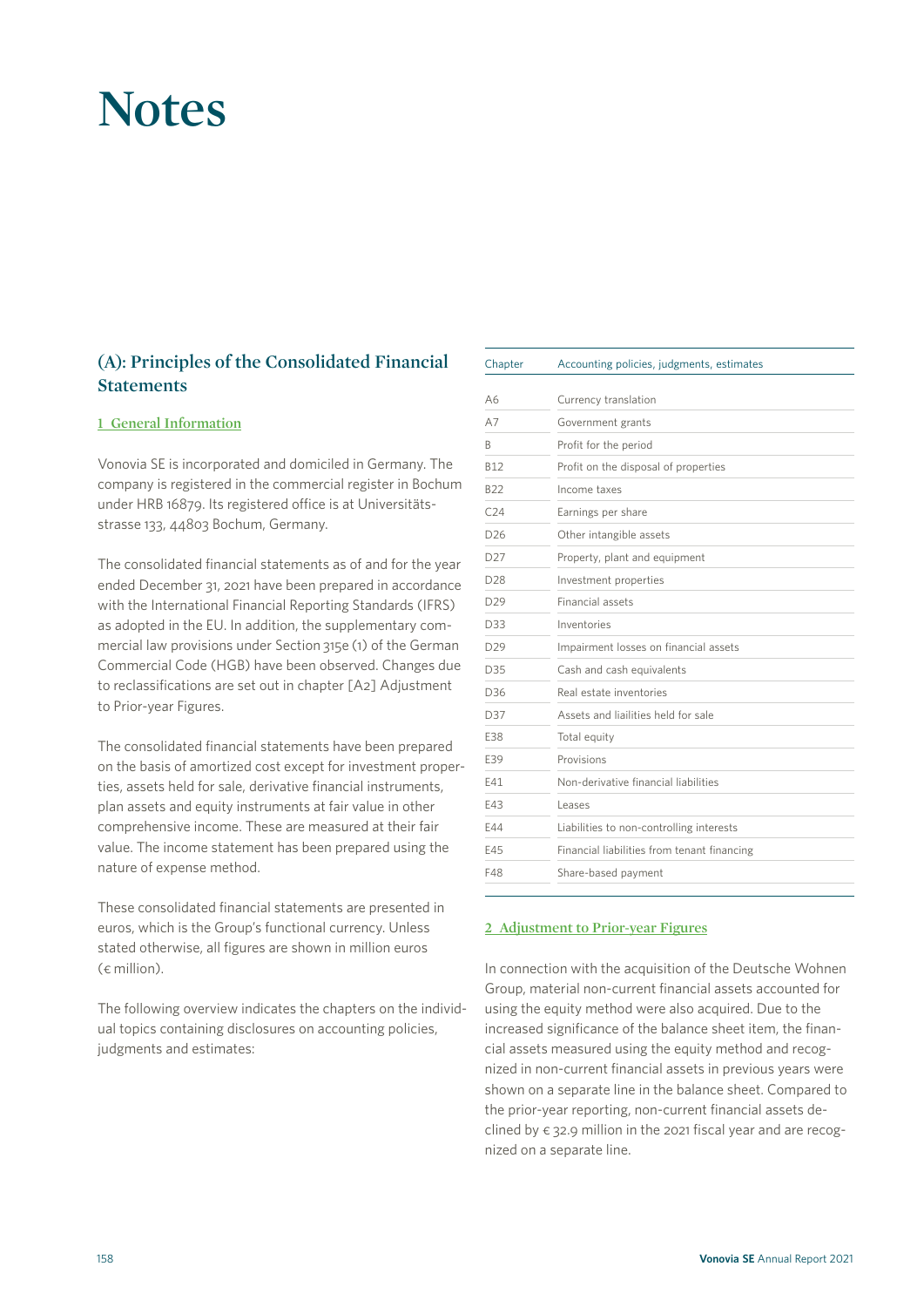# Notes

## (A): Principles of the Consolidated Financial Statements

### 1 General Information

Vonovia SE is incorporated and domiciled in Germany. The company is registered in the commercial register in Bochum under HRB 16879. Its registered office is at Universitätsstrasse 133, 44803 Bochum, Germany.

The consolidated financial statements as of and for the year ended December 31, 2021 have been prepared in accordance with the International Financial Reporting Standards (IFRS) as adopted in the EU. In addition, the supplementary commercial law provisions under Section 315e (1) of the German Commercial Code (HGB) have been observed. Changes due to reclassifications are set out in chapter [A2] Adjustment to Prior-year Figures.

The consolidated financial statements have been prepared on the basis of amortized cost except for investment properties, assets held for sale, derivative financial instruments, plan assets and equity instruments at fair value in other comprehensive income. These are measured at their fair value. The income statement has been prepared using the nature of expense method.

These consolidated financial statements are presented in euros, which is the Group's functional currency. Unless stated otherwise, all figures are shown in million euros (€ million).

The following overview indicates the chapters on the individual topics containing disclosures on accounting policies, judgments and estimates:

| Chapter | Accounting policies, judgments, estimates |
|---|---|
| A6 | Currency translation |
| A7 | Government grants |
| B | Profit for the period |
| B12 | Profit on the disposal of properties |
| B22 | Income taxes |
| C24 | Earnings per share |
| D26 | Other intangible assets |
| D27 | Property, plant and equipment |
| D28 | Investment properties |
| D29 | Financial assets |
| D33 | Inventories |
| D29 | Impairment losses on financial assets |
| D35 | Cash and cash equivalents |
| D36 | Real estate inventories |
| D37 | Assets and liailities held for sale |
| E38 | Total equity |
| E39 | Provisions |
| E41 | Non-derivative financial liabilities |
| E43 | Leases |
| E44 | Liabilities to non-controlling interests |
| E45 | Financial liabilities from tenant financing |
| F48 | Share-based payment |

### 2 Adjustment to Prior-year Figures

In connection with the acquisition of the Deutsche Wohnen Group, material non-current financial assets accounted for using the equity method were also acquired. Due to the increased significance of the balance sheet item, the financial assets measured using the equity method and recognized in non-current financial assets in previous years were shown on a separate line in the balance sheet. Compared to the prior-year reporting, non-current financial assets declined by € 32.9 million in the 2021 fiscal year and are recognized on a separate line.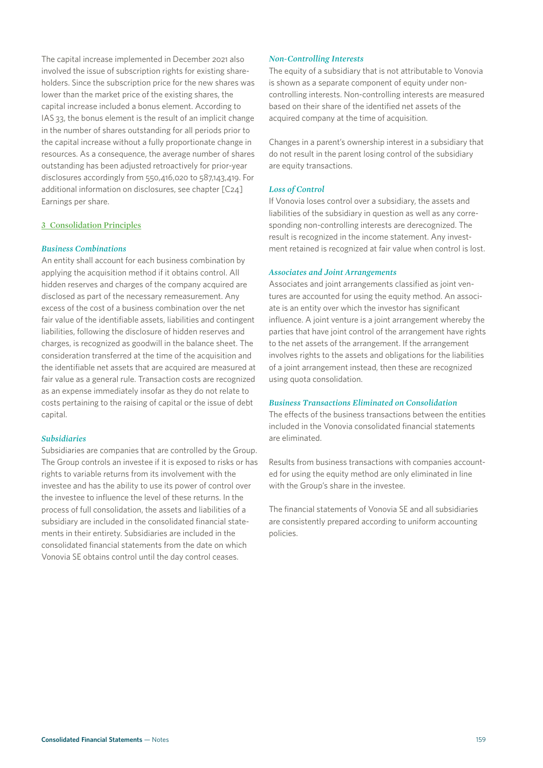The capital increase implemented in December 2021 also involved the issue of subscription rights for existing shareholders. Since the subscription price for the new shares was lower than the market price of the existing shares, the capital increase included a bonus element. According to IAS 33, the bonus element is the result of an implicit change in the number of shares outstanding for all periods prior to the capital increase without a fully proportionate change in resources. As a consequence, the average number of shares outstanding has been adjusted retroactively for prior-year disclosures accordingly from 550,416,020 to 587,143,419. For additional information on disclosures, see chapter [C24] Earnings per share.

## 3 Consolidation Principles

### *Business Combinations*

An entity shall account for each business combination by applying the acquisition method if it obtains control. All hidden reserves and charges of the company acquired are disclosed as part of the necessary remeasurement. Any excess of the cost of a business combination over the net fair value of the identifiable assets, liabilities and contingent liabilities, following the disclosure of hidden reserves and charges, is recognized as goodwill in the balance sheet. The consideration transferred at the time of the acquisition and the identifiable net assets that are acquired are measured at fair value as a general rule. Transaction costs are recognized as an expense immediately insofar as they do not relate to costs pertaining to the raising of capital or the issue of debt capital.

### *Subsidiaries*

Subsidiaries are companies that are controlled by the Group. The Group controls an investee if it is exposed to risks or has rights to variable returns from its involvement with the investee and has the ability to use its power of control over the investee to influence the level of these returns. In the process of full consolidation, the assets and liabilities of a subsidiary are included in the consolidated financial statements in their entirety. Subsidiaries are included in the consolidated financial statements from the date on which Vonovia SE obtains control until the day control ceases.

### *Non-Controlling Interests*

The equity of a subsidiary that is not attributable to Vonovia is shown as a separate component of equity under non-controlling interests. Non-controlling interests are measured based on their share of the identified net assets of the acquired company at the time of acquisition.

Changes in a parent's ownership interest in a subsidiary that do not result in the parent losing control of the subsidiary are equity transactions.

### *Loss of Control*

If Vonovia loses control over a subsidiary, the assets and liabilities of the subsidiary in question as well as any corresponding non-controlling interests are derecognized. The result is recognized in the income statement. Any investment retained is recognized at fair value when control is lost.

### *Associates and Joint Arrangements*

Associates and joint arrangements classified as joint ventures are accounted for using the equity method. An associate is an entity over which the investor has significant influence. A joint venture is a joint arrangement whereby the parties that have joint control of the arrangement have rights to the net assets of the arrangement. If the arrangement involves rights to the assets and obligations for the liabilities of a joint arrangement instead, then these are recognized using quota consolidation.

### *Business Transactions Eliminated on Consolidation*

The effects of the business transactions between the entities included in the Vonovia consolidated financial statements are eliminated.

Results from business transactions with companies accounted for using the equity method are only eliminated in line with the Group's share in the investee.

The financial statements of Vonovia SE and all subsidiaries are consistently prepared according to uniform accounting policies.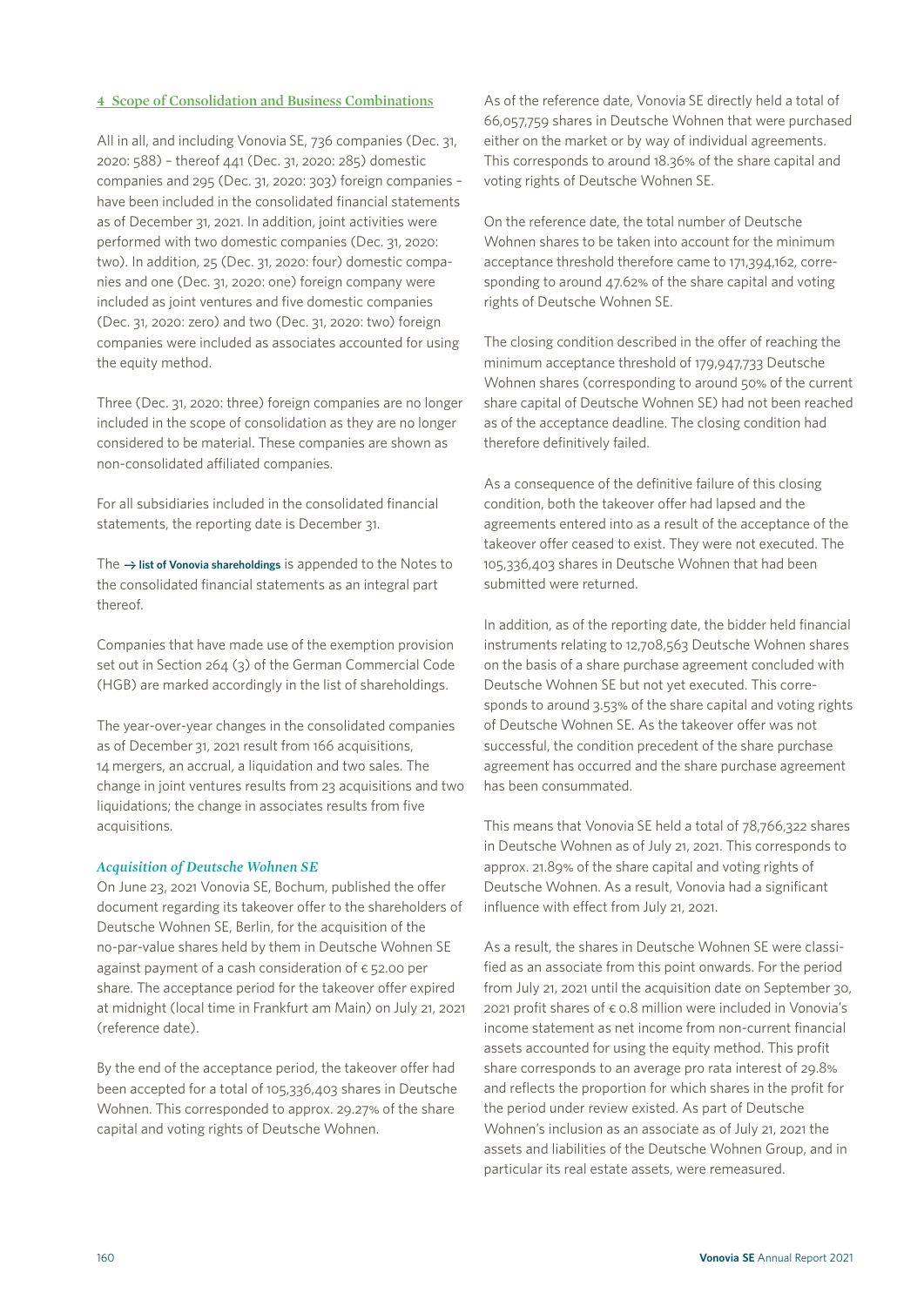## 4 Scope of Consolidation and Business Combinations

All in all, and including Vonovia SE, 736 companies (Dec. 31, 2020: 588) – thereof 441 (Dec. 31, 2020: 285) domestic companies and 295 (Dec. 31, 2020: 303) foreign companies – have been included in the consolidated financial statements as of December 31, 2021. In addition, joint activities were performed with two domestic companies (Dec. 31, 2020: two). In addition, 25 (Dec. 31, 2020: four) domestic companies and one (Dec. 31, 2020: one) foreign company were included as joint ventures and five domestic companies (Dec. 31, 2020: zero) and two (Dec. 31, 2020: two) foreign companies were included as associates accounted for using the equity method.

Three (Dec. 31, 2020: three) foreign companies are no longer included in the scope of consolidation as they are no longer considered to be material. These companies are shown as non-consolidated affiliated companies.

For all subsidiaries included in the consolidated financial statements, the reporting date is December 31.

The → **list of Vonovia shareholdings** is appended to the Notes to the consolidated financial statements as an integral part thereof.

Companies that have made use of the exemption provision set out in Section 264 (3) of the German Commercial Code (HGB) are marked accordingly in the list of shareholdings.

The year-over-year changes in the consolidated companies as of December 31, 2021 result from 166 acquisitions, 14 mergers, an accrual, a liquidation and two sales. The change in joint ventures results from 23 acquisitions and two liquidations; the change in associates results from five acquisitions.

### *Acquisition of Deutsche Wohnen SE*

On June 23, 2021 Vonovia SE, Bochum, published the offer document regarding its takeover offer to the shareholders of Deutsche Wohnen SE, Berlin, for the acquisition of the no-par-value shares held by them in Deutsche Wohnen SE against payment of a cash consideration of € 52.00 per share. The acceptance period for the takeover offer expired at midnight (local time in Frankfurt am Main) on July 21, 2021 (reference date).

By the end of the acceptance period, the takeover offer had been accepted for a total of 105,336,403 shares in Deutsche Wohnen. This corresponded to approx. 29.27% of the share capital and voting rights of Deutsche Wohnen.

As of the reference date, Vonovia SE directly held a total of 66,057,759 shares in Deutsche Wohnen that were purchased either on the market or by way of individual agreements. This corresponds to around 18.36% of the share capital and voting rights of Deutsche Wohnen SE.

On the reference date, the total number of Deutsche Wohnen shares to be taken into account for the minimum acceptance threshold therefore came to 171,394,162, corresponding to around 47.62% of the share capital and voting rights of Deutsche Wohnen SE.

The closing condition described in the offer of reaching the minimum acceptance threshold of 179,947,733 Deutsche Wohnen shares (corresponding to around 50% of the current share capital of Deutsche Wohnen SE) had not been reached as of the acceptance deadline. The closing condition had therefore definitively failed.

As a consequence of the definitive failure of this closing condition, both the takeover offer had lapsed and the agreements entered into as a result of the acceptance of the takeover offer ceased to exist. They were not executed. The 105,336,403 shares in Deutsche Wohnen that had been submitted were returned.

In addition, as of the reporting date, the bidder held financial instruments relating to 12,708,563 Deutsche Wohnen shares on the basis of a share purchase agreement concluded with Deutsche Wohnen SE but not yet executed. This corresponds to around 3.53% of the share capital and voting rights of Deutsche Wohnen SE. As the takeover offer was not successful, the condition precedent of the share purchase agreement has occurred and the share purchase agreement has been consummated.

This means that Vonovia SE held a total of 78,766,322 shares in Deutsche Wohnen as of July 21, 2021. This corresponds to approx. 21.89% of the share capital and voting rights of Deutsche Wohnen. As a result, Vonovia had a significant influence with effect from July 21, 2021.

As a result, the shares in Deutsche Wohnen SE were classified as an associate from this point onwards. For the period from July 21, 2021 until the acquisition date on September 30, 2021 profit shares of € 0.8 million were included in Vonovia's income statement as net income from non-current financial assets accounted for using the equity method. This profit share corresponds to an average pro rata interest of 29.8% and reflects the proportion for which shares in the profit for the period under review existed. As part of Deutsche Wohnen's inclusion as an associate as of July 21, 2021 the assets and liabilities of the Deutsche Wohnen Group, and in particular its real estate assets, were remeasured.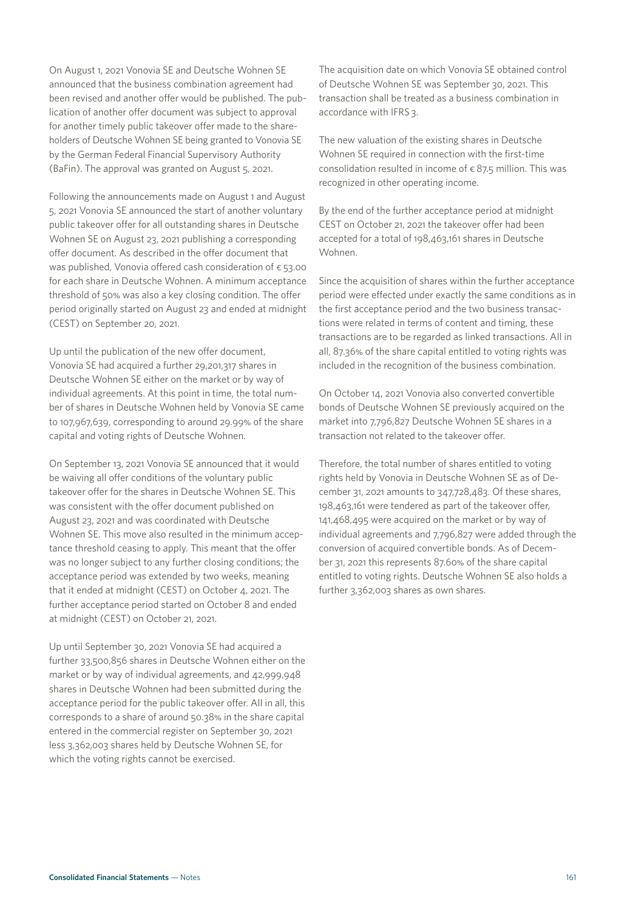On August 1, 2021 Vonovia SE and Deutsche Wohnen SE announced that the business combination agreement had been revised and another offer would be published. The publication of another offer document was subject to approval for another timely public takeover offer made to the shareholders of Deutsche Wohnen SE being granted to Vonovia SE by the German Federal Financial Supervisory Authority (BaFin). The approval was granted on August 5, 2021.

Following the announcements made on August 1 and August 5, 2021 Vonovia SE announced the start of another voluntary public takeover offer for all outstanding shares in Deutsche Wohnen SE on August 23, 2021 publishing a corresponding offer document. As described in the offer document that was published, Vonovia offered cash consideration of € 53.00 for each share in Deutsche Wohnen. A minimum acceptance threshold of 50% was also a key closing condition. The offer period originally started on August 23 and ended at midnight (CEST) on September 20, 2021.

Up until the publication of the new offer document, Vonovia SE had acquired a further 29,201,317 shares in Deutsche Wohnen SE either on the market or by way of individual agreements. At this point in time, the total number of shares in Deutsche Wohnen held by Vonovia SE came to 107,967,639, corresponding to around 29.99% of the share capital and voting rights of Deutsche Wohnen.

On September 13, 2021 Vonovia SE announced that it would be waiving all offer conditions of the voluntary public takeover offer for the shares in Deutsche Wohnen SE. This was consistent with the offer document published on August 23, 2021 and was coordinated with Deutsche Wohnen SE. This move also resulted in the minimum acceptance threshold ceasing to apply. This meant that the offer was no longer subject to any further closing conditions; the acceptance period was extended by two weeks, meaning that it ended at midnight (CEST) on October 4, 2021. The further acceptance period started on October 8 and ended at midnight (CEST) on October 21, 2021.

Up until September 30, 2021 Vonovia SE had acquired a further 33,500,856 shares in Deutsche Wohnen either on the market or by way of individual agreements, and 42,999,948 shares in Deutsche Wohnen had been submitted during the acceptance period for the public takeover offer. All in all, this corresponds to a share of around 50.38% in the share capital entered in the commercial register on September 30, 2021 less 3,362,003 shares held by Deutsche Wohnen SE, for which the voting rights cannot be exercised.

The acquisition date on which Vonovia SE obtained control of Deutsche Wohnen SE was September 30, 2021. This transaction shall be treated as a business combination in accordance with IFRS 3.

The new valuation of the existing shares in Deutsche Wohnen SE required in connection with the first-time consolidation resulted in income of € 87.5 million. This was recognized in other operating income.

By the end of the further acceptance period at midnight CEST on October 21, 2021 the takeover offer had been accepted for a total of 198,463,161 shares in Deutsche Wohnen.

Since the acquisition of shares within the further acceptance period were effected under exactly the same conditions as in the first acceptance period and the two business transactions were related in terms of content and timing, these transactions are to be regarded as linked transactions. All in all, 87.36% of the share capital entitled to voting rights was included in the recognition of the business combination.

On October 14, 2021 Vonovia also converted convertible bonds of Deutsche Wohnen SE previously acquired on the market into 7,796,827 Deutsche Wohnen SE shares in a transaction not related to the takeover offer.

Therefore, the total number of shares entitled to voting rights held by Vonovia in Deutsche Wohnen SE as of December 31, 2021 amounts to 347,728,483. Of these shares, 198,463,161 were tendered as part of the takeover offer, 141,468,495 were acquired on the market or by way of individual agreements and 7,796,827 were added through the conversion of acquired convertible bonds. As of December 31, 2021 this represents 87.60% of the share capital entitled to voting rights. Deutsche Wohnen SE also holds a further 3,362,003 shares as own shares.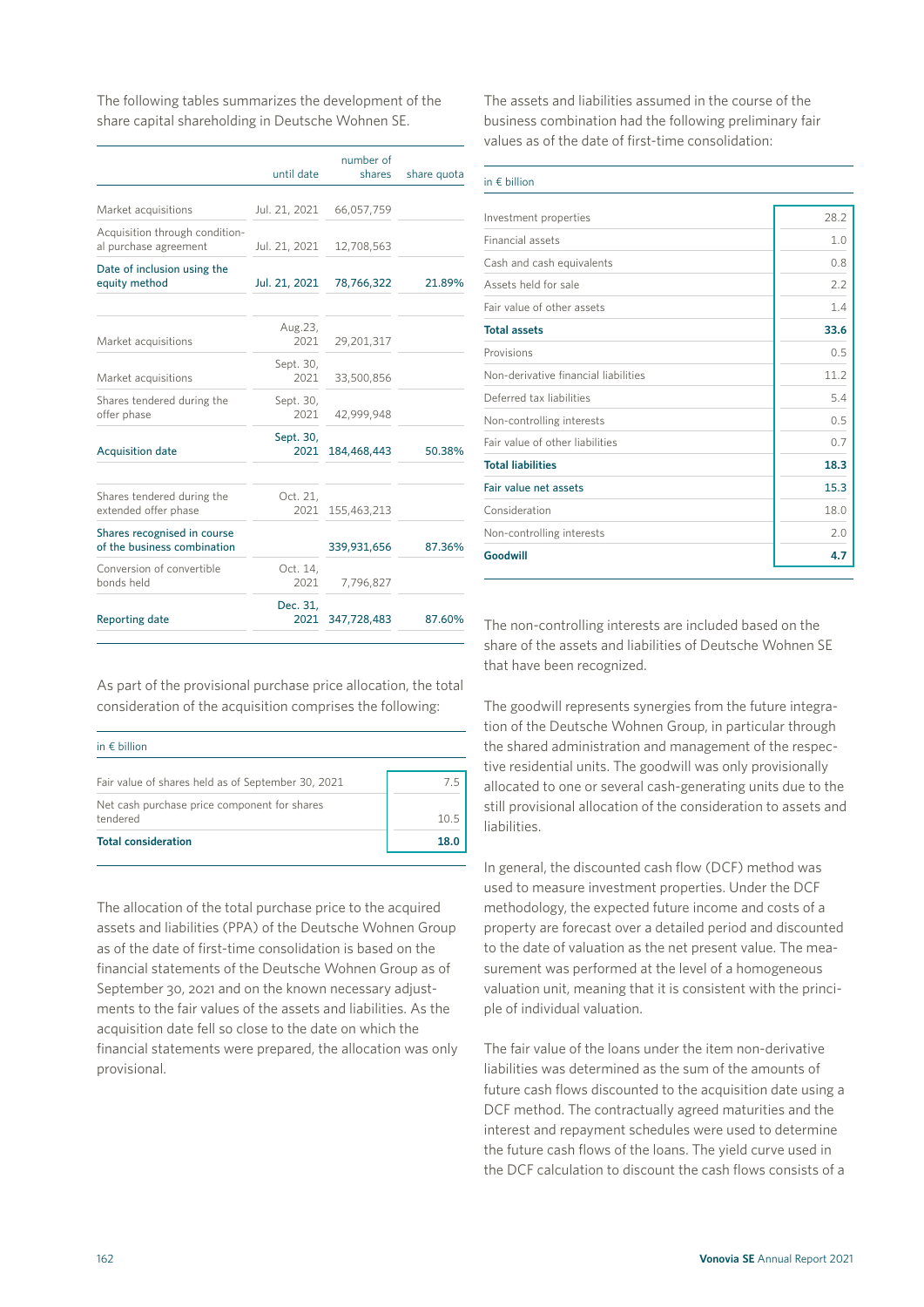The following tables summarizes the development of the share capital shareholding in Deutsche Wohnen SE.

| | until date | number of shares | share quota |
|---|---|---|---|
| Market acquisitions | Jul. 21, 2021 | 66,057,759 | |
| Acquisition through conditional purchase agreement | Jul. 21, 2021 | 12,708,563 | |
| **Date of inclusion using the equity method** | **Jul. 21, 2021** | **78,766,322** | **21.89%** |
| Market acquisitions | Aug.23, 2021 | 29,201,317 | |
| Market acquisitions | Sept. 30, 2021 | 33,500,856 | |
| Shares tendered during the offer phase | Sept. 30, 2021 | 42,999,948 | |
| **Acquisition date** | **Sept. 30, 2021** | **184,468,443** | **50.38%** |
| Shares tendered during the extended offer phase | Oct. 21, 2021 | 155,463,213 | |
| **Shares recognised in course of the business combination** | | **339,931,656** | **87.36%** |
| Conversion of convertible bonds held | Oct. 14, 2021 | 7,796,827 | |
| **Reporting date** | **Dec. 31, 2021** | **347,728,483** | **87.60%** |

As part of the provisional purchase price allocation, the total consideration of the acquisition comprises the following:

| in € billion | |
|---|---|
| Fair value of shares held as of September 30, 2021 | 7.5 |
| Net cash purchase price component for shares tendered | 10.5 |
| **Total consideration** | **18.0** |

The allocation of the total purchase price to the acquired assets and liabilities (PPA) of the Deutsche Wohnen Group as of the date of first-time consolidation is based on the financial statements of the Deutsche Wohnen Group as of September 30, 2021 and on the known necessary adjustments to the fair values of the assets and liabilities. As the acquisition date fell so close to the date on which the financial statements were prepared, the allocation was only provisional.

The assets and liabilities assumed in the course of the business combination had the following preliminary fair values as of the date of first-time consolidation:

| in € billion | |
|---|---|
| Investment properties | 28.2 |
| Financial assets | 1.0 |
| Cash and cash equivalents | 0.8 |
| Assets held for sale | 2.2 |
| Fair value of other assets | 1.4 |
| **Total assets** | **33.6** |
| Provisions | 0.5 |
| Non-derivative financial liabilities | 11.2 |
| Deferred tax liabilities | 5.4 |
| Non-controlling interests | 0.5 |
| Fair value of other liabilities | 0.7 |
| **Total liabilities** | **18.3** |
| **Fair value net assets** | **15.3** |
| Consideration | 18.0 |
| Non-controlling interests | 2.0 |
| **Goodwill** | **4.7** |

The non-controlling interests are included based on the share of the assets and liabilities of Deutsche Wohnen SE that have been recognized.

The goodwill represents synergies from the future integration of the Deutsche Wohnen Group, in particular through the shared administration and management of the respective residential units. The goodwill was only provisionally allocated to one or several cash-generating units due to the still provisional allocation of the consideration to assets and liabilities.

In general, the discounted cash flow (DCF) method was used to measure investment properties. Under the DCF methodology, the expected future income and costs of a property are forecast over a detailed period and discounted to the date of valuation as the net present value. The measurement was performed at the level of a homogeneous valuation unit, meaning that it is consistent with the principle of individual valuation.

The fair value of the loans under the item non-derivative liabilities was determined as the sum of the amounts of future cash flows discounted to the acquisition date using a DCF method. The contractually agreed maturities and the interest and repayment schedules were used to determine the future cash flows of the loans. The yield curve used in the DCF calculation to discount the cash flows consists of a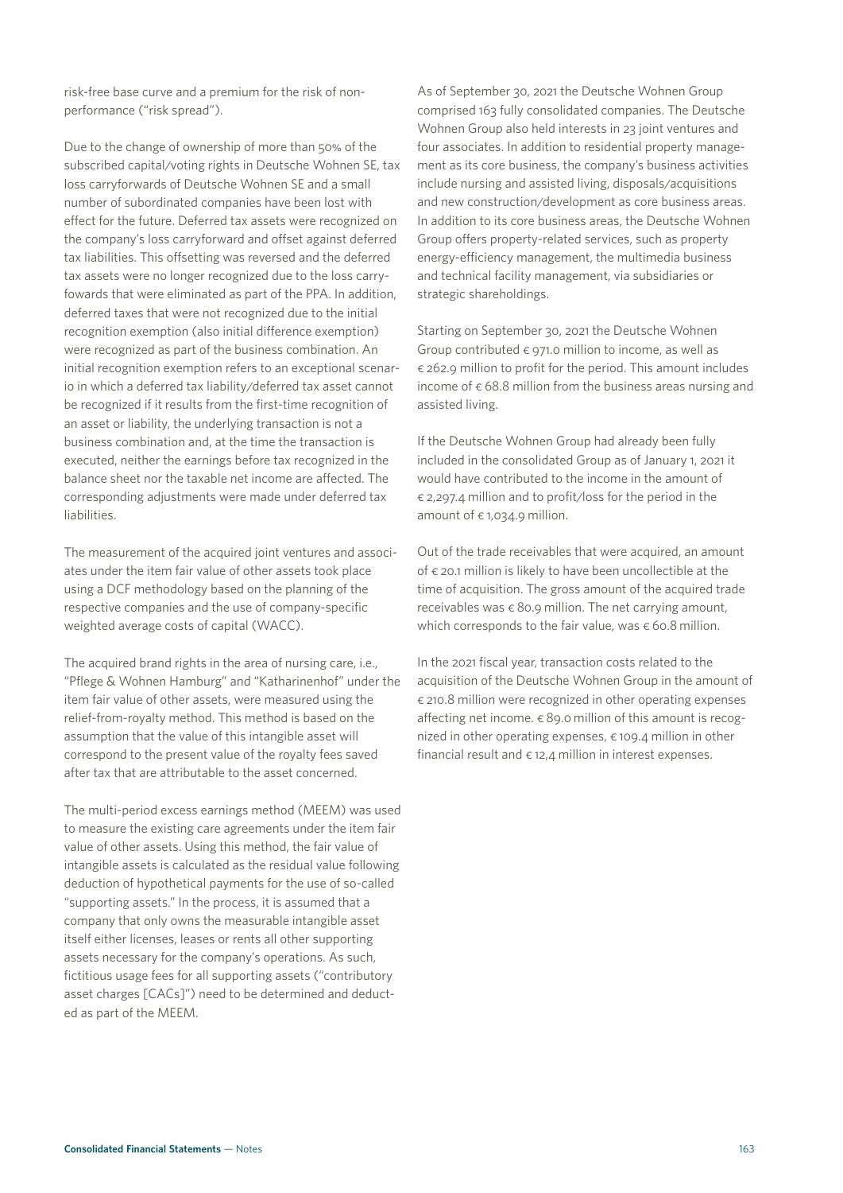risk-free base curve and a premium for the risk of non-performance ("risk spread").

Due to the change of ownership of more than 50% of the subscribed capital/voting rights in Deutsche Wohnen SE, tax loss carryforwards of Deutsche Wohnen SE and a small number of subordinated companies have been lost with effect for the future. Deferred tax assets were recognized on the company's loss carryforward and offset against deferred tax liabilities. This offsetting was reversed and the deferred tax assets were no longer recognized due to the loss carryfowards that were eliminated as part of the PPA. In addition, deferred taxes that were not recognized due to the initial recognition exemption (also initial difference exemption) were recognized as part of the business combination. An initial recognition exemption refers to an exceptional scenario in which a deferred tax liability/deferred tax asset cannot be recognized if it results from the first-time recognition of an asset or liability, the underlying transaction is not a business combination and, at the time the transaction is executed, neither the earnings before tax recognized in the balance sheet nor the taxable net income are affected. The corresponding adjustments were made under deferred tax liabilities.

The measurement of the acquired joint ventures and associates under the item fair value of other assets took place using a DCF methodology based on the planning of the respective companies and the use of company-specific weighted average costs of capital (WACC).

The acquired brand rights in the area of nursing care, i.e., "Pflege & Wohnen Hamburg" and "Katharinenhof" under the item fair value of other assets, were measured using the relief-from-royalty method. This method is based on the assumption that the value of this intangible asset will correspond to the present value of the royalty fees saved after tax that are attributable to the asset concerned.

The multi-period excess earnings method (MEEM) was used to measure the existing care agreements under the item fair value of other assets. Using this method, the fair value of intangible assets is calculated as the residual value following deduction of hypothetical payments for the use of so-called "supporting assets." In the process, it is assumed that a company that only owns the measurable intangible asset itself either licenses, leases or rents all other supporting assets necessary for the company's operations. As such, fictitious usage fees for all supporting assets ("contributory asset charges [CACs]") need to be determined and deducted as part of the MEEM.

As of September 30, 2021 the Deutsche Wohnen Group comprised 163 fully consolidated companies. The Deutsche Wohnen Group also held interests in 23 joint ventures and four associates. In addition to residential property management as its core business, the company's business activities include nursing and assisted living, disposals/acquisitions and new construction/development as core business areas. In addition to its core business areas, the Deutsche Wohnen Group offers property-related services, such as property energy-efficiency management, the multimedia business and technical facility management, via subsidiaries or strategic shareholdings.

Starting on September 30, 2021 the Deutsche Wohnen Group contributed € 971.0 million to income, as well as € 262.9 million to profit for the period. This amount includes income of € 68.8 million from the business areas nursing and assisted living.

If the Deutsche Wohnen Group had already been fully included in the consolidated Group as of January 1, 2021 it would have contributed to the income in the amount of € 2,297.4 million and to profit/loss for the period in the amount of € 1,034.9 million.

Out of the trade receivables that were acquired, an amount of € 20.1 million is likely to have been uncollectible at the time of acquisition. The gross amount of the acquired trade receivables was € 80.9 million. The net carrying amount, which corresponds to the fair value, was € 60.8 million.

In the 2021 fiscal year, transaction costs related to the acquisition of the Deutsche Wohnen Group in the amount of € 210.8 million were recognized in other operating expenses affecting net income. € 89.0 million of this amount is recognized in other operating expenses, € 109.4 million in other financial result and € 12,4 million in interest expenses.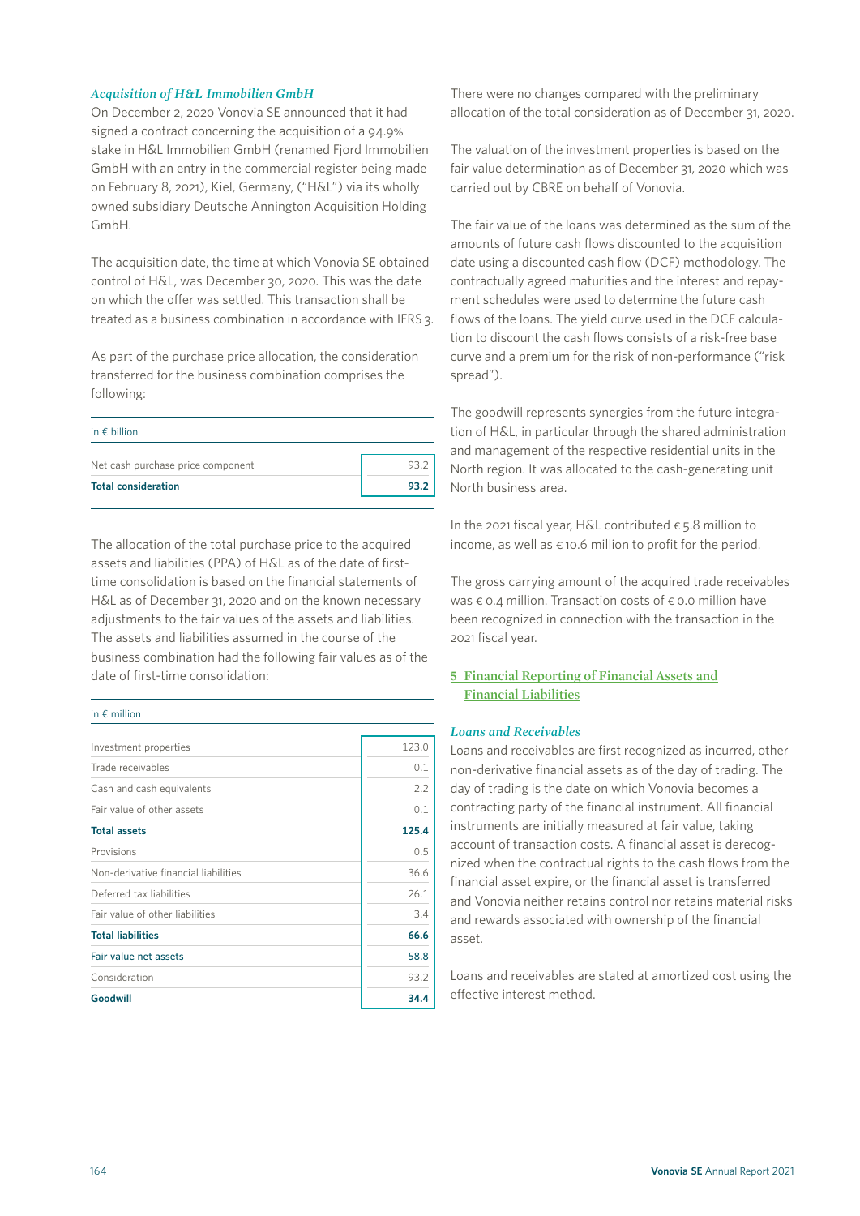### *Acquisition of H&L Immobilien GmbH*

On December 2, 2020 Vonovia SE announced that it had signed a contract concerning the acquisition of a 94.9% stake in H&L Immobilien GmbH (renamed Fjord Immobilien GmbH with an entry in the commercial register being made on February 8, 2021), Kiel, Germany, ("H&L") via its wholly owned subsidiary Deutsche Annington Acquisition Holding GmbH.

The acquisition date, the time at which Vonovia SE obtained control of H&L, was December 30, 2020. This was the date on which the offer was settled. This transaction shall be treated as a business combination in accordance with IFRS 3.

As part of the purchase price allocation, the consideration transferred for the business combination comprises the following:

| in € billion | |
|---|---|
| Net cash purchase price component | 93.2 |
| **Total consideration** | **93.2** |

The allocation of the total purchase price to the acquired assets and liabilities (PPA) of H&L as of the date of first-time consolidation is based on the financial statements of H&L as of December 31, 2020 and on the known necessary adjustments to the fair values of the assets and liabilities. The assets and liabilities assumed in the course of the business combination had the following fair values as of the date of first-time consolidation:

| in € million | |
|---|---|
| Investment properties | 123.0 |
| Trade receivables | 0.1 |
| Cash and cash equivalents | 2.2 |
| Fair value of other assets | 0.1 |
| **Total assets** | **125.4** |
| Provisions | 0.5 |
| Non-derivative financial liabilities | 36.6 |
| Deferred tax liabilities | 26.1 |
| Fair value of other liabilities | 3.4 |
| **Total liabilities** | **66.6** |
| Fair value net assets | 58.8 |
| Consideration | 93.2 |
| **Goodwill** | **34.4** |

There were no changes compared with the preliminary allocation of the total consideration as of December 31, 2020.

The valuation of the investment properties is based on the fair value determination as of December 31, 2020 which was carried out by CBRE on behalf of Vonovia.

The fair value of the loans was determined as the sum of the amounts of future cash flows discounted to the acquisition date using a discounted cash flow (DCF) methodology. The contractually agreed maturities and the interest and repayment schedules were used to determine the future cash flows of the loans. The yield curve used in the DCF calculation to discount the cash flows consists of a risk-free base curve and a premium for the risk of non-performance ("risk spread").

The goodwill represents synergies from the future integration of H&L, in particular through the shared administration and management of the respective residential units in the North region. It was allocated to the cash-generating unit North business area.

In the 2021 fiscal year, H&L contributed € 5.8 million to income, as well as € 10.6 million to profit for the period.

The gross carrying amount of the acquired trade receivables was € 0.4 million. Transaction costs of € 0.0 million have been recognized in connection with the transaction in the 2021 fiscal year.

## 5 Financial Reporting of Financial Assets and Financial Liabilities

### *Loans and Receivables*

Loans and receivables are first recognized as incurred, other non-derivative financial assets as of the day of trading. The day of trading is the date on which Vonovia becomes a contracting party of the financial instrument. All financial instruments are initially measured at fair value, taking account of transaction costs. A financial asset is derecognized when the contractual rights to the cash flows from the financial asset expire, or the financial asset is transferred and Vonovia neither retains control nor retains material risks and rewards associated with ownership of the financial asset.

Loans and receivables are stated at amortized cost using the effective interest method.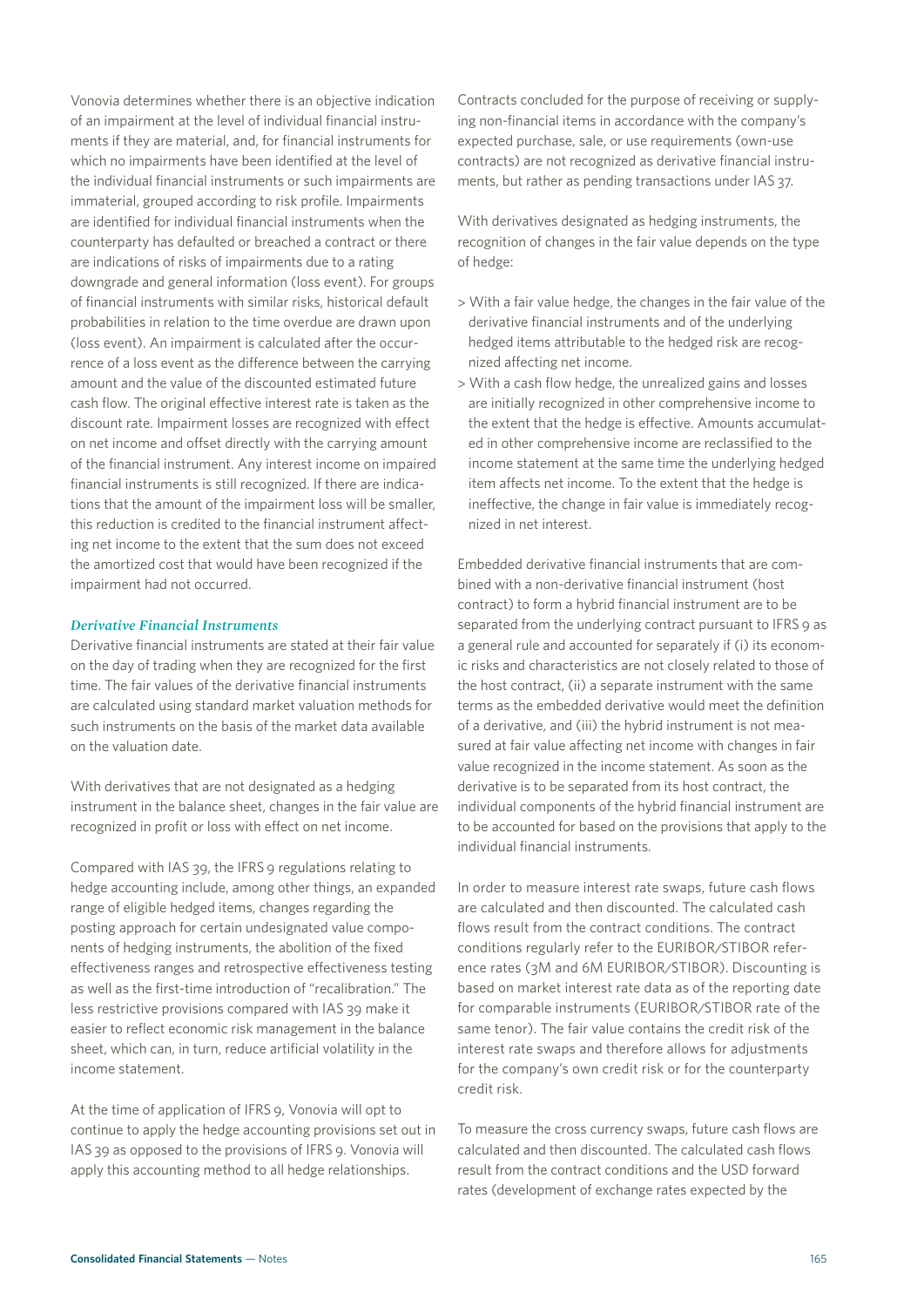Vonovia determines whether there is an objective indication of an impairment at the level of individual financial instruments if they are material, and, for financial instruments for which no impairments have been identified at the level of the individual financial instruments or such impairments are immaterial, grouped according to risk profile. Impairments are identified for individual financial instruments when the counterparty has defaulted or breached a contract or there are indications of risks of impairments due to a rating downgrade and general information (loss event). For groups of financial instruments with similar risks, historical default probabilities in relation to the time overdue are drawn upon (loss event). An impairment is calculated after the occurrence of a loss event as the difference between the carrying amount and the value of the discounted estimated future cash flow. The original effective interest rate is taken as the discount rate. Impairment losses are recognized with effect on net income and offset directly with the carrying amount of the financial instrument. Any interest income on impaired financial instruments is still recognized. If there are indications that the amount of the impairment loss will be smaller, this reduction is credited to the financial instrument affecting net income to the extent that the sum does not exceed the amortized cost that would have been recognized if the impairment had not occurred.

### *Derivative Financial Instruments*

Derivative financial instruments are stated at their fair value on the day of trading when they are recognized for the first time. The fair values of the derivative financial instruments are calculated using standard market valuation methods for such instruments on the basis of the market data available on the valuation date.

With derivatives that are not designated as a hedging instrument in the balance sheet, changes in the fair value are recognized in profit or loss with effect on net income.

Compared with IAS 39, the IFRS 9 regulations relating to hedge accounting include, among other things, an expanded range of eligible hedged items, changes regarding the posting approach for certain undesignated value components of hedging instruments, the abolition of the fixed effectiveness ranges and retrospective effectiveness testing as well as the first-time introduction of "recalibration." The less restrictive provisions compared with IAS 39 make it easier to reflect economic risk management in the balance sheet, which can, in turn, reduce artificial volatility in the income statement.

At the time of application of IFRS 9, Vonovia will opt to continue to apply the hedge accounting provisions set out in IAS 39 as opposed to the provisions of IFRS 9. Vonovia will apply this accounting method to all hedge relationships.

Contracts concluded for the purpose of receiving or supplying non-financial items in accordance with the company's expected purchase, sale, or use requirements (own-use contracts) are not recognized as derivative financial instruments, but rather as pending transactions under IAS 37.

With derivatives designated as hedging instruments, the recognition of changes in the fair value depends on the type of hedge:

> With a fair value hedge, the changes in the fair value of the derivative financial instruments and of the underlying hedged items attributable to the hedged risk are recognized affecting net income.
> With a cash flow hedge, the unrealized gains and losses are initially recognized in other comprehensive income to the extent that the hedge is effective. Amounts accumulated in other comprehensive income are reclassified to the income statement at the same time the underlying hedged item affects net income. To the extent that the hedge is ineffective, the change in fair value is immediately recognized in net interest.

Embedded derivative financial instruments that are combined with a non-derivative financial instrument (host contract) to form a hybrid financial instrument are to be separated from the underlying contract pursuant to IFRS 9 as a general rule and accounted for separately if (i) its economic risks and characteristics are not closely related to those of the host contract, (ii) a separate instrument with the same terms as the embedded derivative would meet the definition of a derivative, and (iii) the hybrid instrument is not measured at fair value affecting net income with changes in fair value recognized in the income statement. As soon as the derivative is to be separated from its host contract, the individual components of the hybrid financial instrument are to be accounted for based on the provisions that apply to the individual financial instruments.

In order to measure interest rate swaps, future cash flows are calculated and then discounted. The calculated cash flows result from the contract conditions. The contract conditions regularly refer to the EURIBOR/STIBOR reference rates (3M and 6M EURIBOR/STIBOR). Discounting is based on market interest rate data as of the reporting date for comparable instruments (EURIBOR/STIBOR rate of the same tenor). The fair value contains the credit risk of the interest rate swaps and therefore allows for adjustments for the company's own credit risk or for the counterparty credit risk.

To measure the cross currency swaps, future cash flows are calculated and then discounted. The calculated cash flows result from the contract conditions and the USD forward rates (development of exchange rates expected by the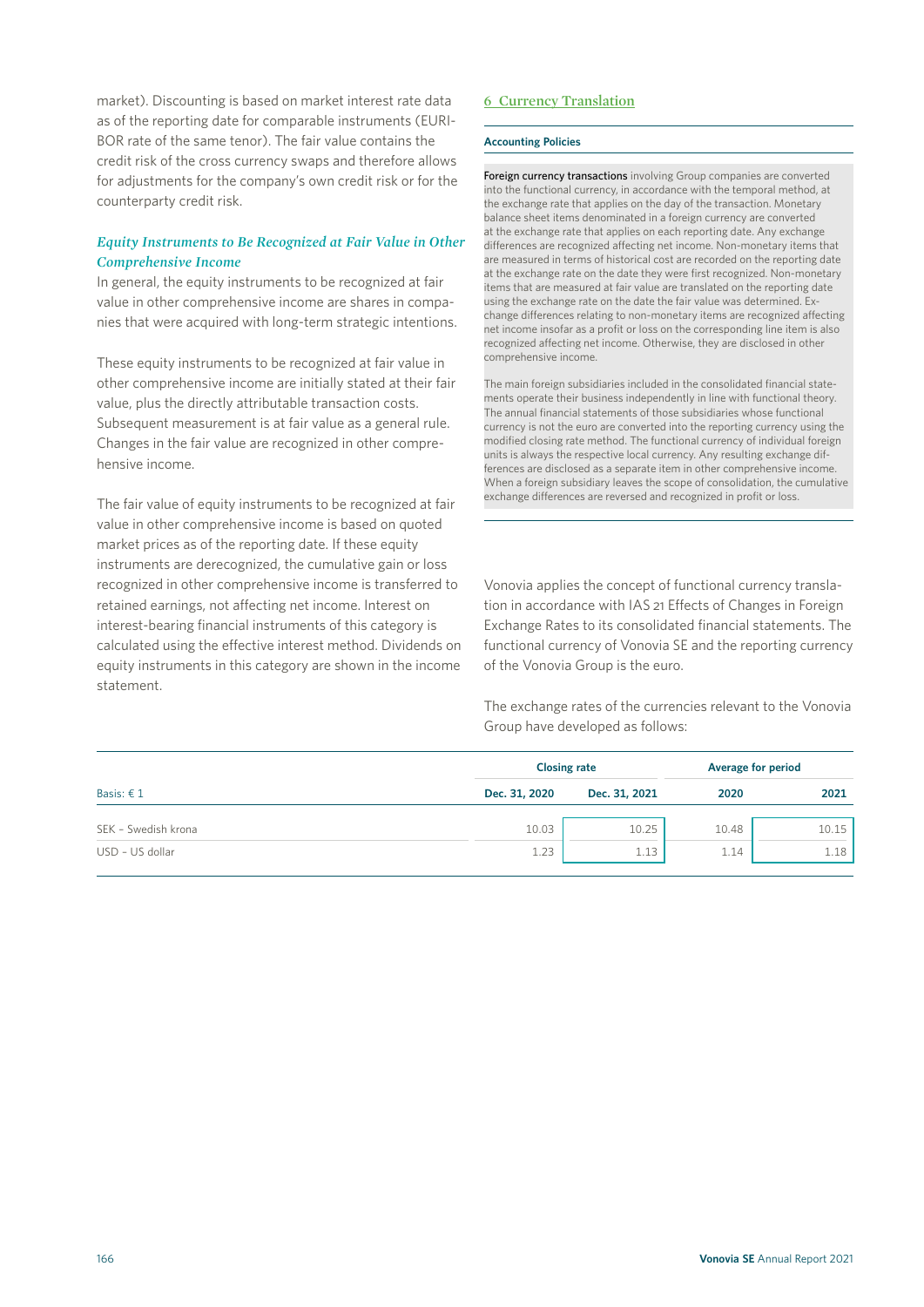market). Discounting is based on market interest rate data as of the reporting date for comparable instruments (EURIBOR rate of the same tenor). The fair value contains the credit risk of the cross currency swaps and therefore allows for adjustments for the company's own credit risk or for the counterparty credit risk.

### *Equity Instruments to Be Recognized at Fair Value in Other Comprehensive Income*

In general, the equity instruments to be recognized at fair value in other comprehensive income are shares in companies that were acquired with long-term strategic intentions.

These equity instruments to be recognized at fair value in other comprehensive income are initially stated at their fair value, plus the directly attributable transaction costs. Subsequent measurement is at fair value as a general rule. Changes in the fair value are recognized in other comprehensive income.

The fair value of equity instruments to be recognized at fair value in other comprehensive income is based on quoted market prices as of the reporting date. If these equity instruments are derecognized, the cumulative gain or loss recognized in other comprehensive income is transferred to retained earnings, not affecting net income. Interest on interest-bearing financial instruments of this category is calculated using the effective interest method. Dividends on equity instruments in this category are shown in the income statement.

## 6 Currency Translation

**Accounting Policies**

**Foreign currency transactions** involving Group companies are converted into the functional currency, in accordance with the temporal method, at the exchange rate that applies on the day of the transaction. Monetary balance sheet items denominated in a foreign currency are converted at the exchange rate that applies on each reporting date. Any exchange differences are recognized affecting net income. Non-monetary items that are measured in terms of historical cost are recorded on the reporting date at the exchange rate on the date they were first recognized. Non-monetary items that are measured at fair value are translated on the reporting date using the exchange rate on the date the fair value was determined. Exchange differences relating to non-monetary items are recognized affecting net income insofar as a profit or loss on the corresponding line item is also recognized affecting net income. Otherwise, they are disclosed in other comprehensive income.

The main foreign subsidiaries included in the consolidated financial statements operate their business independently in line with functional theory. The annual financial statements of those subsidiaries whose functional currency is not the euro are converted into the reporting currency using the modified closing rate method. The functional currency of individual foreign units is always the respective local currency. Any resulting exchange differences are disclosed as a separate item in other comprehensive income. When a foreign subsidiary leaves the scope of consolidation, the cumulative exchange differences are reversed and recognized in profit or loss.

Vonovia applies the concept of functional currency translation in accordance with IAS 21 Effects of Changes in Foreign Exchange Rates to its consolidated financial statements. The functional currency of Vonovia SE and the reporting currency of the Vonovia Group is the euro.

The exchange rates of the currencies relevant to the Vonovia Group have developed as follows:

| | Closing rate | | Average for period | |
|---|---|---|---|---|
| Basis: € 1 | Dec. 31, 2020 | Dec. 31, 2021 | 2020 | 2021 |
| SEK – Swedish krona | 10.03 | 10.25 | 10.48 | 10.15 |
| USD – US dollar | 1.23 | 1.13 | 1.14 | 1.18 |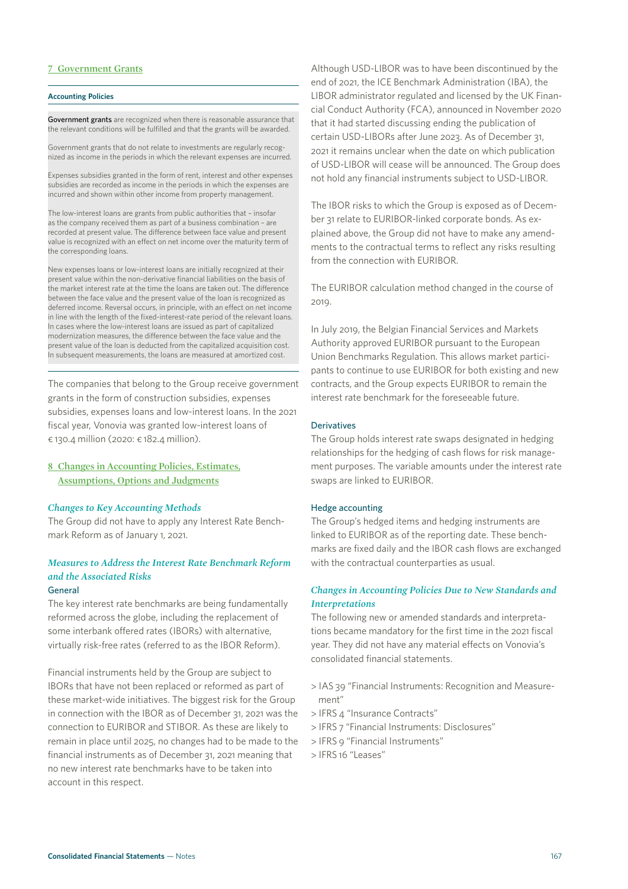## 7 Government Grants

#### Accounting Policies

**Government grants** are recognized when there is reasonable assurance that the relevant conditions will be fulfilled and that the grants will be awarded.

Government grants that do not relate to investments are regularly recognized as income in the periods in which the relevant expenses are incurred.

Expenses subsidies granted in the form of rent, interest and other expenses subsidies are recorded as income in the periods in which the expenses are incurred and shown within other income from property management.

The low-interest loans are grants from public authorities that – insofar as the company received them as part of a business combination – are recorded at present value. The difference between face value and present value is recognized with an effect on net income over the maturity term of the corresponding loans.

New expenses loans or low-interest loans are initially recognized at their present value within the non-derivative financial liabilities on the basis of the market interest rate at the time the loans are taken out. The difference between the face value and the present value of the loan is recognized as deferred income. Reversal occurs, in principle, with an effect on net income in line with the length of the fixed-interest-rate period of the relevant loans. In cases where the low-interest loans are issued as part of capitalized modernization measures, the difference between the face value and the present value of the loan is deducted from the capitalized acquisition cost. In subsequent measurements, the loans are measured at amortized cost.

The companies that belong to the Group receive government grants in the form of construction subsidies, expenses subsidies, expenses loans and low-interest loans. In the 2021 fiscal year, Vonovia was granted low-interest loans of € 130.4 million (2020: € 182.4 million).

## 8 Changes in Accounting Policies, Estimates, Assumptions, Options and Judgments

### *Changes to Key Accounting Methods*

The Group did not have to apply any Interest Rate Benchmark Reform as of January 1, 2021.

### *Measures to Address the Interest Rate Benchmark Reform and the Associated Risks*

#### General

The key interest rate benchmarks are being fundamentally reformed across the globe, including the replacement of some interbank offered rates (IBORs) with alternative, virtually risk-free rates (referred to as the IBOR Reform).

Financial instruments held by the Group are subject to IBORs that have not been replaced or reformed as part of these market-wide initiatives. The biggest risk for the Group in connection with the IBOR as of December 31, 2021 was the connection to EURIBOR and STIBOR. As these are likely to remain in place until 2025, no changes had to be made to the financial instruments as of December 31, 2021 meaning that no new interest rate benchmarks have to be taken into account in this respect.

Although USD-LIBOR was to have been discontinued by the end of 2021, the ICE Benchmark Administration (IBA), the LIBOR administrator regulated and licensed by the UK Financial Conduct Authority (FCA), announced in November 2020 that it had started discussing ending the publication of certain USD-LIBORs after June 2023. As of December 31, 2021 it remains unclear when the date on which publication of USD-LIBOR will cease will be announced. The Group does not hold any financial instruments subject to USD-LIBOR.

The IBOR risks to which the Group is exposed as of December 31 relate to EURIBOR-linked corporate bonds. As explained above, the Group did not have to make any amendments to the contractual terms to reflect any risks resulting from the connection with EURIBOR.

The EURIBOR calculation method changed in the course of 2019.

In July 2019, the Belgian Financial Services and Markets Authority approved EURIBOR pursuant to the European Union Benchmarks Regulation. This allows market participants to continue to use EURIBOR for both existing and new contracts, and the Group expects EURIBOR to remain the interest rate benchmark for the foreseeable future.

#### Derivatives

The Group holds interest rate swaps designated in hedging relationships for the hedging of cash flows for risk management purposes. The variable amounts under the interest rate swaps are linked to EURIBOR.

#### Hedge accounting

The Group's hedged items and hedging instruments are linked to EURIBOR as of the reporting date. These benchmarks are fixed daily and the IBOR cash flows are exchanged with the contractual counterparties as usual.

### *Changes in Accounting Policies Due to New Standards and Interpretations*

The following new or amended standards and interpretations became mandatory for the first time in the 2021 fiscal year. They did not have any material effects on Vonovia's consolidated financial statements.

- IAS 39 "Financial Instruments: Recognition and Measurement"
- IFRS 4 "Insurance Contracts"
- IFRS 7 "Financial Instruments: Disclosures"
- IFRS 9 "Financial Instruments"
- IFRS 16 "Leases"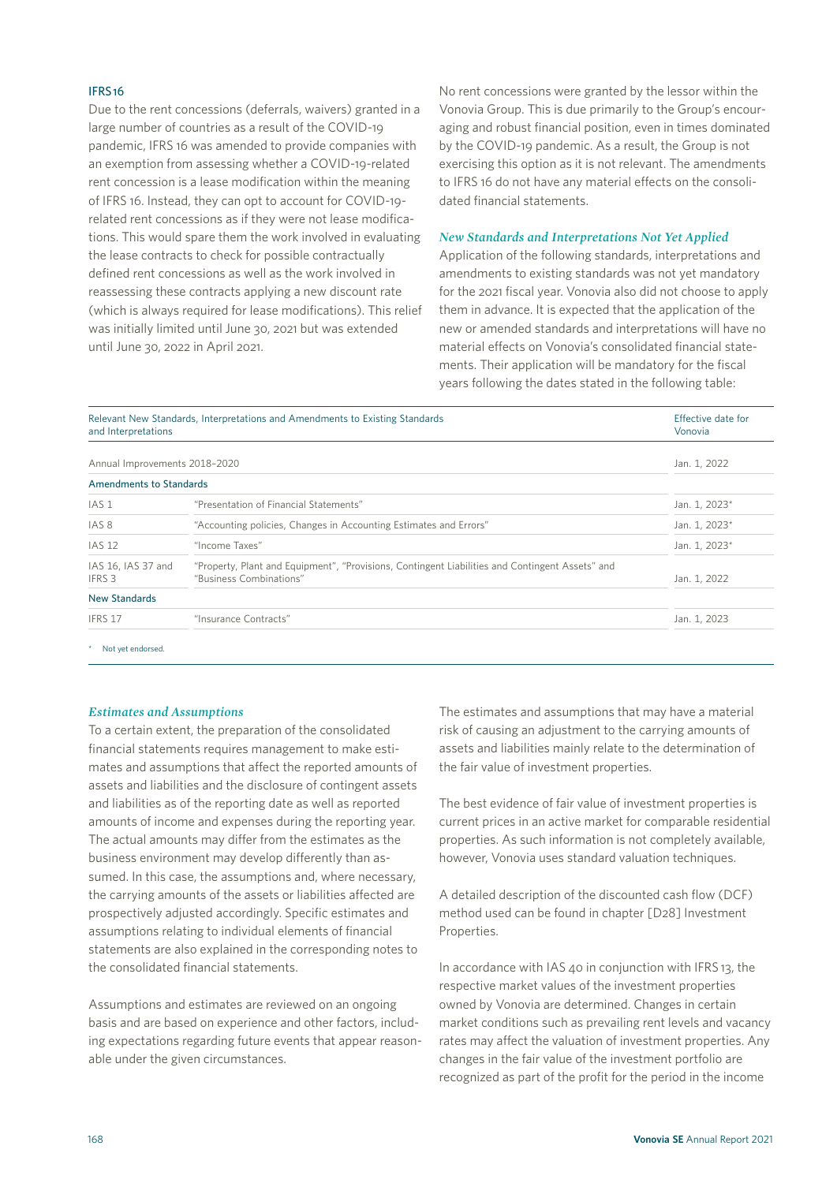### IFRS 16

Due to the rent concessions (deferrals, waivers) granted in a large number of countries as a result of the COVID-19 pandemic, IFRS 16 was amended to provide companies with an exemption from assessing whether a COVID-19-related rent concession is a lease modification within the meaning of IFRS 16. Instead, they can opt to account for COVID-19-related rent concessions as if they were not lease modifications. This would spare them the work involved in evaluating the lease contracts to check for possible contractually defined rent concessions as well as the work involved in reassessing these contracts applying a new discount rate (which is always required for lease modifications). This relief was initially limited until June 30, 2021 but was extended until June 30, 2022 in April 2021.

No rent concessions were granted by the lessor within the Vonovia Group. This is due primarily to the Group's encouraging and robust financial position, even in times dominated by the COVID-19 pandemic. As a result, the Group is not exercising this option as it is not relevant. The amendments to IFRS 16 do not have any material effects on the consolidated financial statements.

### *New Standards and Interpretations Not Yet Applied*

Application of the following standards, interpretations and amendments to existing standards was not yet mandatory for the 2021 fiscal year. Vonovia also did not choose to apply them in advance. It is expected that the application of the new or amended standards and interpretations will have no material effects on Vonovia's consolidated financial statements. Their application will be mandatory for the fiscal years following the dates stated in the following table:

| Relevant New Standards, Interpretations and Amendments to Existing Standards and Interpretations | | Effective date for Vonovia |
|---|---|---|
| Annual Improvements 2018–2020 | | Jan. 1, 2022 |
| **Amendments to Standards** | | |
| IAS 1 | "Presentation of Financial Statements" | Jan. 1, 2023* |
| IAS 8 | "Accounting policies, Changes in Accounting Estimates and Errors" | Jan. 1, 2023* |
| IAS 12 | "Income Taxes" | Jan. 1, 2023* |
| IAS 16, IAS 37 and IFRS 3 | "Property, Plant and Equipment", "Provisions, Contingent Liabilities and Contingent Assets" and "Business Combinations" | Jan. 1, 2022 |
| **New Standards** | | |
| IFRS 17 | "Insurance Contracts" | Jan. 1, 2023 |

\* Not yet endorsed.

### *Estimates and Assumptions*

To a certain extent, the preparation of the consolidated financial statements requires management to make estimates and assumptions that affect the reported amounts of assets and liabilities and the disclosure of contingent assets and liabilities as of the reporting date as well as reported amounts of income and expenses during the reporting year. The actual amounts may differ from the estimates as the business environment may develop differently than assumed. In this case, the assumptions and, where necessary, the carrying amounts of the assets or liabilities affected are prospectively adjusted accordingly. Specific estimates and assumptions relating to individual elements of financial statements are also explained in the corresponding notes to the consolidated financial statements.

Assumptions and estimates are reviewed on an ongoing basis and are based on experience and other factors, including expectations regarding future events that appear reasonable under the given circumstances.

The estimates and assumptions that may have a material risk of causing an adjustment to the carrying amounts of assets and liabilities mainly relate to the determination of the fair value of investment properties.

The best evidence of fair value of investment properties is current prices in an active market for comparable residential properties. As such information is not completely available, however, Vonovia uses standard valuation techniques.

A detailed description of the discounted cash flow (DCF) method used can be found in chapter [D28] Investment Properties.

In accordance with IAS 40 in conjunction with IFRS 13, the respective market values of the investment properties owned by Vonovia are determined. Changes in certain market conditions such as prevailing rent levels and vacancy rates may affect the valuation of investment properties. Any changes in the fair value of the investment portfolio are recognized as part of the profit for the period in the income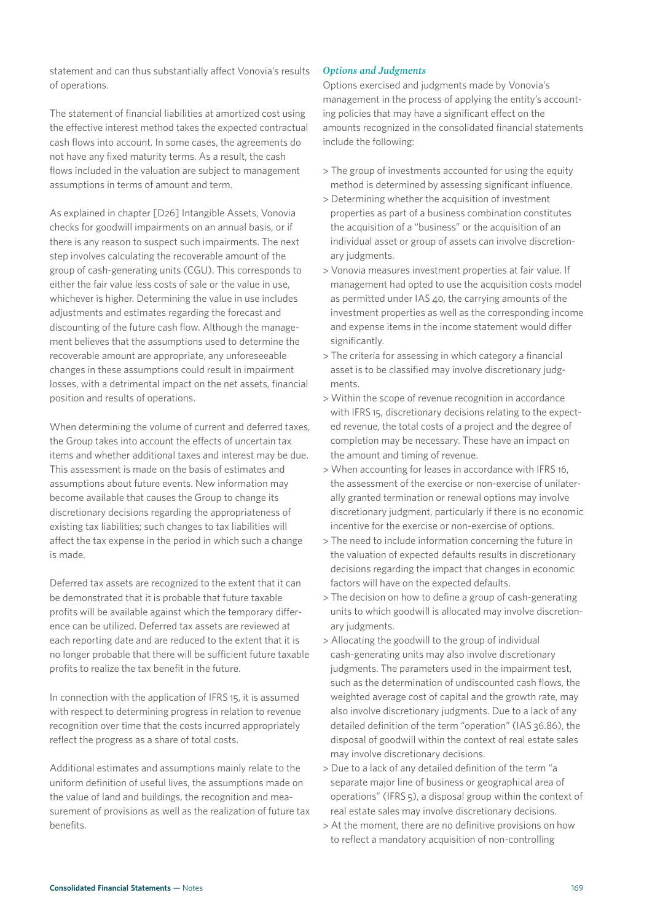statement and can thus substantially affect Vonovia's results of operations.

The statement of financial liabilities at amortized cost using the effective interest method takes the expected contractual cash flows into account. In some cases, the agreements do not have any fixed maturity terms. As a result, the cash flows included in the valuation are subject to management assumptions in terms of amount and term.

As explained in chapter [D26] Intangible Assets, Vonovia checks for goodwill impairments on an annual basis, or if there is any reason to suspect such impairments. The next step involves calculating the recoverable amount of the group of cash-generating units (CGU). This corresponds to either the fair value less costs of sale or the value in use, whichever is higher. Determining the value in use includes adjustments and estimates regarding the forecast and discounting of the future cash flow. Although the management believes that the assumptions used to determine the recoverable amount are appropriate, any unforeseeable changes in these assumptions could result in impairment losses, with a detrimental impact on the net assets, financial position and results of operations.

When determining the volume of current and deferred taxes, the Group takes into account the effects of uncertain tax items and whether additional taxes and interest may be due. This assessment is made on the basis of estimates and assumptions about future events. New information may become available that causes the Group to change its discretionary decisions regarding the appropriateness of existing tax liabilities; such changes to tax liabilities will affect the tax expense in the period in which such a change is made.

Deferred tax assets are recognized to the extent that it can be demonstrated that it is probable that future taxable profits will be available against which the temporary difference can be utilized. Deferred tax assets are reviewed at each reporting date and are reduced to the extent that it is no longer probable that there will be sufficient future taxable profits to realize the tax benefit in the future.

In connection with the application of IFRS 15, it is assumed with respect to determining progress in relation to revenue recognition over time that the costs incurred appropriately reflect the progress as a share of total costs.

Additional estimates and assumptions mainly relate to the uniform definition of useful lives, the assumptions made on the value of land and buildings, the recognition and measurement of provisions as well as the realization of future tax benefits.

### *Options and Judgments*

Options exercised and judgments made by Vonovia's management in the process of applying the entity's accounting policies that may have a significant effect on the amounts recognized in the consolidated financial statements include the following:

> The group of investments accounted for using the equity method is determined by assessing significant influence.
> Determining whether the acquisition of investment properties as part of a business combination constitutes the acquisition of a "business" or the acquisition of an individual asset or group of assets can involve discretionary judgments.
> Vonovia measures investment properties at fair value. If management had opted to use the acquisition costs model as permitted under IAS 40, the carrying amounts of the investment properties as well as the corresponding income and expense items in the income statement would differ significantly.
> The criteria for assessing in which category a financial asset is to be classified may involve discretionary judgments.
> Within the scope of revenue recognition in accordance with IFRS 15, discretionary decisions relating to the expected revenue, the total costs of a project and the degree of completion may be necessary. These have an impact on the amount and timing of revenue.
> When accounting for leases in accordance with IFRS 16, the assessment of the exercise or non-exercise of unilaterally granted termination or renewal options may involve discretionary judgment, particularly if there is no economic incentive for the exercise or non-exercise of options.
> The need to include information concerning the future in the valuation of expected defaults results in discretionary decisions regarding the impact that changes in economic factors will have on the expected defaults.
> The decision on how to define a group of cash-generating units to which goodwill is allocated may involve discretionary judgments.
> Allocating the goodwill to the group of individual cash-generating units may also involve discretionary judgments. The parameters used in the impairment test, such as the determination of undiscounted cash flows, the weighted average cost of capital and the growth rate, may also involve discretionary judgments. Due to a lack of any detailed definition of the term "operation" (IAS 36.86), the disposal of goodwill within the context of real estate sales may involve discretionary decisions.
> Due to a lack of any detailed definition of the term "a separate major line of business or geographical area of operations" (IFRS 5), a disposal group within the context of real estate sales may involve discretionary decisions.
> At the moment, there are no definitive provisions on how to reflect a mandatory acquisition of non-controlling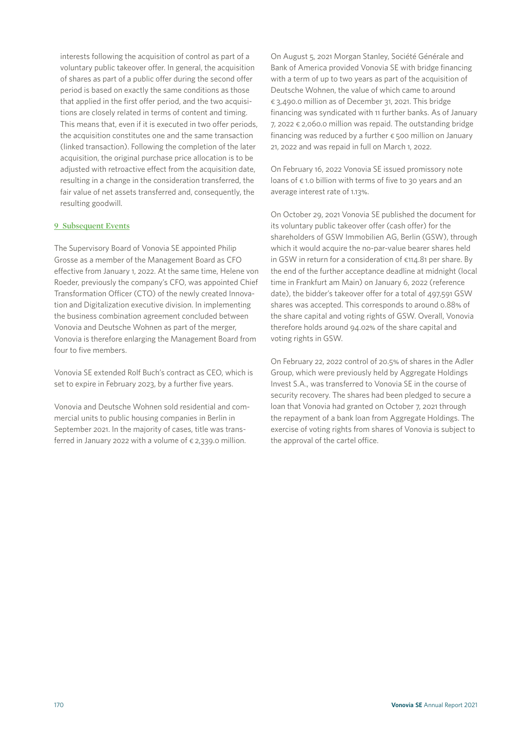interests following the acquisition of control as part of a voluntary public takeover offer. In general, the acquisition of shares as part of a public offer during the second offer period is based on exactly the same conditions as those that applied in the first offer period, and the two acquisitions are closely related in terms of content and timing. This means that, even if it is executed in two offer periods, the acquisition constitutes one and the same transaction (linked transaction). Following the completion of the later acquisition, the original purchase price allocation is to be adjusted with retroactive effect from the acquisition date, resulting in a change in the consideration transferred, the fair value of net assets transferred and, consequently, the resulting goodwill.

## 9 Subsequent Events

The Supervisory Board of Vonovia SE appointed Philip Grosse as a member of the Management Board as CFO effective from January 1, 2022. At the same time, Helene von Roeder, previously the company's CFO, was appointed Chief Transformation Officer (CTO) of the newly created Innovation and Digitalization executive division. In implementing the business combination agreement concluded between Vonovia and Deutsche Wohnen as part of the merger, Vonovia is therefore enlarging the Management Board from four to five members.

Vonovia SE extended Rolf Buch's contract as CEO, which is set to expire in February 2023, by a further five years.

Vonovia and Deutsche Wohnen sold residential and commercial units to public housing companies in Berlin in September 2021. In the majority of cases, title was transferred in January 2022 with a volume of € 2,339.0 million.

On August 5, 2021 Morgan Stanley, Société Générale and Bank of America provided Vonovia SE with bridge financing with a term of up to two years as part of the acquisition of Deutsche Wohnen, the value of which came to around € 3,490.0 million as of December 31, 2021. This bridge financing was syndicated with 11 further banks. As of January 7, 2022 € 2,060.0 million was repaid. The outstanding bridge financing was reduced by a further € 500 million on January 21, 2022 and was repaid in full on March 1, 2022.

On February 16, 2022 Vonovia SE issued promissory note loans of € 1.0 billion with terms of five to 30 years and an average interest rate of 1.13%.

On October 29, 2021 Vonovia SE published the document for its voluntary public takeover offer (cash offer) for the shareholders of GSW Immobilien AG, Berlin (GSW), through which it would acquire the no-par-value bearer shares held in GSW in return for a consideration of €114.81 per share. By the end of the further acceptance deadline at midnight (local time in Frankfurt am Main) on January 6, 2022 (reference date), the bidder's takeover offer for a total of 497,591 GSW shares was accepted. This corresponds to around 0.88% of the share capital and voting rights of GSW. Overall, Vonovia therefore holds around 94.02% of the share capital and voting rights in GSW.

On February 22, 2022 control of 20.5% of shares in the Adler Group, which were previously held by Aggregate Holdings Invest S.A., was transferred to Vonovia SE in the course of security recovery. The shares had been pledged to secure a loan that Vonovia had granted on October 7, 2021 through the repayment of a bank loan from Aggregate Holdings. The exercise of voting rights from shares of Vonovia is subject to the approval of the cartel office.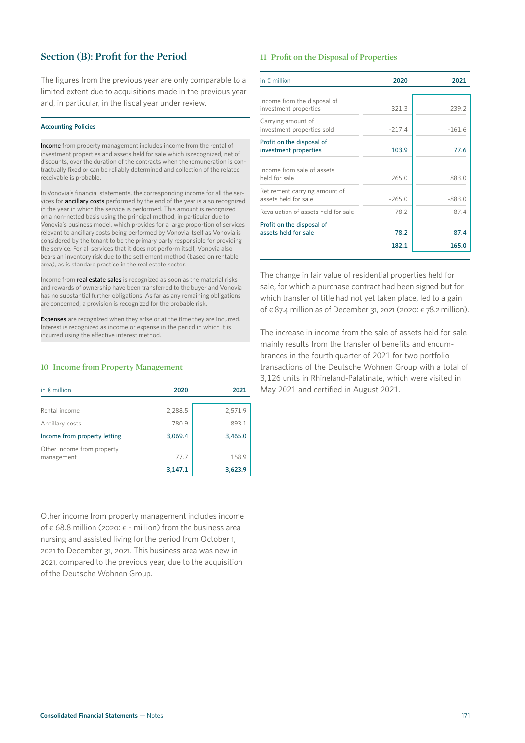## Section (B): Profit for the Period

The figures from the previous year are only comparable to a limited extent due to acquisitions made in the previous year and, in particular, in the fiscal year under review.

### Accounting Policies

**Income** from property management includes income from the rental of investment properties and assets held for sale which is recognized, net of discounts, over the duration of the contracts when the remuneration is contractually fixed or can be reliably determined and collection of the related receivable is probable.

In Vonovia's financial statements, the corresponding income for all the services for **ancillary costs** performed by the end of the year is also recognized in the year in which the service is performed. This amount is recognized on a non-netted basis using the principal method, in particular due to Vonovia's business model, which provides for a large proportion of services relevant to ancillary costs being performed by Vonovia itself as Vonovia is considered by the tenant to be the primary party responsible for providing the service. For all services that it does not perform itself, Vonovia also bears an inventory risk due to the settlement method (based on rentable area), as is standard practice in the real estate sector.

Income from **real estate sales** is recognized as soon as the material risks and rewards of ownership have been transferred to the buyer and Vonovia has no substantial further obligations. As far as any remaining obligations are concerned, a provision is recognized for the probable risk.

**Expenses** are recognized when they arise or at the time they are incurred. Interest is recognized as income or expense in the period in which it is incurred using the effective interest method.

### 10 Income from Property Management

| in € million | 2020 | 2021 |
|---|---|---|
| Rental income | 2,288.5 | 2,571.9 |
| Ancillary costs | 780.9 | 893.1 |
| Income from property letting | 3,069.4 | 3,465.0 |
| Other income from property management | 77.7 | 158.9 |
| | **3,147.1** | **3,623.9** |

Other income from property management includes income of € 68.8 million (2020: € - million) from the business area nursing and assisted living for the period from October 1, 2021 to December 31, 2021. This business area was new in 2021, compared to the previous year, due to the acquisition of the Deutsche Wohnen Group.

### 11 Profit on the Disposal of Properties

| in € million | 2020 | 2021 |
|---|---|---|
| Income from the disposal of investment properties | 321.3 | 239.2 |
| Carrying amount of investment properties sold | -217.4 | -161.6 |
| Profit on the disposal of investment properties | 103.9 | 77.6 |
| Income from sale of assets held for sale | 265.0 | 883.0 |
| Retirement carrying amount of assets held for sale | -265.0 | -883.0 |
| Revaluation of assets held for sale | 78.2 | 87.4 |
| Profit on the disposal of assets held for sale | 78.2 | 87.4 |
| | **182.1** | **165.0** |

The change in fair value of residential properties held for sale, for which a purchase contract had been signed but for which transfer of title had not yet taken place, led to a gain of € 87.4 million as of December 31, 2021 (2020: € 78.2 million).

The increase in income from the sale of assets held for sale mainly results from the transfer of benefits and encumbrances in the fourth quarter of 2021 for two portfolio transactions of the Deutsche Wohnen Group with a total of 3,126 units in Rhineland-Palatinate, which were visited in May 2021 and certified in August 2021.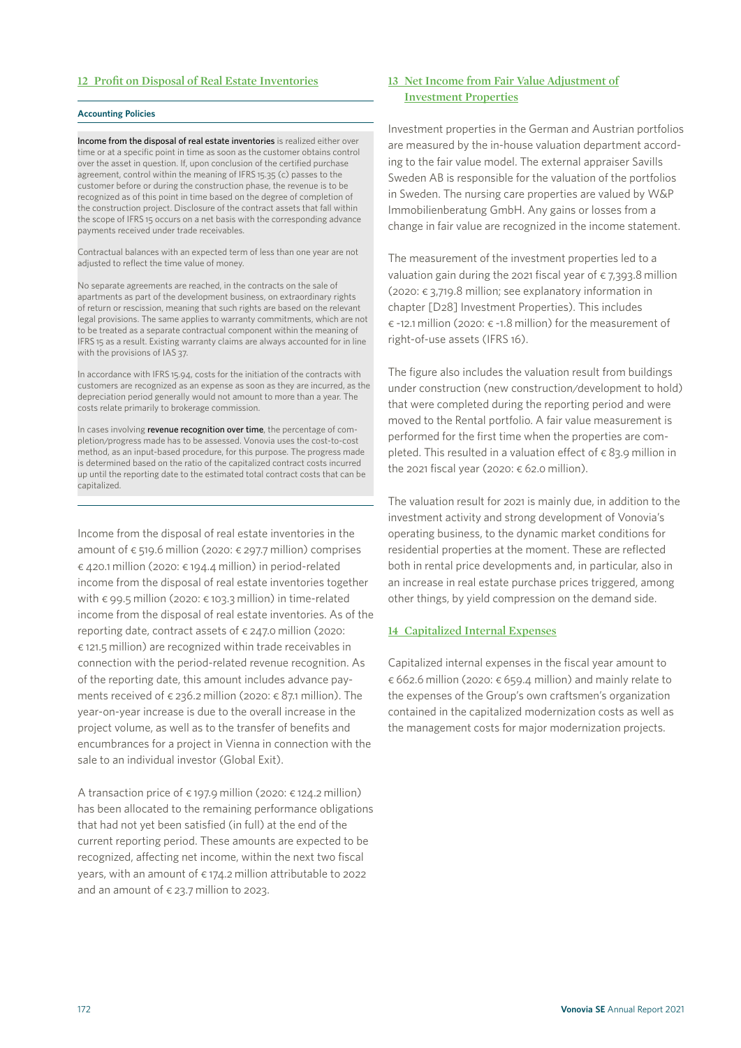## 12 Profit on Disposal of Real Estate Inventories

**Accounting Policies**

**Income from the disposal of real estate inventories** is realized either over time or at a specific point in time as soon as the customer obtains control over the asset in question. If, upon conclusion of the certified purchase agreement, control within the meaning of IFRS 15.35 (c) passes to the customer before or during the construction phase, the revenue is to be recognized as of this point in time based on the degree of completion of the construction project. Disclosure of the contract assets that fall within the scope of IFRS 15 occurs on a net basis with the corresponding advance payments received under trade receivables.

Contractual balances with an expected term of less than one year are not adjusted to reflect the time value of money.

No separate agreements are reached, in the contracts on the sale of apartments as part of the development business, on extraordinary rights of return or rescission, meaning that such rights are based on the relevant legal provisions. The same applies to warranty commitments, which are not to be treated as a separate contractual component within the meaning of IFRS 15 as a result. Existing warranty claims are always accounted for in line with the provisions of IAS 37.

In accordance with IFRS 15.94, costs for the initiation of the contracts with customers are recognized as an expense as soon as they are incurred, as the depreciation period generally would not amount to more than a year. The costs relate primarily to brokerage commission.

In cases involving **revenue recognition over time**, the percentage of completion/progress made has to be assessed. Vonovia uses the cost-to-cost method, as an input-based procedure, for this purpose. The progress made is determined based on the ratio of the capitalized contract costs incurred up until the reporting date to the estimated total contract costs that can be capitalized.

Income from the disposal of real estate inventories in the amount of € 519.6 million (2020: € 297.7 million) comprises € 420.1 million (2020: € 194.4 million) in period-related income from the disposal of real estate inventories together with € 99.5 million (2020: € 103.3 million) in time-related income from the disposal of real estate inventories. As of the reporting date, contract assets of € 247.0 million (2020: € 121.5 million) are recognized within trade receivables in connection with the period-related revenue recognition. As of the reporting date, this amount includes advance payments received of € 236.2 million (2020: € 87.1 million). The year-on-year increase is due to the overall increase in the project volume, as well as to the transfer of benefits and encumbrances for a project in Vienna in connection with the sale to an individual investor (Global Exit).

A transaction price of € 197.9 million (2020: € 124.2 million) has been allocated to the remaining performance obligations that had not yet been satisfied (in full) at the end of the current reporting period. These amounts are expected to be recognized, affecting net income, within the next two fiscal years, with an amount of € 174.2 million attributable to 2022 and an amount of € 23.7 million to 2023.

## 13 Net Income from Fair Value Adjustment of Investment Properties

Investment properties in the German and Austrian portfolios are measured by the in-house valuation department according to the fair value model. The external appraiser Savills Sweden AB is responsible for the valuation of the portfolios in Sweden. The nursing care properties are valued by W&P Immobilienberatung GmbH. Any gains or losses from a change in fair value are recognized in the income statement.

The measurement of the investment properties led to a valuation gain during the 2021 fiscal year of € 7,393.8 million (2020: € 3,719.8 million; see explanatory information in chapter [D28] Investment Properties). This includes € -12.1 million (2020: € -1.8 million) for the measurement of right-of-use assets (IFRS 16).

The figure also includes the valuation result from buildings under construction (new construction/development to hold) that were completed during the reporting period and were moved to the Rental portfolio. A fair value measurement is performed for the first time when the properties are completed. This resulted in a valuation effect of € 83.9 million in the 2021 fiscal year (2020: € 62.0 million).

The valuation result for 2021 is mainly due, in addition to the investment activity and strong development of Vonovia's operating business, to the dynamic market conditions for residential properties at the moment. These are reflected both in rental price developments and, in particular, also in an increase in real estate purchase prices triggered, among other things, by yield compression on the demand side.

## 14 Capitalized Internal Expenses

Capitalized internal expenses in the fiscal year amount to € 662.6 million (2020: € 659.4 million) and mainly relate to the expenses of the Group's own craftsmen's organization contained in the capitalized modernization costs as well as the management costs for major modernization projects.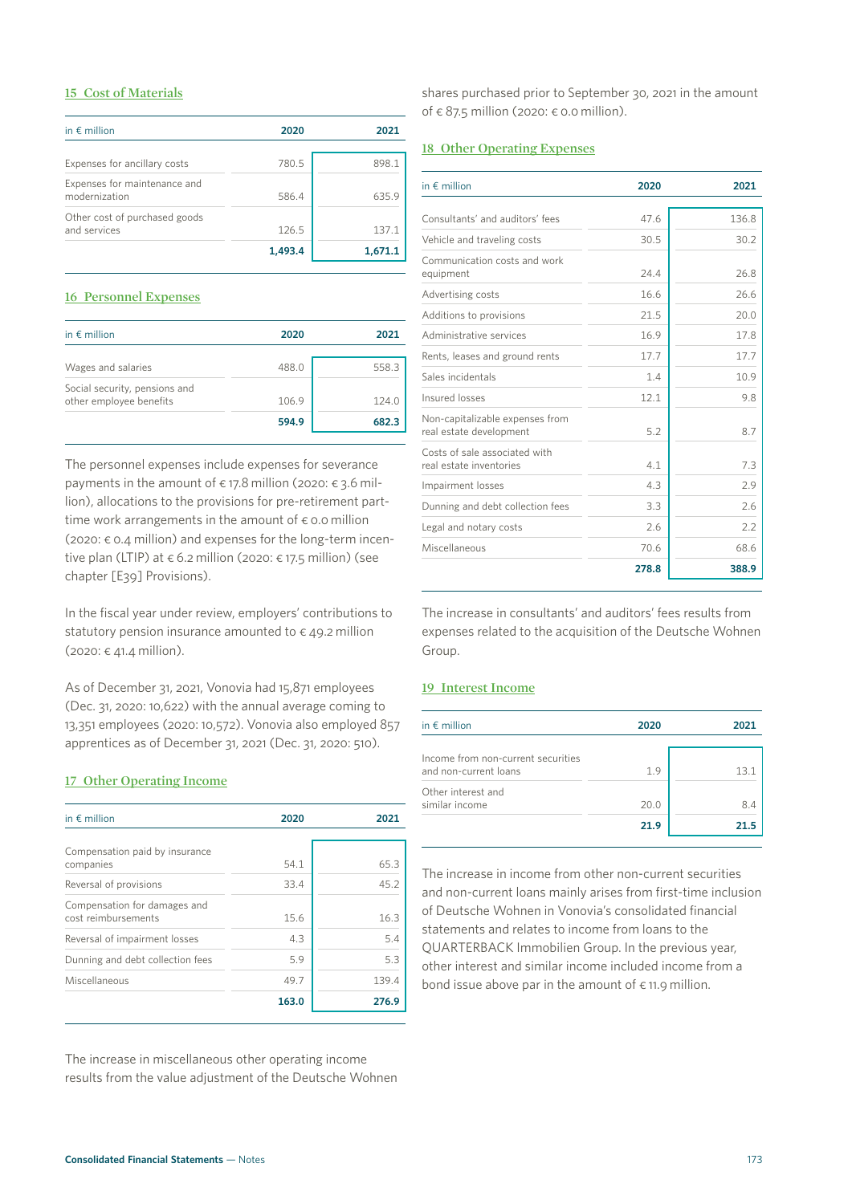## 15 Cost of Materials

| in € million | 2020 | 2021 |
|---|---|---|
| Expenses for ancillary costs | 780.5 | 898.1 |
| Expenses for maintenance and modernization | 586.4 | 635.9 |
| Other cost of purchased goods and services | 126.5 | 137.1 |
| | **1,493.4** | **1,671.1** |

## 16 Personnel Expenses

| in € million | 2020 | 2021 |
|---|---|---|
| Wages and salaries | 488.0 | 558.3 |
| Social security, pensions and other employee benefits | 106.9 | 124.0 |
| | **594.9** | **682.3** |

The personnel expenses include expenses for severance payments in the amount of € 17.8 million (2020: € 3.6 million), allocations to the provisions for pre-retirement part-time work arrangements in the amount of € 0.0 million (2020: € 0.4 million) and expenses for the long-term incentive plan (LTIP) at € 6.2 million (2020: € 17.5 million) (see chapter [E39] Provisions).

In the fiscal year under review, employers' contributions to statutory pension insurance amounted to € 49.2 million (2020: € 41.4 million).

As of December 31, 2021, Vonovia had 15,871 employees (Dec. 31, 2020: 10,622) with the annual average coming to 13,351 employees (2020: 10,572). Vonovia also employed 857 apprentices as of December 31, 2021 (Dec. 31, 2020: 510).

## 17 Other Operating Income

| in € million | 2020 | 2021 |
|---|---|---|
| Compensation paid by insurance companies | 54.1 | 65.3 |
| Reversal of provisions | 33.4 | 45.2 |
| Compensation for damages and cost reimbursements | 15.6 | 16.3 |
| Reversal of impairment losses | 4.3 | 5.4 |
| Dunning and debt collection fees | 5.9 | 5.3 |
| Miscellaneous | 49.7 | 139.4 |
| | **163.0** | **276.9** |

The increase in miscellaneous other operating income results from the value adjustment of the Deutsche Wohnen shares purchased prior to September 30, 2021 in the amount of € 87.5 million (2020: € 0.0 million).

## 18 Other Operating Expenses

| in € million | 2020 | 2021 |
|---|---|---|
| Consultants' and auditors' fees | 47.6 | 136.8 |
| Vehicle and traveling costs | 30.5 | 30.2 |
| Communication costs and work equipment | 24.4 | 26.8 |
| Advertising costs | 16.6 | 26.6 |
| Additions to provisions | 21.5 | 20.0 |
| Administrative services | 16.9 | 17.8 |
| Rents, leases and ground rents | 17.7 | 17.7 |
| Sales incidentals | 1.4 | 10.9 |
| Insured losses | 12.1 | 9.8 |
| Non-capitalizable expenses from real estate development | 5.2 | 8.7 |
| Costs of sale associated with real estate inventories | 4.1 | 7.3 |
| Impairment losses | 4.3 | 2.9 |
| Dunning and debt collection fees | 3.3 | 2.6 |
| Legal and notary costs | 2.6 | 2.2 |
| Miscellaneous | 70.6 | 68.6 |
| | **278.8** | **388.9** |

The increase in consultants' and auditors' fees results from expenses related to the acquisition of the Deutsche Wohnen Group.

## 19 Interest Income

| in € million | 2020 | 2021 |
|---|---|---|
| Income from non-current securities and non-current loans | 1.9 | 13.1 |
| Other interest and similar income | 20.0 | 8.4 |
| | **21.9** | **21.5** |

The increase in income from other non-current securities and non-current loans mainly arises from first-time inclusion of Deutsche Wohnen in Vonovia's consolidated financial statements and relates to income from loans to the QUARTERBACK Immobilien Group. In the previous year, other interest and similar income included income from a bond issue above par in the amount of € 11.9 million.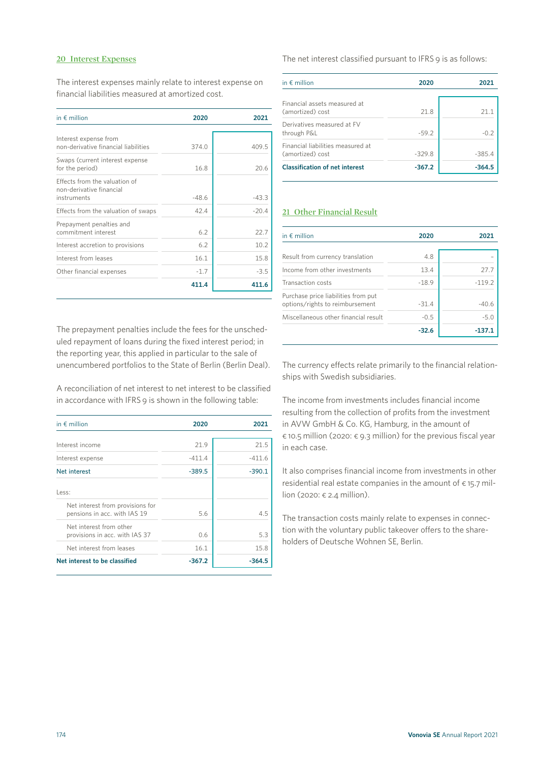## 20 Interest Expenses

The interest expenses mainly relate to interest expense on financial liabilities measured at amortized cost.

| in € million | 2020 | 2021 |
|---|---|---|
| Interest expense from non-derivative financial liabilities | 374.0 | 409.5 |
| Swaps (current interest expense for the period) | 16.8 | 20.6 |
| Effects from the valuation of non-derivative financial instruments | -48.6 | -43.3 |
| Effects from the valuation of swaps | 42.4 | -20.4 |
| Prepayment penalties and commitment interest | 6.2 | 22.7 |
| Interest accretion to provisions | 6.2 | 10.2 |
| Interest from leases | 16.1 | 15.8 |
| Other financial expenses | -1.7 | -3.5 |
| | **411.4** | **411.6** |

The prepayment penalties include the fees for the unscheduled repayment of loans during the fixed interest period; in the reporting year, this applied in particular to the sale of unencumbered portfolios to the State of Berlin (Berlin Deal).

A reconciliation of net interest to net interest to be classified in accordance with IFRS 9 is shown in the following table:

| in € million | 2020 | 2021 |
|---|---|---|
| Interest income | 21.9 | 21.5 |
| Interest expense | -411.4 | -411.6 |
| Net interest | -389.5 | -390.1 |
| Less: | | |
| Net interest from provisions for pensions in acc. with IAS 19 | 5.6 | 4.5 |
| Net interest from other provisions in acc. with IAS 37 | 0.6 | 5.3 |
| Net interest from leases | 16.1 | 15.8 |
| **Net interest to be classified** | **-367.2** | **-364.5** |

The net interest classified pursuant to IFRS 9 is as follows:

| in € million | 2020 | 2021 |
|---|---|---|
| Financial assets measured at (amortized) cost | 21.8 | 21.1 |
| Derivatives measured at FV through P&L | -59.2 | -0.2 |
| Financial liabilities measured at (amortized) cost | -329.8 | -385.4 |
| **Classification of net interest** | **-367.2** | **-364.5** |

## 21 Other Financial Result

| in € million | 2020 | 2021 |
|---|---|---|
| Result from currency translation | 4.8 | – |
| Income from other investments | 13.4 | 27.7 |
| Transaction costs | -18.9 | -119.2 |
| Purchase price liabilities from put options/rights to reimbursement | -31.4 | -40.6 |
| Miscellaneous other financial result | -0.5 | -5.0 |
| | **-32.6** | **-137.1** |

The currency effects relate primarily to the financial relationships with Swedish subsidiaries.

The income from investments includes financial income resulting from the collection of profits from the investment in AVW GmbH & Co. KG, Hamburg, in the amount of € 10.5 million (2020: € 9.3 million) for the previous fiscal year in each case.

It also comprises financial income from investments in other residential real estate companies in the amount of € 15.7 million (2020: € 2.4 million).

The transaction costs mainly relate to expenses in connection with the voluntary public takeover offers to the shareholders of Deutsche Wohnen SE, Berlin.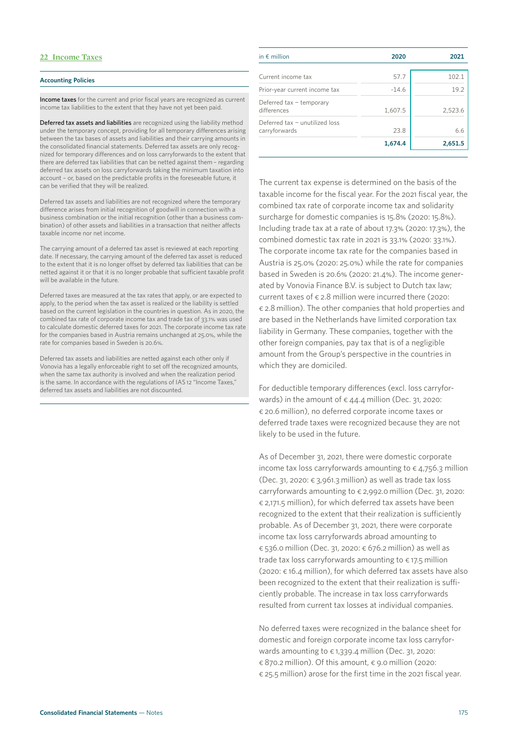## 22 Income Taxes

### Accounting Policies

**Income taxes** for the current and prior fiscal years are recognized as current income tax liabilities to the extent that they have not yet been paid.

**Deferred tax assets and liabilities** are recognized using the liability method under the temporary concept, providing for all temporary differences arising between the tax bases of assets and liabilities and their carrying amounts in the consolidated financial statements. Deferred tax assets are only recognized for temporary differences and on loss carryforwards to the extent that there are deferred tax liabilities that can be netted against them – regarding deferred tax assets on loss carryforwards taking the minimum taxation into account – or, based on the predictable profits in the foreseeable future, it can be verified that they will be realized.

Deferred tax assets and liabilities are not recognized where the temporary difference arises from initial recognition of goodwill in connection with a business combination or the initial recognition (other than a business combination) of other assets and liabilities in a transaction that neither affects taxable income nor net income.

The carrying amount of a deferred tax asset is reviewed at each reporting date. If necessary, the carrying amount of the deferred tax asset is reduced to the extent that it is no longer offset by deferred tax liabilities that can be netted against it or that it is no longer probable that sufficient taxable profit will be available in the future.

Deferred taxes are measured at the tax rates that apply, or are expected to apply, to the period when the tax asset is realized or the liability is settled based on the current legislation in the countries in question. As in 2020, the combined tax rate of corporate income tax and trade tax of 33.1% was used to calculate domestic deferred taxes for 2021. The corporate income tax rate for the companies based in Austria remains unchanged at 25.0%, while the rate for companies based in Sweden is 20.6%.

Deferred tax assets and liabilities are netted against each other only if Vonovia has a legally enforceable right to set off the recognized amounts, when the same tax authority is involved and when the realization period is the same. In accordance with the regulations of IAS 12 "Income Taxes," deferred tax assets and liabilities are not discounted.

| in € million | 2020 | 2021 |
|---|---|---|
| Current income tax | 57.7 | 102.1 |
| Prior-year current income tax | -14.6 | 19.2 |
| Deferred tax – temporary differences | 1,607.5 | 2,523.6 |
| Deferred tax – unutilized loss carryforwards | 23.8 | 6.6 |
| | **1,674.4** | **2,651.5** |

The current tax expense is determined on the basis of the taxable income for the fiscal year. For the 2021 fiscal year, the combined tax rate of corporate income tax and solidarity surcharge for domestic companies is 15.8% (2020: 15.8%). Including trade tax at a rate of about 17.3% (2020: 17.3%), the combined domestic tax rate in 2021 is 33.1% (2020: 33.1%). The corporate income tax rate for the companies based in Austria is 25.0% (2020: 25.0%) while the rate for companies based in Sweden is 20.6% (2020: 21.4%). The income generated by Vonovia Finance B.V. is subject to Dutch tax law; current taxes of € 2.8 million were incurred there (2020: € 2.8 million). The other companies that hold properties and are based in the Netherlands have limited corporation tax liability in Germany. These companies, together with the other foreign companies, pay tax that is of a negligible amount from the Group's perspective in the countries in which they are domiciled.

For deductible temporary differences (excl. loss carryforwards) in the amount of € 44.4 million (Dec. 31, 2020: € 20.6 million), no deferred corporate income taxes or deferred trade taxes were recognized because they are not likely to be used in the future.

As of December 31, 2021, there were domestic corporate income tax loss carryforwards amounting to € 4,756.3 million (Dec. 31, 2020: € 3,961.3 million) as well as trade tax loss carryforwards amounting to € 2,992.0 million (Dec. 31, 2020: € 2,171.5 million), for which deferred tax assets have been recognized to the extent that their realization is sufficiently probable. As of December 31, 2021, there were corporate income tax loss carryforwards abroad amounting to € 536.0 million (Dec. 31, 2020: € 676.2 million) as well as trade tax loss carryforwards amounting to € 17.5 million (2020: € 16.4 million), for which deferred tax assets have also been recognized to the extent that their realization is sufficiently probable. The increase in tax loss carryforwards resulted from current tax losses at individual companies.

No deferred taxes were recognized in the balance sheet for domestic and foreign corporate income tax loss carryforwards amounting to € 1,339.4 million (Dec. 31, 2020: € 870.2 million). Of this amount, € 9.0 million (2020: € 25.5 million) arose for the first time in the 2021 fiscal year.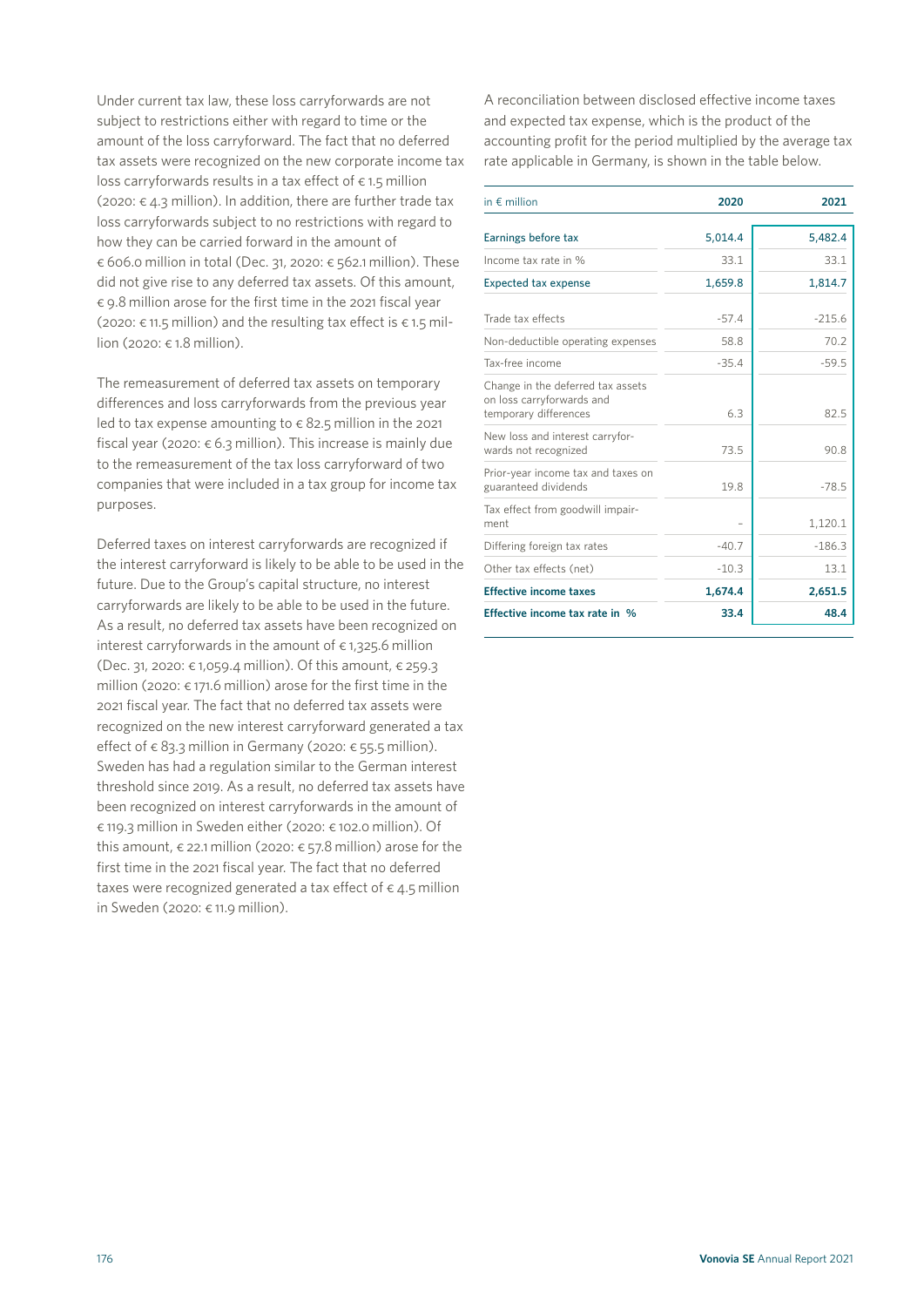Under current tax law, these loss carryforwards are not subject to restrictions either with regard to time or the amount of the loss carryforward. The fact that no deferred tax assets were recognized on the new corporate income tax loss carryforwards results in a tax effect of € 1.5 million (2020: € 4.3 million). In addition, there are further trade tax loss carryforwards subject to no restrictions with regard to how they can be carried forward in the amount of € 606.0 million in total (Dec. 31, 2020: € 562.1 million). These did not give rise to any deferred tax assets. Of this amount, € 9.8 million arose for the first time in the 2021 fiscal year (2020: € 11.5 million) and the resulting tax effect is € 1.5 million (2020: € 1.8 million).

The remeasurement of deferred tax assets on temporary differences and loss carryforwards from the previous year led to tax expense amounting to € 82.5 million in the 2021 fiscal year (2020: € 6.3 million). This increase is mainly due to the remeasurement of the tax loss carryforward of two companies that were included in a tax group for income tax purposes.

Deferred taxes on interest carryforwards are recognized if the interest carryforward is likely to be able to be used in the future. Due to the Group's capital structure, no interest carryforwards are likely to be able to be used in the future. As a result, no deferred tax assets have been recognized on interest carryforwards in the amount of € 1,325.6 million (Dec. 31, 2020: € 1,059.4 million). Of this amount, € 259.3 million (2020: € 171.6 million) arose for the first time in the 2021 fiscal year. The fact that no deferred tax assets were recognized on the new interest carryforward generated a tax effect of € 83.3 million in Germany (2020: € 55.5 million). Sweden has had a regulation similar to the German interest threshold since 2019. As a result, no deferred tax assets have been recognized on interest carryforwards in the amount of € 119.3 million in Sweden either (2020: € 102.0 million). Of this amount, € 22.1 million (2020: € 57.8 million) arose for the first time in the 2021 fiscal year. The fact that no deferred taxes were recognized generated a tax effect of € 4.5 million in Sweden (2020: € 11.9 million).

A reconciliation between disclosed effective income taxes and expected tax expense, which is the product of the accounting profit for the period multiplied by the average tax rate applicable in Germany, is shown in the table below.

| in € million | 2020 | 2021 |
|---|---|---|
| Earnings before tax | 5,014.4 | 5,482.4 |
| Income tax rate in % | 33.1 | 33.1 |
| Expected tax expense | 1,659.8 | 1,814.7 |
| Trade tax effects | -57.4 | -215.6 |
| Non-deductible operating expenses | 58.8 | 70.2 |
| Tax-free income | -35.4 | -59.5 |
| Change in the deferred tax assets on loss carryforwards and temporary differences | 6.3 | 82.5 |
| New loss and interest carryforwards not recognized | 73.5 | 90.8 |
| Prior-year income tax and taxes on guaranteed dividends | 19.8 | -78.5 |
| Tax effect from goodwill impairment | – | 1,120.1 |
| Differing foreign tax rates | -40.7 | -186.3 |
| Other tax effects (net) | -10.3 | 13.1 |
| **Effective income taxes** | **1,674.4** | **2,651.5** |
| **Effective income tax rate in %** | **33.4** | **48.4** |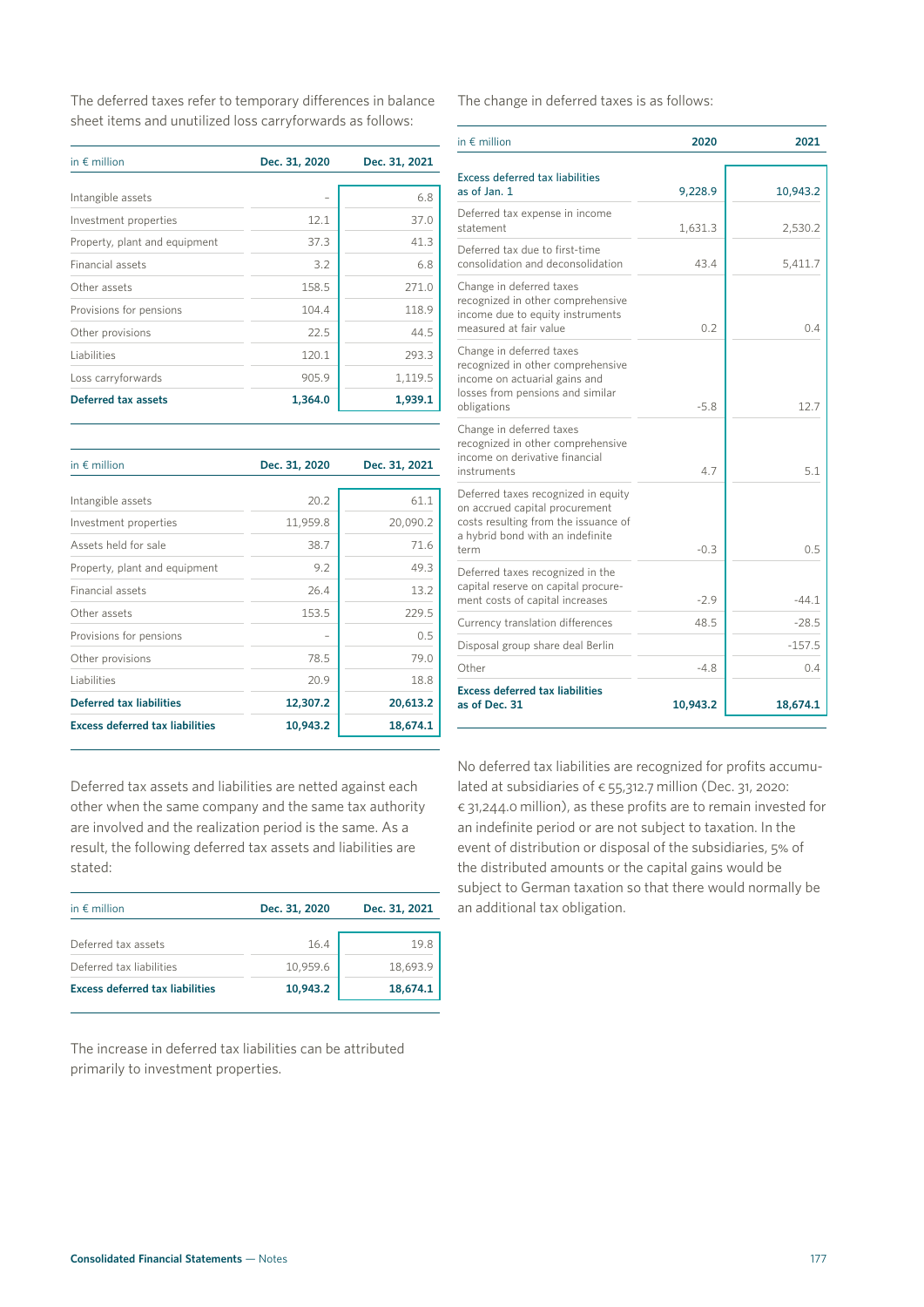The deferred taxes refer to temporary differences in balance sheet items and unutilized loss carryforwards as follows:

| in € million | Dec. 31, 2020 | Dec. 31, 2021 |
|---|---|---|
| Intangible assets | – | 6.8 |
| Investment properties | 12.1 | 37.0 |
| Property, plant and equipment | 37.3 | 41.3 |
| Financial assets | 3.2 | 6.8 |
| Other assets | 158.5 | 271.0 |
| Provisions for pensions | 104.4 | 118.9 |
| Other provisions | 22.5 | 44.5 |
| Liabilities | 120.1 | 293.3 |
| Loss carryforwards | 905.9 | 1,119.5 |
| **Deferred tax assets** | **1,364.0** | **1,939.1** |

| in € million | Dec. 31, 2020 | Dec. 31, 2021 |
|---|---|---|
| Intangible assets | 20.2 | 61.1 |
| Investment properties | 11,959.8 | 20,090.2 |
| Assets held for sale | 38.7 | 71.6 |
| Property, plant and equipment | 9.2 | 49.3 |
| Financial assets | 26.4 | 13.2 |
| Other assets | 153.5 | 229.5 |
| Provisions for pensions | – | 0.5 |
| Other provisions | 78.5 | 79.0 |
| Liabilities | 20.9 | 18.8 |
| **Deferred tax liabilities** | **12,307.2** | **20,613.2** |
| **Excess deferred tax liabilities** | **10,943.2** | **18,674.1** |

Deferred tax assets and liabilities are netted against each other when the same company and the same tax authority are involved and the realization period is the same. As a result, the following deferred tax assets and liabilities are stated:

| in € million | Dec. 31, 2020 | Dec. 31, 2021 |
|---|---|---|
| Deferred tax assets | 16.4 | 19.8 |
| Deferred tax liabilities | 10,959.6 | 18,693.9 |
| **Excess deferred tax liabilities** | **10,943.2** | **18,674.1** |

The increase in deferred tax liabilities can be attributed primarily to investment properties.

The change in deferred taxes is as follows:

| in € million | 2020 | 2021 |
|---|---|---|
| **Excess deferred tax liabilities as of Jan. 1** | 9,228.9 | 10,943.2 |
| Deferred tax expense in income statement | 1,631.3 | 2,530.2 |
| Deferred tax due to first-time consolidation and deconsolidation | 43.4 | 5,411.7 |
| Change in deferred taxes recognized in other comprehensive income due to equity instruments measured at fair value | 0.2 | 0.4 |
| Change in deferred taxes recognized in other comprehensive income on actuarial gains and losses from pensions and similar obligations | -5.8 | 12.7 |
| Change in deferred taxes recognized in other comprehensive income on derivative financial instruments | 4.7 | 5.1 |
| Deferred taxes recognized in equity on accrued capital procurement costs resulting from the issuance of a hybrid bond with an indefinite term | -0.3 | 0.5 |
| Deferred taxes recognized in the capital reserve on capital procurement costs of capital increases | -2.9 | -44.1 |
| Currency translation differences | 48.5 | -28.5 |
| Disposal group share deal Berlin | | -157.5 |
| Other | -4.8 | 0.4 |
| **Excess deferred tax liabilities as of Dec. 31** | **10,943.2** | **18,674.1** |

No deferred tax liabilities are recognized for profits accumulated at subsidiaries of € 55,312.7 million (Dec. 31, 2020: € 31,244.0 million), as these profits are to remain invested for an indefinite period or are not subject to taxation. In the event of distribution or disposal of the subsidiaries, 5% of the distributed amounts or the capital gains would be subject to German taxation so that there would normally be an additional tax obligation.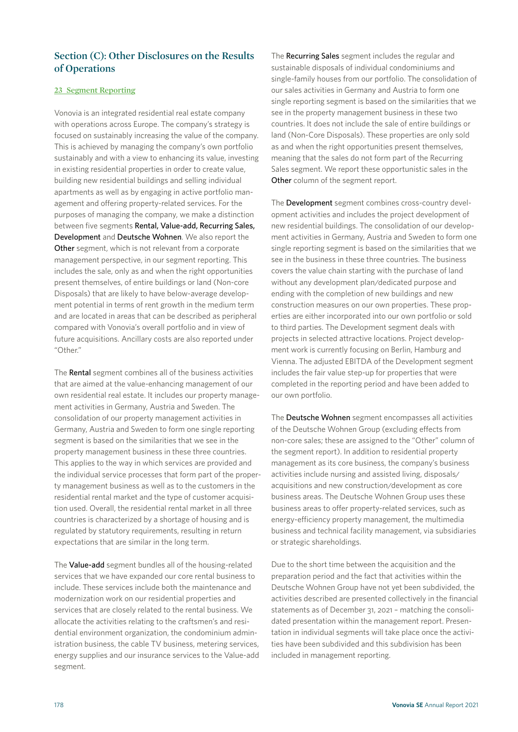## Section (C): Other Disclosures on the Results of Operations

### 23 Segment Reporting

Vonovia is an integrated residential real estate company with operations across Europe. The company's strategy is focused on sustainably increasing the value of the company. This is achieved by managing the company's own portfolio sustainably and with a view to enhancing its value, investing in existing residential properties in order to create value, building new residential buildings and selling individual apartments as well as by engaging in active portfolio management and offering property-related services. For the purposes of managing the company, we make a distinction between five segments **Rental, Value-add, Recurring Sales, Development** and **Deutsche Wohnen**. We also report the **Other** segment, which is not relevant from a corporate management perspective, in our segment reporting. This includes the sale, only as and when the right opportunities present themselves, of entire buildings or land (Non-core Disposals) that are likely to have below-average development potential in terms of rent growth in the medium term and are located in areas that can be described as peripheral compared with Vonovia's overall portfolio and in view of future acquisitions. Ancillary costs are also reported under "Other."

The **Rental** segment combines all of the business activities that are aimed at the value-enhancing management of our own residential real estate. It includes our property management activities in Germany, Austria and Sweden. The consolidation of our property management activities in Germany, Austria and Sweden to form one single reporting segment is based on the similarities that we see in the property management business in these three countries. This applies to the way in which services are provided and the individual service processes that form part of the property management business as well as to the customers in the residential rental market and the type of customer acquisition used. Overall, the residential rental market in all three countries is characterized by a shortage of housing and is regulated by statutory requirements, resulting in return expectations that are similar in the long term.

The **Value-add** segment bundles all of the housing-related services that we have expanded our core rental business to include. These services include both the maintenance and modernization work on our residential properties and services that are closely related to the rental business. We allocate the activities relating to the craftsmen's and residential environment organization, the condominium administration business, the cable TV business, metering services, energy supplies and our insurance services to the Value-add segment.

The **Recurring Sales** segment includes the regular and sustainable disposals of individual condominiums and single-family houses from our portfolio. The consolidation of our sales activities in Germany and Austria to form one single reporting segment is based on the similarities that we see in the property management business in these two countries. It does not include the sale of entire buildings or land (Non-Core Disposals). These properties are only sold as and when the right opportunities present themselves, meaning that the sales do not form part of the Recurring Sales segment. We report these opportunistic sales in the **Other** column of the segment report.

The **Development** segment combines cross-country development activities and includes the project development of new residential buildings. The consolidation of our development activities in Germany, Austria and Sweden to form one single reporting segment is based on the similarities that we see in the business in these three countries. The business covers the value chain starting with the purchase of land without any development plan/dedicated purpose and ending with the completion of new buildings and new construction measures on our own properties. These properties are either incorporated into our own portfolio or sold to third parties. The Development segment deals with projects in selected attractive locations. Project development work is currently focusing on Berlin, Hamburg and Vienna. The adjusted EBITDA of the Development segment includes the fair value step-up for properties that were completed in the reporting period and have been added to our own portfolio.

The **Deutsche Wohnen** segment encompasses all activities of the Deutsche Wohnen Group (excluding effects from non-core sales; these are assigned to the "Other" column of the segment report). In addition to residential property management as its core business, the company's business activities include nursing and assisted living, disposals/acquisitions and new construction/development as core business areas. The Deutsche Wohnen Group uses these business areas to offer property-related services, such as energy-efficiency property management, the multimedia business and technical facility management, via subsidiaries or strategic shareholdings.

Due to the short time between the acquisition and the preparation period and the fact that activities within the Deutsche Wohnen Group have not yet been subdivided, the activities described are presented collectively in the financial statements as of December 31, 2021 – matching the consolidated presentation within the management report. Presentation in individual segments will take place once the activities have been subdivided and this subdivision has been included in management reporting.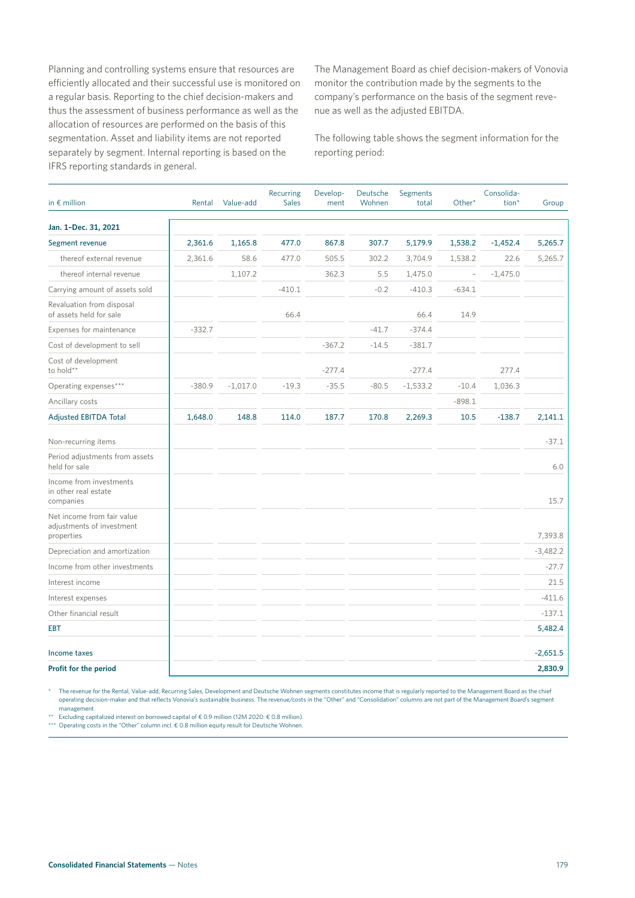Planning and controlling systems ensure that resources are efficiently allocated and that their successful use is monitored on a regular basis. Reporting to the chief decision-makers and thus the assessment of business performance as well as the allocation of resources are performed on the basis of this segmentation. Asset and liability items are not reported separately by segment. Internal reporting is based on the IFRS reporting standards in general.

The Management Board as chief decision-makers of Vonovia monitor the contribution made by the segments to the company's performance on the basis of the segment revenue as well as the adjusted EBITDA.

The following table shows the segment information for the reporting period:

| in € million | Rental | Value-add | Recurring Sales | Develop-ment | Deutsche Wohnen | Segments total | Other* | Consolida-tion* | Group |
|---|---|---|---|---|---|---|---|---|---|
| **Jan. 1–Dec. 31, 2021** | | | | | | | | | |
| **Segment revenue** | **2,361.6** | **1,165.8** | **477.0** | **867.8** | **307.7** | **5,179.9** | **1,538.2** | **-1,452.4** | **5,265.7** |
| thereof external revenue | 2,361.6 | 58.6 | 477.0 | 505.5 | 302.2 | 3,704.9 | 1,538.2 | 22.6 | 5,265.7 |
| thereof internal revenue | | 1,107.2 | | 362.3 | 5.5 | 1,475.0 | - | -1,475.0 | |
| Carrying amount of assets sold | | | -410.1 | | -0.2 | -410.3 | -634.1 | | |
| Revaluation from disposal of assets held for sale | | | 66.4 | | | 66.4 | 14.9 | | |
| Expenses for maintenance | -332.7 | | | | -41.7 | -374.4 | | | |
| Cost of development to sell | | | | -367.2 | -14.5 | -381.7 | | | |
| Cost of development to hold** | | | | -277.4 | | -277.4 | | 277.4 | |
| Operating expenses*** | -380.9 | -1,017.0 | -19.3 | -35.5 | -80.5 | -1,533.2 | -10.4 | 1,036.3 | |
| Ancillary costs | | | | | | | -898.1 | | |
| **Adjusted EBITDA Total** | **1,648.0** | **148.8** | **114.0** | **187.7** | **170.8** | **2,269.3** | **10.5** | **-138.7** | **2,141.1** |
| Non-recurring items | | | | | | | | | -37.1 |
| Period adjustments from assets held for sale | | | | | | | | | 6.0 |
| Income from investments in other real estate companies | | | | | | | | | 15.7 |
| Net income from fair value adjustments of investment properties | | | | | | | | | 7,393.8 |
| Depreciation and amortization | | | | | | | | | -3,482.2 |
| Income from other investments | | | | | | | | | -27.7 |
| Interest income | | | | | | | | | 21.5 |
| Interest expenses | | | | | | | | | -411.6 |
| Other financial result | | | | | | | | | -137.1 |
| **EBT** | | | | | | | | | **5,482.4** |
| **Income taxes** | | | | | | | | | **-2,651.5** |
| **Profit for the period** | | | | | | | | | **2,830.9** |

\* The revenue for the Rental, Value-add, Recurring Sales, Development and Deutsche Wohnen segments constitutes income that is regularly reported to the Management Board as the chief operating decision-maker and that reflects Vonovia's sustainable business. The revenue/costs in the "Other" and "Consolidation" columns are not part of the Management Board's segment management.

\*\* Excluding capitalized interest on borrowed capital of € 0.9 million (12M 2020: € 0.8 million).

\*\*\* Operating costs in the "Other" column incl. € 0.8 million equity result for Deutsche Wohnen.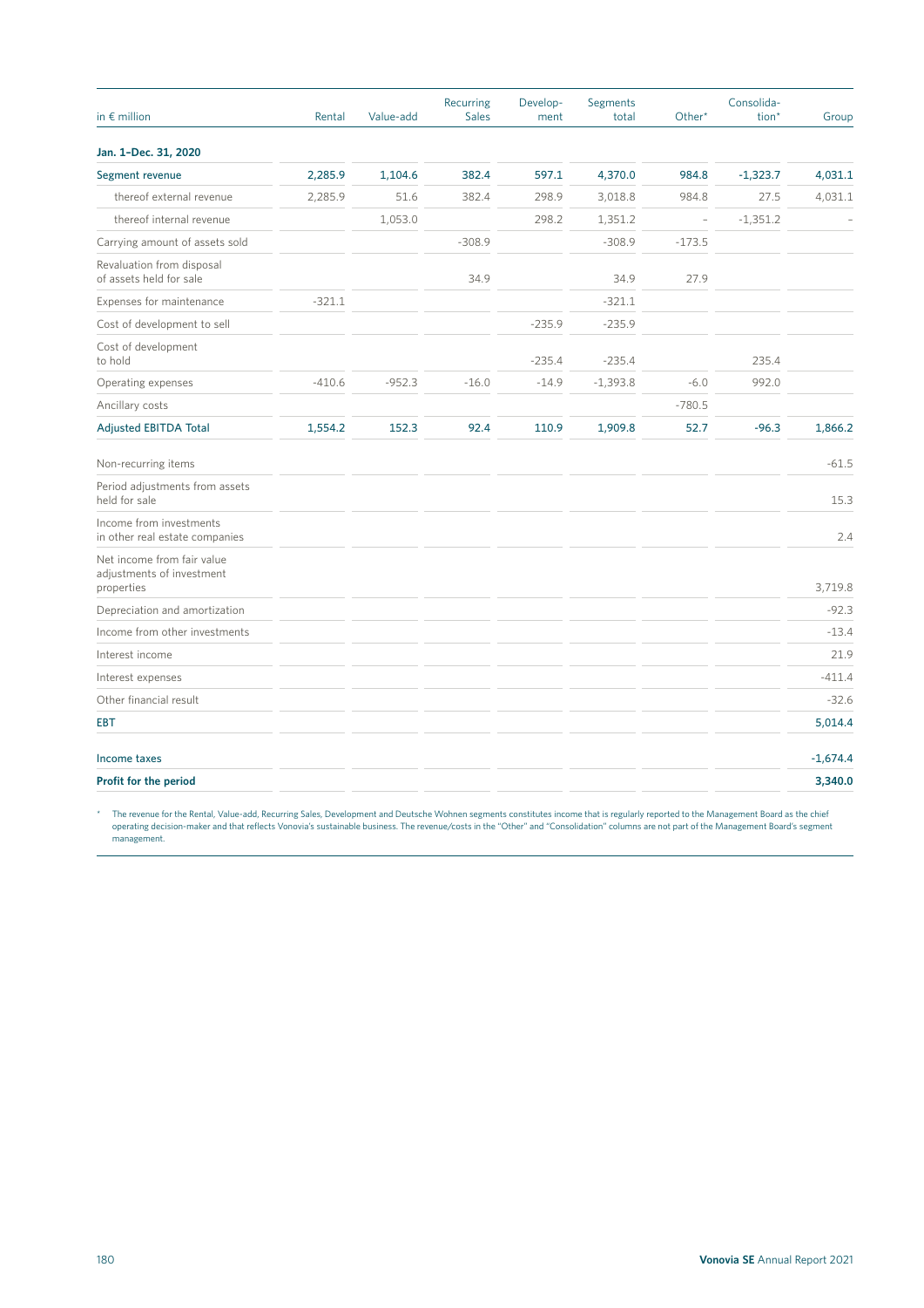| in € million | Rental | Value-add | Recurring Sales | Develop-ment | Segments total | Other* | Consolida-tion* | Group |
|---|---|---|---|---|---|---|---|---|
| **Jan. 1–Dec. 31, 2020** | | | | | | | | |
| **Segment revenue** | **2,285.9** | **1,104.6** | **382.4** | **597.1** | **4,370.0** | **984.8** | **-1,323.7** | **4,031.1** |
| thereof external revenue | 2,285.9 | 51.6 | 382.4 | 298.9 | 3,018.8 | 984.8 | 27.5 | 4,031.1 |
| thereof internal revenue | | 1,053.0 | | 298.2 | 1,351.2 | – | -1,351.2 | – |
| Carrying amount of assets sold | | | -308.9 | | -308.9 | -173.5 | | |
| Revaluation from disposal of assets held for sale | | | 34.9 | | 34.9 | 27.9 | | |
| Expenses for maintenance | -321.1 | | | | -321.1 | | | |
| Cost of development to sell | | | | -235.9 | -235.9 | | | |
| Cost of development to hold | | | | -235.4 | -235.4 | | 235.4 | |
| Operating expenses | -410.6 | -952.3 | -16.0 | -14.9 | -1,393.8 | -6.0 | 992.0 | |
| Ancillary costs | | | | | | -780.5 | | |
| **Adjusted EBITDA Total** | **1,554.2** | **152.3** | **92.4** | **110.9** | **1,909.8** | **52.7** | **-96.3** | **1,866.2** |
| Non-recurring items | | | | | | | | -61.5 |
| Period adjustments from assets held for sale | | | | | | | | 15.3 |
| Income from investments in other real estate companies | | | | | | | | 2.4 |
| Net income from fair value adjustments of investment properties | | | | | | | | 3,719.8 |
| Depreciation and amortization | | | | | | | | -92.3 |
| Income from other investments | | | | | | | | -13.4 |
| Interest income | | | | | | | | 21.9 |
| Interest expenses | | | | | | | | -411.4 |
| Other financial result | | | | | | | | -32.6 |
| **EBT** | | | | | | | | **5,014.4** |
| **Income taxes** | | | | | | | | **-1,674.4** |
| **Profit for the period** | | | | | | | | **3,340.0** |

\* The revenue for the Rental, Value-add, Recurring Sales, Development and Deutsche Wohnen segments constitutes income that is regularly reported to the Management Board as the chief operating decision-maker and that reflects Vonovia's sustainable business. The revenue/costs in the "Other" and "Consolidation" columns are not part of the Management Board's segment management.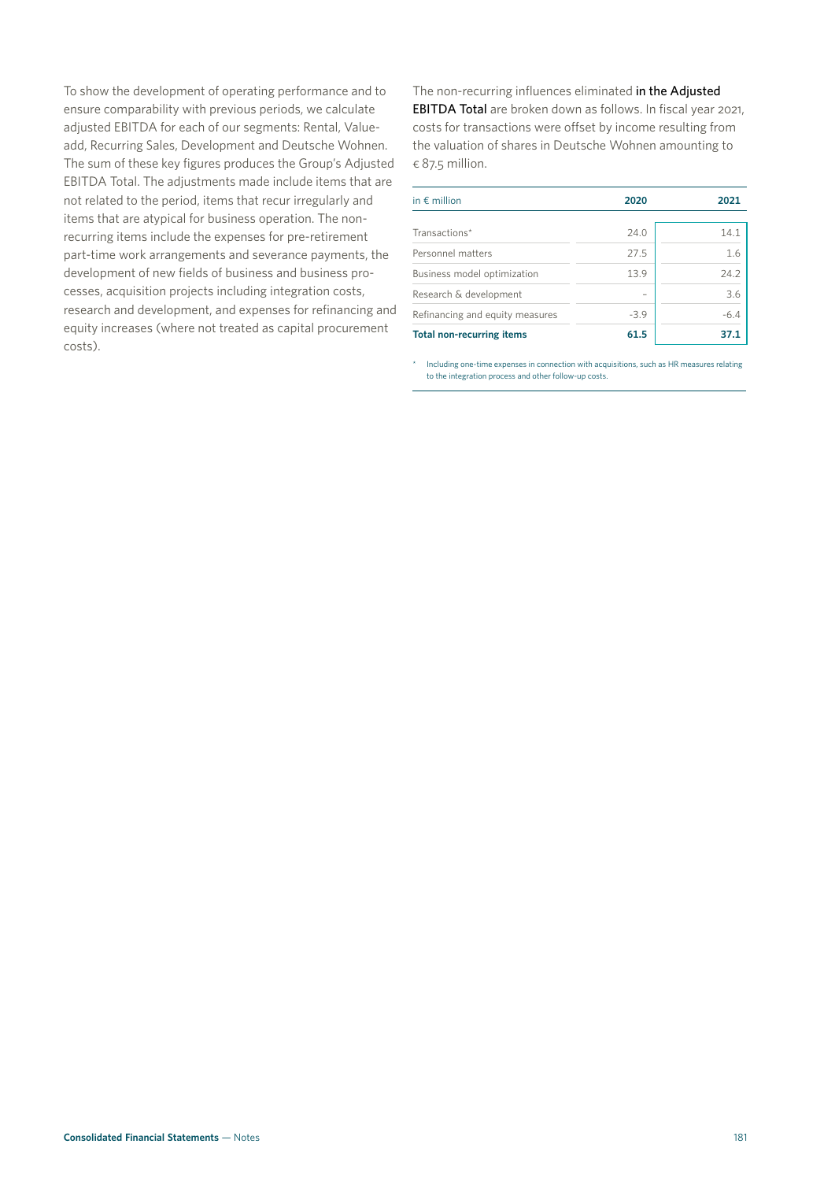To show the development of operating performance and to ensure comparability with previous periods, we calculate adjusted EBITDA for each of our segments: Rental, Value-add, Recurring Sales, Development and Deutsche Wohnen. The sum of these key figures produces the Group's Adjusted EBITDA Total. The adjustments made include items that are not related to the period, items that recur irregularly and items that are atypical for business operation. The non-recurring items include the expenses for pre-retirement part-time work arrangements and severance payments, the development of new fields of business and business processes, acquisition projects including integration costs, research and development, and expenses for refinancing and equity increases (where not treated as capital procurement costs).

The non-recurring influences eliminated in the Adjusted EBITDA Total are broken down as follows. In fiscal year 2021, costs for transactions were offset by income resulting from the valuation of shares in Deutsche Wohnen amounting to € 87.5 million.

| in € million | 2020 | 2021 |
|---|---|---|
| Transactions* | 24.0 | 14.1 |
| Personnel matters | 27.5 | 1.6 |
| Business model optimization | 13.9 | 24.2 |
| Research & development | – | 3.6 |
| Refinancing and equity measures | -3.9 | -6.4 |
| **Total non-recurring items** | **61.5** | **37.1** |

\* Including one-time expenses in connection with acquisitions, such as HR measures relating to the integration process and other follow-up costs.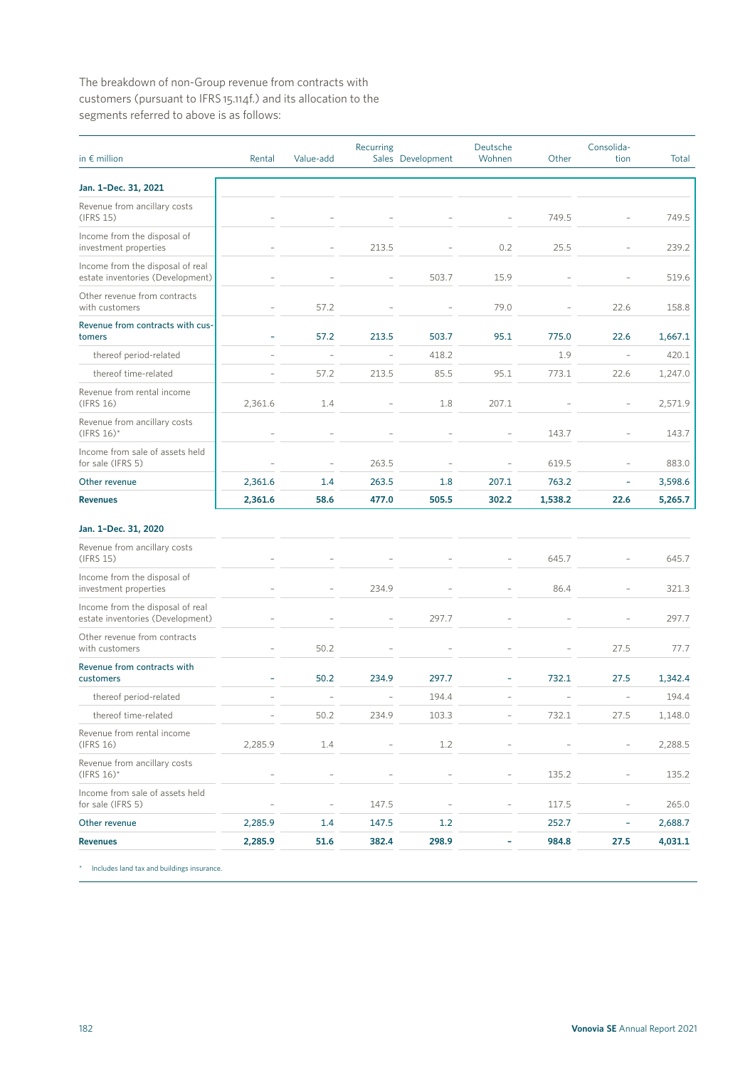The breakdown of non-Group revenue from contracts with customers (pursuant to IFRS 15.114f.) and its allocation to the segments referred to above is as follows:

| in € million | Rental | Value-add | Recurring Sales | Development | Deutsche Wohnen | Other | Consolida-tion | Total |
|---|---|---|---|---|---|---|---|---|
| **Jan. 1–Dec. 31, 2021** | | | | | | | | |
| Revenue from ancillary costs (IFRS 15) | – | – | – | – | – | 749.5 | – | 749.5 |
| Income from the disposal of investment properties | – | – | 213.5 | – | 0.2 | 25.5 | – | 239.2 |
| Income from the disposal of real estate inventories (Development) | – | – | – | 503.7 | 15.9 | – | – | 519.6 |
| Other revenue from contracts with customers | – | 57.2 | – | – | 79.0 | – | 22.6 | 158.8 |
| Revenue from contracts with customers | – | 57.2 | 213.5 | 503.7 | 95.1 | 775.0 | 22.6 | 1,667.1 |
| thereof period-related | – | – | – | 418.2 | | 1.9 | – | 420.1 |
| thereof time-related | – | 57.2 | 213.5 | 85.5 | 95.1 | 773.1 | 22.6 | 1,247.0 |
| Revenue from rental income (IFRS 16) | 2,361.6 | 1.4 | – | 1.8 | 207.1 | – | – | 2,571.9 |
| Revenue from ancillary costs (IFRS 16)* | – | – | – | – | – | 143.7 | – | 143.7 |
| Income from sale of assets held for sale (IFRS 5) | – | – | 263.5 | – | – | 619.5 | – | 883.0 |
| Other revenue | 2,361.6 | 1.4 | 263.5 | 1.8 | 207.1 | 763.2 | – | 3,598.6 |
| **Revenues** | **2,361.6** | **58.6** | **477.0** | **505.5** | **302.2** | **1,538.2** | **22.6** | **5,265.7** |
| **Jan. 1–Dec. 31, 2020** | | | | | | | | |
| Revenue from ancillary costs (IFRS 15) | – | – | – | – | – | 645.7 | – | 645.7 |
| Income from the disposal of investment properties | – | – | 234.9 | – | – | 86.4 | – | 321.3 |
| Income from the disposal of real estate inventories (Development) | – | – | – | 297.7 | – | – | – | 297.7 |
| Other revenue from contracts with customers | – | 50.2 | – | – | – | – | 27.5 | 77.7 |
| Revenue from contracts with customers | – | 50.2 | 234.9 | 297.7 | – | 732.1 | 27.5 | 1,342.4 |
| thereof period-related | – | – | – | 194.4 | – | – | – | 194.4 |
| thereof time-related | – | 50.2 | 234.9 | 103.3 | – | 732.1 | 27.5 | 1,148.0 |
| Revenue from rental income (IFRS 16) | 2,285.9 | 1.4 | – | 1.2 | – | – | – | 2,288.5 |
| Revenue from ancillary costs (IFRS 16)* | – | – | – | – | – | 135.2 | – | 135.2 |
| Income from sale of assets held for sale (IFRS 5) | – | – | 147.5 | – | – | 117.5 | – | 265.0 |
| Other revenue | 2,285.9 | 1.4 | 147.5 | 1.2 | | 252.7 | – | 2,688.7 |
| **Revenues** | **2,285.9** | **51.6** | **382.4** | **298.9** | **–** | **984.8** | **27.5** | **4,031.1** |

\* Includes land tax and buildings insurance.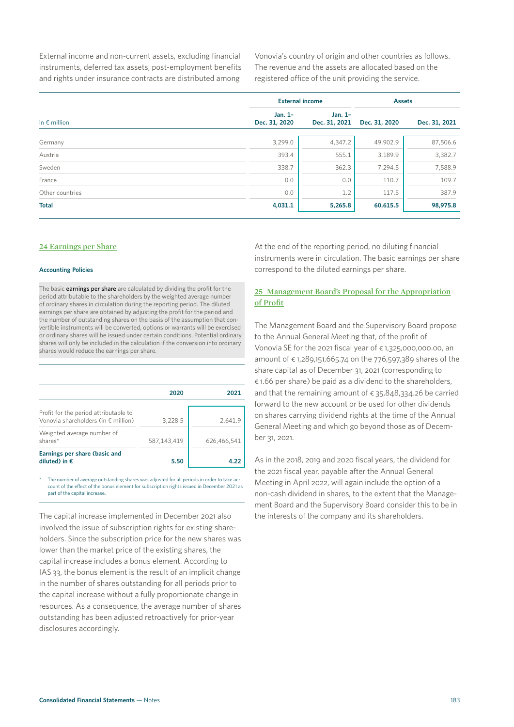External income and non-current assets, excluding financial instruments, deferred tax assets, post-employment benefits and rights under insurance contracts are distributed among Vonovia's country of origin and other countries as follows. The revenue and the assets are allocated based on the registered office of the unit providing the service.

| in € million | External income | | Assets | |
|---|---|---|---|---|
| | Jan. 1– Dec. 31, 2020 | Jan. 1– Dec. 31, 2021 | Dec. 31, 2020 | Dec. 31, 2021 |
| Germany | 3,299.0 | 4,347.2 | 49,902.9 | 87,506.6 |
| Austria | 393.4 | 555.1 | 3,189.9 | 3,382.7 |
| Sweden | 338.7 | 362.3 | 7,294.5 | 7,588.9 |
| France | 0.0 | 0.0 | 110.7 | 109.7 |
| Other countries | 0.0 | 1.2 | 117.5 | 387.9 |
| **Total** | **4,031.1** | **5,265.8** | **60,615.5** | **98,975.8** |

## 24 Earnings per Share

### Accounting Policies

The basic **earnings per share** are calculated by dividing the profit for the period attributable to the shareholders by the weighted average number of ordinary shares in circulation during the reporting period. The diluted earnings per share are obtained by adjusting the profit for the period and the number of outstanding shares on the basis of the assumption that convertible instruments will be converted, options or warrants will be exercised or ordinary shares will be issued under certain conditions. Potential ordinary shares will only be included in the calculation if the conversion into ordinary shares would reduce the earnings per share.

| | 2020 | 2021 |
|---|---|---|
| Profit for the period attributable to Vonovia shareholders (in € million) | 3,228.5 | 2,641.9 |
| Weighted average number of shares* | 587,143,419 | 626,466,541 |
| **Earnings per share (basic and diluted) in €** | **5.50** | **4.22** |

* The number of average outstanding shares was adjusted for all periods in order to take account of the effect of the bonus element for subscription rights issued in December 2021 as part of the capital increase.

The capital increase implemented in December 2021 also involved the issue of subscription rights for existing shareholders. Since the subscription price for the new shares was lower than the market price of the existing shares, the capital increase includes a bonus element. According to IAS 33, the bonus element is the result of an implicit change in the number of shares outstanding for all periods prior to the capital increase without a fully proportionate change in resources. As a consequence, the average number of shares outstanding has been adjusted retroactively for prior-year disclosures accordingly.

At the end of the reporting period, no diluting financial instruments were in circulation. The basic earnings per share correspond to the diluted earnings per share.

## 25 Management Board's Proposal for the Appropriation of Profit

The Management Board and the Supervisory Board propose to the Annual General Meeting that, of the profit of Vonovia SE for the 2021 fiscal year of € 1,325,000,000.00, an amount of € 1,289,151,665.74 on the 776,597,389 shares of the share capital as of December 31, 2021 (corresponding to € 1.66 per share) be paid as a dividend to the shareholders, and that the remaining amount of € 35,848,334.26 be carried forward to the new account or be used for other dividends on shares carrying dividend rights at the time of the Annual General Meeting and which go beyond those as of December 31, 2021.

As in the 2018, 2019 and 2020 fiscal years, the dividend for the 2021 fiscal year, payable after the Annual General Meeting in April 2022, will again include the option of a non-cash dividend in shares, to the extent that the Management Board and the Supervisory Board consider this to be in the interests of the company and its shareholders.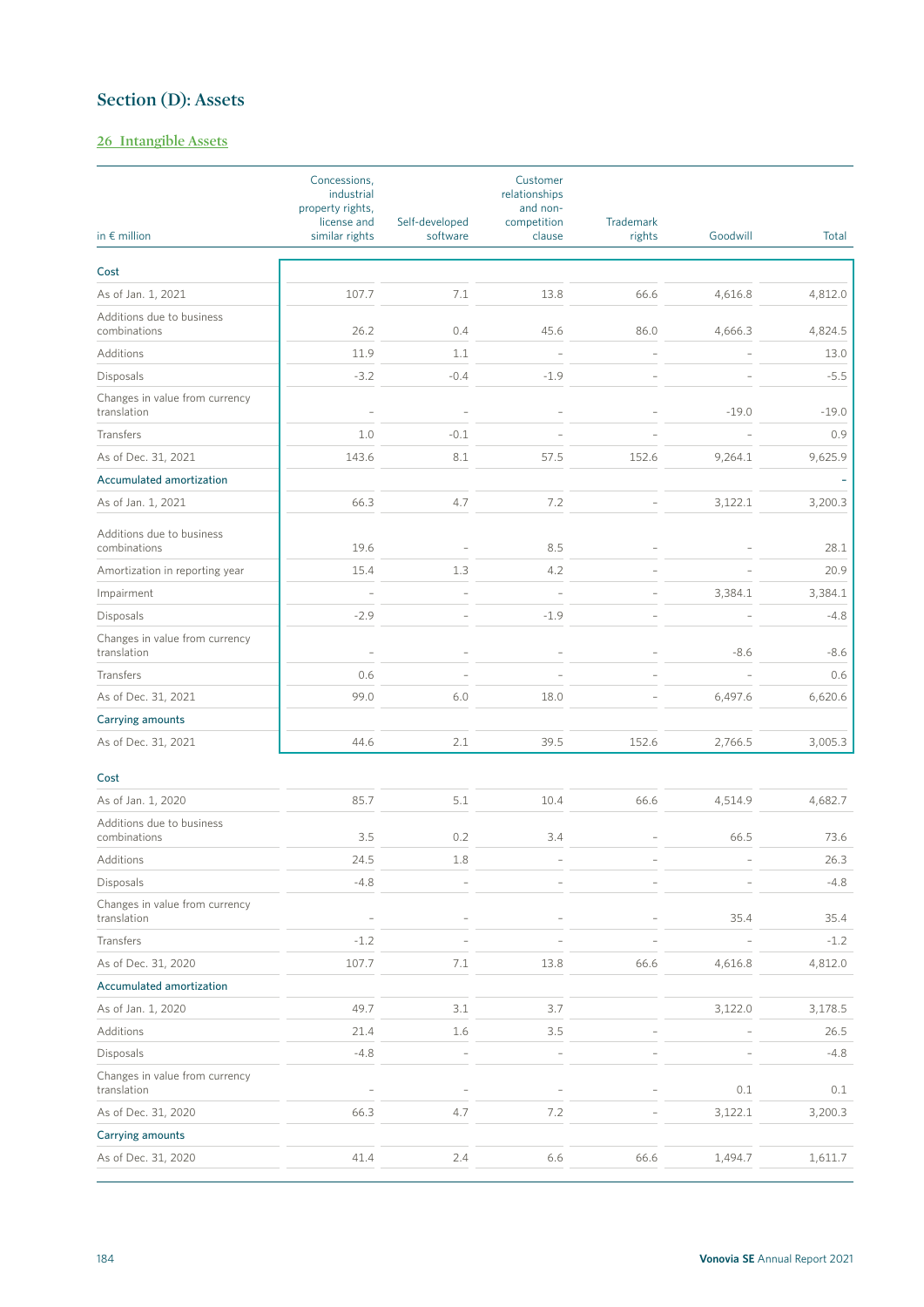## Section (D): Assets

### 26 Intangible Assets

| in € million | Concessions, industrial property rights, license and similar rights | Self-developed software | Customer relationships and non-competition clause | Trademark rights | Goodwill | Total |
|---|---|---|---|---|---|---|
| **Cost** | | | | | | |
| As of Jan. 1, 2021 | 107.7 | 7.1 | 13.8 | 66.6 | 4,616.8 | 4,812.0 |
| Additions due to business combinations | 26.2 | 0.4 | 45.6 | 86.0 | 4,666.3 | 4,824.5 |
| Additions | 11.9 | 1.1 | – | – | – | 13.0 |
| Disposals | -3.2 | -0.4 | -1.9 | – | – | -5.5 |
| Changes in value from currency translation | – | – | – | – | -19.0 | -19.0 |
| Transfers | 1.0 | -0.1 | – | – | – | 0.9 |
| As of Dec. 31, 2021 | 143.6 | 8.1 | 57.5 | 152.6 | 9,264.1 | 9,625.9 |
| **Accumulated amortization** | | | | | | – |
| As of Jan. 1, 2021 | 66.3 | 4.7 | 7.2 | – | 3,122.1 | 3,200.3 |
| Additions due to business combinations | 19.6 | – | 8.5 | – | – | 28.1 |
| Amortization in reporting year | 15.4 | 1.3 | 4.2 | – | – | 20.9 |
| Impairment | – | – | – | – | 3,384.1 | 3,384.1 |
| Disposals | -2.9 | – | -1.9 | – | – | -4.8 |
| Changes in value from currency translation | – | – | – | – | -8.6 | -8.6 |
| Transfers | 0.6 | – | – | – | – | 0.6 |
| As of Dec. 31, 2021 | 99.0 | 6.0 | 18.0 | – | 6,497.6 | 6,620.6 |
| **Carrying amounts** | | | | | | |
| As of Dec. 31, 2021 | 44.6 | 2.1 | 39.5 | 152.6 | 2,766.5 | 3,005.3 |
| **Cost** | | | | | | |
| As of Jan. 1, 2020 | 85.7 | 5.1 | 10.4 | 66.6 | 4,514.9 | 4,682.7 |
| Additions due to business combinations | 3.5 | 0.2 | 3.4 | – | 66.5 | 73.6 |
| Additions | 24.5 | 1.8 | – | – | – | 26.3 |
| Disposals | -4.8 | – | – | – | – | -4.8 |
| Changes in value from currency translation | – | – | – | – | 35.4 | 35.4 |
| Transfers | -1.2 | – | – | – | – | -1.2 |
| As of Dec. 31, 2020 | 107.7 | 7.1 | 13.8 | 66.6 | 4,616.8 | 4,812.0 |
| **Accumulated amortization** | | | | | | |
| As of Jan. 1, 2020 | 49.7 | 3.1 | 3.7 | | 3,122.0 | 3,178.5 |
| Additions | 21.4 | 1.6 | 3.5 | – | – | 26.5 |
| Disposals | -4.8 | – | – | – | – | -4.8 |
| Changes in value from currency translation | – | – | – | – | 0.1 | 0.1 |
| As of Dec. 31, 2020 | 66.3 | 4.7 | 7.2 | – | 3,122.1 | 3,200.3 |
| **Carrying amounts** | | | | | | |
| As of Dec. 31, 2020 | 41.4 | 2.4 | 6.6 | 66.6 | 1,494.7 | 1,611.7 |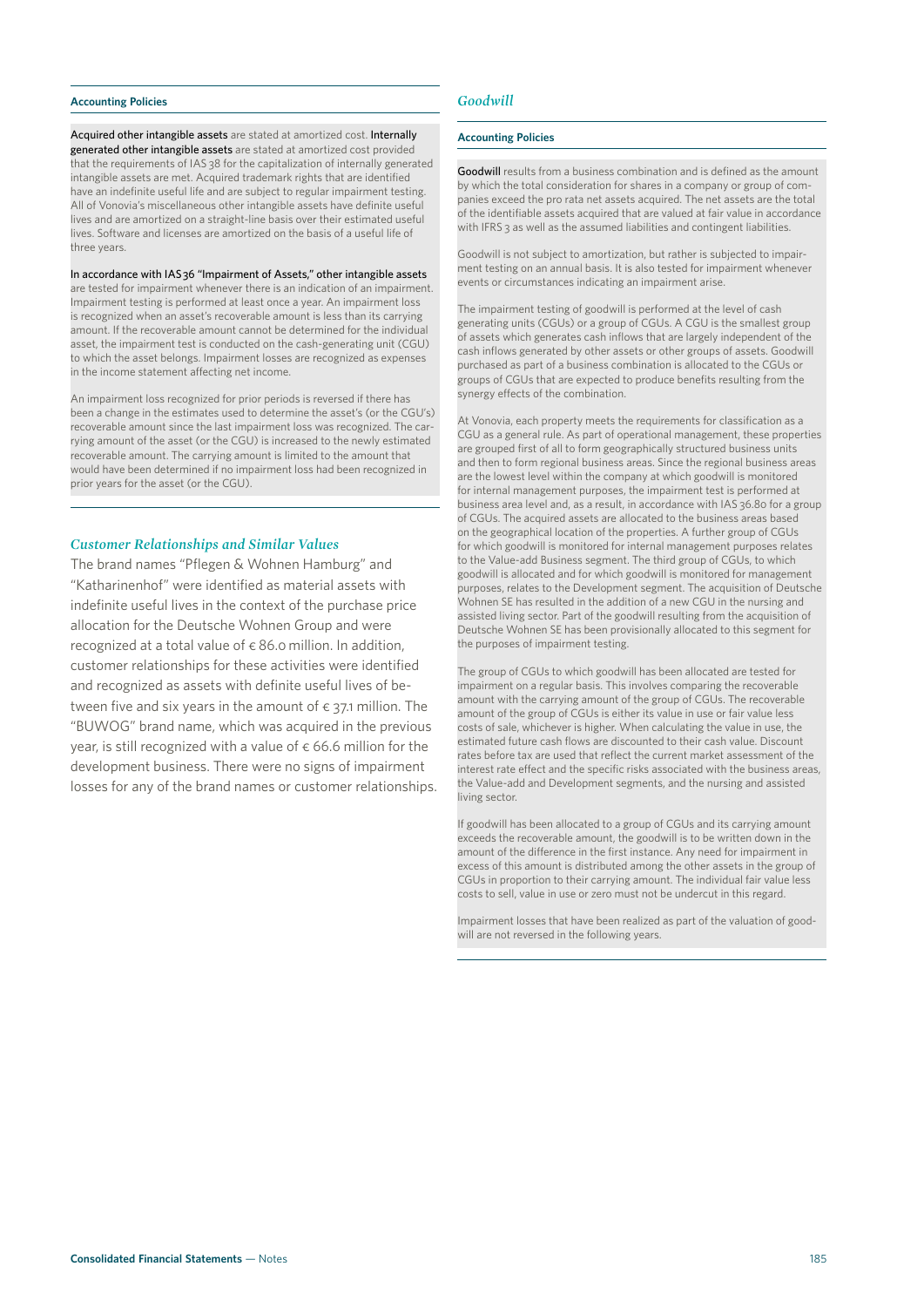#### Accounting Policies

**Acquired other intangible assets** are stated at amortized cost. **Internally generated other intangible assets** are stated at amortized cost provided that the requirements of IAS 38 for the capitalization of internally generated intangible assets are met. Acquired trademark rights that are identified have an indefinite useful life and are subject to regular impairment testing. All of Vonovia's miscellaneous other intangible assets have definite useful lives and are amortized on a straight-line basis over their estimated useful lives. Software and licenses are amortized on the basis of a useful life of three years.

**In accordance with IAS 36 "Impairment of Assets," other intangible assets** are tested for impairment whenever there is an indication of an impairment. Impairment testing is performed at least once a year. An impairment loss is recognized when an asset's recoverable amount is less than its carrying amount. If the recoverable amount cannot be determined for the individual asset, the impairment test is conducted on the cash-generating unit (CGU) to which the asset belongs. Impairment losses are recognized as expenses in the income statement affecting net income.

An impairment loss recognized for prior periods is reversed if there has been a change in the estimates used to determine the asset's (or the CGU's) recoverable amount since the last impairment loss was recognized. The carrying amount of the asset (or the CGU) is increased to the newly estimated recoverable amount. The carrying amount is limited to the amount that would have been determined if no impairment loss had been recognized in prior years for the asset (or the CGU).

### *Customer Relationships and Similar Values*

The brand names "Pflegen & Wohnen Hamburg" and "Katharinenhof" were identified as material assets with indefinite useful lives in the context of the purchase price allocation for the Deutsche Wohnen Group and were recognized at a total value of € 86.0 million. In addition, customer relationships for these activities were identified and recognized as assets with definite useful lives of between five and six years in the amount of € 37.1 million. The "BUWOG" brand name, which was acquired in the previous year, is still recognized with a value of € 66.6 million for the development business. There were no signs of impairment losses for any of the brand names or customer relationships.

### *Goodwill*

#### Accounting Policies

**Goodwill** results from a business combination and is defined as the amount by which the total consideration for shares in a company or group of companies exceed the pro rata net assets acquired. The net assets are the total of the identifiable assets acquired that are valued at fair value in accordance with IFRS 3 as well as the assumed liabilities and contingent liabilities.

Goodwill is not subject to amortization, but rather is subjected to impairment testing on an annual basis. It is also tested for impairment whenever events or circumstances indicating an impairment arise.

The impairment testing of goodwill is performed at the level of cash generating units (CGUs) or a group of CGUs. A CGU is the smallest group of assets which generates cash inflows that are largely independent of the cash inflows generated by other assets or other groups of assets. Goodwill purchased as part of a business combination is allocated to the CGUs or groups of CGUs that are expected to produce benefits resulting from the synergy effects of the combination.

At Vonovia, each property meets the requirements for classification as a CGU as a general rule. As part of operational management, these properties are grouped first of all to form geographically structured business units and then to form regional business areas. Since the regional business areas are the lowest level within the company at which goodwill is monitored for internal management purposes, the impairment test is performed at business area level and, as a result, in accordance with IAS 36.80 for a group of CGUs. The acquired assets are allocated to the business areas based on the geographical location of the properties. A further group of CGUs for which goodwill is monitored for internal management purposes relates to the Value-add Business segment. The third group of CGUs, to which goodwill is allocated and for which goodwill is monitored for management purposes, relates to the Development segment. The acquisition of Deutsche Wohnen SE has resulted in the addition of a new CGU in the nursing and assisted living sector. Part of the goodwill resulting from the acquisition of Deutsche Wohnen SE has been provisionally allocated to this segment for the purposes of impairment testing.

The group of CGUs to which goodwill has been allocated are tested for impairment on a regular basis. This involves comparing the recoverable amount with the carrying amount of the group of CGUs. The recoverable amount of the group of CGUs is either its value in use or fair value less costs of sale, whichever is higher. When calculating the value in use, the estimated future cash flows are discounted to their cash value. Discount rates before tax are used that reflect the current market assessment of the interest rate effect and the specific risks associated with the business areas, the Value-add and Development segments, and the nursing and assisted living sector.

If goodwill has been allocated to a group of CGUs and its carrying amount exceeds the recoverable amount, the goodwill is to be written down in the amount of the difference in the first instance. Any need for impairment in excess of this amount is distributed among the other assets in the group of CGUs in proportion to their carrying amount. The individual fair value less costs to sell, value in use or zero must not be undercut in this regard.

Impairment losses that have been realized as part of the valuation of goodwill are not reversed in the following years.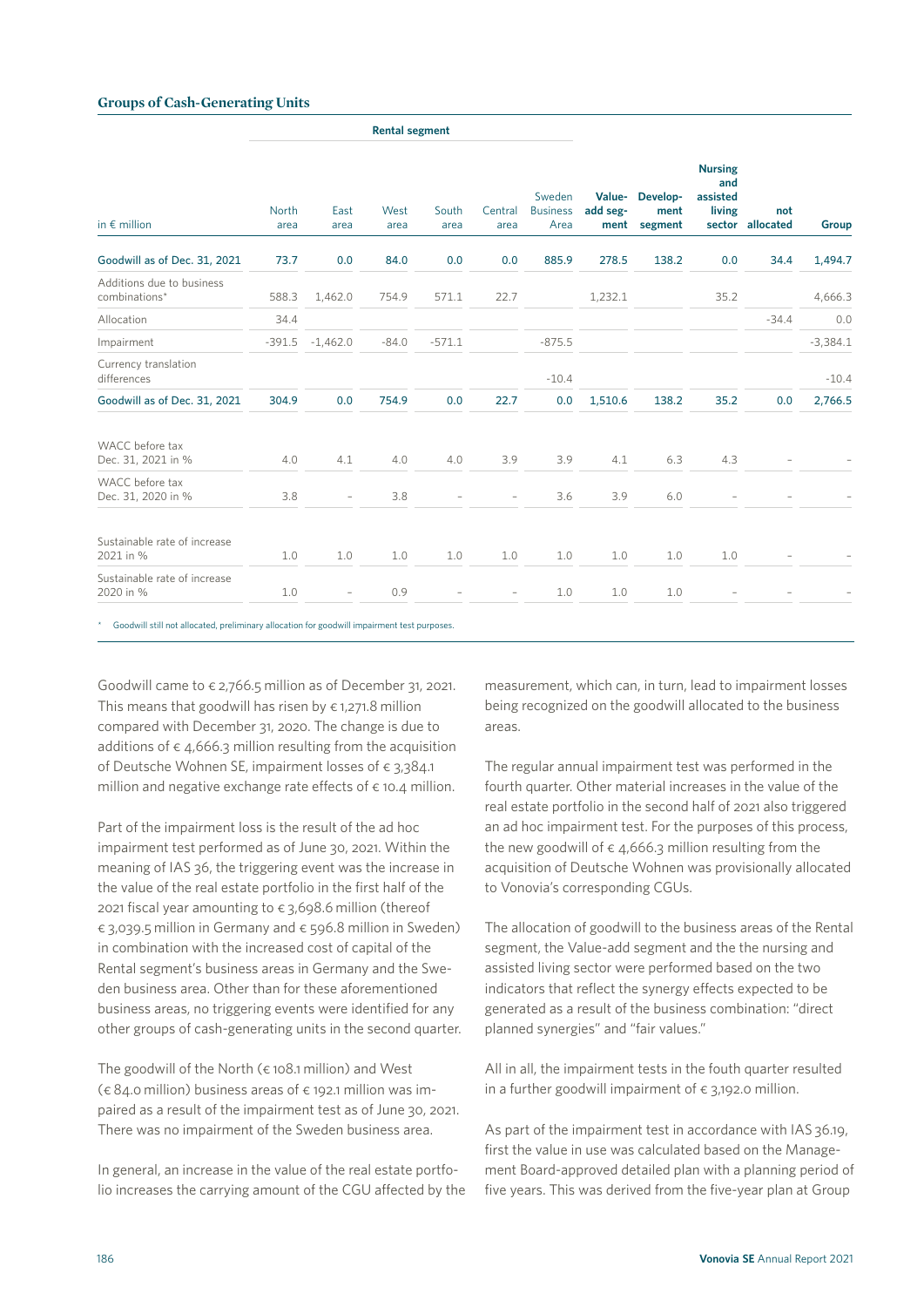### Groups of Cash-Generating Units

| in € million | Rental segment | | | | | | Value-add segment | Development segment | Nursing and assisted living sector | not allocated | Group |
|---|---|---|---|---|---|---|---|---|---|---|---|
| | North area | East area | West area | South area | Central area | Sweden Business Area | | | | | |
| **Goodwill as of Dec. 31, 2021** | 73.7 | 0.0 | 84.0 | 0.0 | 0.0 | 885.9 | 278.5 | 138.2 | 0.0 | 34.4 | 1,494.7 |
| Additions due to business combinations* | 588.3 | 1,462.0 | 754.9 | 571.1 | 22.7 | | 1,232.1 | | 35.2 | | 4,666.3 |
| Allocation | 34.4 | | | | | | | | | -34.4 | 0.0 |
| Impairment | -391.5 | -1,462.0 | -84.0 | -571.1 | | -875.5 | | | | | -3,384.1 |
| Currency translation differences | | | | | | -10.4 | | | | | -10.4 |
| **Goodwill as of Dec. 31, 2021** | 304.9 | 0.0 | 754.9 | 0.0 | 22.7 | 0.0 | 1,510.6 | 138.2 | 35.2 | 0.0 | 2,766.5 |
| WACC before tax Dec. 31, 2021 in % | 4.0 | 4.1 | 4.0 | 4.0 | 3.9 | 3.9 | 4.1 | 6.3 | 4.3 | – | – |
| WACC before tax Dec. 31, 2020 in % | 3.8 | – | 3.8 | – | – | 3.6 | 3.9 | 6.0 | – | – | – |
| Sustainable rate of increase 2021 in % | 1.0 | 1.0 | 1.0 | 1.0 | 1.0 | 1.0 | 1.0 | 1.0 | 1.0 | – | – |
| Sustainable rate of increase 2020 in % | 1.0 | – | 0.9 | – | – | 1.0 | 1.0 | 1.0 | – | – | – |

\* Goodwill still not allocated, preliminary allocation for goodwill impairment test purposes.

Goodwill came to € 2,766.5 million as of December 31, 2021. This means that goodwill has risen by € 1,271.8 million compared with December 31, 2020. The change is due to additions of € 4,666.3 million resulting from the acquisition of Deutsche Wohnen SE, impairment losses of € 3,384.1 million and negative exchange rate effects of € 10.4 million.

Part of the impairment loss is the result of the ad hoc impairment test performed as of June 30, 2021. Within the meaning of IAS 36, the triggering event was the increase in the value of the real estate portfolio in the first half of the 2021 fiscal year amounting to € 3,698.6 million (thereof € 3,039.5 million in Germany and € 596.8 million in Sweden) in combination with the increased cost of capital of the Rental segment's business areas in Germany and the Sweden business area. Other than for these aforementioned business areas, no triggering events were identified for any other groups of cash-generating units in the second quarter.

The goodwill of the North (€ 108.1 million) and West (€ 84.0 million) business areas of € 192.1 million was impaired as a result of the impairment test as of June 30, 2021. There was no impairment of the Sweden business area.

In general, an increase in the value of the real estate portfolio increases the carrying amount of the CGU affected by the measurement, which can, in turn, lead to impairment losses being recognized on the goodwill allocated to the business areas.

The regular annual impairment test was performed in the fourth quarter. Other material increases in the value of the real estate portfolio in the second half of 2021 also triggered an ad hoc impairment test. For the purposes of this process, the new goodwill of € 4,666.3 million resulting from the acquisition of Deutsche Wohnen was provisionally allocated to Vonovia's corresponding CGUs.

The allocation of goodwill to the business areas of the Rental segment, the Value-add segment and the the nursing and assisted living sector were performed based on the two indicators that reflect the synergy effects expected to be generated as a result of the business combination: "direct planned synergies" and "fair values."

All in all, the impairment tests in the fouth quarter resulted in a further goodwill impairment of € 3,192.0 million.

As part of the impairment test in accordance with IAS 36.19, first the value in use was calculated based on the Management Board-approved detailed plan with a planning period of five years. This was derived from the five-year plan at Group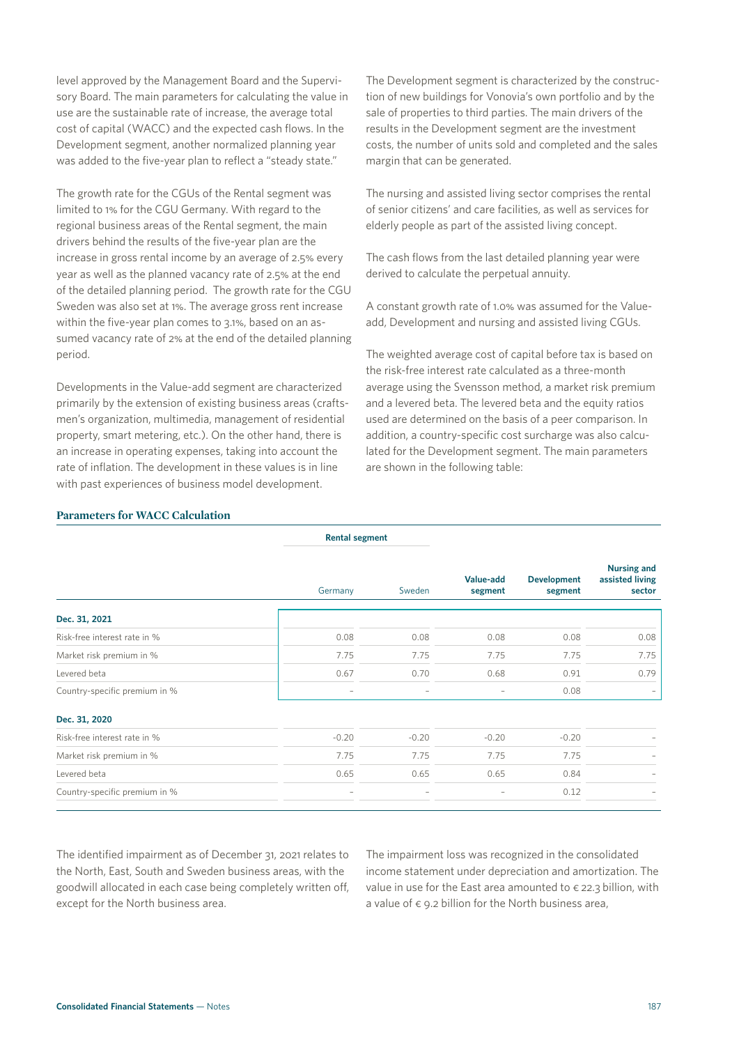level approved by the Management Board and the Supervisory Board. The main parameters for calculating the value in use are the sustainable rate of increase, the average total cost of capital (WACC) and the expected cash flows. In the Development segment, another normalized planning year was added to the five-year plan to reflect a "steady state."

The growth rate for the CGUs of the Rental segment was limited to 1% for the CGU Germany. With regard to the regional business areas of the Rental segment, the main drivers behind the results of the five-year plan are the increase in gross rental income by an average of 2.5% every year as well as the planned vacancy rate of 2.5% at the end of the detailed planning period. The growth rate for the CGU Sweden was also set at 1%. The average gross rent increase within the five-year plan comes to 3.1%, based on an assumed vacancy rate of 2% at the end of the detailed planning period.

Developments in the Value-add segment are characterized primarily by the extension of existing business areas (craftsmen's organization, multimedia, management of residential property, smart metering, etc.). On the other hand, there is an increase in operating expenses, taking into account the rate of inflation. The development in these values is in line with past experiences of business model development.

The Development segment is characterized by the construction of new buildings for Vonovia's own portfolio and by the sale of properties to third parties. The main drivers of the results in the Development segment are the investment costs, the number of units sold and completed and the sales margin that can be generated.

The nursing and assisted living sector comprises the rental of senior citizens' and care facilities, as well as services for elderly people as part of the assisted living concept.

The cash flows from the last detailed planning year were derived to calculate the perpetual annuity.

A constant growth rate of 1.0% was assumed for the Value-add, Development and nursing and assisted living CGUs.

The weighted average cost of capital before tax is based on the risk-free interest rate calculated as a three-month average using the Svensson method, a market risk premium and a levered beta. The levered beta and the equity ratios used are determined on the basis of a peer comparison. In addition, a country-specific cost surcharge was also calculated for the Development segment. The main parameters are shown in the following table:

**Parameters for WACC Calculation**

| | Rental segment | | | | |
|---|---|---|---|---|---|
| | Germany | Sweden | Value-add segment | Development segment | Nursing and assisted living sector |
| **Dec. 31, 2021** | | | | | |
| Risk-free interest rate in % | 0.08 | 0.08 | 0.08 | 0.08 | 0.08 |
| Market risk premium in % | 7.75 | 7.75 | 7.75 | 7.75 | 7.75 |
| Levered beta | 0.67 | 0.70 | 0.68 | 0.91 | 0.79 |
| Country-specific premium in % | – | – | – | 0.08 | – |
| **Dec. 31, 2020** | | | | | |
| Risk-free interest rate in % | -0.20 | -0.20 | -0.20 | -0.20 | – |
| Market risk premium in % | 7.75 | 7.75 | 7.75 | 7.75 | – |
| Levered beta | 0.65 | 0.65 | 0.65 | 0.84 | – |
| Country-specific premium in % | – | – | – | 0.12 | – |

The identified impairment as of December 31, 2021 relates to the North, East, South and Sweden business areas, with the goodwill allocated in each case being completely written off, except for the North business area.

The impairment loss was recognized in the consolidated income statement under depreciation and amortization. The value in use for the East area amounted to € 22.3 billion, with a value of € 9.2 billion for the North business area,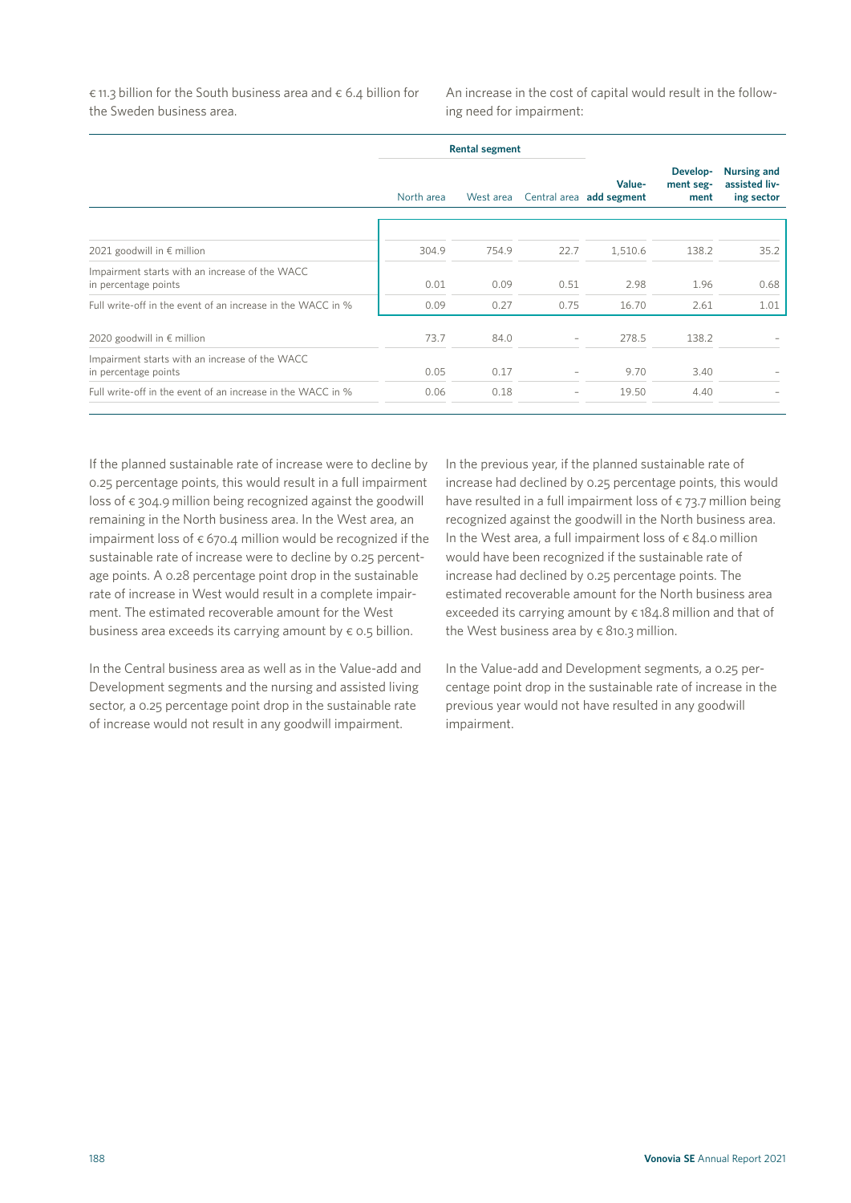€ 11.3 billion for the South business area and € 6.4 billion for the Sweden business area.

An increase in the cost of capital would result in the following need for impairment:

| | Rental segment | | | | | |
|---|---|---|---|---|---|---|
| | North area | West area | Central area | Value-add segment | Development segment | Nursing and assisted living sector |
| 2021 goodwill in € million | 304.9 | 754.9 | 22.7 | 1,510.6 | 138.2 | 35.2 |
| Impairment starts with an increase of the WACC in percentage points | 0.01 | 0.09 | 0.51 | 2.98 | 1.96 | 0.68 |
| Full write-off in the event of an increase in the WACC in % | 0.09 | 0.27 | 0.75 | 16.70 | 2.61 | 1.01 |
| 2020 goodwill in € million | 73.7 | 84.0 | – | 278.5 | 138.2 | – |
| Impairment starts with an increase of the WACC in percentage points | 0.05 | 0.17 | – | 9.70 | 3.40 | – |
| Full write-off in the event of an increase in the WACC in % | 0.06 | 0.18 | – | 19.50 | 4.40 | – |

If the planned sustainable rate of increase were to decline by 0.25 percentage points, this would result in a full impairment loss of € 304.9 million being recognized against the goodwill remaining in the North business area. In the West area, an impairment loss of € 670.4 million would be recognized if the sustainable rate of increase were to decline by 0.25 percentage points. A 0.28 percentage point drop in the sustainable rate of increase in West would result in a complete impairment. The estimated recoverable amount for the West business area exceeds its carrying amount by € 0.5 billion.

In the Central business area as well as in the Value-add and Development segments and the nursing and assisted living sector, a 0.25 percentage point drop in the sustainable rate of increase would not result in any goodwill impairment.

In the previous year, if the planned sustainable rate of increase had declined by 0.25 percentage points, this would have resulted in a full impairment loss of € 73.7 million being recognized against the goodwill in the North business area. In the West area, a full impairment loss of € 84.0 million would have been recognized if the sustainable rate of increase had declined by 0.25 percentage points. The estimated recoverable amount for the North business area exceeded its carrying amount by € 184.8 million and that of the West business area by € 810.3 million.

In the Value-add and Development segments, a 0.25 percentage point drop in the sustainable rate of increase in the previous year would not have resulted in any goodwill impairment.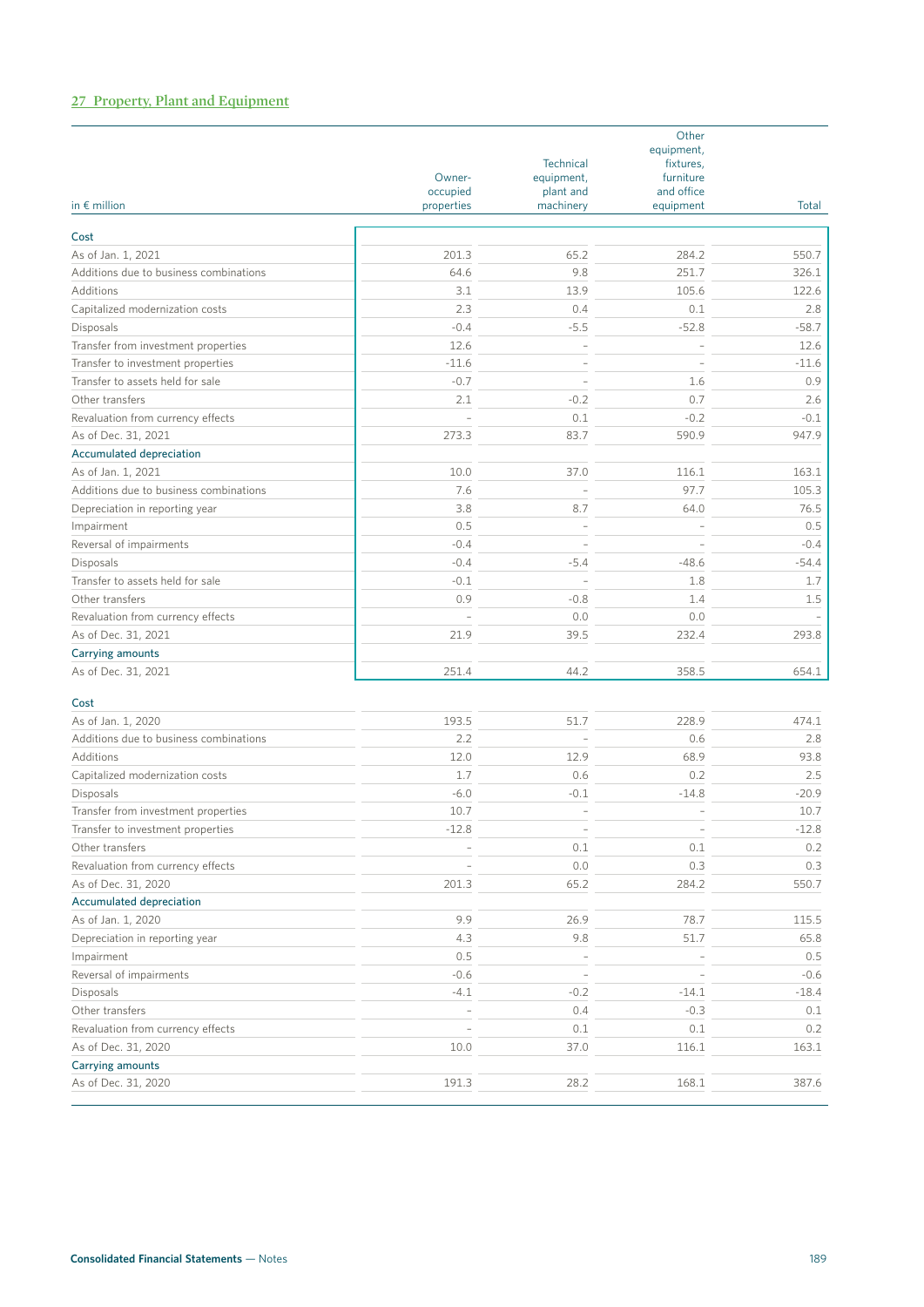## 27 Property, Plant and Equipment

| in € million | Owner-occupied properties | Technical equipment, plant and machinery | Other equipment, fixtures, furniture and office equipment | Total |
|---|---|---|---|---|
| **Cost** | | | | |
| As of Jan. 1, 2021 | 201.3 | 65.2 | 284.2 | 550.7 |
| Additions due to business combinations | 64.6 | 9.8 | 251.7 | 326.1 |
| Additions | 3.1 | 13.9 | 105.6 | 122.6 |
| Capitalized modernization costs | 2.3 | 0.4 | 0.1 | 2.8 |
| Disposals | -0.4 | -5.5 | -52.8 | -58.7 |
| Transfer from investment properties | 12.6 | – | – | 12.6 |
| Transfer to investment properties | -11.6 | – | – | -11.6 |
| Transfer to assets held for sale | -0.7 | – | 1.6 | 0.9 |
| Other transfers | 2.1 | -0.2 | 0.7 | 2.6 |
| Revaluation from currency effects | – | 0.1 | -0.2 | -0.1 |
| As of Dec. 31, 2021 | 273.3 | 83.7 | 590.9 | 947.9 |
| **Accumulated depreciation** | | | | |
| As of Jan. 1, 2021 | 10.0 | 37.0 | 116.1 | 163.1 |
| Additions due to business combinations | 7.6 | – | 97.7 | 105.3 |
| Depreciation in reporting year | 3.8 | 8.7 | 64.0 | 76.5 |
| Impairment | 0.5 | – | – | 0.5 |
| Reversal of impairments | -0.4 | – | – | -0.4 |
| Disposals | -0.4 | -5.4 | -48.6 | -54.4 |
| Transfer to assets held for sale | -0.1 | – | 1.8 | 1.7 |
| Other transfers | 0.9 | -0.8 | 1.4 | 1.5 |
| Revaluation from currency effects | – | 0.0 | 0.0 | – |
| As of Dec. 31, 2021 | 21.9 | 39.5 | 232.4 | 293.8 |
| **Carrying amounts** | | | | |
| As of Dec. 31, 2021 | 251.4 | 44.2 | 358.5 | 654.1 |
| **Cost** | | | | |
| As of Jan. 1, 2020 | 193.5 | 51.7 | 228.9 | 474.1 |
| Additions due to business combinations | 2.2 | – | 0.6 | 2.8 |
| Additions | 12.0 | 12.9 | 68.9 | 93.8 |
| Capitalized modernization costs | 1.7 | 0.6 | 0.2 | 2.5 |
| Disposals | -6.0 | -0.1 | -14.8 | -20.9 |
| Transfer from investment properties | 10.7 | – | – | 10.7 |
| Transfer to investment properties | -12.8 | – | – | -12.8 |
| Other transfers | – | 0.1 | 0.1 | 0.2 |
| Revaluation from currency effects | – | 0.0 | 0.3 | 0.3 |
| As of Dec. 31, 2020 | 201.3 | 65.2 | 284.2 | 550.7 |
| **Accumulated depreciation** | | | | |
| As of Jan. 1, 2020 | 9.9 | 26.9 | 78.7 | 115.5 |
| Depreciation in reporting year | 4.3 | 9.8 | 51.7 | 65.8 |
| Impairment | 0.5 | – | – | 0.5 |
| Reversal of impairments | -0.6 | – | – | -0.6 |
| Disposals | -4.1 | -0.2 | -14.1 | -18.4 |
| Other transfers | – | 0.4 | -0.3 | 0.1 |
| Revaluation from currency effects | – | 0.1 | 0.1 | 0.2 |
| As of Dec. 31, 2020 | 10.0 | 37.0 | 116.1 | 163.1 |
| **Carrying amounts** | | | | |
| As of Dec. 31, 2020 | 191.3 | 28.2 | 168.1 | 387.6 |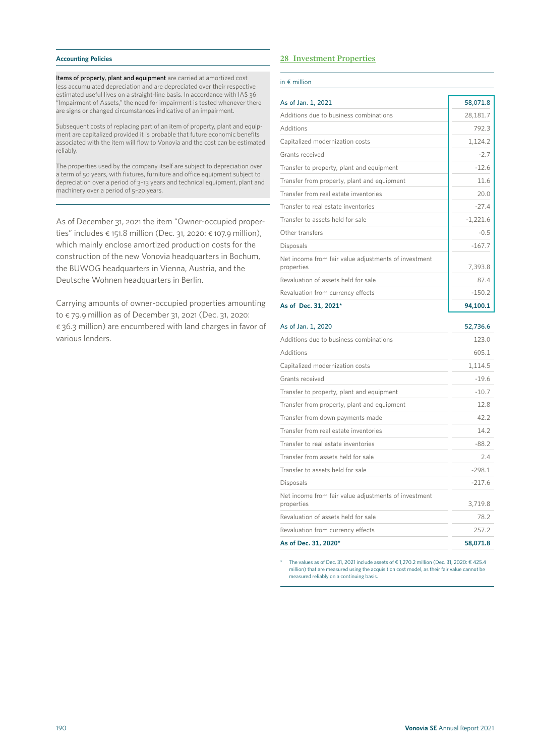**Accounting Policies**

**Items of property, plant and equipment** are carried at amortized cost less accumulated depreciation and are depreciated over their respective estimated useful lives on a straight-line basis. In accordance with IAS 36 "Impairment of Assets," the need for impairment is tested whenever there are signs or changed circumstances indicative of an impairment.

Subsequent costs of replacing part of an item of property, plant and equipment are capitalized provided it is probable that future economic benefits associated with the item will flow to Vonovia and the cost can be estimated reliably.

The properties used by the company itself are subject to depreciation over a term of 50 years, with fixtures, furniture and office equipment subject to depreciation over a period of 3–13 years and technical equipment, plant and machinery over a period of 5–20 years.

As of December 31, 2021 the item "Owner-occupied properties" includes € 151.8 million (Dec. 31, 2020: € 107.9 million), which mainly enclose amortized production costs for the construction of the new Vonovia headquarters in Bochum, the BUWOG headquarters in Vienna, Austria, and the Deutsche Wohnen headquarters in Berlin.

Carrying amounts of owner-occupied properties amounting to € 79.9 million as of December 31, 2021 (Dec. 31, 2020: € 36.3 million) are encumbered with land charges in favor of various lenders.

## 28 Investment Properties

| in € million | |
|---|---|
| As of Jan. 1, 2021 | 58,071.8 |
| Additions due to business combinations | 28,181.7 |
| Additions | 792.3 |
| Capitalized modernization costs | 1,124.2 |
| Grants received | -2.7 |
| Transfer to property, plant and equipment | -12.6 |
| Transfer from property, plant and equipment | 11.6 |
| Transfer from real estate inventories | 20.0 |
| Transfer to real estate inventories | -27.4 |
| Transfer to assets held for sale | -1,221.6 |
| Other transfers | -0.5 |
| Disposals | -167.7 |
| Net income from fair value adjustments of investment properties | 7,393.8 |
| Revaluation of assets held for sale | 87.4 |
| Revaluation from currency effects | -150.2 |
| **As of Dec. 31, 2021*** | **94,100.1** |
| As of Jan. 1, 2020 | 52,736.6 |
| Additions due to business combinations | 123.0 |
| Additions | 605.1 |
| Capitalized modernization costs | 1,114.5 |
| Grants received | -19.6 |
| Transfer to property, plant and equipment | -10.7 |
| Transfer from property, plant and equipment | 12.8 |
| Transfer from down payments made | 42.2 |
| Transfer from real estate inventories | 14.2 |
| Transfer to real estate inventories | -88.2 |
| Transfer from assets held for sale | 2.4 |
| Transfer to assets held for sale | -298.1 |
| Disposals | -217.6 |
| Net income from fair value adjustments of investment properties | 3,719.8 |
| Revaluation of assets held for sale | 78.2 |
| Revaluation from currency effects | 257.2 |
| **As of Dec. 31, 2020*** | **58,071.8** |

\* The values as of Dec. 31, 2021 include assets of € 1,270.2 million (Dec. 31, 2020: € 425.4 million) that are measured using the acquisition cost model, as their fair value cannot be measured reliably on a continuing basis.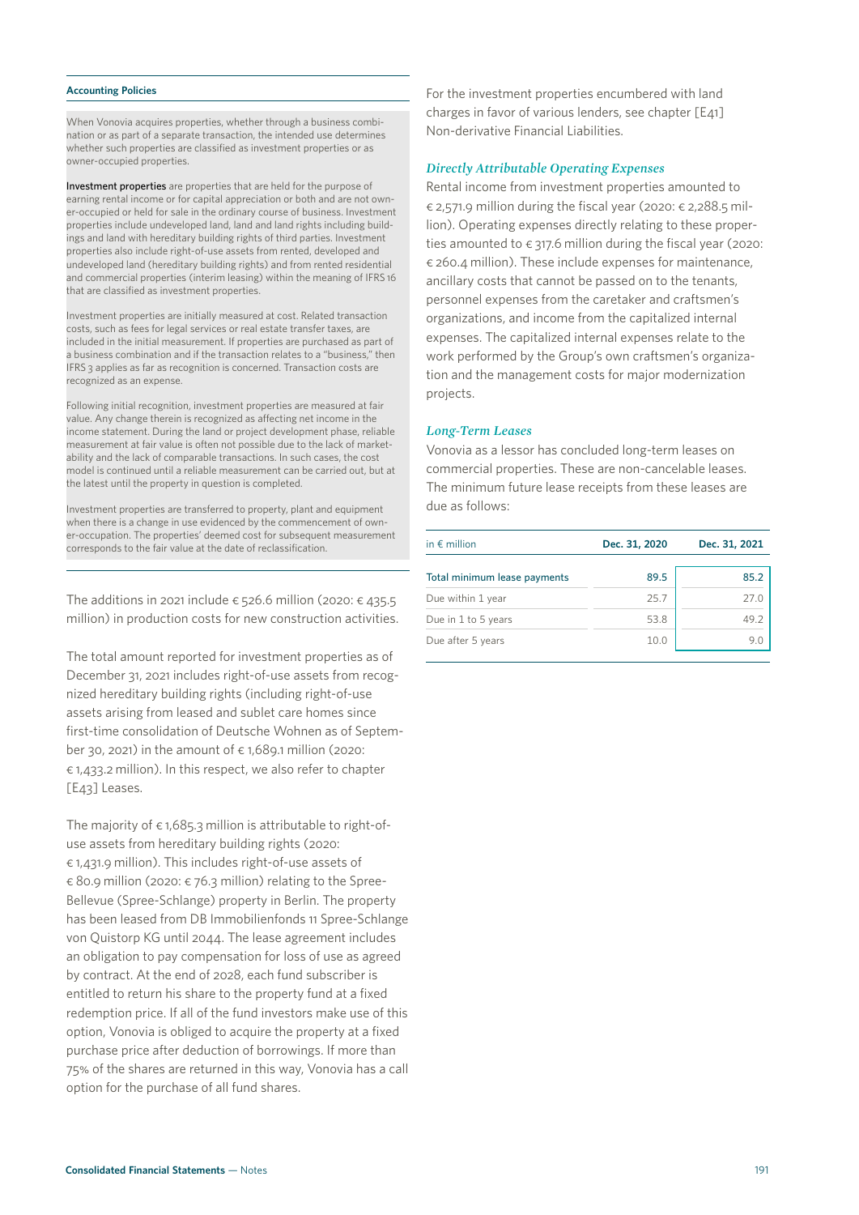#### Accounting Policies

When Vonovia acquires properties, whether through a business combination or as part of a separate transaction, the intended use determines whether such properties are classified as investment properties or as owner-occupied properties.

**Investment properties** are properties that are held for the purpose of earning rental income or for capital appreciation or both and are not owner-occupied or held for sale in the ordinary course of business. Investment properties include undeveloped land, land and land rights including buildings and land with hereditary building rights of third parties. Investment properties also include right-of-use assets from rented, developed and undeveloped land (hereditary building rights) and from rented residential and commercial properties (interim leasing) within the meaning of IFRS 16 that are classified as investment properties.

Investment properties are initially measured at cost. Related transaction costs, such as fees for legal services or real estate transfer taxes, are included in the initial measurement. If properties are purchased as part of a business combination and if the transaction relates to a "business," then IFRS 3 applies as far as recognition is concerned. Transaction costs are recognized as an expense.

Following initial recognition, investment properties are measured at fair value. Any change therein is recognized as affecting net income in the income statement. During the land or project development phase, reliable measurement at fair value is often not possible due to the lack of marketability and the lack of comparable transactions. In such cases, the cost model is continued until a reliable measurement can be carried out, but at the latest until the property in question is completed.

Investment properties are transferred to property, plant and equipment when there is a change in use evidenced by the commencement of owner-occupation. The properties' deemed cost for subsequent measurement corresponds to the fair value at the date of reclassification.

The additions in 2021 include € 526.6 million (2020: € 435.5 million) in production costs for new construction activities.

The total amount reported for investment properties as of December 31, 2021 includes right-of-use assets from recognized hereditary building rights (including right-of-use assets arising from leased and sublet care homes since first-time consolidation of Deutsche Wohnen as of September 30, 2021) in the amount of € 1,689.1 million (2020: € 1,433.2 million). In this respect, we also refer to chapter [E43] Leases.

The majority of € 1,685.3 million is attributable to right-of-use assets from hereditary building rights (2020: € 1,431.9 million). This includes right-of-use assets of € 80.9 million (2020: € 76.3 million) relating to the Spree-Bellevue (Spree-Schlange) property in Berlin. The property has been leased from DB Immobilienfonds 11 Spree-Schlange von Quistorp KG until 2044. The lease agreement includes an obligation to pay compensation for loss of use as agreed by contract. At the end of 2028, each fund subscriber is entitled to return his share to the property fund at a fixed redemption price. If all of the fund investors make use of this option, Vonovia is obliged to acquire the property at a fixed purchase price after deduction of borrowings. If more than 75% of the shares are returned in this way, Vonovia has a call option for the purchase of all fund shares.

For the investment properties encumbered with land charges in favor of various lenders, see chapter [E41] Non-derivative Financial Liabilities.

### *Directly Attributable Operating Expenses*

Rental income from investment properties amounted to € 2,571.9 million during the fiscal year (2020: € 2,288.5 million). Operating expenses directly relating to these properties amounted to € 317.6 million during the fiscal year (2020: € 260.4 million). These include expenses for maintenance, ancillary costs that cannot be passed on to the tenants, personnel expenses from the caretaker and craftsmen's organizations, and income from the capitalized internal expenses. The capitalized internal expenses relate to the work performed by the Group's own craftsmen's organization and the management costs for major modernization projects.

### *Long-Term Leases*

Vonovia as a lessor has concluded long-term leases on commercial properties. These are non-cancelable leases. The minimum future lease receipts from these leases are due as follows:

| in € million | Dec. 31, 2020 | Dec. 31, 2021 |
|---|---|---|
| Total minimum lease payments | 89.5 | 85.2 |
| Due within 1 year | 25.7 | 27.0 |
| Due in 1 to 5 years | 53.8 | 49.2 |
| Due after 5 years | 10.0 | 9.0 |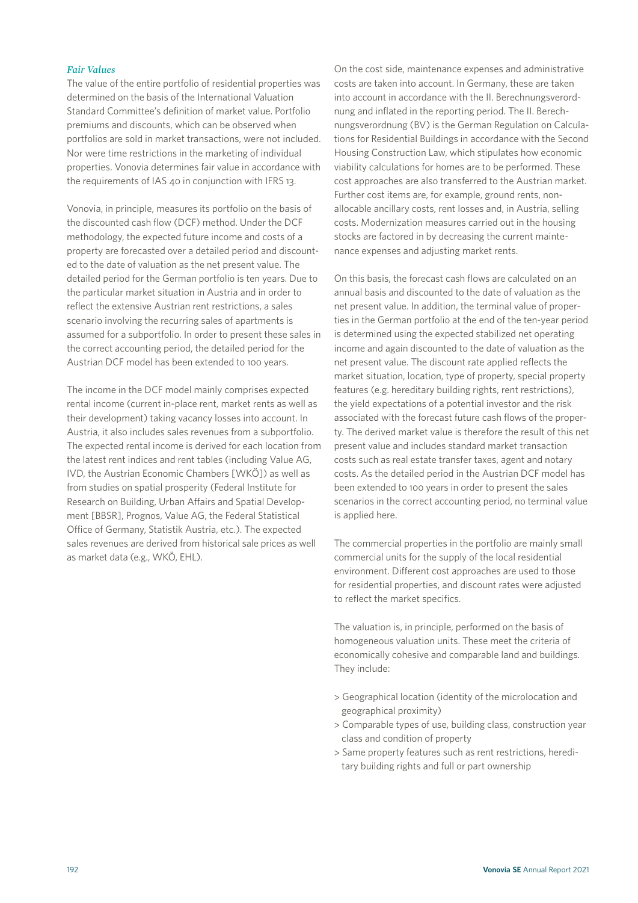### *Fair Values*

The value of the entire portfolio of residential properties was determined on the basis of the International Valuation Standard Committee's definition of market value. Portfolio premiums and discounts, which can be observed when portfolios are sold in market transactions, were not included. Nor were time restrictions in the marketing of individual properties. Vonovia determines fair value in accordance with the requirements of IAS 40 in conjunction with IFRS 13.

Vonovia, in principle, measures its portfolio on the basis of the discounted cash flow (DCF) method. Under the DCF methodology, the expected future income and costs of a property are forecasted over a detailed period and discounted to the date of valuation as the net present value. The detailed period for the German portfolio is ten years. Due to the particular market situation in Austria and in order to reflect the extensive Austrian rent restrictions, a sales scenario involving the recurring sales of apartments is assumed for a subportfolio. In order to present these sales in the correct accounting period, the detailed period for the Austrian DCF model has been extended to 100 years.

The income in the DCF model mainly comprises expected rental income (current in-place rent, market rents as well as their development) taking vacancy losses into account. In Austria, it also includes sales revenues from a subportfolio. The expected rental income is derived for each location from the latest rent indices and rent tables (including Value AG, IVD, the Austrian Economic Chambers [WKÖ]) as well as from studies on spatial prosperity (Federal Institute for Research on Building, Urban Affairs and Spatial Development [BBSR], Prognos, Value AG, the Federal Statistical Office of Germany, Statistik Austria, etc.). The expected sales revenues are derived from historical sale prices as well as market data (e.g., WKÖ, EHL).

On the cost side, maintenance expenses and administrative costs are taken into account. In Germany, these are taken into account in accordance with the II. Berechnungsverordnung and inflated in the reporting period. The II. Berechnungsverordnung (BV) is the German Regulation on Calculations for Residential Buildings in accordance with the Second Housing Construction Law, which stipulates how economic viability calculations for homes are to be performed. These cost approaches are also transferred to the Austrian market. Further cost items are, for example, ground rents, non-allocable ancillary costs, rent losses and, in Austria, selling costs. Modernization measures carried out in the housing stocks are factored in by decreasing the current maintenance expenses and adjusting market rents.

On this basis, the forecast cash flows are calculated on an annual basis and discounted to the date of valuation as the net present value. In addition, the terminal value of properties in the German portfolio at the end of the ten-year period is determined using the expected stabilized net operating income and again discounted to the date of valuation as the net present value. The discount rate applied reflects the market situation, location, type of property, special property features (e.g. hereditary building rights, rent restrictions), the yield expectations of a potential investor and the risk associated with the forecast future cash flows of the property. The derived market value is therefore the result of this net present value and includes standard market transaction costs such as real estate transfer taxes, agent and notary costs. As the detailed period in the Austrian DCF model has been extended to 100 years in order to present the sales scenarios in the correct accounting period, no terminal value is applied here.

The commercial properties in the portfolio are mainly small commercial units for the supply of the local residential environment. Different cost approaches are used to those for residential properties, and discount rates were adjusted to reflect the market specifics.

The valuation is, in principle, performed on the basis of homogeneous valuation units. These meet the criteria of economically cohesive and comparable land and buildings. They include:

- Geographical location (identity of the microlocation and geographical proximity)
- Comparable types of use, building class, construction year class and condition of property
- Same property features such as rent restrictions, hereditary building rights and full or part ownership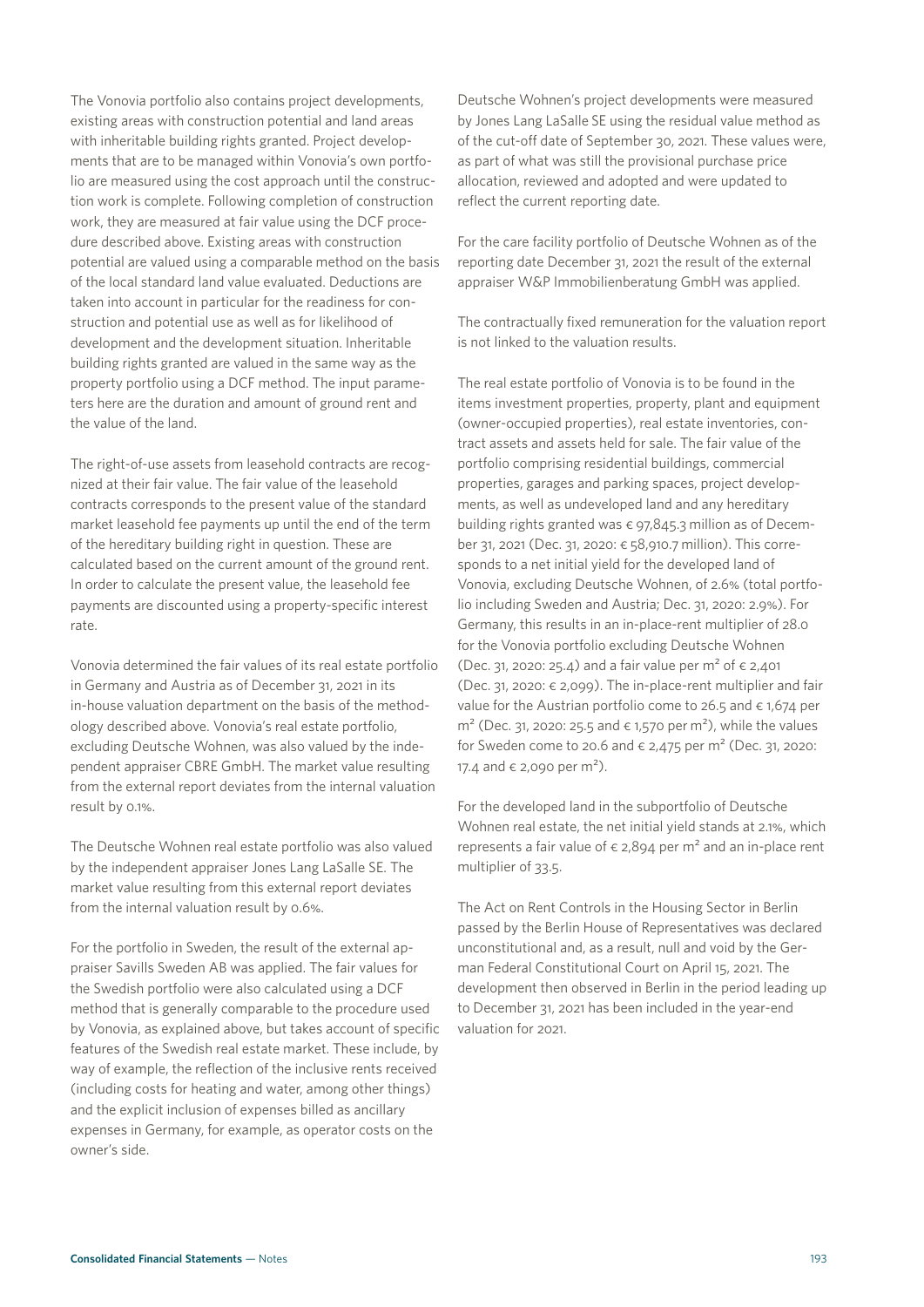The Vonovia portfolio also contains project developments, existing areas with construction potential and land areas with inheritable building rights granted. Project developments that are to be managed within Vonovia's own portfolio are measured using the cost approach until the construction work is complete. Following completion of construction work, they are measured at fair value using the DCF procedure described above. Existing areas with construction potential are valued using a comparable method on the basis of the local standard land value evaluated. Deductions are taken into account in particular for the readiness for construction and potential use as well as for likelihood of development and the development situation. Inheritable building rights granted are valued in the same way as the property portfolio using a DCF method. The input parameters here are the duration and amount of ground rent and the value of the land.

The right-of-use assets from leasehold contracts are recognized at their fair value. The fair value of the leasehold contracts corresponds to the present value of the standard market leasehold fee payments up until the end of the term of the hereditary building right in question. These are calculated based on the current amount of the ground rent. In order to calculate the present value, the leasehold fee payments are discounted using a property-specific interest rate.

Vonovia determined the fair values of its real estate portfolio in Germany and Austria as of December 31, 2021 in its in-house valuation department on the basis of the methodology described above. Vonovia's real estate portfolio, excluding Deutsche Wohnen, was also valued by the independent appraiser CBRE GmbH. The market value resulting from the external report deviates from the internal valuation result by 0.1%.

The Deutsche Wohnen real estate portfolio was also valued by the independent appraiser Jones Lang LaSalle SE. The market value resulting from this external report deviates from the internal valuation result by 0.6%.

For the portfolio in Sweden, the result of the external appraiser Savills Sweden AB was applied. The fair values for the Swedish portfolio were also calculated using a DCF method that is generally comparable to the procedure used by Vonovia, as explained above, but takes account of specific features of the Swedish real estate market. These include, by way of example, the reflection of the inclusive rents received (including costs for heating and water, among other things) and the explicit inclusion of expenses billed as ancillary expenses in Germany, for example, as operator costs on the owner's side.

Deutsche Wohnen's project developments were measured by Jones Lang LaSalle SE using the residual value method as of the cut-off date of September 30, 2021. These values were, as part of what was still the provisional purchase price allocation, reviewed and adopted and were updated to reflect the current reporting date.

For the care facility portfolio of Deutsche Wohnen as of the reporting date December 31, 2021 the result of the external appraiser W&P Immobilienberatung GmbH was applied.

The contractually fixed remuneration for the valuation report is not linked to the valuation results.

The real estate portfolio of Vonovia is to be found in the items investment properties, property, plant and equipment (owner-occupied properties), real estate inventories, contract assets and assets held for sale. The fair value of the portfolio comprising residential buildings, commercial properties, garages and parking spaces, project developments, as well as undeveloped land and any hereditary building rights granted was € 97,845.3 million as of December 31, 2021 (Dec. 31, 2020: € 58,910.7 million). This corresponds to a net initial yield for the developed land of Vonovia, excluding Deutsche Wohnen, of 2.6% (total portfolio including Sweden and Austria; Dec. 31, 2020: 2.9%). For Germany, this results in an in-place-rent multiplier of 28.0 for the Vonovia portfolio excluding Deutsche Wohnen (Dec. 31, 2020: 25.4) and a fair value per m² of € 2,401 (Dec. 31, 2020: € 2,099). The in-place-rent multiplier and fair value for the Austrian portfolio come to 26.5 and € 1,674 per m² (Dec. 31, 2020: 25.5 and € 1,570 per m²), while the values for Sweden come to 20.6 and € 2,475 per m² (Dec. 31, 2020: 17.4 and € 2,090 per m²).

For the developed land in the subportfolio of Deutsche Wohnen real estate, the net initial yield stands at 2.1%, which represents a fair value of € 2,894 per m² and an in-place rent multiplier of 33.5.

The Act on Rent Controls in the Housing Sector in Berlin passed by the Berlin House of Representatives was declared unconstitutional and, as a result, null and void by the German Federal Constitutional Court on April 15, 2021. The development then observed in Berlin in the period leading up to December 31, 2021 has been included in the year-end valuation for 2021.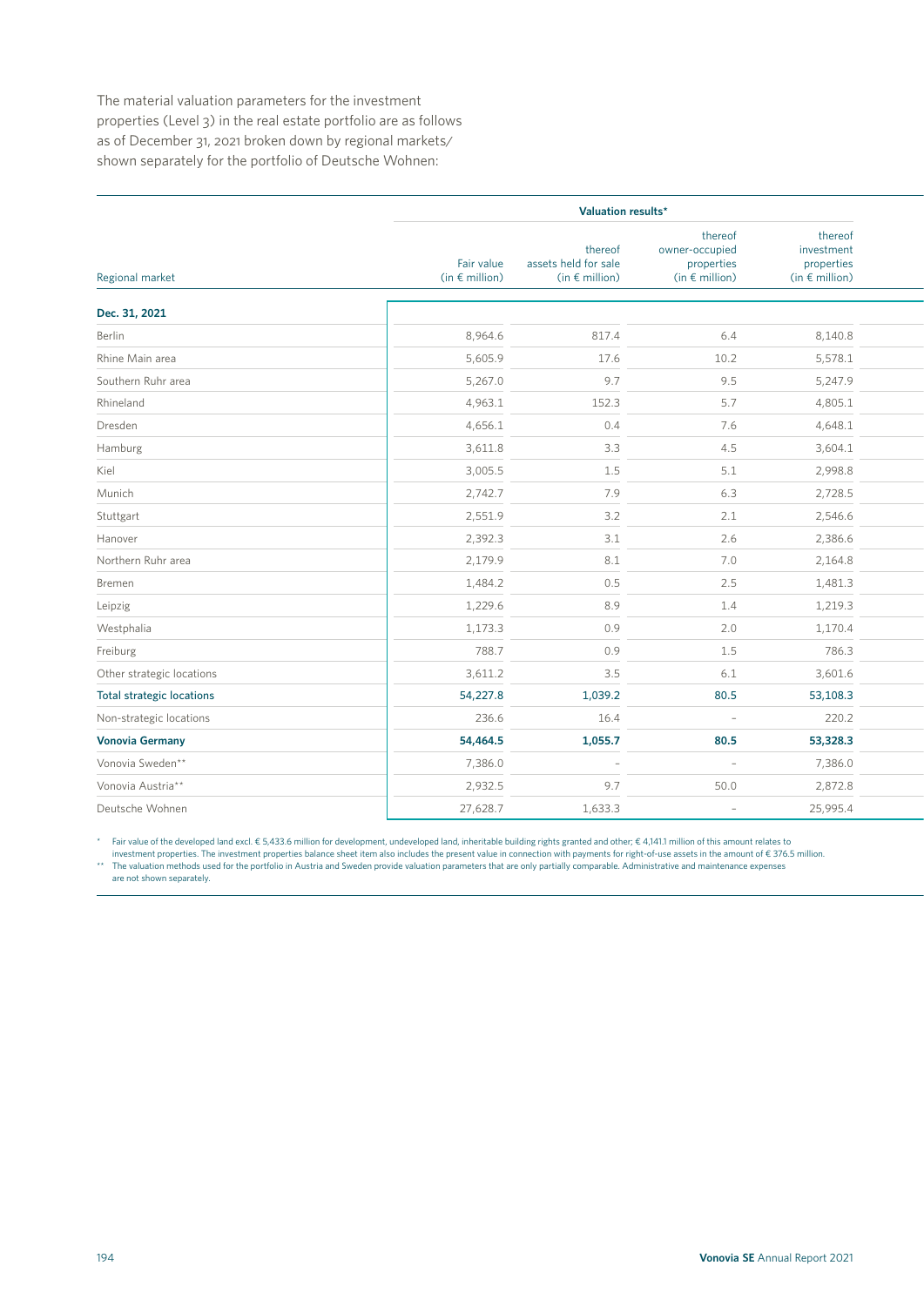The material valuation parameters for the investment properties (Level 3) in the real estate portfolio are as follows as of December 31, 2021 broken down by regional markets/shown separately for the portfolio of Deutsche Wohnen:

| Regional market | Valuation results* | | | |
|---|---|---|---|---|
| | Fair value (in € million) | thereof assets held for sale (in € million) | thereof owner-occupied properties (in € million) | thereof investment properties (in € million) |
| **Dec. 31, 2021** | | | | |
| Berlin | 8,964.6 | 817.4 | 6.4 | 8,140.8 |
| Rhine Main area | 5,605.9 | 17.6 | 10.2 | 5,578.1 |
| Southern Ruhr area | 5,267.0 | 9.7 | 9.5 | 5,247.9 |
| Rhineland | 4,963.1 | 152.3 | 5.7 | 4,805.1 |
| Dresden | 4,656.1 | 0.4 | 7.6 | 4,648.1 |
| Hamburg | 3,611.8 | 3.3 | 4.5 | 3,604.1 |
| Kiel | 3,005.5 | 1.5 | 5.1 | 2,998.8 |
| Munich | 2,742.7 | 7.9 | 6.3 | 2,728.5 |
| Stuttgart | 2,551.9 | 3.2 | 2.1 | 2,546.6 |
| Hanover | 2,392.3 | 3.1 | 2.6 | 2,386.6 |
| Northern Ruhr area | 2,179.9 | 8.1 | 7.0 | 2,164.8 |
| Bremen | 1,484.2 | 0.5 | 2.5 | 1,481.3 |
| Leipzig | 1,229.6 | 8.9 | 1.4 | 1,219.3 |
| Westphalia | 1,173.3 | 0.9 | 2.0 | 1,170.4 |
| Freiburg | 788.7 | 0.9 | 1.5 | 786.3 |
| Other strategic locations | 3,611.2 | 3.5 | 6.1 | 3,601.6 |
| **Total strategic locations** | **54,227.8** | **1,039.2** | **80.5** | **53,108.3** |
| Non-strategic locations | 236.6 | 16.4 | – | 220.2 |
| **Vonovia Germany** | **54,464.5** | **1,055.7** | **80.5** | **53,328.3** |
| Vonovia Sweden** | 7,386.0 | – | – | 7,386.0 |
| Vonovia Austria** | 2,932.5 | 9.7 | 50.0 | 2,872.8 |
| Deutsche Wohnen | 27,628.7 | 1,633.3 | – | 25,995.4 |

\* Fair value of the developed land excl. € 5,433.6 million for development, undeveloped land, inheritable building rights granted and other; € 4,141.1 million of this amount relates to investment properties. The investment properties balance sheet item also includes the present value in connection with payments for right-of-use assets in the amount of € 376.5 million.

\*\* The valuation methods used for the portfolio in Austria and Sweden provide valuation parameters that are only partially comparable. Administrative and maintenance expenses are not shown separately.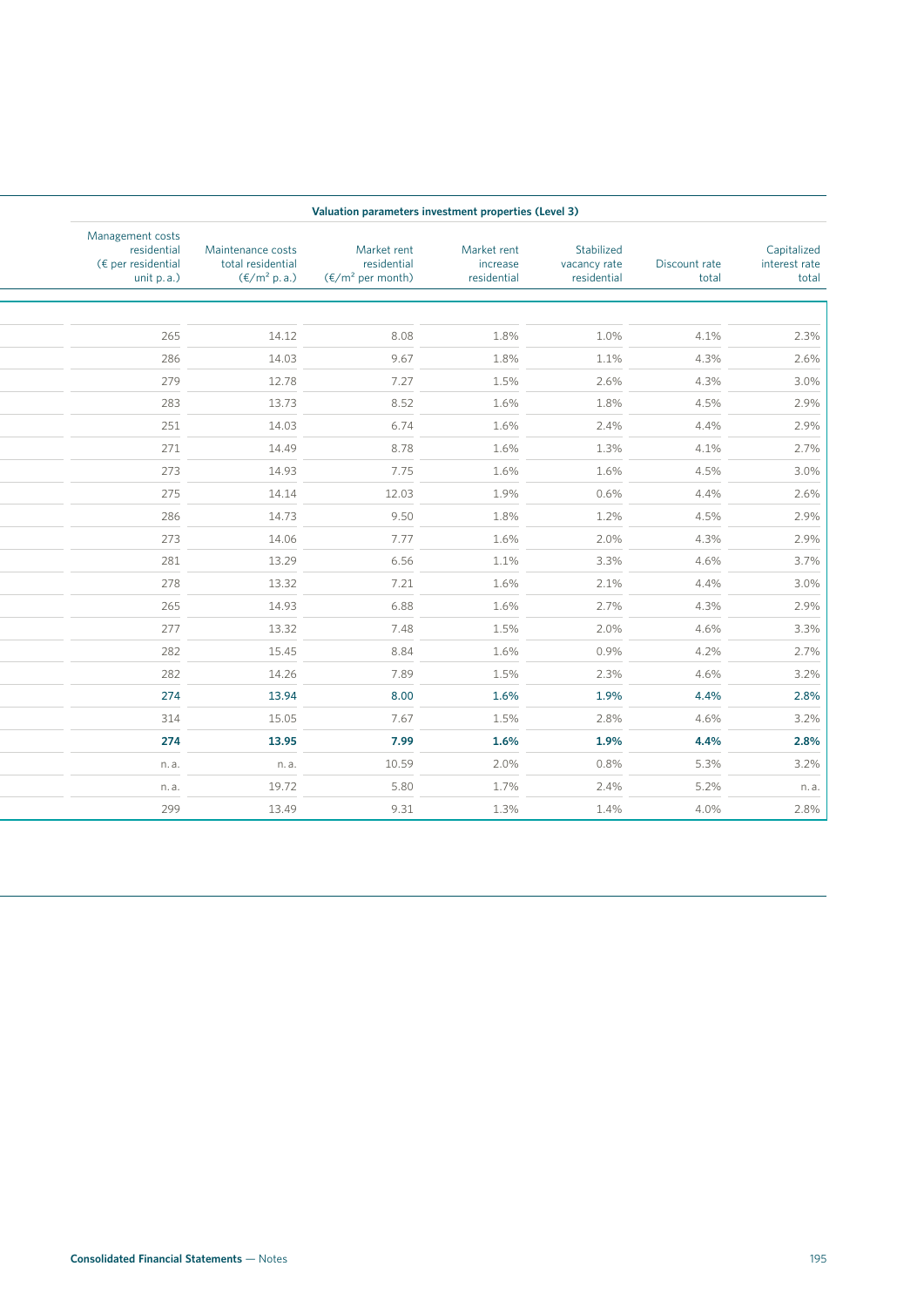| Valuation parameters investment properties (Level 3) | | | | | | |
|---|---|---|---|---|---|---|
| Management costs residential (€ per residential unit p. a.) | Maintenance costs total residential (€/m² p. a.) | Market rent residential (€/m² per month) | Market rent increase residential | Stabilized vacancy rate residential | Discount rate total | Capitalized interest rate total |
| 265 | 14.12 | 8.08 | 1.8% | 1.0% | 4.1% | 2.3% |
| 286 | 14.03 | 9.67 | 1.8% | 1.1% | 4.3% | 2.6% |
| 279 | 12.78 | 7.27 | 1.5% | 2.6% | 4.3% | 3.0% |
| 283 | 13.73 | 8.52 | 1.6% | 1.8% | 4.5% | 2.9% |
| 251 | 14.03 | 6.74 | 1.6% | 2.4% | 4.4% | 2.9% |
| 271 | 14.49 | 8.78 | 1.6% | 1.3% | 4.1% | 2.7% |
| 273 | 14.93 | 7.75 | 1.6% | 1.6% | 4.5% | 3.0% |
| 275 | 14.14 | 12.03 | 1.9% | 0.6% | 4.4% | 2.6% |
| 286 | 14.73 | 9.50 | 1.8% | 1.2% | 4.5% | 2.9% |
| 273 | 14.06 | 7.77 | 1.6% | 2.0% | 4.3% | 2.9% |
| 281 | 13.29 | 6.56 | 1.1% | 3.3% | 4.6% | 3.7% |
| 278 | 13.32 | 7.21 | 1.6% | 2.1% | 4.4% | 3.0% |
| 265 | 14.93 | 6.88 | 1.6% | 2.7% | 4.3% | 2.9% |
| 277 | 13.32 | 7.48 | 1.5% | 2.0% | 4.6% | 3.3% |
| 282 | 15.45 | 8.84 | 1.6% | 0.9% | 4.2% | 2.7% |
| 282 | 14.26 | 7.89 | 1.5% | 2.3% | 4.6% | 3.2% |
| **274** | **13.94** | **8.00** | **1.6%** | **1.9%** | **4.4%** | **2.8%** |
| 314 | 15.05 | 7.67 | 1.5% | 2.8% | 4.6% | 3.2% |
| **274** | **13.95** | **7.99** | **1.6%** | **1.9%** | **4.4%** | **2.8%** |
| n. a. | n. a. | 10.59 | 2.0% | 0.8% | 5.3% | 3.2% |
| n. a. | 19.72 | 5.80 | 1.7% | 2.4% | 5.2% | n. a. |
| 299 | 13.49 | 9.31 | 1.3% | 1.4% | 4.0% | 2.8% |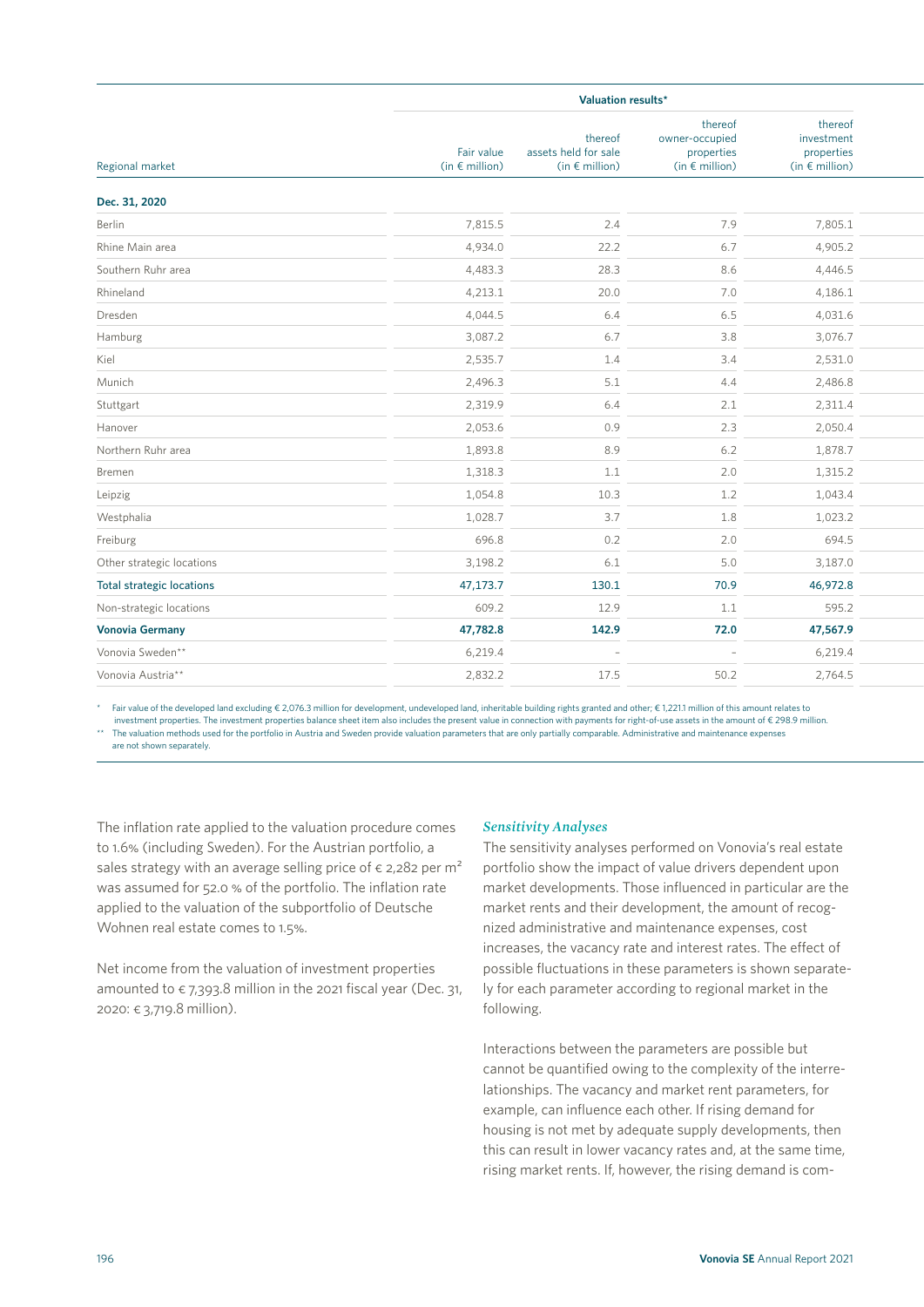| Regional market | Valuation results* | | | |
|---|---|---|---|---|
| | Fair value (in € million) | thereof assets held for sale (in € million) | thereof owner-occupied properties (in € million) | thereof investment properties (in € million) |
| **Dec. 31, 2020** | | | | |
| Berlin | 7,815.5 | 2.4 | 7.9 | 7,805.1 |
| Rhine Main area | 4,934.0 | 22.2 | 6.7 | 4,905.2 |
| Southern Ruhr area | 4,483.3 | 28.3 | 8.6 | 4,446.5 |
| Rhineland | 4,213.1 | 20.0 | 7.0 | 4,186.1 |
| Dresden | 4,044.5 | 6.4 | 6.5 | 4,031.6 |
| Hamburg | 3,087.2 | 6.7 | 3.8 | 3,076.7 |
| Kiel | 2,535.7 | 1.4 | 3.4 | 2,531.0 |
| Munich | 2,496.3 | 5.1 | 4.4 | 2,486.8 |
| Stuttgart | 2,319.9 | 6.4 | 2.1 | 2,311.4 |
| Hanover | 2,053.6 | 0.9 | 2.3 | 2,050.4 |
| Northern Ruhr area | 1,893.8 | 8.9 | 6.2 | 1,878.7 |
| Bremen | 1,318.3 | 1.1 | 2.0 | 1,315.2 |
| Leipzig | 1,054.8 | 10.3 | 1.2 | 1,043.4 |
| Westphalia | 1,028.7 | 3.7 | 1.8 | 1,023.2 |
| Freiburg | 696.8 | 0.2 | 2.0 | 694.5 |
| Other strategic locations | 3,198.2 | 6.1 | 5.0 | 3,187.0 |
| **Total strategic locations** | **47,173.7** | **130.1** | **70.9** | **46,972.8** |
| Non-strategic locations | 609.2 | 12.9 | 1.1 | 595.2 |
| **Vonovia Germany** | **47,782.8** | **142.9** | **72.0** | **47,567.9** |
| Vonovia Sweden** | 6,219.4 | – | – | 6,219.4 |
| Vonovia Austria** | 2,832.2 | 17.5 | 50.2 | 2,764.5 |

\* Fair value of the developed land excluding € 2,076.3 million for development, undeveloped land, inheritable building rights granted and other; € 1,221.1 million of this amount relates to investment properties. The investment properties balance sheet item also includes the present value in connection with payments for right-of-use assets in the amount of € 298.9 million.

\*\* The valuation methods used for the portfolio in Austria and Sweden provide valuation parameters that are only partially comparable. Administrative and maintenance expenses are not shown separately.

The inflation rate applied to the valuation procedure comes to 1.6% (including Sweden). For the Austrian portfolio, a sales strategy with an average selling price of € 2,282 per m² was assumed for 52.0 % of the portfolio. The inflation rate applied to the valuation of the subportfolio of Deutsche Wohnen real estate comes to 1.5%.

Net income from the valuation of investment properties amounted to € 7,393.8 million in the 2021 fiscal year (Dec. 31, 2020: € 3,719.8 million).

### *Sensitivity Analyses*

The sensitivity analyses performed on Vonovia's real estate portfolio show the impact of value drivers dependent upon market developments. Those influenced in particular are the market rents and their development, the amount of recognized administrative and maintenance expenses, cost increases, the vacancy rate and interest rates. The effect of possible fluctuations in these parameters is shown separately for each parameter according to regional market in the following.

Interactions between the parameters are possible but cannot be quantified owing to the complexity of the interrelationships. The vacancy and market rent parameters, for example, can influence each other. If rising demand for housing is not met by adequate supply developments, then this can result in lower vacancy rates and, at the same time, rising market rents. If, however, the rising demand is com-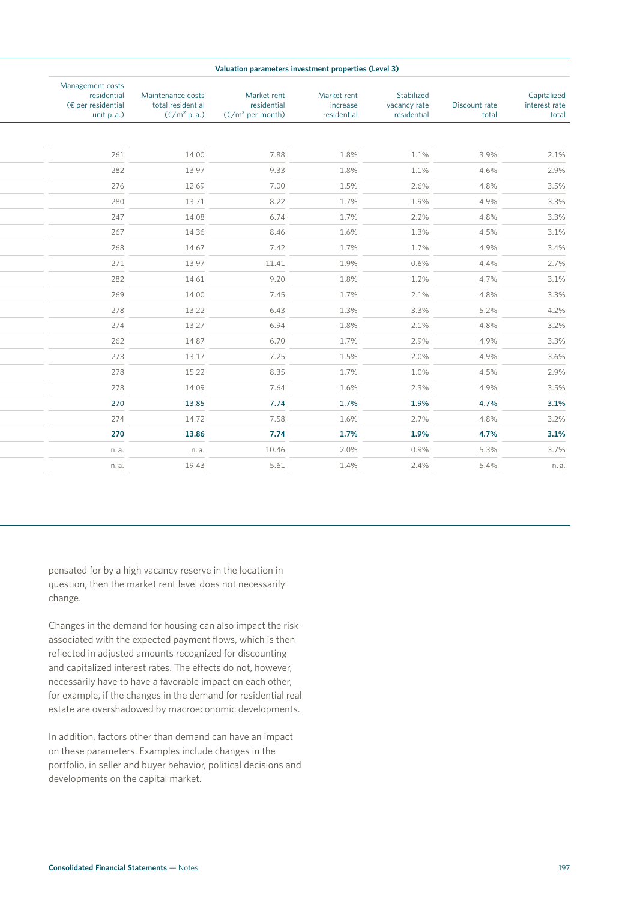| Valuation parameters investment properties (Level 3) | | | | | | |
|---|---|---|---|---|---|---|
| Management costs residential (€ per residential unit p.a.) | Maintenance costs total residential (€/m² p.a.) | Market rent residential (€/m² per month) | Market rent increase residential | Stabilized vacancy rate residential | Discount rate total | Capitalized interest rate total |
| 261 | 14.00 | 7.88 | 1.8% | 1.1% | 3.9% | 2.1% |
| 282 | 13.97 | 9.33 | 1.8% | 1.1% | 4.6% | 2.9% |
| 276 | 12.69 | 7.00 | 1.5% | 2.6% | 4.8% | 3.5% |
| 280 | 13.71 | 8.22 | 1.7% | 1.9% | 4.9% | 3.3% |
| 247 | 14.08 | 6.74 | 1.7% | 2.2% | 4.8% | 3.3% |
| 267 | 14.36 | 8.46 | 1.6% | 1.3% | 4.5% | 3.1% |
| 268 | 14.67 | 7.42 | 1.7% | 1.7% | 4.9% | 3.4% |
| 271 | 13.97 | 11.41 | 1.9% | 0.6% | 4.4% | 2.7% |
| 282 | 14.61 | 9.20 | 1.8% | 1.2% | 4.7% | 3.1% |
| 269 | 14.00 | 7.45 | 1.7% | 2.1% | 4.8% | 3.3% |
| 278 | 13.22 | 6.43 | 1.3% | 3.3% | 5.2% | 4.2% |
| 274 | 13.27 | 6.94 | 1.8% | 2.1% | 4.8% | 3.2% |
| 262 | 14.87 | 6.70 | 1.7% | 2.9% | 4.9% | 3.3% |
| 273 | 13.17 | 7.25 | 1.5% | 2.0% | 4.9% | 3.6% |
| 278 | 15.22 | 8.35 | 1.7% | 1.0% | 4.5% | 2.9% |
| 278 | 14.09 | 7.64 | 1.6% | 2.3% | 4.9% | 3.5% |
| **270** | **13.85** | **7.74** | **1.7%** | **1.9%** | **4.7%** | **3.1%** |
| 274 | 14.72 | 7.58 | 1.6% | 2.7% | 4.8% | 3.2% |
| **270** | **13.86** | **7.74** | **1.7%** | **1.9%** | **4.7%** | **3.1%** |
| n. a. | n. a. | 10.46 | 2.0% | 0.9% | 5.3% | 3.7% |
| n. a. | 19.43 | 5.61 | 1.4% | 2.4% | 5.4% | n. a. |

pensated for by a high vacancy reserve in the location in question, then the market rent level does not necessarily change.

Changes in the demand for housing can also impact the risk associated with the expected payment flows, which is then reflected in adjusted amounts recognized for discounting and capitalized interest rates. The effects do not, however, necessarily have to have a favorable impact on each other, for example, if the changes in the demand for residential real estate are overshadowed by macroeconomic developments.

In addition, factors other than demand can have an impact on these parameters. Examples include changes in the portfolio, in seller and buyer behavior, political decisions and developments on the capital market.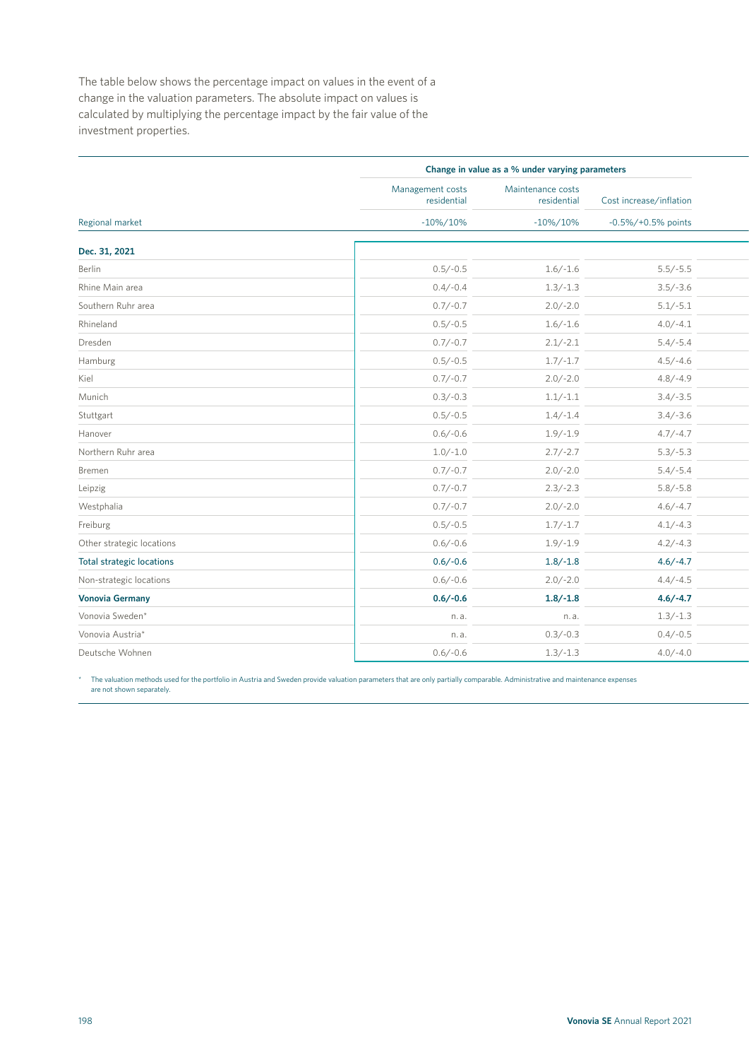The table below shows the percentage impact on values in the event of a change in the valuation parameters. The absolute impact on values is calculated by multiplying the percentage impact by the fair value of the investment properties.

| | Change in value as a % under varying parameters | | |
|---|---|---|---|
| | Management costs residential | Maintenance costs residential | Cost increase/inflation |
| Regional market | -10%/10% | -10%/10% | -0.5%/+0.5% points |
| **Dec. 31, 2021** | | | |
| Berlin | 0.5/-0.5 | 1.6/-1.6 | 5.5/-5.5 |
| Rhine Main area | 0.4/-0.4 | 1.3/-1.3 | 3.5/-3.6 |
| Southern Ruhr area | 0.7/-0.7 | 2.0/-2.0 | 5.1/-5.1 |
| Rhineland | 0.5/-0.5 | 1.6/-1.6 | 4.0/-4.1 |
| Dresden | 0.7/-0.7 | 2.1/-2.1 | 5.4/-5.4 |
| Hamburg | 0.5/-0.5 | 1.7/-1.7 | 4.5/-4.6 |
| Kiel | 0.7/-0.7 | 2.0/-2.0 | 4.8/-4.9 |
| Munich | 0.3/-0.3 | 1.1/-1.1 | 3.4/-3.5 |
| Stuttgart | 0.5/-0.5 | 1.4/-1.4 | 3.4/-3.6 |
| Hanover | 0.6/-0.6 | 1.9/-1.9 | 4.7/-4.7 |
| Northern Ruhr area | 1.0/-1.0 | 2.7/-2.7 | 5.3/-5.3 |
| Bremen | 0.7/-0.7 | 2.0/-2.0 | 5.4/-5.4 |
| Leipzig | 0.7/-0.7 | 2.3/-2.3 | 5.8/-5.8 |
| Westphalia | 0.7/-0.7 | 2.0/-2.0 | 4.6/-4.7 |
| Freiburg | 0.5/-0.5 | 1.7/-1.7 | 4.1/-4.3 |
| Other strategic locations | 0.6/-0.6 | 1.9/-1.9 | 4.2/-4.3 |
| **Total strategic locations** | **0.6/-0.6** | **1.8/-1.8** | **4.6/-4.7** |
| Non-strategic locations | 0.6/-0.6 | 2.0/-2.0 | 4.4/-4.5 |
| **Vonovia Germany** | **0.6/-0.6** | **1.8/-1.8** | **4.6/-4.7** |
| Vonovia Sweden* | n. a. | n. a. | 1.3/-1.3 |
| Vonovia Austria* | n. a. | 0.3/-0.3 | 0.4/-0.5 |
| Deutsche Wohnen | 0.6/-0.6 | 1.3/-1.3 | 4.0/-4.0 |

* The valuation methods used for the portfolio in Austria and Sweden provide valuation parameters that are only partially comparable. Administrative and maintenance expenses are not shown separately.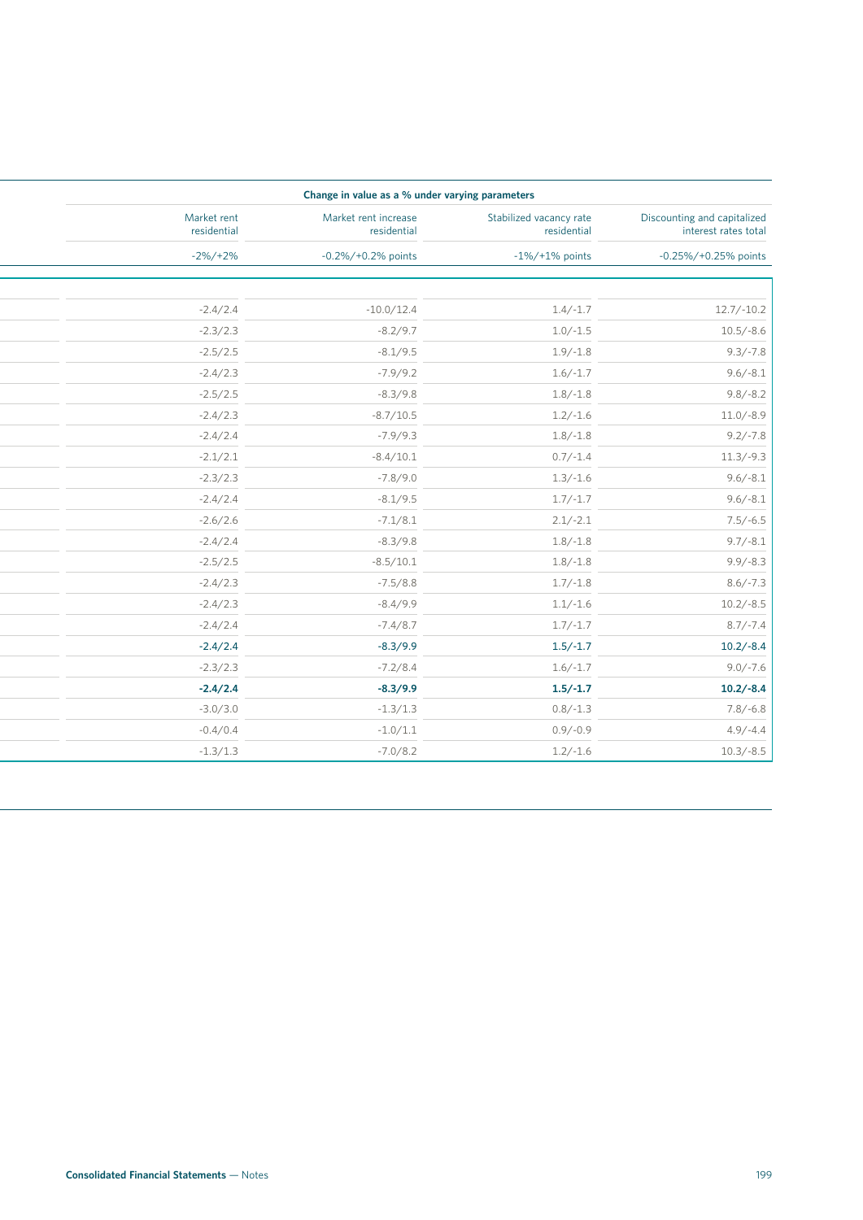| Change in value as a % under varying parameters | | | |
|---|---|---|---|
| Market rent residential | Market rent increase residential | Stabilized vacancy rate residential | Discounting and capitalized interest rates total |
| -2%/+2% | -0.2%/+0.2% points | -1%/+1% points | -0.25%/+0.25% points |
| | | | |
| -2.4/2.4 | -10.0/12.4 | 1.4/-1.7 | 12.7/-10.2 |
| -2.3/2.3 | -8.2/9.7 | 1.0/-1.5 | 10.5/-8.6 |
| -2.5/2.5 | -8.1/9.5 | 1.9/-1.8 | 9.3/-7.8 |
| -2.4/2.3 | -7.9/9.2 | 1.6/-1.7 | 9.6/-8.1 |
| -2.5/2.5 | -8.3/9.8 | 1.8/-1.8 | 9.8/-8.2 |
| -2.4/2.3 | -8.7/10.5 | 1.2/-1.6 | 11.0/-8.9 |
| -2.4/2.4 | -7.9/9.3 | 1.8/-1.8 | 9.2/-7.8 |
| -2.1/2.1 | -8.4/10.1 | 0.7/-1.4 | 11.3/-9.3 |
| -2.3/2.3 | -7.8/9.0 | 1.3/-1.6 | 9.6/-8.1 |
| -2.4/2.4 | -8.1/9.5 | 1.7/-1.7 | 9.6/-8.1 |
| -2.6/2.6 | -7.1/8.1 | 2.1/-2.1 | 7.5/-6.5 |
| -2.4/2.4 | -8.3/9.8 | 1.8/-1.8 | 9.7/-8.1 |
| -2.5/2.5 | -8.5/10.1 | 1.8/-1.8 | 9.9/-8.3 |
| -2.4/2.3 | -7.5/8.8 | 1.7/-1.8 | 8.6/-7.3 |
| -2.4/2.3 | -8.4/9.9 | 1.1/-1.6 | 10.2/-8.5 |
| -2.4/2.4 | -7.4/8.7 | 1.7/-1.7 | 8.7/-7.4 |
| **-2.4/2.4** | **-8.3/9.9** | **1.5/-1.7** | **10.2/-8.4** |
| -2.3/2.3 | -7.2/8.4 | 1.6/-1.7 | 9.0/-7.6 |
| **-2.4/2.4** | **-8.3/9.9** | **1.5/-1.7** | **10.2/-8.4** |
| -3.0/3.0 | -1.3/1.3 | 0.8/-1.3 | 7.8/-6.8 |
| -0.4/0.4 | -1.0/1.1 | 0.9/-0.9 | 4.9/-4.4 |
| -1.3/1.3 | -7.0/8.2 | 1.2/-1.6 | 10.3/-8.5 |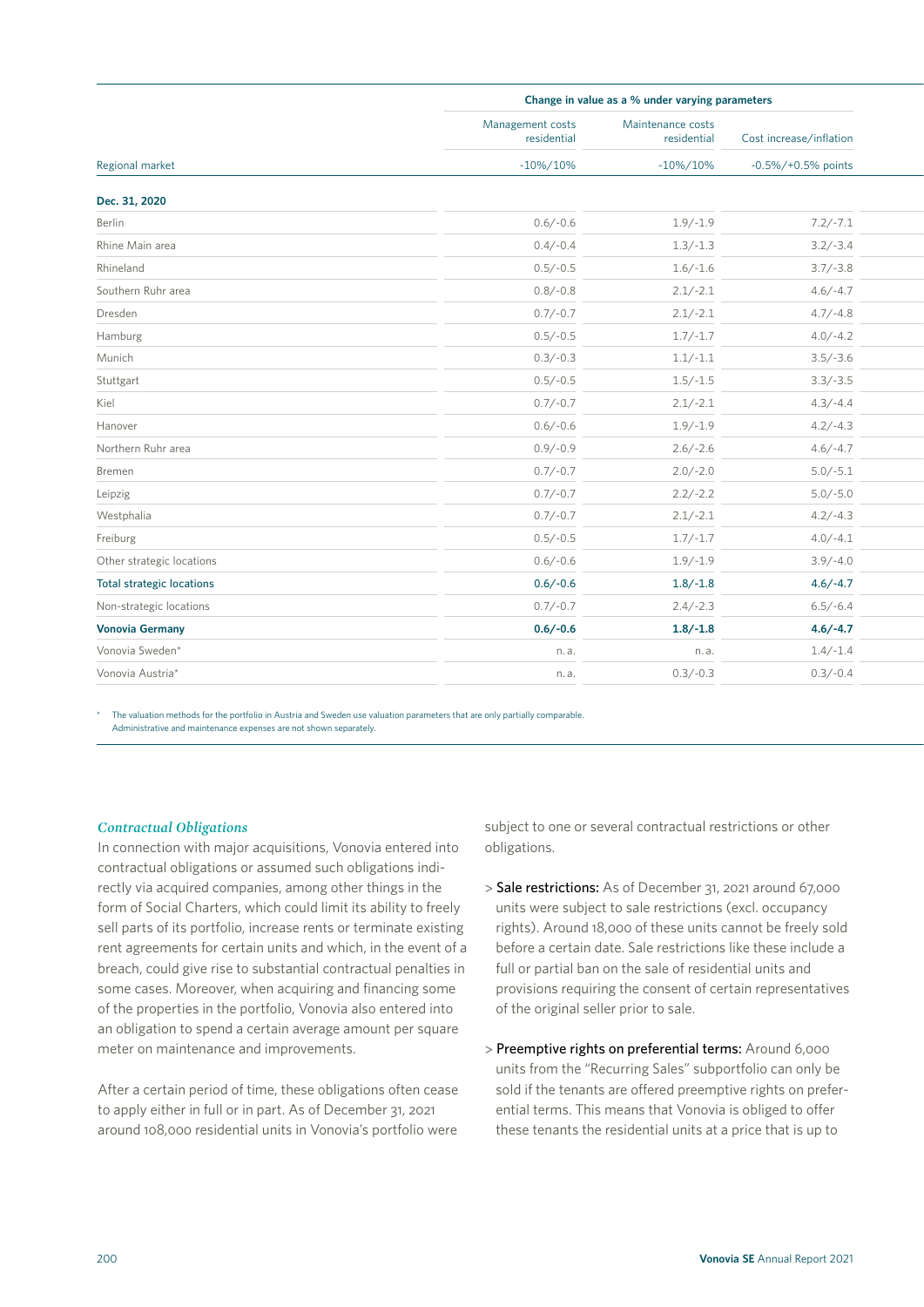| | Change in value as a % under varying parameters | | |
|---|---|---|---|
| | Management costs residential | Maintenance costs residential | Cost increase/inflation |
| Regional market | -10%/10% | -10%/10% | -0.5%/+0.5% points |
| **Dec. 31, 2020** | | | |
| Berlin | 0.6/-0.6 | 1.9/-1.9 | 7.2/-7.1 |
| Rhine Main area | 0.4/-0.4 | 1.3/-1.3 | 3.2/-3.4 |
| Rhineland | 0.5/-0.5 | 1.6/-1.6 | 3.7/-3.8 |
| Southern Ruhr area | 0.8/-0.8 | 2.1/-2.1 | 4.6/-4.7 |
| Dresden | 0.7/-0.7 | 2.1/-2.1 | 4.7/-4.8 |
| Hamburg | 0.5/-0.5 | 1.7/-1.7 | 4.0/-4.2 |
| Munich | 0.3/-0.3 | 1.1/-1.1 | 3.5/-3.6 |
| Stuttgart | 0.5/-0.5 | 1.5/-1.5 | 3.3/-3.5 |
| Kiel | 0.7/-0.7 | 2.1/-2.1 | 4.3/-4.4 |
| Hanover | 0.6/-0.6 | 1.9/-1.9 | 4.2/-4.3 |
| Northern Ruhr area | 0.9/-0.9 | 2.6/-2.6 | 4.6/-4.7 |
| Bremen | 0.7/-0.7 | 2.0/-2.0 | 5.0/-5.1 |
| Leipzig | 0.7/-0.7 | 2.2/-2.2 | 5.0/-5.0 |
| Westphalia | 0.7/-0.7 | 2.1/-2.1 | 4.2/-4.3 |
| Freiburg | 0.5/-0.5 | 1.7/-1.7 | 4.0/-4.1 |
| Other strategic locations | 0.6/-0.6 | 1.9/-1.9 | 3.9/-4.0 |
| **Total strategic locations** | **0.6/-0.6** | **1.8/-1.8** | **4.6/-4.7** |
| Non-strategic locations | 0.7/-0.7 | 2.4/-2.3 | 6.5/-6.4 |
| **Vonovia Germany** | **0.6/-0.6** | **1.8/-1.8** | **4.6/-4.7** |
| Vonovia Sweden* | n. a. | n. a. | 1.4/-1.4 |
| Vonovia Austria* | n. a. | 0.3/-0.3 | 0.3/-0.4 |

\* The valuation methods for the portfolio in Austria and Sweden use valuation parameters that are only partially comparable. Administrative and maintenance expenses are not shown separately.

### *Contractual Obligations*

In connection with major acquisitions, Vonovia entered into contractual obligations or assumed such obligations indirectly via acquired companies, among other things in the form of Social Charters, which could limit its ability to freely sell parts of its portfolio, increase rents or terminate existing rent agreements for certain units and which, in the event of a breach, could give rise to substantial contractual penalties in some cases. Moreover, when acquiring and financing some of the properties in the portfolio, Vonovia also entered into an obligation to spend a certain average amount per square meter on maintenance and improvements.

After a certain period of time, these obligations often cease to apply either in full or in part. As of December 31, 2021 around 108,000 residential units in Vonovia's portfolio were subject to one or several contractual restrictions or other obligations.

> **Sale restrictions:** As of December 31, 2021 around 67,000 units were subject to sale restrictions (excl. occupancy rights). Around 18,000 of these units cannot be freely sold before a certain date. Sale restrictions like these include a full or partial ban on the sale of residential units and provisions requiring the consent of certain representatives of the original seller prior to sale.

> **Preemptive rights on preferential terms:** Around 6,000 units from the "Recurring Sales" subportfolio can only be sold if the tenants are offered preemptive rights on preferential terms. This means that Vonovia is obliged to offer these tenants the residential units at a price that is up to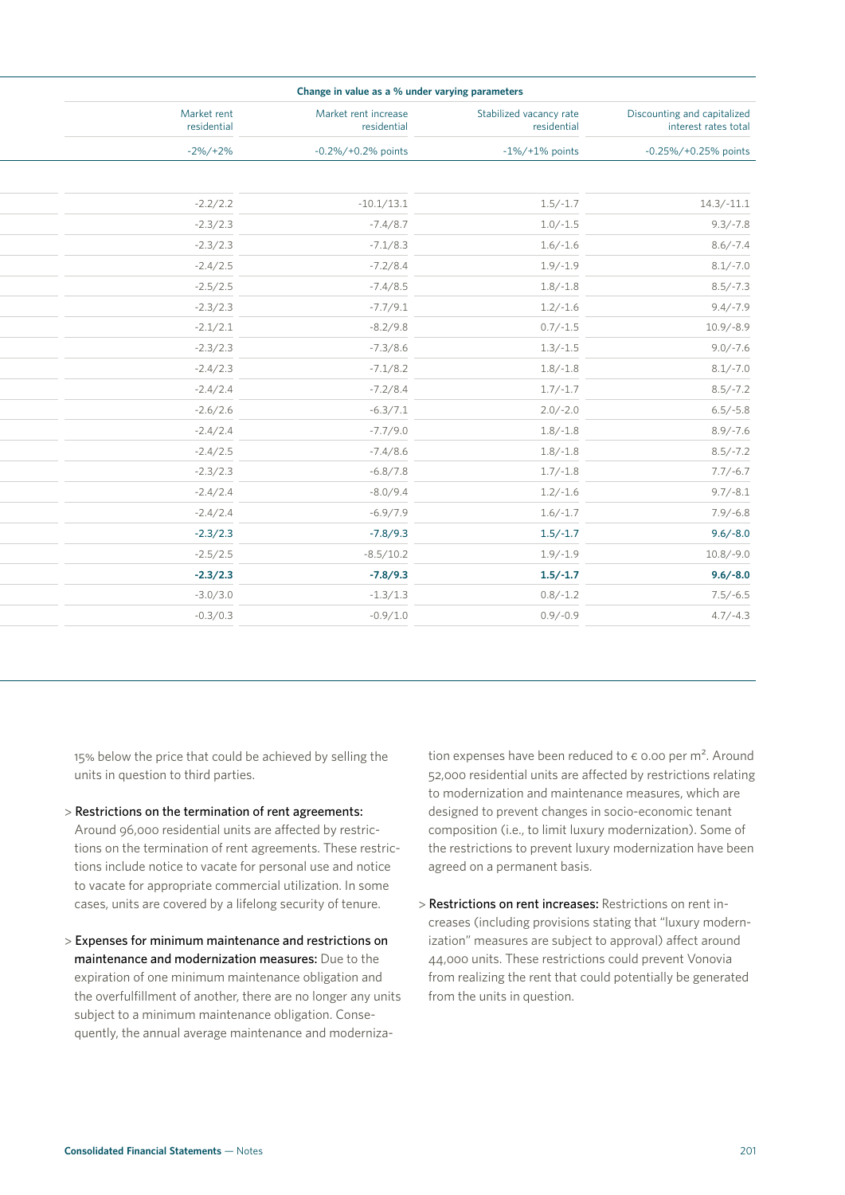| Change in value as a % under varying parameters | | | |
|---|---|---|---|
| Market rent residential | Market rent increase residential | Stabilized vacancy rate residential | Discounting and capitalized interest rates total |
| -2%/+2% | -0.2%/+0.2% points | -1%/+1% points | -0.25%/+0.25% points |
| | | | |
| -2.2/2.2 | -10.1/13.1 | 1.5/-1.7 | 14.3/-11.1 |
| -2.3/2.3 | -7.4/8.7 | 1.0/-1.5 | 9.3/-7.8 |
| -2.3/2.3 | -7.1/8.3 | 1.6/-1.6 | 8.6/-7.4 |
| -2.4/2.5 | -7.2/8.4 | 1.9/-1.9 | 8.1/-7.0 |
| -2.5/2.5 | -7.4/8.5 | 1.8/-1.8 | 8.5/-7.3 |
| -2.3/2.3 | -7.7/9.1 | 1.2/-1.6 | 9.4/-7.9 |
| -2.1/2.1 | -8.2/9.8 | 0.7/-1.5 | 10.9/-8.9 |
| -2.3/2.3 | -7.3/8.6 | 1.3/-1.5 | 9.0/-7.6 |
| -2.4/2.3 | -7.1/8.2 | 1.8/-1.8 | 8.1/-7.0 |
| -2.4/2.4 | -7.2/8.4 | 1.7/-1.7 | 8.5/-7.2 |
| -2.6/2.6 | -6.3/7.1 | 2.0/-2.0 | 6.5/-5.8 |
| -2.4/2.4 | -7.7/9.0 | 1.8/-1.8 | 8.9/-7.6 |
| -2.4/2.5 | -7.4/8.6 | 1.8/-1.8 | 8.5/-7.2 |
| -2.3/2.3 | -6.8/7.8 | 1.7/-1.8 | 7.7/-6.7 |
| -2.4/2.4 | -8.0/9.4 | 1.2/-1.6 | 9.7/-8.1 |
| -2.4/2.4 | -6.9/7.9 | 1.6/-1.7 | 7.9/-6.8 |
| **-2.3/2.3** | **-7.8/9.3** | **1.5/-1.7** | **9.6/-8.0** |
| -2.5/2.5 | -8.5/10.2 | 1.9/-1.9 | 10.8/-9.0 |
| **-2.3/2.3** | **-7.8/9.3** | **1.5/-1.7** | **9.6/-8.0** |
| -3.0/3.0 | -1.3/1.3 | 0.8/-1.2 | 7.5/-6.5 |
| -0.3/0.3 | -0.9/1.0 | 0.9/-0.9 | 4.7/-4.3 |

15% below the price that could be achieved by selling the units in question to third parties.

> **Restrictions on the termination of rent agreements:** Around 96,000 residential units are affected by restrictions on the termination of rent agreements. These restrictions include notice to vacate for personal use and notice to vacate for appropriate commercial utilization. In some cases, units are covered by a lifelong security of tenure.

> **Expenses for minimum maintenance and restrictions on maintenance and modernization measures:** Due to the expiration of one minimum maintenance obligation and the overfulfillment of another, there are no longer any units subject to a minimum maintenance obligation. Consequently, the annual average maintenance and modernization expenses have been reduced to € 0.00 per m². Around 52,000 residential units are affected by restrictions relating to modernization and maintenance measures, which are designed to prevent changes in socio-economic tenant composition (i.e., to limit luxury modernization). Some of the restrictions to prevent luxury modernization have been agreed on a permanent basis.

> **Restrictions on rent increases:** Restrictions on rent increases (including provisions stating that "luxury modernization" measures are subject to approval) affect around 44,000 units. These restrictions could prevent Vonovia from realizing the rent that could potentially be generated from the units in question.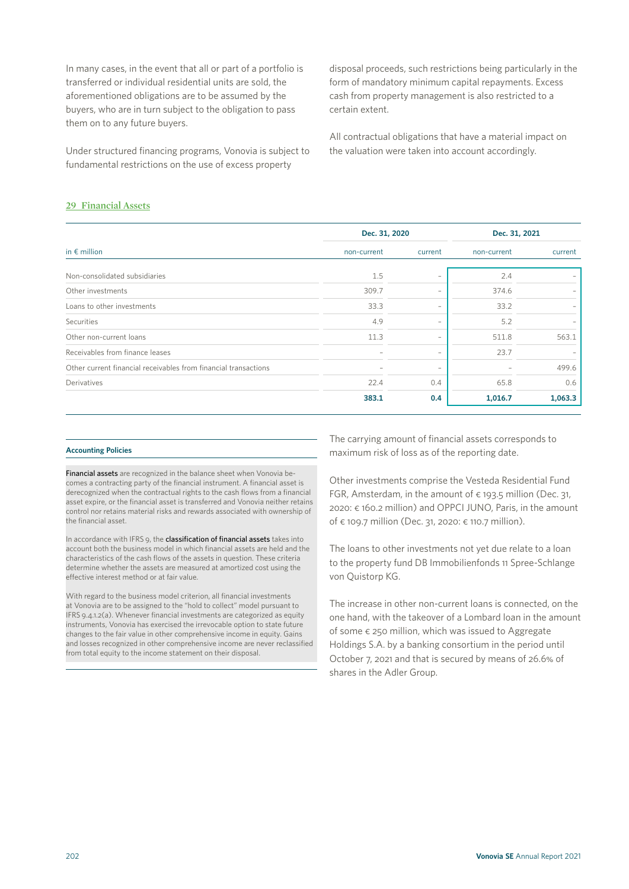In many cases, in the event that all or part of a portfolio is transferred or individual residential units are sold, the aforementioned obligations are to be assumed by the buyers, who are in turn subject to the obligation to pass them on to any future buyers.

Under structured financing programs, Vonovia is subject to fundamental restrictions on the use of excess property disposal proceeds, such restrictions being particularly in the form of mandatory minimum capital repayments. Excess cash from property management is also restricted to a certain extent.

All contractual obligations that have a material impact on the valuation were taken into account accordingly.

## 29 Financial Assets

| in € million | Dec. 31, 2020 | | Dec. 31, 2021 | |
|---|---|---|---|---|
| | non-current | current | non-current | current |
| Non-consolidated subsidiaries | 1.5 | – | 2.4 | – |
| Other investments | 309.7 | – | 374.6 | – |
| Loans to other investments | 33.3 | – | 33.2 | – |
| Securities | 4.9 | – | 5.2 | – |
| Other non-current loans | 11.3 | – | 511.8 | 563.1 |
| Receivables from finance leases | – | – | 23.7 | – |
| Other current financial receivables from financial transactions | – | – | – | 499.6 |
| Derivatives | 22.4 | 0.4 | 65.8 | 0.6 |
| | **383.1** | **0.4** | **1,016.7** | **1,063.3** |

### Accounting Policies

**Financial assets** are recognized in the balance sheet when Vonovia becomes a contracting party of the financial instrument. A financial asset is derecognized when the contractual rights to the cash flows from a financial asset expire, or the financial asset is transferred and Vonovia neither retains control nor retains material risks and rewards associated with ownership of the financial asset.

In accordance with IFRS 9, the **classification of financial assets** takes into account both the business model in which financial assets are held and the characteristics of the cash flows of the assets in question. These criteria determine whether the assets are measured at amortized cost using the effective interest method or at fair value.

With regard to the business model criterion, all financial investments at Vonovia are to be assigned to the "hold to collect" model pursuant to IFRS 9.4.1.2(a). Whenever financial investments are categorized as equity instruments, Vonovia has exercised the irrevocable option to state future changes to the fair value in other comprehensive income in equity. Gains and losses recognized in other comprehensive income are never reclassified from total equity to the income statement on their disposal.

The carrying amount of financial assets corresponds to maximum risk of loss as of the reporting date.

Other investments comprise the Vesteda Residential Fund FGR, Amsterdam, in the amount of € 193.5 million (Dec. 31, 2020: € 160.2 million) and OPPCI JUNO, Paris, in the amount of € 109.7 million (Dec. 31, 2020: € 110.7 million).

The loans to other investments not yet due relate to a loan to the property fund DB Immobilienfonds 11 Spree-Schlange von Quistorp KG.

The increase in other non-current loans is connected, on the one hand, with the takeover of a Lombard loan in the amount of some € 250 million, which was issued to Aggregate Holdings S.A. by a banking consortium in the period until October 7, 2021 and that is secured by means of 26.6% of shares in the Adler Group.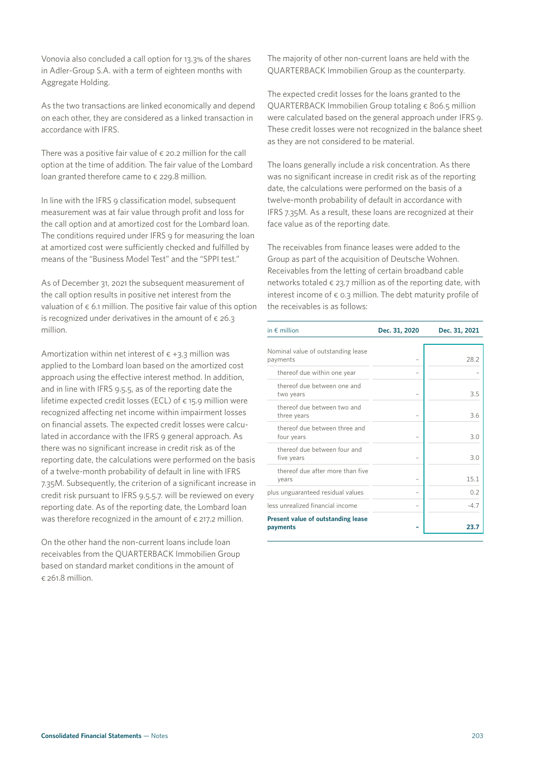Vonovia also concluded a call option for 13.3% of the shares in Adler-Group S.A. with a term of eighteen months with Aggregate Holding.

As the two transactions are linked economically and depend on each other, they are considered as a linked transaction in accordance with IFRS.

There was a positive fair value of € 20.2 million for the call option at the time of addition. The fair value of the Lombard loan granted therefore came to € 229.8 million.

In line with the IFRS 9 classification model, subsequent measurement was at fair value through profit and loss for the call option and at amortized cost for the Lombard loan. The conditions required under IFRS 9 for measuring the loan at amortized cost were sufficiently checked and fulfilled by means of the "Business Model Test" and the "SPPI test."

As of December 31, 2021 the subsequent measurement of the call option results in positive net interest from the valuation of € 6.1 million. The positive fair value of this option is recognized under derivatives in the amount of € 26.3 million.

Amortization within net interest of € +3.3 million was applied to the Lombard loan based on the amortized cost approach using the effective interest method. In addition, and in line with IFRS 9.5.5, as of the reporting date the lifetime expected credit losses (ECL) of € 15.9 million were recognized affecting net income within impairment losses on financial assets. The expected credit losses were calculated in accordance with the IFRS 9 general approach. As there was no significant increase in credit risk as of the reporting date, the calculations were performed on the basis of a twelve-month probability of default in line with IFRS 7.35M. Subsequently, the criterion of a significant increase in credit risk pursuant to IFRS 9.5.5.7. will be reviewed on every reporting date. As of the reporting date, the Lombard loan was therefore recognized in the amount of € 217.2 million.

On the other hand the non-current loans include loan receivables from the QUARTERBACK Immobilien Group based on standard market conditions in the amount of € 261.8 million.

The majority of other non-current loans are held with the QUARTERBACK Immobilien Group as the counterparty.

The expected credit losses for the loans granted to the QUARTERBACK Immobilien Group totaling € 806.5 million were calculated based on the general approach under IFRS 9. These credit losses were not recognized in the balance sheet as they are not considered to be material.

The loans generally include a risk concentration. As there was no significant increase in credit risk as of the reporting date, the calculations were performed on the basis of a twelve-month probability of default in accordance with IFRS 7.35M. As a result, these loans are recognized at their face value as of the reporting date.

The receivables from finance leases were added to the Group as part of the acquisition of Deutsche Wohnen. Receivables from the letting of certain broadband cable networks totaled € 23.7 million as of the reporting date, with interest income of € 0.3 million. The debt maturity profile of the receivables is as follows:

| in € million | Dec. 31, 2020 | Dec. 31, 2021 |
|---|---|---|
| Nominal value of outstanding lease payments | – | 28.2 |
| thereof due within one year | – | – |
| thereof due between one and two years | – | 3.5 |
| thereof due between two and three years | – | 3.6 |
| thereof due between three and four years | – | 3.0 |
| thereof due between four and five years | – | 3.0 |
| thereof due after more than five years | – | 15.1 |
| plus unguaranteed residual values | – | 0.2 |
| less unrealized financial income | – | -4.7 |
| **Present value of outstanding lease payments** | **–** | **23.7** |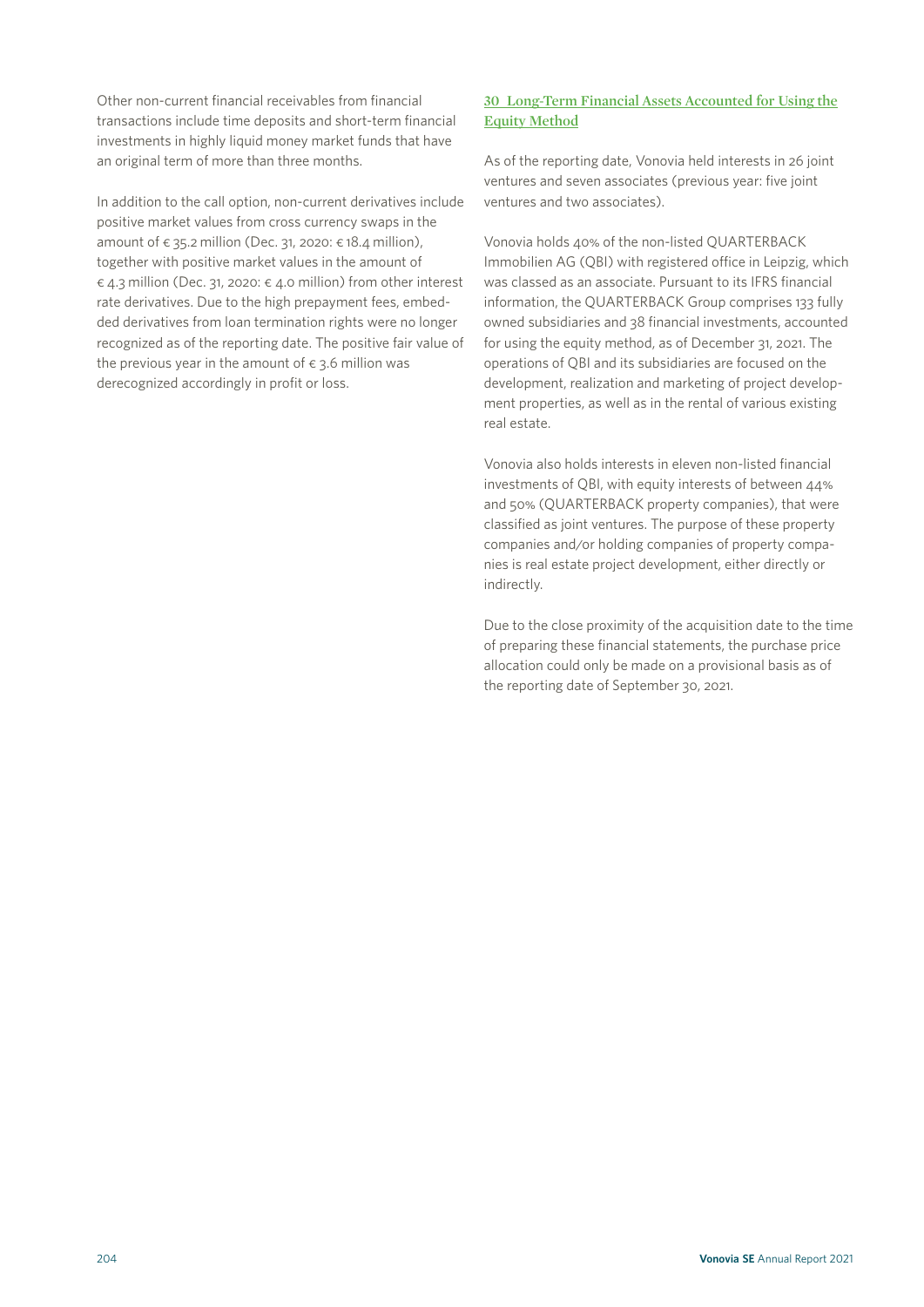Other non-current financial receivables from financial transactions include time deposits and short-term financial investments in highly liquid money market funds that have an original term of more than three months.

In addition to the call option, non-current derivatives include positive market values from cross currency swaps in the amount of € 35.2 million (Dec. 31, 2020: € 18.4 million), together with positive market values in the amount of € 4.3 million (Dec. 31, 2020: € 4.0 million) from other interest rate derivatives. Due to the high prepayment fees, embedded derivatives from loan termination rights were no longer recognized as of the reporting date. The positive fair value of the previous year in the amount of € 3.6 million was derecognized accordingly in profit or loss.

## 30 Long-Term Financial Assets Accounted for Using the Equity Method

As of the reporting date, Vonovia held interests in 26 joint ventures and seven associates (previous year: five joint ventures and two associates).

Vonovia holds 40% of the non-listed QUARTERBACK Immobilien AG (QBI) with registered office in Leipzig, which was classed as an associate. Pursuant to its IFRS financial information, the QUARTERBACK Group comprises 133 fully owned subsidiaries and 38 financial investments, accounted for using the equity method, as of December 31, 2021. The operations of QBI and its subsidiaries are focused on the development, realization and marketing of project development properties, as well as in the rental of various existing real estate.

Vonovia also holds interests in eleven non-listed financial investments of QBI, with equity interests of between 44% and 50% (QUARTERBACK property companies), that were classified as joint ventures. The purpose of these property companies and/or holding companies of property companies is real estate project development, either directly or indirectly.

Due to the close proximity of the acquisition date to the time of preparing these financial statements, the purchase price allocation could only be made on a provisional basis as of the reporting date of September 30, 2021.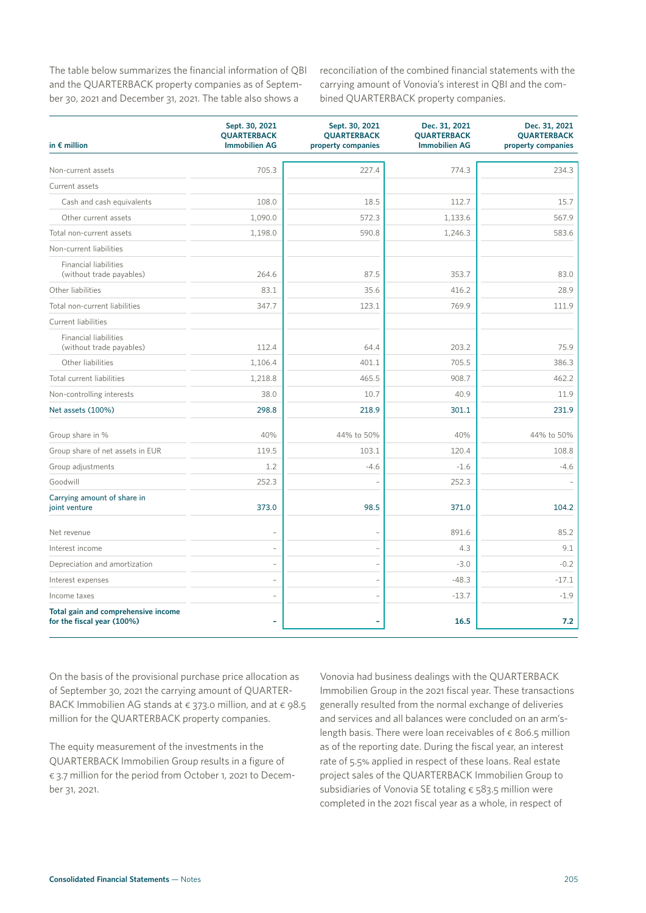The table below summarizes the financial information of QBI and the QUARTERBACK property companies as of September 30, 2021 and December 31, 2021. The table also shows a reconciliation of the combined financial statements with the carrying amount of Vonovia's interest in QBI and the combined QUARTERBACK property companies.

| in € million | Sept. 30, 2021 QUARTERBACK Immobilien AG | Sept. 30, 2021 QUARTERBACK property companies | Dec. 31, 2021 QUARTERBACK Immobilien AG | Dec. 31, 2021 QUARTERBACK property companies |
|---|---|---|---|---|
| Non-current assets | 705.3 | 227.4 | 774.3 | 234.3 |
| Current assets | | | | |
| Cash and cash equivalents | 108.0 | 18.5 | 112.7 | 15.7 |
| Other current assets | 1,090.0 | 572.3 | 1,133.6 | 567.9 |
| Total non-current assets | 1,198.0 | 590.8 | 1,246.3 | 583.6 |
| Non-current liabilities | | | | |
| Financial liabilities (without trade payables) | 264.6 | 87.5 | 353.7 | 83.0 |
| Other liabilities | 83.1 | 35.6 | 416.2 | 28.9 |
| Total non-current liabilities | 347.7 | 123.1 | 769.9 | 111.9 |
| Current liabilities | | | | |
| Financial liabilities (without trade payables) | 112.4 | 64.4 | 203.2 | 75.9 |
| Other liabilities | 1,106.4 | 401.1 | 705.5 | 386.3 |
| Total current liabilities | 1,218.8 | 465.5 | 908.7 | 462.2 |
| Non-controlling interests | 38.0 | 10.7 | 40.9 | 11.9 |
| **Net assets (100%)** | **298.8** | **218.9** | **301.1** | **231.9** |
| Group share in % | 40% | 44% to 50% | 40% | 44% to 50% |
| Group share of net assets in EUR | 119.5 | 103.1 | 120.4 | 108.8 |
| Group adjustments | 1.2 | -4.6 | -1.6 | -4.6 |
| Goodwill | 252.3 | – | 252.3 | – |
| **Carrying amount of share in joint venture** | **373.0** | **98.5** | **371.0** | **104.2** |
| Net revenue | – | – | 891.6 | 85.2 |
| Interest income | – | – | 4.3 | 9.1 |
| Depreciation and amortization | – | – | -3.0 | -0.2 |
| Interest expenses | – | – | -48.3 | -17.1 |
| Income taxes | – | – | -13.7 | -1.9 |
| **Total gain and comprehensive income for the fiscal year (100%)** | **–** | **–** | **16.5** | **7.2** |

On the basis of the provisional purchase price allocation as of September 30, 2021 the carrying amount of QUARTERBACK Immobilien AG stands at € 373.0 million, and at € 98.5 million for the QUARTERBACK property companies.

The equity measurement of the investments in the QUARTERBACK Immobilien Group results in a figure of € 3.7 million for the period from October 1, 2021 to December 31, 2021.

Vonovia had business dealings with the QUARTERBACK Immobilien Group in the 2021 fiscal year. These transactions generally resulted from the normal exchange of deliveries and services and all balances were concluded on an arm's-length basis. There were loan receivables of € 806.5 million as of the reporting date. During the fiscal year, an interest rate of 5.5% applied in respect of these loans. Real estate project sales of the QUARTERBACK Immobilien Group to subsidiaries of Vonovia SE totaling € 583.5 million were completed in the 2021 fiscal year as a whole, in respect of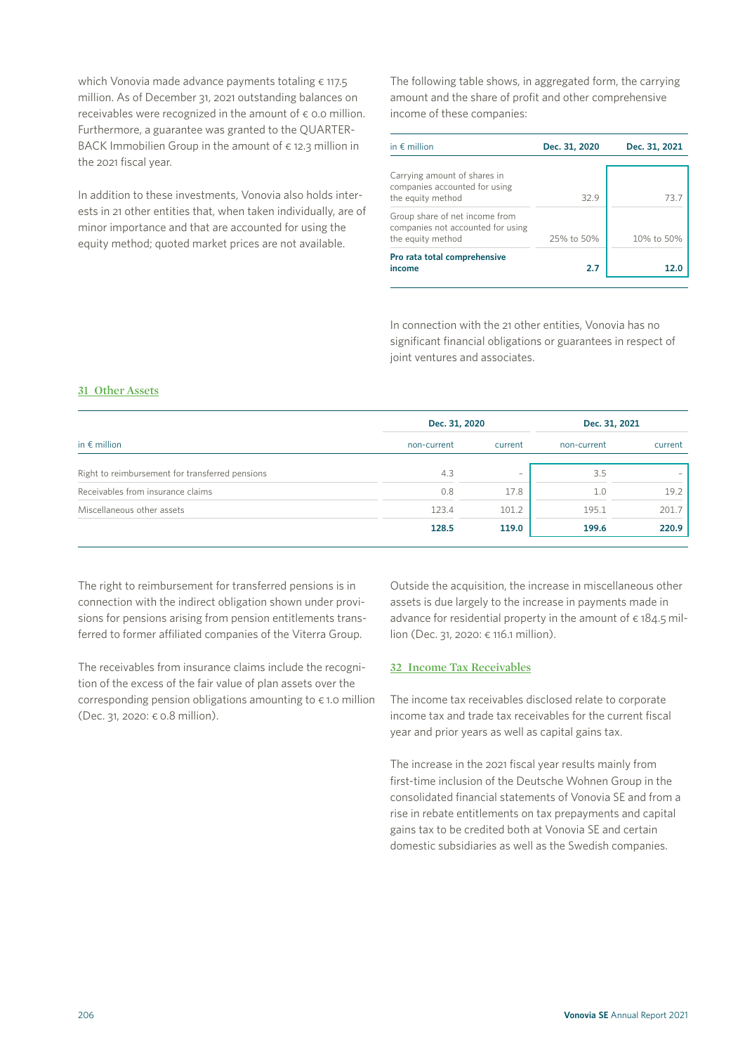which Vonovia made advance payments totaling € 117.5 million. As of December 31, 2021 outstanding balances on receivables were recognized in the amount of € 0.0 million. Furthermore, a guarantee was granted to the QUARTERBACK Immobilien Group in the amount of € 12.3 million in the 2021 fiscal year.

In addition to these investments, Vonovia also holds interests in 21 other entities that, when taken individually, are of minor importance and that are accounted for using the equity method; quoted market prices are not available.

The following table shows, in aggregated form, the carrying amount and the share of profit and other comprehensive income of these companies:

| in € million | Dec. 31, 2020 | Dec. 31, 2021 |
|---|---|---|
| Carrying amount of shares in companies accounted for using the equity method | 32.9 | 73.7 |
| Group share of net income from companies not accounted for using the equity method | 25% to 50% | 10% to 50% |
| **Pro rata total comprehensive income** | **2.7** | **12.0** |

In connection with the 21 other entities, Vonovia has no significant financial obligations or guarantees in respect of joint ventures and associates.

## 31 Other Assets

| in € million | Dec. 31, 2020 | | Dec. 31, 2021 | |
|---|---|---|---|---|
| | non-current | current | non-current | current |
| Right to reimbursement for transferred pensions | 4.3 | – | 3.5 | – |
| Receivables from insurance claims | 0.8 | 17.8 | 1.0 | 19.2 |
| Miscellaneous other assets | 123.4 | 101.2 | 195.1 | 201.7 |
| | **128.5** | **119.0** | **199.6** | **220.9** |

The right to reimbursement for transferred pensions is in connection with the indirect obligation shown under provisions for pensions arising from pension entitlements transferred to former affiliated companies of the Viterra Group.

The receivables from insurance claims include the recognition of the excess of the fair value of plan assets over the corresponding pension obligations amounting to € 1.0 million (Dec. 31, 2020: € 0.8 million).

Outside the acquisition, the increase in miscellaneous other assets is due largely to the increase in payments made in advance for residential property in the amount of € 184.5 million (Dec. 31, 2020: € 116.1 million).

## 32 Income Tax Receivables

The income tax receivables disclosed relate to corporate income tax and trade tax receivables for the current fiscal year and prior years as well as capital gains tax.

The increase in the 2021 fiscal year results mainly from first-time inclusion of the Deutsche Wohnen Group in the consolidated financial statements of Vonovia SE and from a rise in rebate entitlements on tax prepayments and capital gains tax to be credited both at Vonovia SE and certain domestic subsidiaries as well as the Swedish companies.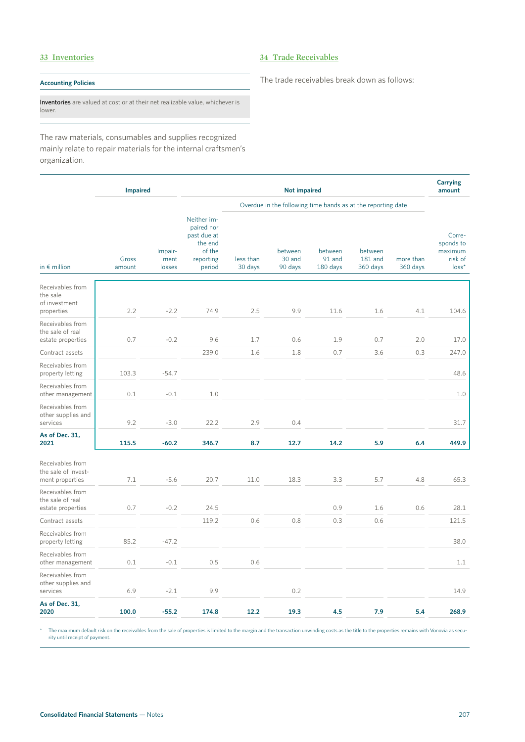## 33 Inventories

**Accounting Policies**

**Inventories** are valued at cost or at their net realizable value, whichever is lower.

The raw materials, consumables and supplies recognized mainly relate to repair materials for the internal craftsmen's organization.

## 34 Trade Receivables

The trade receivables break down as follows:

| in € million | Impaired | | Not impaired | | | | | | Carrying amount |
|---|---|---|---|---|---|---|---|---|---|
| | | | | Overdue in the following time bands as at the reporting date | | | | | |
| | Gross amount | Impairment losses | Neither impaired nor past due at the end of the reporting period | less than 30 days | between 30 and 90 days | between 91 and 180 days | between 181 and 360 days | more than 360 days | Corresponds to maximum risk of loss* |
| Receivables from the sale of investment properties | 2.2 | -2.2 | 74.9 | 2.5 | 9.9 | 11.6 | 1.6 | 4.1 | 104.6 |
| Receivables from the sale of real estate properties | 0.7 | -0.2 | 9.6 | 1.7 | 0.6 | 1.9 | 0.7 | 2.0 | 17.0 |
| Contract assets | | | 239.0 | 1.6 | 1.8 | 0.7 | 3.6 | 0.3 | 247.0 |
| Receivables from property letting | 103.3 | -54.7 | | | | | | | 48.6 |
| Receivables from other management | 0.1 | -0.1 | 1.0 | | | | | | 1.0 |
| Receivables from other supplies and services | 9.2 | -3.0 | 22.2 | 2.9 | 0.4 | | | | 31.7 |
| **As of Dec. 31, 2021** | **115.5** | **-60.2** | **346.7** | **8.7** | **12.7** | **14.2** | **5.9** | **6.4** | **449.9** |
| Receivables from the sale of investment properties | 7.1 | -5.6 | 20.7 | 11.0 | 18.3 | 3.3 | 5.7 | 4.8 | 65.3 |
| Receivables from the sale of real estate properties | 0.7 | -0.2 | 24.5 | | | 0.9 | 1.6 | 0.6 | 28.1 |
| Contract assets | | | 119.2 | 0.6 | 0.8 | 0.3 | 0.6 | | 121.5 |
| Receivables from property letting | 85.2 | -47.2 | | | | | | | 38.0 |
| Receivables from other management | 0.1 | -0.1 | 0.5 | 0.6 | | | | | 1.1 |
| Receivables from other supplies and services | 6.9 | -2.1 | 9.9 | | 0.2 | | | | 14.9 |
| **As of Dec. 31, 2020** | **100.0** | **-55.2** | **174.8** | **12.2** | **19.3** | **4.5** | **7.9** | **5.4** | **268.9** |

\* The maximum default risk on the receivables from the sale of properties is limited to the margin and the transaction unwinding costs as the title to the properties remains with Vonovia as security until receipt of payment.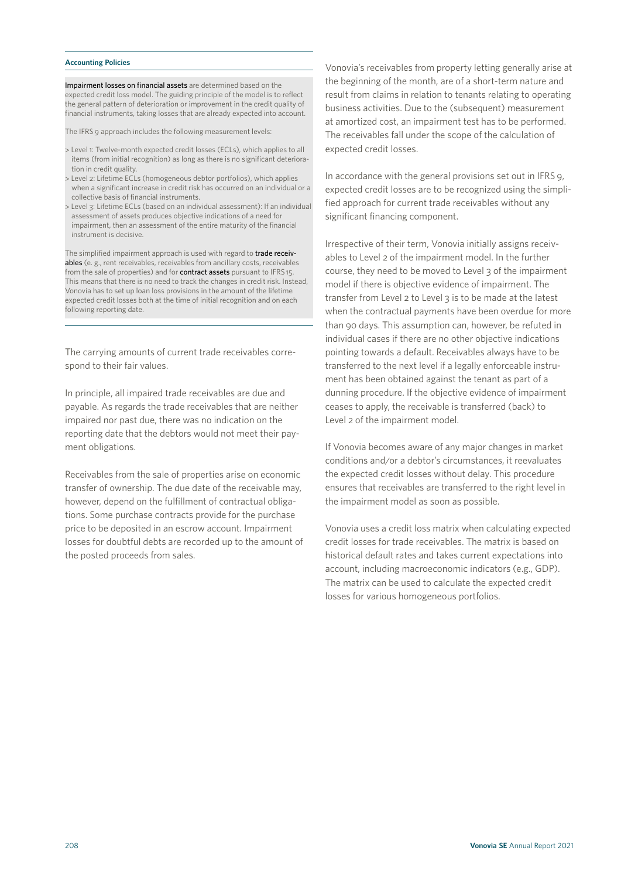#### Accounting Policies

**Impairment losses on financial assets** are determined based on the expected credit loss model. The guiding principle of the model is to reflect the general pattern of deterioration or improvement in the credit quality of financial instruments, taking losses that are already expected into account.

The IFRS 9 approach includes the following measurement levels:

- Level 1: Twelve-month expected credit losses (ECLs), which applies to all items (from initial recognition) as long as there is no significant deterioration in credit quality.
- Level 2: Lifetime ECLs (homogeneous debtor portfolios), which applies when a significant increase in credit risk has occurred on an individual or a collective basis of financial instruments.
- Level 3: Lifetime ECLs (based on an individual assessment): If an individual assessment of assets produces objective indications of a need for impairment, then an assessment of the entire maturity of the financial instrument is decisive.

The simplified impairment approach is used with regard to **trade receivables** (e. g., rent receivables, receivables from ancillary costs, receivables from the sale of properties) and for **contract assets** pursuant to IFRS 15. This means that there is no need to track the changes in credit risk. Instead, Vonovia has to set up loan loss provisions in the amount of the lifetime expected credit losses both at the time of initial recognition and on each following reporting date.

The carrying amounts of current trade receivables correspond to their fair values.

In principle, all impaired trade receivables are due and payable. As regards the trade receivables that are neither impaired nor past due, there was no indication on the reporting date that the debtors would not meet their payment obligations.

Receivables from the sale of properties arise on economic transfer of ownership. The due date of the receivable may, however, depend on the fulfillment of contractual obligations. Some purchase contracts provide for the purchase price to be deposited in an escrow account. Impairment losses for doubtful debts are recorded up to the amount of the posted proceeds from sales.

Vonovia's receivables from property letting generally arise at the beginning of the month, are of a short-term nature and result from claims in relation to tenants relating to operating business activities. Due to the (subsequent) measurement at amortized cost, an impairment test has to be performed. The receivables fall under the scope of the calculation of expected credit losses.

In accordance with the general provisions set out in IFRS 9, expected credit losses are to be recognized using the simplified approach for current trade receivables without any significant financing component.

Irrespective of their term, Vonovia initially assigns receivables to Level 2 of the impairment model. In the further course, they need to be moved to Level 3 of the impairment model if there is objective evidence of impairment. The transfer from Level 2 to Level 3 is to be made at the latest when the contractual payments have been overdue for more than 90 days. This assumption can, however, be refuted in individual cases if there are no other objective indications pointing towards a default. Receivables always have to be transferred to the next level if a legally enforceable instrument has been obtained against the tenant as part of a dunning procedure. If the objective evidence of impairment ceases to apply, the receivable is transferred (back) to Level 2 of the impairment model.

If Vonovia becomes aware of any major changes in market conditions and/or a debtor's circumstances, it reevaluates the expected credit losses without delay. This procedure ensures that receivables are transferred to the right level in the impairment model as soon as possible.

Vonovia uses a credit loss matrix when calculating expected credit losses for trade receivables. The matrix is based on historical default rates and takes current expectations into account, including macroeconomic indicators (e.g., GDP). The matrix can be used to calculate the expected credit losses for various homogeneous portfolios.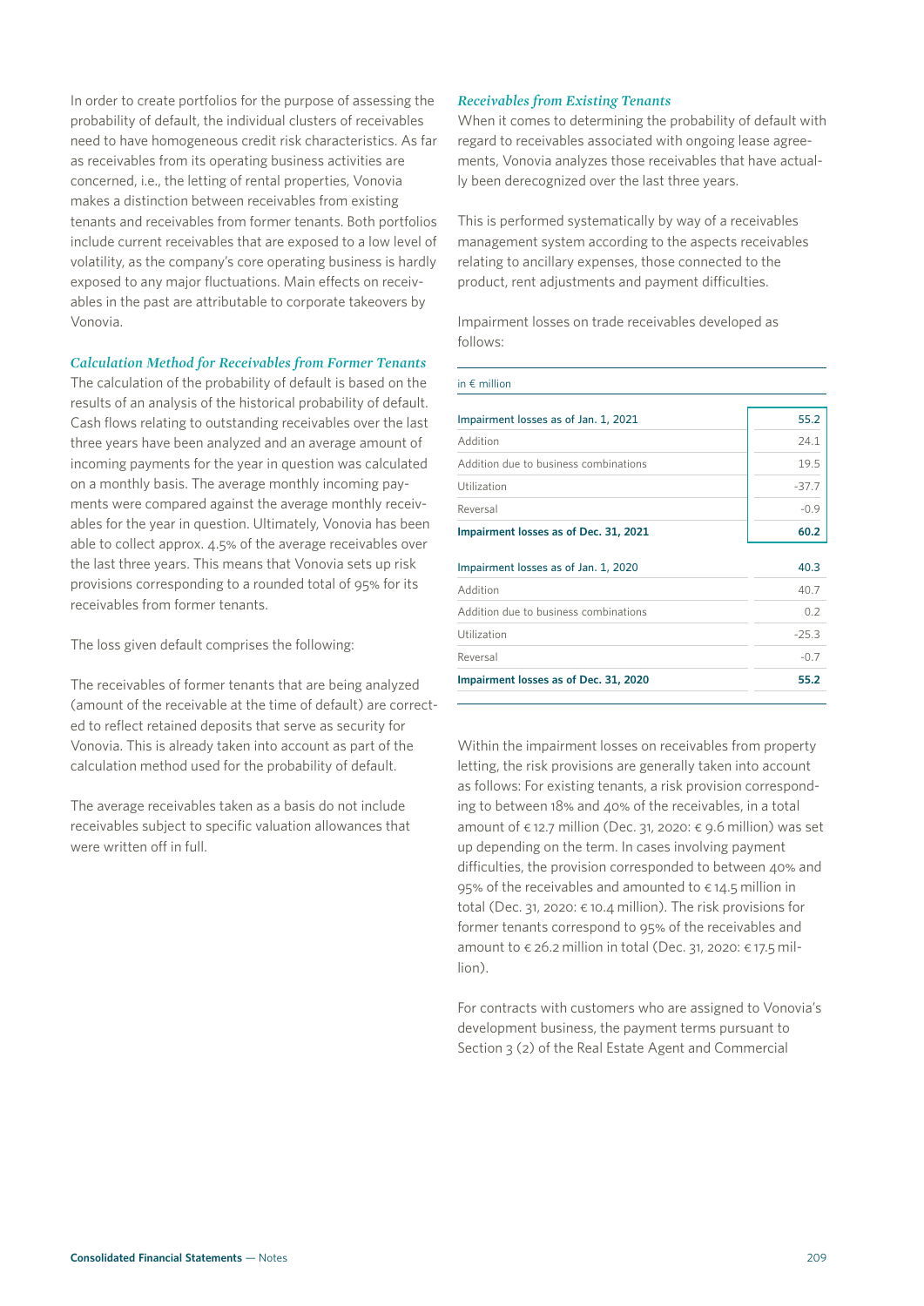In order to create portfolios for the purpose of assessing the probability of default, the individual clusters of receivables need to have homogeneous credit risk characteristics. As far as receivables from its operating business activities are concerned, i.e., the letting of rental properties, Vonovia makes a distinction between receivables from existing tenants and receivables from former tenants. Both portfolios include current receivables that are exposed to a low level of volatility, as the company's core operating business is hardly exposed to any major fluctuations. Main effects on receivables in the past are attributable to corporate takeovers by Vonovia.

### *Calculation Method for Receivables from Former Tenants*

The calculation of the probability of default is based on the results of an analysis of the historical probability of default. Cash flows relating to outstanding receivables over the last three years have been analyzed and an average amount of incoming payments for the year in question was calculated on a monthly basis. The average monthly incoming payments were compared against the average monthly receivables for the year in question. Ultimately, Vonovia has been able to collect approx. 4.5% of the average receivables over the last three years. This means that Vonovia sets up risk provisions corresponding to a rounded total of 95% for its receivables from former tenants.

The loss given default comprises the following:

The receivables of former tenants that are being analyzed (amount of the receivable at the time of default) are corrected to reflect retained deposits that serve as security for Vonovia. This is already taken into account as part of the calculation method used for the probability of default.

The average receivables taken as a basis do not include receivables subject to specific valuation allowances that were written off in full.

### *Receivables from Existing Tenants*

When it comes to determining the probability of default with regard to receivables associated with ongoing lease agreements, Vonovia analyzes those receivables that have actually been derecognized over the last three years.

This is performed systematically by way of a receivables management system according to the aspects receivables relating to ancillary expenses, those connected to the product, rent adjustments and payment difficulties.

Impairment losses on trade receivables developed as follows:

| in € million | |
|---|---|
| Impairment losses as of Jan. 1, 2021 | 55.2 |
| Addition | 24.1 |
| Addition due to business combinations | 19.5 |
| Utilization | -37.7 |
| Reversal | -0.9 |
| **Impairment losses as of Dec. 31, 2021** | **60.2** |
| Impairment losses as of Jan. 1, 2020 | 40.3 |
| Addition | 40.7 |
| Addition due to business combinations | 0.2 |
| Utilization | -25.3 |
| Reversal | -0.7 |
| **Impairment losses as of Dec. 31, 2020** | **55.2** |

Within the impairment losses on receivables from property letting, the risk provisions are generally taken into account as follows: For existing tenants, a risk provision corresponding to between 18% and 40% of the receivables, in a total amount of € 12.7 million (Dec. 31, 2020: € 9.6 million) was set up depending on the term. In cases involving payment difficulties, the provision corresponded to between 40% and 95% of the receivables and amounted to € 14.5 million in total (Dec. 31, 2020: € 10.4 million). The risk provisions for former tenants correspond to 95% of the receivables and amount to € 26.2 million in total (Dec. 31, 2020: € 17.5 million).

For contracts with customers who are assigned to Vonovia's development business, the payment terms pursuant to Section 3 (2) of the Real Estate Agent and Commercial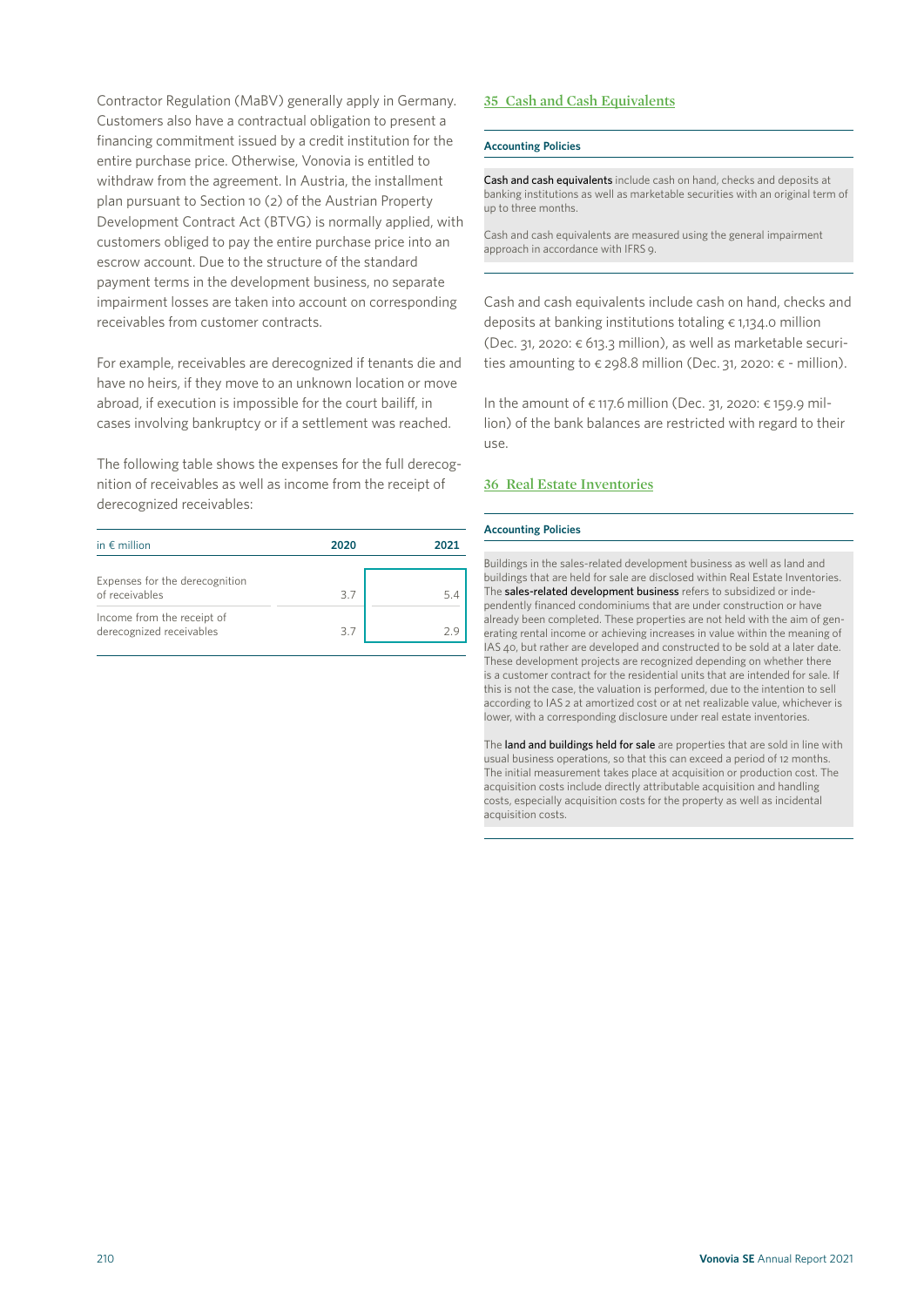Contractor Regulation (MaBV) generally apply in Germany. Customers also have a contractual obligation to present a financing commitment issued by a credit institution for the entire purchase price. Otherwise, Vonovia is entitled to withdraw from the agreement. In Austria, the installment plan pursuant to Section 10 (2) of the Austrian Property Development Contract Act (BTVG) is normally applied, with customers obliged to pay the entire purchase price into an escrow account. Due to the structure of the standard payment terms in the development business, no separate impairment losses are taken into account on corresponding receivables from customer contracts.

For example, receivables are derecognized if tenants die and have no heirs, if they move to an unknown location or move abroad, if execution is impossible for the court bailiff, in cases involving bankruptcy or if a settlement was reached.

The following table shows the expenses for the full derecognition of receivables as well as income from the receipt of derecognized receivables:

| in € million | 2020 | 2021 |
|---|---|---|
| Expenses for the derecognition of receivables | 3.7 | 5.4 |
| Income from the receipt of derecognized receivables | 3.7 | 2.9 |

## 35 Cash and Cash Equivalents

**Accounting Policies**

Cash and cash equivalents include cash on hand, checks and deposits at banking institutions as well as marketable securities with an original term of up to three months.

Cash and cash equivalents are measured using the general impairment approach in accordance with IFRS 9.

Cash and cash equivalents include cash on hand, checks and deposits at banking institutions totaling € 1,134.0 million (Dec. 31, 2020: € 613.3 million), as well as marketable securities amounting to € 298.8 million (Dec. 31, 2020: € - million).

In the amount of € 117.6 million (Dec. 31, 2020: € 159.9 million) of the bank balances are restricted with regard to their use.

## 36 Real Estate Inventories

**Accounting Policies**

Buildings in the sales-related development business as well as land and buildings that are held for sale are disclosed within Real Estate Inventories. The sales-related development business refers to subsidized or independently financed condominiums that are under construction or have already been completed. These properties are not held with the aim of generating rental income or achieving increases in value within the meaning of IAS 40, but rather are developed and constructed to be sold at a later date. These development projects are recognized depending on whether there is a customer contract for the residential units that are intended for sale. If this is not the case, the valuation is performed, due to the intention to sell according to IAS 2 at amortized cost or at net realizable value, whichever is lower, with a corresponding disclosure under real estate inventories.

The land and buildings held for sale are properties that are sold in line with usual business operations, so that this can exceed a period of 12 months. The initial measurement takes place at acquisition or production cost. The acquisition costs include directly attributable acquisition and handling costs, especially acquisition costs for the property as well as incidental acquisition costs.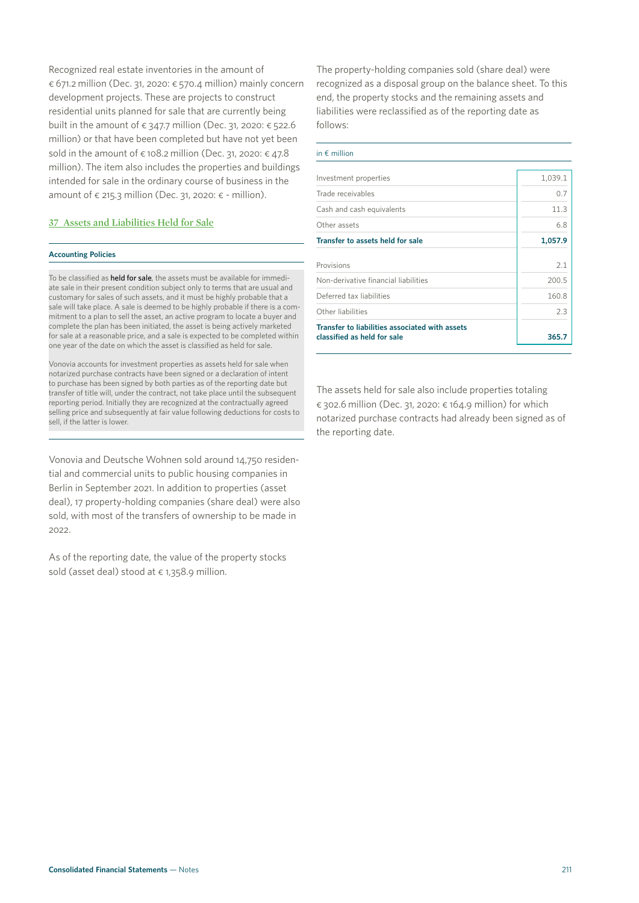Recognized real estate inventories in the amount of € 671.2 million (Dec. 31, 2020: € 570.4 million) mainly concern development projects. These are projects to construct residential units planned for sale that are currently being built in the amount of € 347.7 million (Dec. 31, 2020: € 522.6 million) or that have been completed but have not yet been sold in the amount of € 108.2 million (Dec. 31, 2020: € 47.8 million). The item also includes the properties and buildings intended for sale in the ordinary course of business in the amount of € 215.3 million (Dec. 31, 2020: € - million).

## 37 Assets and Liabilities Held for Sale

**Accounting Policies**

To be classified as **held for sale**, the assets must be available for immediate sale in their present condition subject only to terms that are usual and customary for sales of such assets, and it must be highly probable that a sale will take place. A sale is deemed to be highly probable if there is a commitment to a plan to sell the asset, an active program to locate a buyer and complete the plan has been initiated, the asset is being actively marketed for sale at a reasonable price, and a sale is expected to be completed within one year of the date on which the asset is classified as held for sale.

Vonovia accounts for investment properties as assets held for sale when notarized purchase contracts have been signed or a declaration of intent to purchase has been signed by both parties as of the reporting date but transfer of title will, under the contract, not take place until the subsequent reporting period. Initially they are recognized at the contractually agreed selling price and subsequently at fair value following deductions for costs to sell, if the latter is lower.

Vonovia and Deutsche Wohnen sold around 14,750 residential and commercial units to public housing companies in Berlin in September 2021. In addition to properties (asset deal), 17 property-holding companies (share deal) were also sold, with most of the transfers of ownership to be made in 2022.

As of the reporting date, the value of the property stocks sold (asset deal) stood at € 1,358.9 million.

The property-holding companies sold (share deal) were recognized as a disposal group on the balance sheet. To this end, the property stocks and the remaining assets and liabilities were reclassified as of the reporting date as follows:

| in € million | |
|---|---|
| Investment properties | 1,039.1 |
| Trade receivables | 0.7 |
| Cash and cash equivalents | 11.3 |
| Other assets | 6.8 |
| **Transfer to assets held for sale** | **1,057.9** |
| Provisions | 2.1 |
| Non-derivative financial liabilities | 200.5 |
| Deferred tax liabilities | 160.8 |
| Other liabilities | 2.3 |
| **Transfer to liabilities associated with assets classified as held for sale** | **365.7** |

The assets held for sale also include properties totaling € 302.6 million (Dec. 31, 2020: € 164.9 million) for which notarized purchase contracts had already been signed as of the reporting date.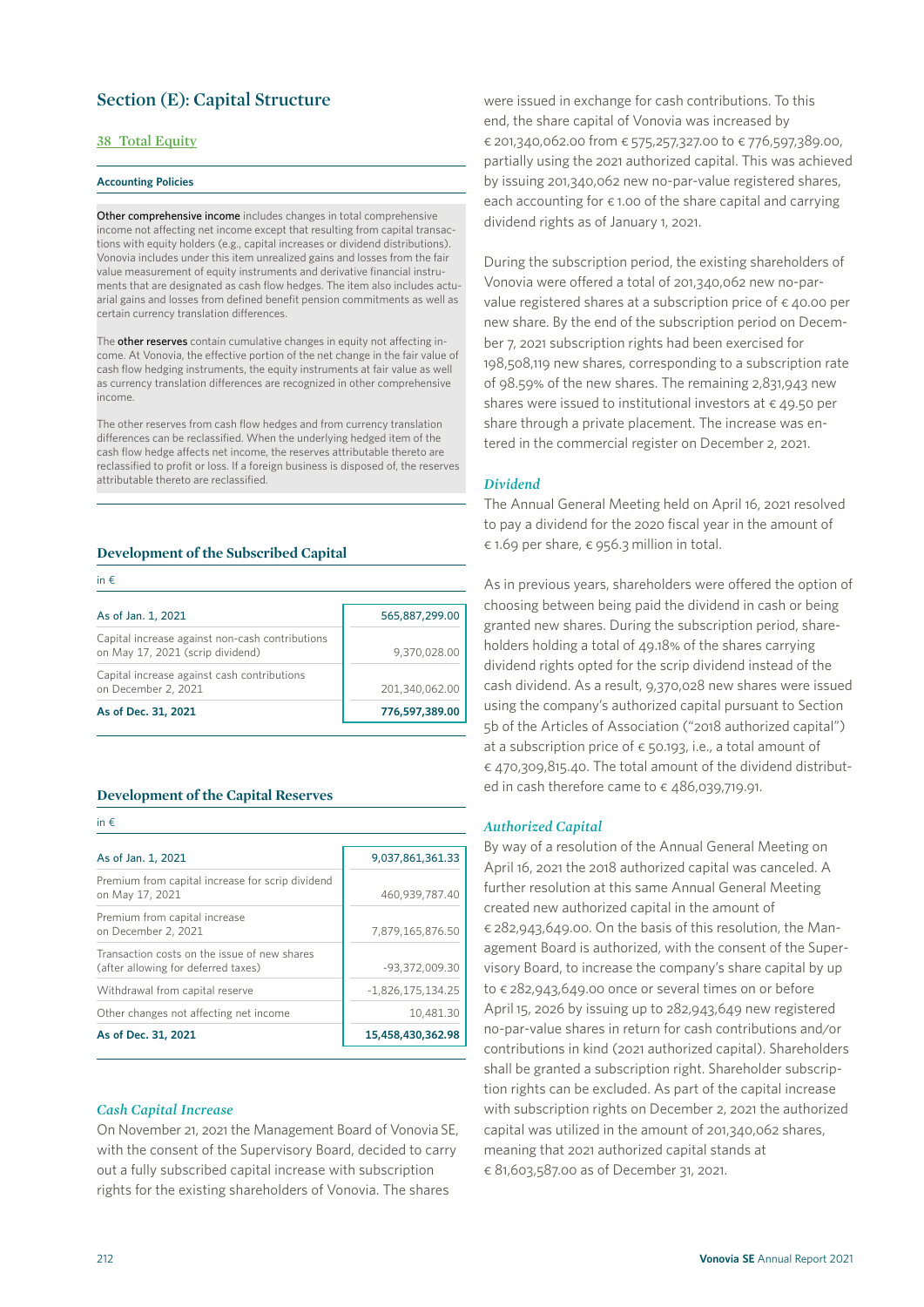## Section (E): Capital Structure

### 38 Total Equity

#### Accounting Policies

**Other comprehensive income** includes changes in total comprehensive income not affecting net income except that resulting from capital transactions with equity holders (e.g., capital increases or dividend distributions). Vonovia includes under this item unrealized gains and losses from the fair value measurement of equity instruments and derivative financial instruments that are designated as cash flow hedges. The item also includes actuarial gains and losses from defined benefit pension commitments as well as certain currency translation differences.

The **other reserves** contain cumulative changes in equity not affecting income. At Vonovia, the effective portion of the net change in the fair value of cash flow hedging instruments, the equity instruments at fair value as well as currency translation differences are recognized in other comprehensive income.

The other reserves from cash flow hedges and from currency translation differences can be reclassified. When the underlying hedged item of the cash flow hedge affects net income, the reserves attributable thereto are reclassified to profit or loss. If a foreign business is disposed of, the reserves attributable thereto are reclassified.

### Development of the Subscribed Capital

| in € | |
|---|---|
| **As of Jan. 1, 2021** | **565,887,299.00** |
| Capital increase against non-cash contributions on May 17, 2021 (scrip dividend) | 9,370,028.00 |
| Capital increase against cash contributions on December 2, 2021 | 201,340,062.00 |
| **As of Dec. 31, 2021** | **776,597,389.00** |

### Development of the Capital Reserves

| in € | |
|---|---|
| **As of Jan. 1, 2021** | **9,037,861,361.33** |
| Premium from capital increase for scrip dividend on May 17, 2021 | 460,939,787.40 |
| Premium from capital increase on December 2, 2021 | 7,879,165,876.50 |
| Transaction costs on the issue of new shares (after allowing for deferred taxes) | -93,372,009.30 |
| Withdrawal from capital reserve | -1,826,175,134.25 |
| Other changes not affecting net income | 10,481.30 |
| **As of Dec. 31, 2021** | **15,458,430,362.98** |

#### *Cash Capital Increase*

On November 21, 2021 the Management Board of Vonovia SE, with the consent of the Supervisory Board, decided to carry out a fully subscribed capital increase with subscription rights for the existing shareholders of Vonovia. The shares were issued in exchange for cash contributions. To this end, the share capital of Vonovia was increased by € 201,340,062.00 from € 575,257,327.00 to € 776,597,389.00, partially using the 2021 authorized capital. This was achieved by issuing 201,340,062 new no-par-value registered shares, each accounting for € 1.00 of the share capital and carrying dividend rights as of January 1, 2021.

During the subscription period, the existing shareholders of Vonovia were offered a total of 201,340,062 new no-par-value registered shares at a subscription price of € 40.00 per new share. By the end of the subscription period on December 7, 2021 subscription rights had been exercised for 198,508,119 new shares, corresponding to a subscription rate of 98.59% of the new shares. The remaining 2,831,943 new shares were issued to institutional investors at € 49.50 per share through a private placement. The increase was entered in the commercial register on December 2, 2021.

#### *Dividend*

The Annual General Meeting held on April 16, 2021 resolved to pay a dividend for the 2020 fiscal year in the amount of € 1.69 per share, € 956.3 million in total.

As in previous years, shareholders were offered the option of choosing between being paid the dividend in cash or being granted new shares. During the subscription period, shareholders holding a total of 49.18% of the shares carrying dividend rights opted for the scrip dividend instead of the cash dividend. As a result, 9,370,028 new shares were issued using the company's authorized capital pursuant to Section 5b of the Articles of Association ("2018 authorized capital") at a subscription price of € 50.193, i.e., a total amount of € 470,309,815.40. The total amount of the dividend distributed in cash therefore came to € 486,039,719.91.

#### *Authorized Capital*

By way of a resolution of the Annual General Meeting on April 16, 2021 the 2018 authorized capital was canceled. A further resolution at this same Annual General Meeting created new authorized capital in the amount of € 282,943,649.00. On the basis of this resolution, the Management Board is authorized, with the consent of the Supervisory Board, to increase the company's share capital by up to € 282,943,649.00 once or several times on or before April 15, 2026 by issuing up to 282,943,649 new registered no-par-value shares in return for cash contributions and/or contributions in kind (2021 authorized capital). Shareholders shall be granted a subscription right. Shareholder subscription rights can be excluded. As part of the capital increase with subscription rights on December 2, 2021 the authorized capital was utilized in the amount of 201,340,062 shares, meaning that 2021 authorized capital stands at € 81,603,587.00 as of December 31, 2021.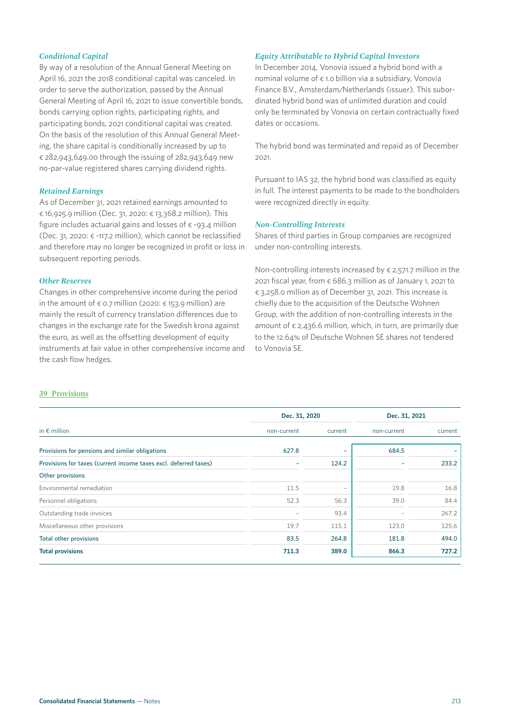### Conditional Capital

By way of a resolution of the Annual General Meeting on April 16, 2021 the 2018 conditional capital was canceled. In order to serve the authorization, passed by the Annual General Meeting of April 16, 2021 to issue convertible bonds, bonds carrying option rights, participating rights, and participating bonds, 2021 conditional capital was created. On the basis of the resolution of this Annual General Meeting, the share capital is conditionally increased by up to € 282,943,649.00 through the issuing of 282,943,649 new no-par-value registered shares carrying dividend rights.

### Retained Earnings

As of December 31, 2021 retained earnings amounted to € 16,925.9 million (Dec. 31, 2020: € 13,368.2 million). This figure includes actuarial gains and losses of € -93.4 million (Dec. 31, 2020: € -117.2 million), which cannot be reclassified and therefore may no longer be recognized in profit or loss in subsequent reporting periods.

### Other Reserves

Changes in other comprehensive income during the period in the amount of € 0.7 million (2020: € 153.9 million) are mainly the result of currency translation differences due to changes in the exchange rate for the Swedish krona against the euro, as well as the offsetting development of equity instruments at fair value in other comprehensive income and the cash flow hedges.

### Equity Attributable to Hybrid Capital Investors

In December 2014, Vonovia issued a hybrid bond with a nominal volume of € 1.0 billion via a subsidiary, Vonovia Finance B.V., Amsterdam/Netherlands (issuer). This subordinated hybrid bond was of unlimited duration and could only be terminated by Vonovia on certain contractually fixed dates or occasions.

The hybrid bond was terminated and repaid as of December 2021.

Pursuant to IAS 32, the hybrid bond was classified as equity in full. The interest payments to be made to the bondholders were recognized directly in equity.

### Non-Controlling Interests

Shares of third parties in Group companies are recognized under non-controlling interests.

Non-controlling interests increased by € 2,571.7 million in the 2021 fiscal year, from € 686.3 million as of January 1, 2021 to € 3,258.0 million as of December 31, 2021. This increase is chiefly due to the acquisition of the Deutsche Wohnen Group, with the addition of non-controlling interests in the amount of € 2,436.6 million, which, in turn, are primarily due to the 12.64% of Deutsche Wohnen SE shares not tendered to Vonovia SE.

## 39 Provisions

| | Dec. 31, 2020 | | Dec. 31, 2021 | |
|---|---|---|---|---|
| in € million | non-current | current | non-current | current |
| Provisions for pensions and similar obligations | 627.8 | – | 684.5 | – |
| Provisions for taxes (current income taxes excl. deferred taxes) | – | 124.2 | – | 233.2 |
| Other provisions | | | | |
| Environmental remediation | 11.5 | – | 19.8 | 16.8 |
| Personnel obligations | 52.3 | 56.3 | 39.0 | 84.4 |
| Outstanding trade invoices | – | 93.4 | – | 267.2 |
| Miscellaneous other provisions | 19.7 | 115.1 | 123.0 | 125.6 |
| Total other provisions | 83.5 | 264.8 | 181.8 | 494.0 |
| **Total provisions** | **711.3** | **389.0** | **866.3** | **727.2** |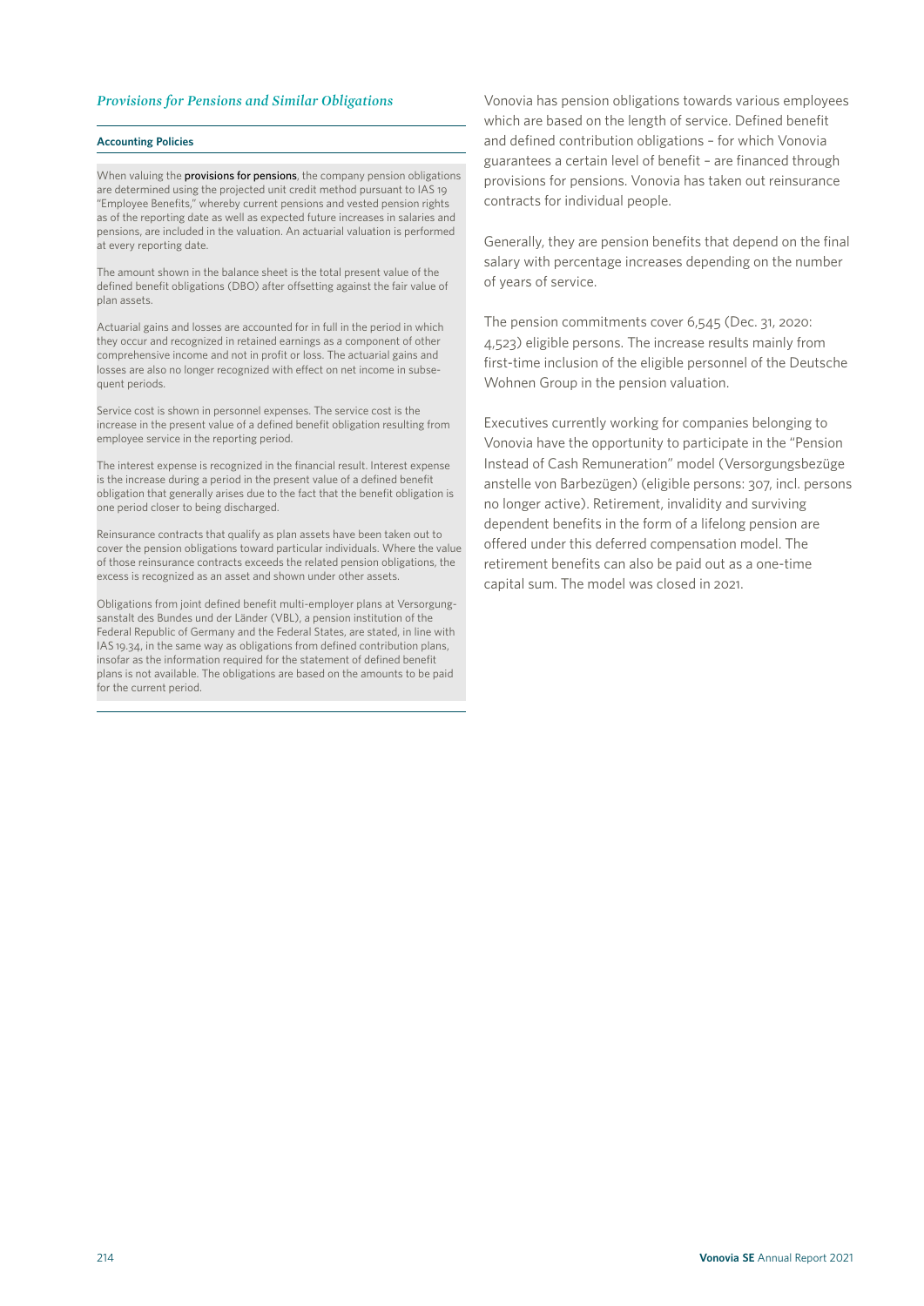## *Provisions for Pensions and Similar Obligations*

#### Accounting Policies

When valuing the **provisions for pensions**, the company pension obligations are determined using the projected unit credit method pursuant to IAS 19 "Employee Benefits," whereby current pensions and vested pension rights as of the reporting date as well as expected future increases in salaries and pensions, are included in the valuation. An actuarial valuation is performed at every reporting date.

The amount shown in the balance sheet is the total present value of the defined benefit obligations (DBO) after offsetting against the fair value of plan assets.

Actuarial gains and losses are accounted for in full in the period in which they occur and recognized in retained earnings as a component of other comprehensive income and not in profit or loss. The actuarial gains and losses are also no longer recognized with effect on net income in subsequent periods.

Service cost is shown in personnel expenses. The service cost is the increase in the present value of a defined benefit obligation resulting from employee service in the reporting period.

The interest expense is recognized in the financial result. Interest expense is the increase during a period in the present value of a defined benefit obligation that generally arises due to the fact that the benefit obligation is one period closer to being discharged.

Reinsurance contracts that qualify as plan assets have been taken out to cover the pension obligations toward particular individuals. Where the value of those reinsurance contracts exceeds the related pension obligations, the excess is recognized as an asset and shown under other assets.

Obligations from joint defined benefit multi-employer plans at Versorgungsanstalt des Bundes und der Länder (VBL), a pension institution of the Federal Republic of Germany and the Federal States, are stated, in line with IAS 19.34, in the same way as obligations from defined contribution plans, insofar as the information required for the statement of defined benefit plans is not available. The obligations are based on the amounts to be paid for the current period.

Vonovia has pension obligations towards various employees which are based on the length of service. Defined benefit and defined contribution obligations – for which Vonovia guarantees a certain level of benefit – are financed through provisions for pensions. Vonovia has taken out reinsurance contracts for individual people.

Generally, they are pension benefits that depend on the final salary with percentage increases depending on the number of years of service.

The pension commitments cover 6,545 (Dec. 31, 2020: 4,523) eligible persons. The increase results mainly from first-time inclusion of the eligible personnel of the Deutsche Wohnen Group in the pension valuation.

Executives currently working for companies belonging to Vonovia have the opportunity to participate in the "Pension Instead of Cash Remuneration" model (Versorgungsbezüge anstelle von Barbezügen) (eligible persons: 307, incl. persons no longer active). Retirement, invalidity and surviving dependent benefits in the form of a lifelong pension are offered under this deferred compensation model. The retirement benefits can also be paid out as a one-time capital sum. The model was closed in 2021.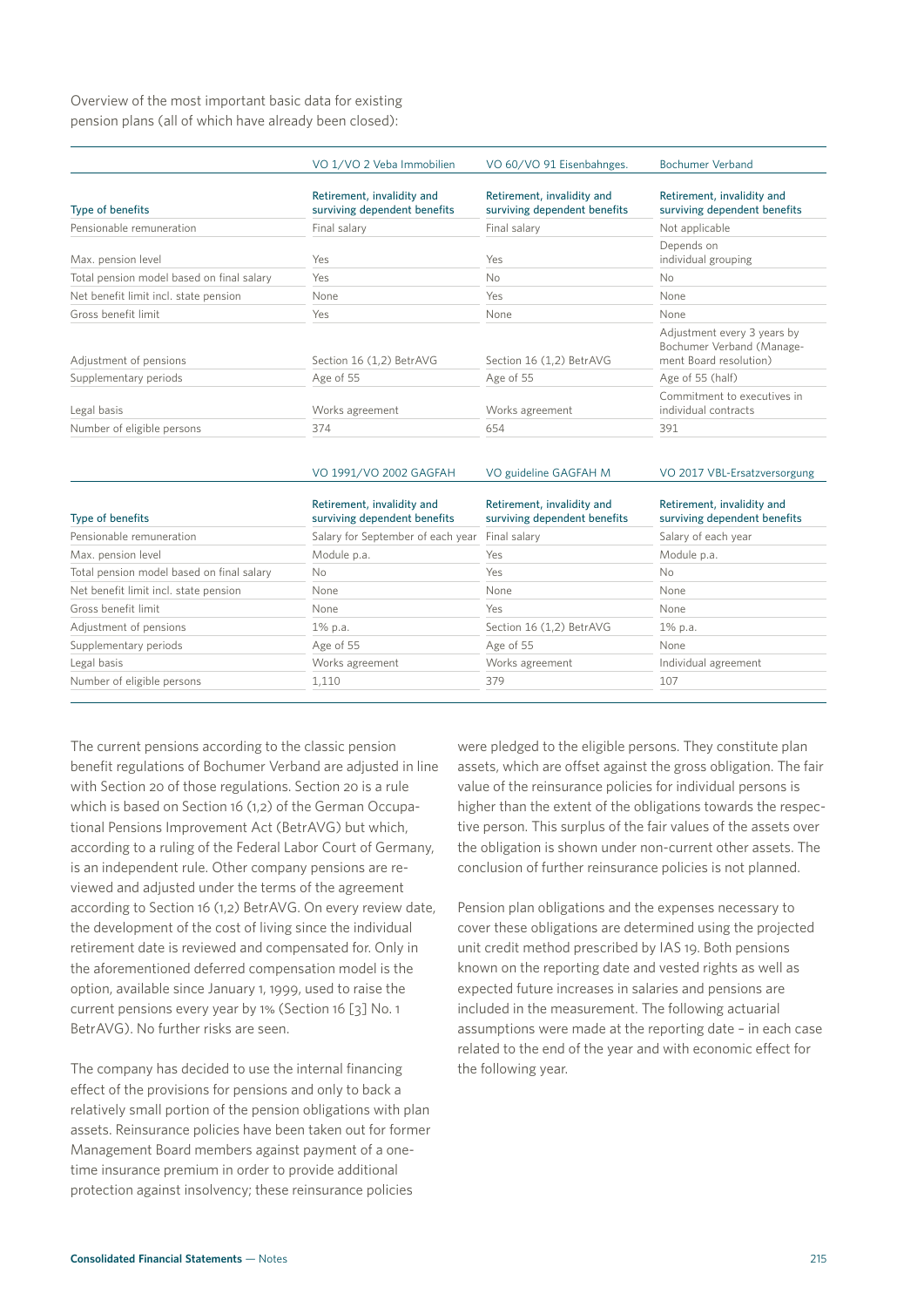Overview of the most important basic data for existing pension plans (all of which have already been closed):

| | VO 1/VO 2 Veba Immobilien | VO 60/VO 91 Eisenbahnges. | Bochumer Verband |
|---|---|---|---|
| Type of benefits | Retirement, invalidity and surviving dependent benefits | Retirement, invalidity and surviving dependent benefits | Retirement, invalidity and surviving dependent benefits |
| Pensionable remuneration | Final salary | Final salary | Not applicable |
| Max. pension level | Yes | Yes | Depends on individual grouping |
| Total pension model based on final salary | Yes | No | No |
| Net benefit limit incl. state pension | None | Yes | None |
| Gross benefit limit | Yes | None | None |
| Adjustment of pensions | Section 16 (1,2) BetrAVG | Section 16 (1,2) BetrAVG | Adjustment every 3 years by Bochumer Verband (Management Board resolution) |
| Supplementary periods | Age of 55 | Age of 55 | Age of 55 (half) |
| Legal basis | Works agreement | Works agreement | Commitment to executives in individual contracts |
| Number of eligible persons | 374 | 654 | 391 |

| | VO 1991/VO 2002 GAGFAH | VO guideline GAGFAH M | VO 2017 VBL-Ersatzversorgung |
|---|---|---|---|
| Type of benefits | Retirement, invalidity and surviving dependent benefits | Retirement, invalidity and surviving dependent benefits | Retirement, invalidity and surviving dependent benefits |
| Pensionable remuneration | Salary for September of each year | Final salary | Salary of each year |
| Max. pension level | Module p.a. | Yes | Module p.a. |
| Total pension model based on final salary | No | Yes | No |
| Net benefit limit incl. state pension | None | None | None |
| Gross benefit limit | None | Yes | None |
| Adjustment of pensions | 1% p.a. | Section 16 (1,2) BetrAVG | 1% p.a. |
| Supplementary periods | Age of 55 | Age of 55 | None |
| Legal basis | Works agreement | Works agreement | Individual agreement |
| Number of eligible persons | 1,110 | 379 | 107 |

The current pensions according to the classic pension benefit regulations of Bochumer Verband are adjusted in line with Section 20 of those regulations. Section 20 is a rule which is based on Section 16 (1,2) of the German Occupational Pensions Improvement Act (BetrAVG) but which, according to a ruling of the Federal Labor Court of Germany, is an independent rule. Other company pensions are reviewed and adjusted under the terms of the agreement according to Section 16 (1,2) BetrAVG. On every review date, the development of the cost of living since the individual retirement date is reviewed and compensated for. Only in the aforementioned deferred compensation model is the option, available since January 1, 1999, used to raise the current pensions every year by 1% (Section 16 [3] No. 1 BetrAVG). No further risks are seen.

The company has decided to use the internal financing effect of the provisions for pensions and only to back a relatively small portion of the pension obligations with plan assets. Reinsurance policies have been taken out for former Management Board members against payment of a one-time insurance premium in order to provide additional protection against insolvency; these reinsurance policies were pledged to the eligible persons. They constitute plan assets, which are offset against the gross obligation. The fair value of the reinsurance policies for individual persons is higher than the extent of the obligations towards the respective person. This surplus of the fair values of the assets over the obligation is shown under non-current other assets. The conclusion of further reinsurance policies is not planned.

Pension plan obligations and the expenses necessary to cover these obligations are determined using the projected unit credit method prescribed by IAS 19. Both pensions known on the reporting date and vested rights as well as expected future increases in salaries and pensions are included in the measurement. The following actuarial assumptions were made at the reporting date – in each case related to the end of the year and with economic effect for the following year.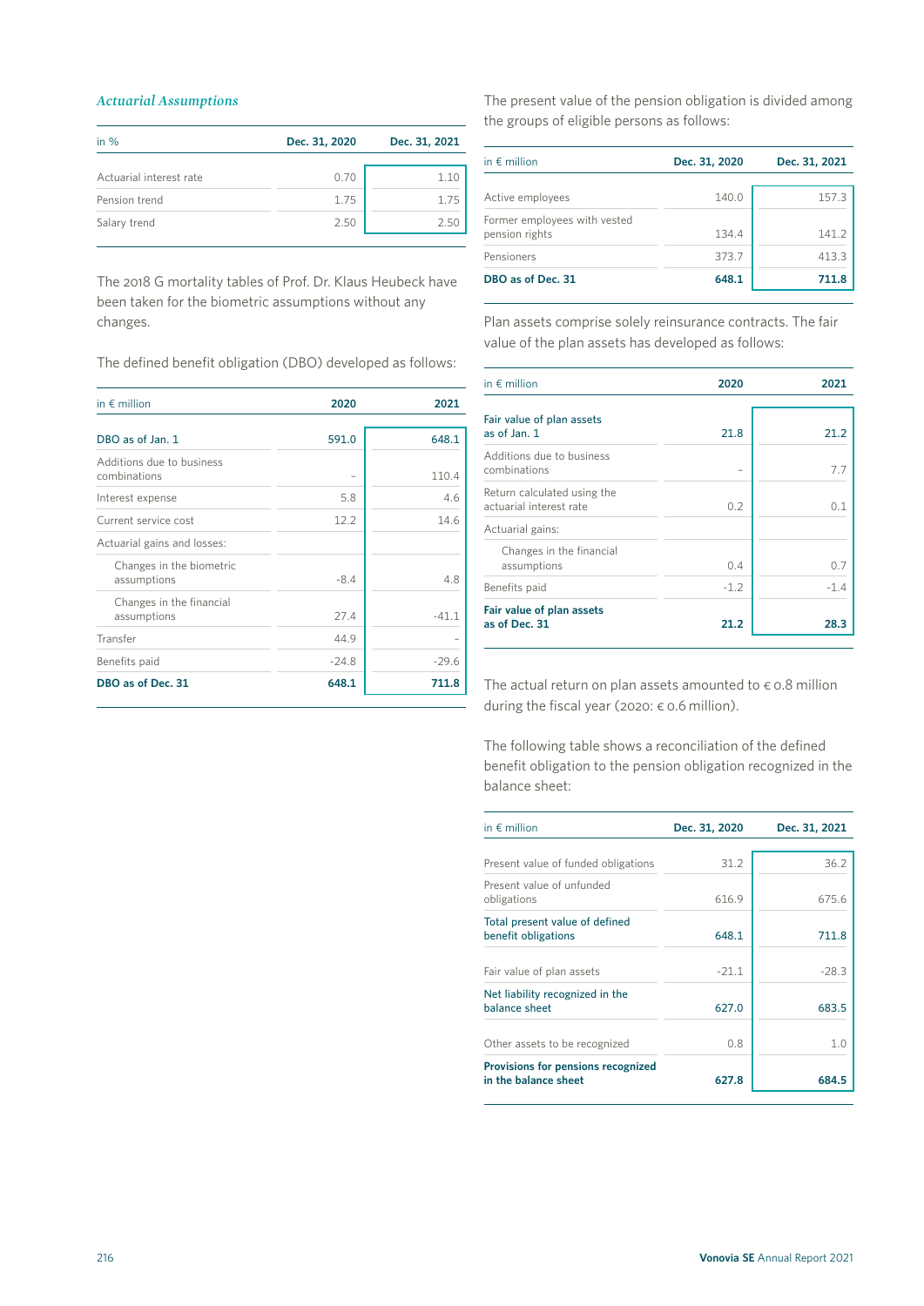### *Actuarial Assumptions*

| in % | Dec. 31, 2020 | Dec. 31, 2021 |
|---|---|---|
| Actuarial interest rate | 0.70 | 1.10 |
| Pension trend | 1.75 | 1.75 |
| Salary trend | 2.50 | 2.50 |

The 2018 G mortality tables of Prof. Dr. Klaus Heubeck have been taken for the biometric assumptions without any changes.

The defined benefit obligation (DBO) developed as follows:

| in € million | 2020 | 2021 |
|---|---|---|
| **DBO as of Jan. 1** | 591.0 | 648.1 |
| Additions due to business combinations | – | 110.4 |
| Interest expense | 5.8 | 4.6 |
| Current service cost | 12.2 | 14.6 |
| Actuarial gains and losses: | | |
| Changes in the biometric assumptions | -8.4 | 4.8 |
| Changes in the financial assumptions | 27.4 | -41.1 |
| Transfer | 44.9 | – |
| Benefits paid | -24.8 | -29.6 |
| **DBO as of Dec. 31** | **648.1** | **711.8** |

The present value of the pension obligation is divided among the groups of eligible persons as follows:

| in € million | Dec. 31, 2020 | Dec. 31, 2021 |
|---|---|---|
| Active employees | 140.0 | 157.3 |
| Former employees with vested pension rights | 134.4 | 141.2 |
| Pensioners | 373.7 | 413.3 |
| **DBO as of Dec. 31** | **648.1** | **711.8** |

Plan assets comprise solely reinsurance contracts. The fair value of the plan assets has developed as follows:

| in € million | 2020 | 2021 |
|---|---|---|
| **Fair value of plan assets as of Jan. 1** | **21.8** | **21.2** |
| Additions due to business combinations | – | 7.7 |
| Return calculated using the actuarial interest rate | 0.2 | 0.1 |
| Actuarial gains: | | |
| Changes in the financial assumptions | 0.4 | 0.7 |
| Benefits paid | -1.2 | -1.4 |
| **Fair value of plan assets as of Dec. 31** | **21.2** | **28.3** |

The actual return on plan assets amounted to € 0.8 million during the fiscal year (2020: € 0.6 million).

The following table shows a reconciliation of the defined benefit obligation to the pension obligation recognized in the balance sheet:

| in € million | Dec. 31, 2020 | Dec. 31, 2021 |
|---|---|---|
| Present value of funded obligations | 31.2 | 36.2 |
| Present value of unfunded obligations | 616.9 | 675.6 |
| **Total present value of defined benefit obligations** | **648.1** | **711.8** |
| Fair value of plan assets | -21.1 | -28.3 |
| **Net liability recognized in the balance sheet** | **627.0** | **683.5** |
| Other assets to be recognized | 0.8 | 1.0 |
| **Provisions for pensions recognized in the balance sheet** | **627.8** | **684.5** |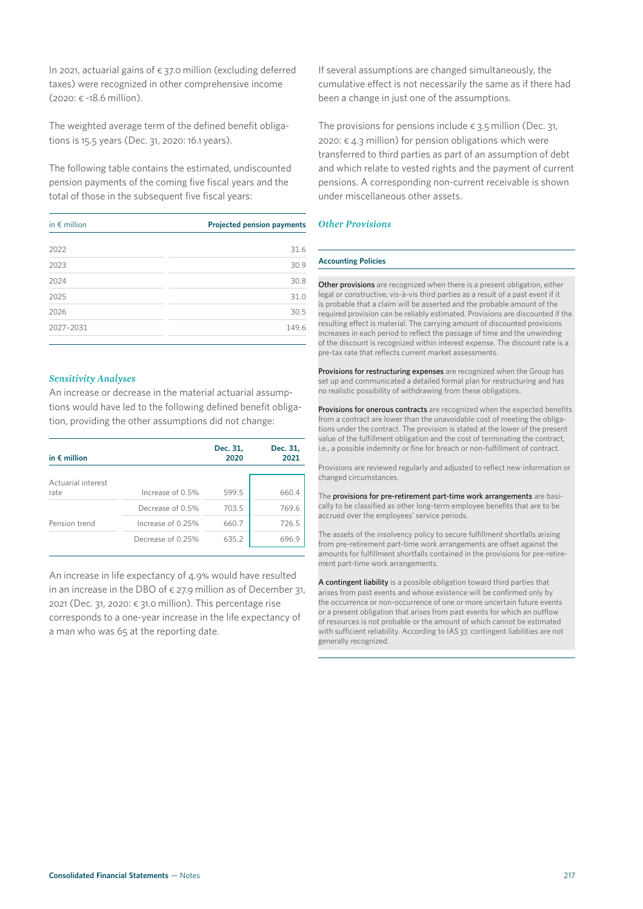In 2021, actuarial gains of € 37.0 million (excluding deferred taxes) were recognized in other comprehensive income (2020: € -18.6 million).

The weighted average term of the defined benefit obligations is 15.5 years (Dec. 31, 2020: 16.1 years).

The following table contains the estimated, undiscounted pension payments of the coming five fiscal years and the total of those in the subsequent five fiscal years:

| in € million | Projected pension payments |
|---|---|
| 2022 | 31.6 |
| 2023 | 30.9 |
| 2024 | 30.8 |
| 2025 | 31.0 |
| 2026 | 30.5 |
| 2027–2031 | 149.6 |

### *Sensitivity Analyses*

An increase or decrease in the material actuarial assumptions would have led to the following defined benefit obligation, providing the other assumptions did not change:

| in € million | | Dec. 31, 2020 | Dec. 31, 2021 |
|---|---|---|---|
| Actuarial interest rate | Increase of 0.5% | 599.5 | 660.4 |
| | Decrease of 0.5% | 703.5 | 769.6 |
| Pension trend | Increase of 0.25% | 660.7 | 726.5 |
| | Decrease of 0.25% | 635.2 | 696.9 |

An increase in life expectancy of 4.9% would have resulted in an increase in the DBO of € 27.9 million as of December 31, 2021 (Dec. 31, 2020: € 31.0 million). This percentage rise corresponds to a one-year increase in the life expectancy of a man who was 65 at the reporting date.

If several assumptions are changed simultaneously, the cumulative effect is not necessarily the same as if there had been a change in just one of the assumptions.

The provisions for pensions include € 3.5 million (Dec. 31, 2020: € 4.3 million) for pension obligations which were transferred to third parties as part of an assumption of debt and which relate to vested rights and the payment of current pensions. A corresponding non-current receivable is shown under miscellaneous other assets.

## *Other Provisions*

**Accounting Policies**

**Other provisions** are recognized when there is a present obligation, either legal or constructive, vis-à-vis third parties as a result of a past event if it is probable that a claim will be asserted and the probable amount of the required provision can be reliably estimated. Provisions are discounted if the resulting effect is material. The carrying amount of discounted provisions increases in each period to reflect the passage of time and the unwinding of the discount is recognized within interest expense. The discount rate is a pre-tax rate that reflects current market assessments.

**Provisions for restructuring expenses** are recognized when the Group has set up and communicated a detailed formal plan for restructuring and has no realistic possibility of withdrawing from these obligations.

**Provisions for onerous contracts** are recognized when the expected benefits from a contract are lower than the unavoidable cost of meeting the obligations under the contract. The provision is stated at the lower of the present value of the fulfillment obligation and the cost of terminating the contract, i.e., a possible indemnity or fine for breach or non-fulfillment of contract.

Provisions are reviewed regularly and adjusted to reflect new information or changed circumstances.

The **provisions for pre-retirement part-time work arrangements** are basically to be classified as other long-term employee benefits that are to be accrued over the employees' service periods.

The assets of the insolvency policy to secure fulfillment shortfalls arising from pre-retirement part-time work arrangements are offset against the amounts for fulfillment shortfalls contained in the provisions for pre-retirement part-time work arrangements.

**A contingent liability** is a possible obligation toward third parties that arises from past events and whose existence will be confirmed only by the occurrence or non-occurrence of one or more uncertain future events or a present obligation that arises from past events for which an outflow of resources is not probable or the amount of which cannot be estimated with sufficient reliability. According to IAS 37, contingent liabilities are not generally recognized.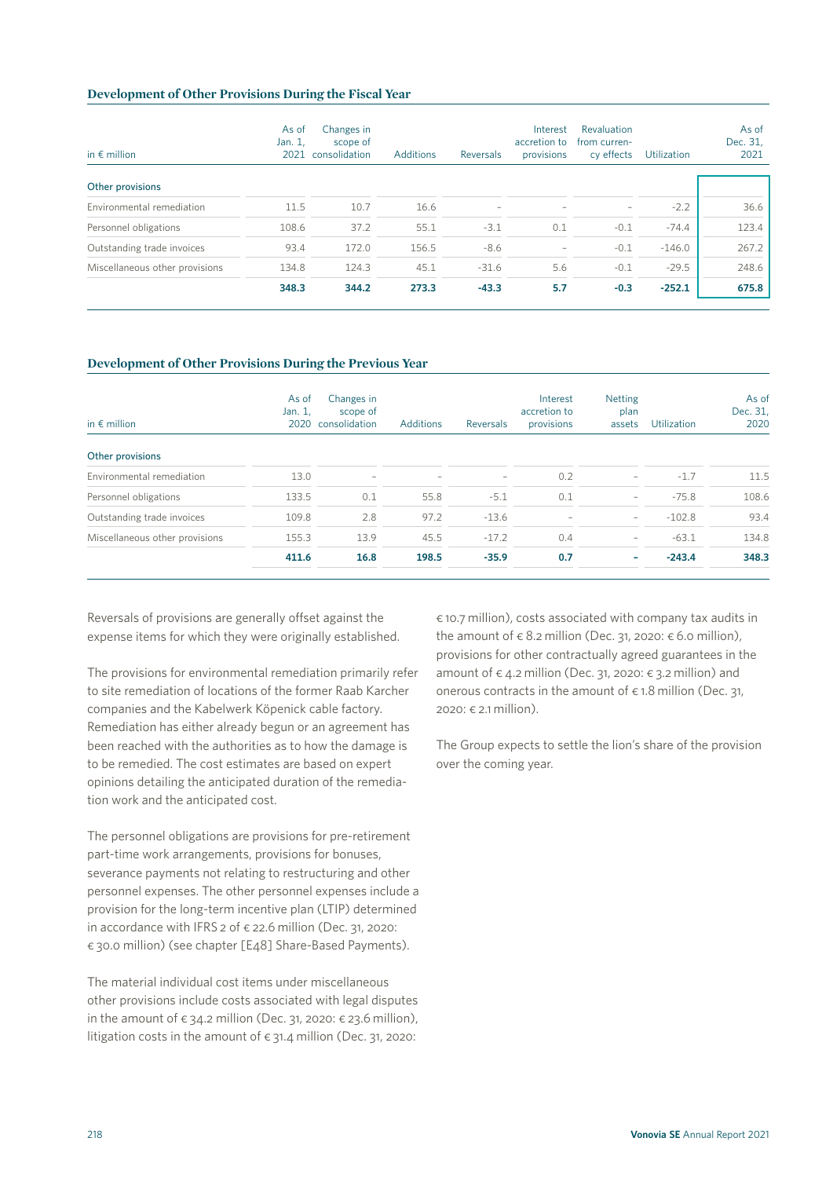### Development of Other Provisions During the Fiscal Year

| in € million | As of Jan. 1, 2021 | Changes in scope of consolidation | Additions | Reversals | Interest accretion to provisions | Revaluation from currency effects | Utilization | As of Dec. 31, 2021 |
|---|---|---|---|---|---|---|---|---|
| **Other provisions** | | | | | | | | |
| Environmental remediation | 11.5 | 10.7 | 16.6 | – | – | – | -2.2 | 36.6 |
| Personnel obligations | 108.6 | 37.2 | 55.1 | -3.1 | 0.1 | -0.1 | -74.4 | 123.4 |
| Outstanding trade invoices | 93.4 | 172.0 | 156.5 | -8.6 | – | -0.1 | -146.0 | 267.2 |
| Miscellaneous other provisions | 134.8 | 124.3 | 45.1 | -31.6 | 5.6 | -0.1 | -29.5 | 248.6 |
| | **348.3** | **344.2** | **273.3** | **-43.3** | **5.7** | **-0.3** | **-252.1** | **675.8** |

### Development of Other Provisions During the Previous Year

| in € million | As of Jan. 1, 2020 | Changes in scope of consolidation | Additions | Reversals | Interest accretion to provisions | Netting plan assets | Utilization | As of Dec. 31, 2020 |
|---|---|---|---|---|---|---|---|---|
| **Other provisions** | | | | | | | | |
| Environmental remediation | 13.0 | – | – | – | 0.2 | – | -1.7 | 11.5 |
| Personnel obligations | 133.5 | 0.1 | 55.8 | -5.1 | 0.1 | – | -75.8 | 108.6 |
| Outstanding trade invoices | 109.8 | 2.8 | 97.2 | -13.6 | – | – | -102.8 | 93.4 |
| Miscellaneous other provisions | 155.3 | 13.9 | 45.5 | -17.2 | 0.4 | – | -63.1 | 134.8 |
| | **411.6** | **16.8** | **198.5** | **-35.9** | **0.7** | **–** | **-243.4** | **348.3** |

Reversals of provisions are generally offset against the expense items for which they were originally established.

The provisions for environmental remediation primarily refer to site remediation of locations of the former Raab Karcher companies and the Kabelwerk Köpenick cable factory. Remediation has either already begun or an agreement has been reached with the authorities as to how the damage is to be remedied. The cost estimates are based on expert opinions detailing the anticipated duration of the remediation work and the anticipated cost.

The personnel obligations are provisions for pre-retirement part-time work arrangements, provisions for bonuses, severance payments not relating to restructuring and other personnel expenses. The other personnel expenses include a provision for the long-term incentive plan (LTIP) determined in accordance with IFRS 2 of € 22.6 million (Dec. 31, 2020: € 30.0 million) (see chapter [E48] Share-Based Payments).

The material individual cost items under miscellaneous other provisions include costs associated with legal disputes in the amount of € 34.2 million (Dec. 31, 2020: € 23.6 million), litigation costs in the amount of € 31.4 million (Dec. 31, 2020: € 10.7 million), costs associated with company tax audits in the amount of € 8.2 million (Dec. 31, 2020: € 6.0 million), provisions for other contractually agreed guarantees in the amount of € 4.2 million (Dec. 31, 2020: € 3.2 million) and onerous contracts in the amount of € 1.8 million (Dec. 31, 2020: € 2.1 million).

The Group expects to settle the lion's share of the provision over the coming year.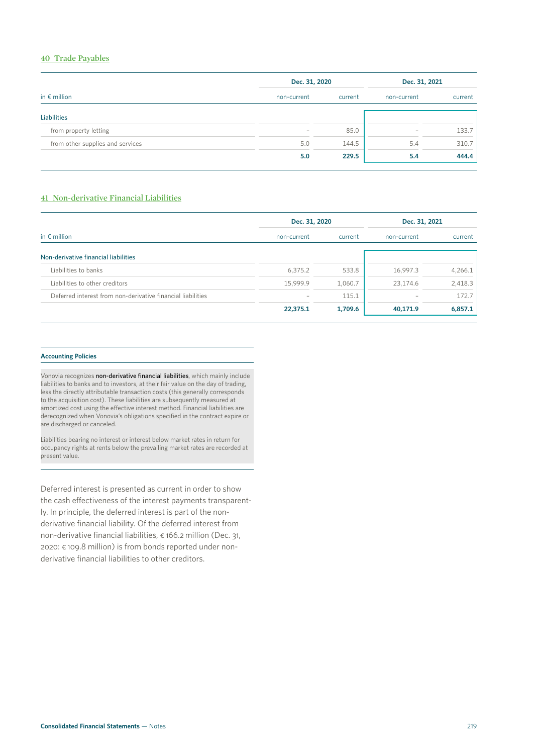## 40 Trade Payables

| in € million | Dec. 31, 2020 | | Dec. 31, 2021 | |
|---|---|---|---|---|
| | non-current | current | non-current | current |
| **Liabilities** | | | | |
| from property letting | – | 85.0 | – | 133.7 |
| from other supplies and services | 5.0 | 144.5 | 5.4 | 310.7 |
| | **5.0** | **229.5** | **5.4** | **444.4** |

## 41 Non-derivative Financial Liabilities

| in € million | Dec. 31, 2020 | | Dec. 31, 2021 | |
|---|---|---|---|---|
| | non-current | current | non-current | current |
| **Non-derivative financial liabilities** | | | | |
| Liabilities to banks | 6,375.2 | 533.8 | 16,997.3 | 4,266.1 |
| Liabilities to other creditors | 15,999.9 | 1,060.7 | 23,174.6 | 2,418.3 |
| Deferred interest from non-derivative financial liabilities | – | 115.1 | – | 172.7 |
| | **22,375.1** | **1,709.6** | **40,171.9** | **6,857.1** |

### Accounting Policies

Vonovia recognizes **non-derivative financial liabilities**, which mainly include liabilities to banks and to investors, at their fair value on the day of trading, less the directly attributable transaction costs (this generally corresponds to the acquisition cost). These liabilities are subsequently measured at amortized cost using the effective interest method. Financial liabilities are derecognized when Vonovia's obligations specified in the contract expire or are discharged or canceled.

Liabilities bearing no interest or interest below market rates in return for occupancy rights at rents below the prevailing market rates are recorded at present value.

Deferred interest is presented as current in order to show the cash effectiveness of the interest payments transparently. In principle, the deferred interest is part of the non-derivative financial liability. Of the deferred interest from non-derivative financial liabilities, € 166.2 million (Dec. 31, 2020: € 109.8 million) is from bonds reported under non-derivative financial liabilities to other creditors.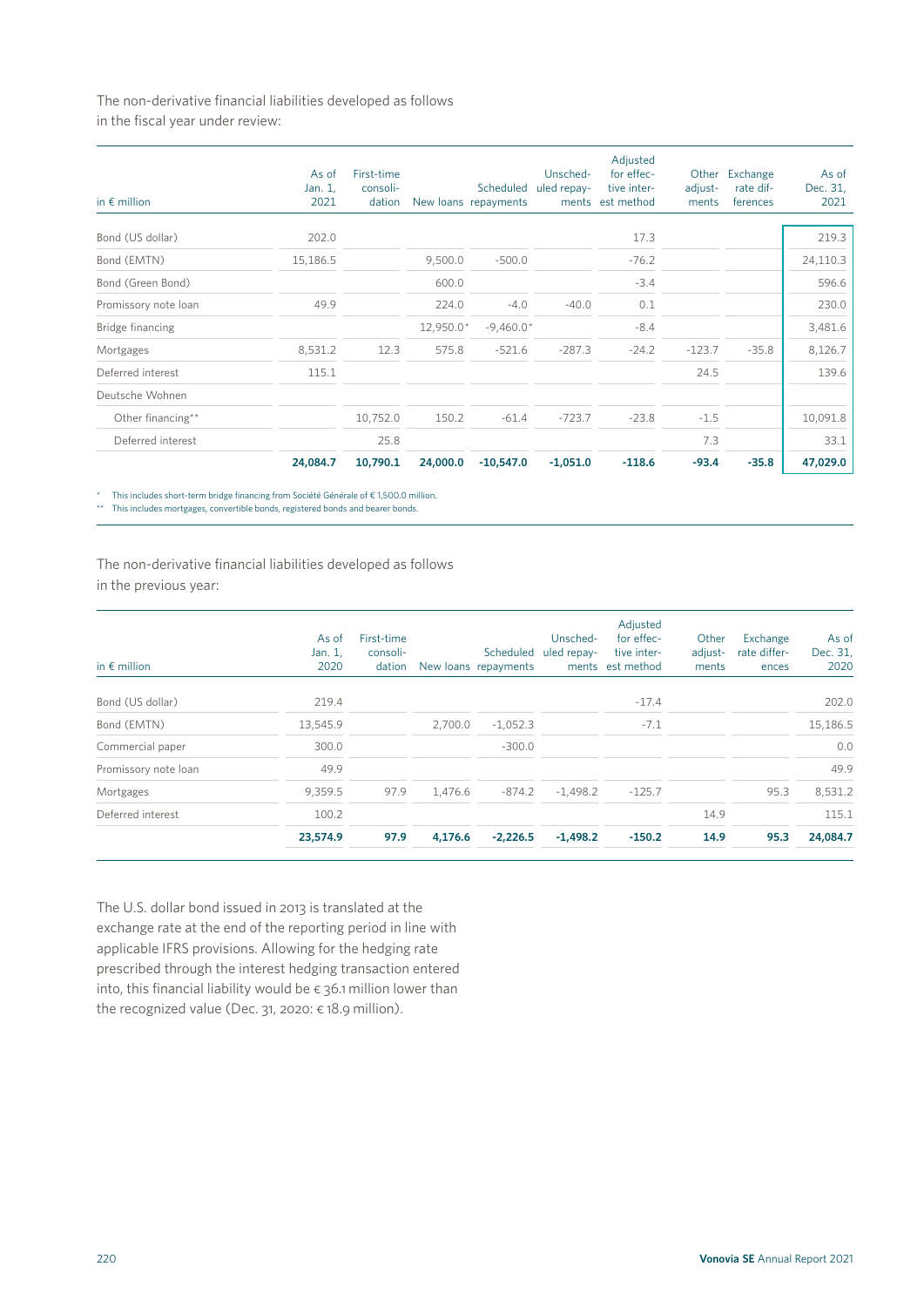The non-derivative financial liabilities developed as follows in the fiscal year under review:

| in € million | As of Jan. 1, 2021 | First-time consoli-dation | New loans | Scheduled repayments | Unsched-uled repay-ments | Adjusted for effec-tive inter-est method | Other adjust-ments | Exchange rate dif-ferences | As of Dec. 31, 2021 |
|---|---|---|---|---|---|---|---|---|---|
| Bond (US dollar) | 202.0 | | | | | 17.3 | | | 219.3 |
| Bond (EMTN) | 15,186.5 | | 9,500.0 | -500.0 | | -76.2 | | | 24,110.3 |
| Bond (Green Bond) | | | 600.0 | | | -3.4 | | | 596.6 |
| Promissory note loan | 49.9 | | 224.0 | -4.0 | -40.0 | 0.1 | | | 230.0 |
| Bridge financing | | | 12,950.0* | -9,460.0* | | -8.4 | | | 3,481.6 |
| Mortgages | 8,531.2 | 12.3 | 575.8 | -521.6 | -287.3 | -24.2 | -123.7 | -35.8 | 8,126.7 |
| Deferred interest | 115.1 | | | | | | 24.5 | | 139.6 |
| Deutsche Wohnen | | | | | | | | | |
| Other financing** | | 10,752.0 | 150.2 | -61.4 | -723.7 | -23.8 | -1.5 | | 10,091.8 |
| Deferred interest | | 25.8 | | | | | 7.3 | | 33.1 |
| | **24,084.7** | **10,790.1** | **24,000.0** | **-10,547.0** | **-1,051.0** | **-118.6** | **-93.4** | **-35.8** | **47,029.0** |

\* This includes short-term bridge financing from Société Générale of € 1,500.0 million.
\*\* This includes mortgages, convertible bonds, registered bonds and bearer bonds.

The non-derivative financial liabilities developed as follows in the previous year:

| in € million | As of Jan. 1, 2020 | First-time consoli-dation | New loans | Scheduled repayments | Unsched-uled repay-ments | Adjusted for effec-tive inter-est method | Other adjust-ments | Exchange rate differ-ences | As of Dec. 31, 2020 |
|---|---|---|---|---|---|---|---|---|---|
| Bond (US dollar) | 219.4 | | | | | -17.4 | | | 202.0 |
| Bond (EMTN) | 13,545.9 | | 2,700.0 | -1,052.3 | | -7.1 | | | 15,186.5 |
| Commercial paper | 300.0 | | | -300.0 | | | | | 0.0 |
| Promissory note loan | 49.9 | | | | | | | | 49.9 |
| Mortgages | 9,359.5 | 97.9 | 1,476.6 | -874.2 | -1,498.2 | -125.7 | | 95.3 | 8,531.2 |
| Deferred interest | 100.2 | | | | | | 14.9 | | 115.1 |
| | **23,574.9** | **97.9** | **4,176.6** | **-2,226.5** | **-1,498.2** | **-150.2** | **14.9** | **95.3** | **24,084.7** |

The U.S. dollar bond issued in 2013 is translated at the exchange rate at the end of the reporting period in line with applicable IFRS provisions. Allowing for the hedging rate prescribed through the interest hedging transaction entered into, this financial liability would be € 36.1 million lower than the recognized value (Dec. 31, 2020: € 18.9 million).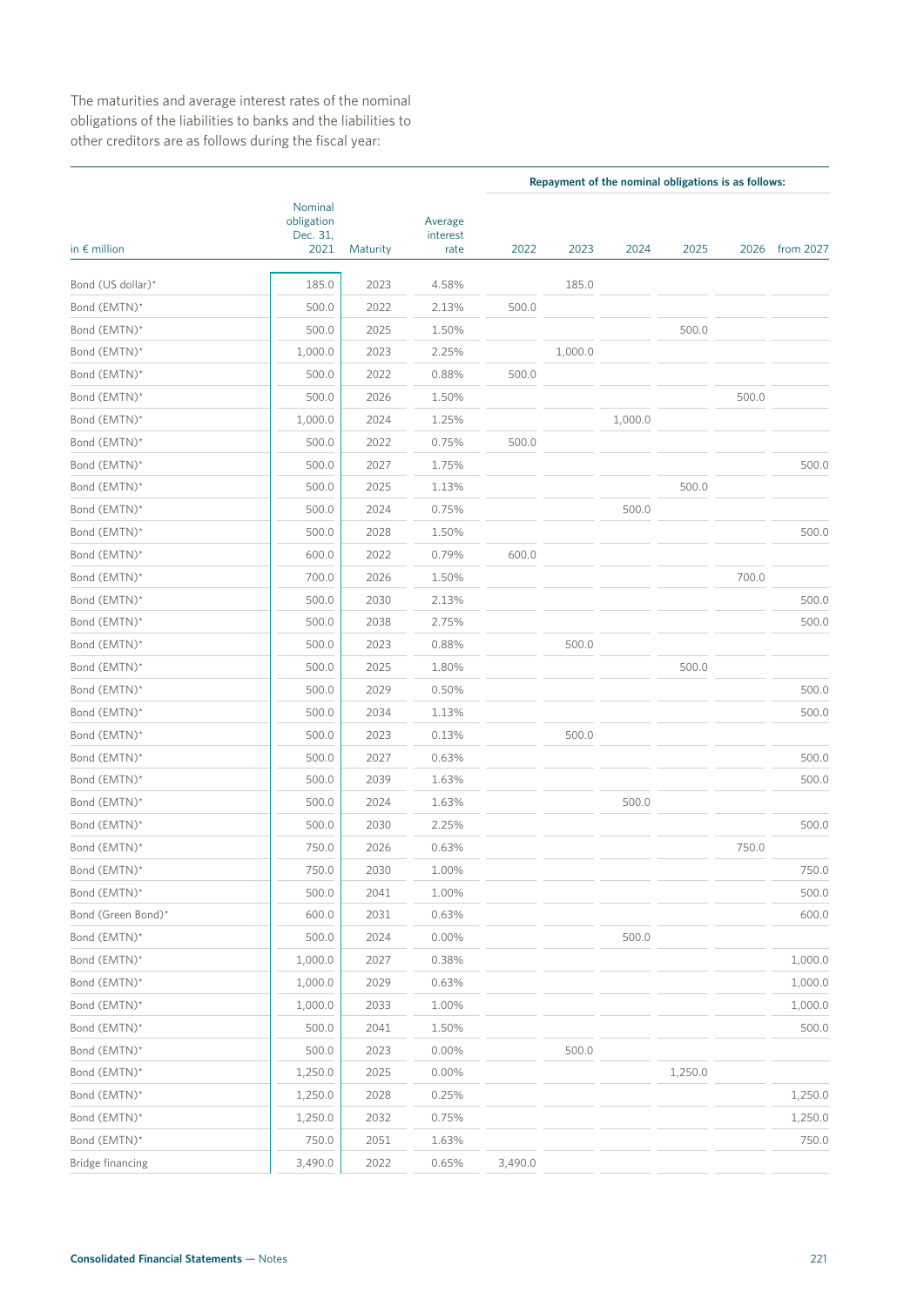The maturities and average interest rates of the nominal obligations of the liabilities to banks and the liabilities to other creditors are as follows during the fiscal year:

| in € million | Nominal obligation Dec. 31, 2021 | Maturity | Average interest rate | Repayment of the nominal obligations is as follows: | | | | | |
|---|---|---|---|---|---|---|---|---|---|
| | | | | 2022 | 2023 | 2024 | 2025 | 2026 | from 2027 |
| Bond (US dollar)* | 185.0 | 2023 | 4.58% | | 185.0 | | | | |
| Bond (EMTN)* | 500.0 | 2022 | 2.13% | 500.0 | | | | | |
| Bond (EMTN)* | 500.0 | 2025 | 1.50% | | | | 500.0 | | |
| Bond (EMTN)* | 1,000.0 | 2023 | 2.25% | | 1,000.0 | | | | |
| Bond (EMTN)* | 500.0 | 2022 | 0.88% | 500.0 | | | | | |
| Bond (EMTN)* | 500.0 | 2026 | 1.50% | | | | | 500.0 | |
| Bond (EMTN)* | 1,000.0 | 2024 | 1.25% | | | 1,000.0 | | | |
| Bond (EMTN)* | 500.0 | 2022 | 0.75% | 500.0 | | | | | |
| Bond (EMTN)* | 500.0 | 2027 | 1.75% | | | | | | 500.0 |
| Bond (EMTN)* | 500.0 | 2025 | 1.13% | | | | 500.0 | | |
| Bond (EMTN)* | 500.0 | 2024 | 0.75% | | | 500.0 | | | |
| Bond (EMTN)* | 500.0 | 2028 | 1.50% | | | | | | 500.0 |
| Bond (EMTN)* | 600.0 | 2022 | 0.79% | 600.0 | | | | | |
| Bond (EMTN)* | 700.0 | 2026 | 1.50% | | | | | 700.0 | |
| Bond (EMTN)* | 500.0 | 2030 | 2.13% | | | | | | 500.0 |
| Bond (EMTN)* | 500.0 | 2038 | 2.75% | | | | | | 500.0 |
| Bond (EMTN)* | 500.0 | 2023 | 0.88% | | 500.0 | | | | |
| Bond (EMTN)* | 500.0 | 2025 | 1.80% | | | | 500.0 | | |
| Bond (EMTN)* | 500.0 | 2029 | 0.50% | | | | | | 500.0 |
| Bond (EMTN)* | 500.0 | 2034 | 1.13% | | | | | | 500.0 |
| Bond (EMTN)* | 500.0 | 2023 | 0.13% | | 500.0 | | | | |
| Bond (EMTN)* | 500.0 | 2027 | 0.63% | | | | | | 500.0 |
| Bond (EMTN)* | 500.0 | 2039 | 1.63% | | | | | | 500.0 |
| Bond (EMTN)* | 500.0 | 2024 | 1.63% | | | 500.0 | | | |
| Bond (EMTN)* | 500.0 | 2030 | 2.25% | | | | | | 500.0 |
| Bond (EMTN)* | 750.0 | 2026 | 0.63% | | | | | 750.0 | |
| Bond (EMTN)* | 750.0 | 2030 | 1.00% | | | | | | 750.0 |
| Bond (EMTN)* | 500.0 | 2041 | 1.00% | | | | | | 500.0 |
| Bond (Green Bond)* | 600.0 | 2031 | 0.63% | | | | | | 600.0 |
| Bond (EMTN)* | 500.0 | 2024 | 0.00% | | | 500.0 | | | |
| Bond (EMTN)* | 1,000.0 | 2027 | 0.38% | | | | | | 1,000.0 |
| Bond (EMTN)* | 1,000.0 | 2029 | 0.63% | | | | | | 1,000.0 |
| Bond (EMTN)* | 1,000.0 | 2033 | 1.00% | | | | | | 1,000.0 |
| Bond (EMTN)* | 500.0 | 2041 | 1.50% | | | | | | 500.0 |
| Bond (EMTN)* | 500.0 | 2023 | 0.00% | | 500.0 | | | | |
| Bond (EMTN)* | 1,250.0 | 2025 | 0.00% | | | | 1,250.0 | | |
| Bond (EMTN)* | 1,250.0 | 2028 | 0.25% | | | | | | 1,250.0 |
| Bond (EMTN)* | 1,250.0 | 2032 | 0.75% | | | | | | 1,250.0 |
| Bond (EMTN)* | 750.0 | 2051 | 1.63% | | | | | | 750.0 |
| Bridge financing | 3,490.0 | 2022 | 0.65% | 3,490.0 | | | | | |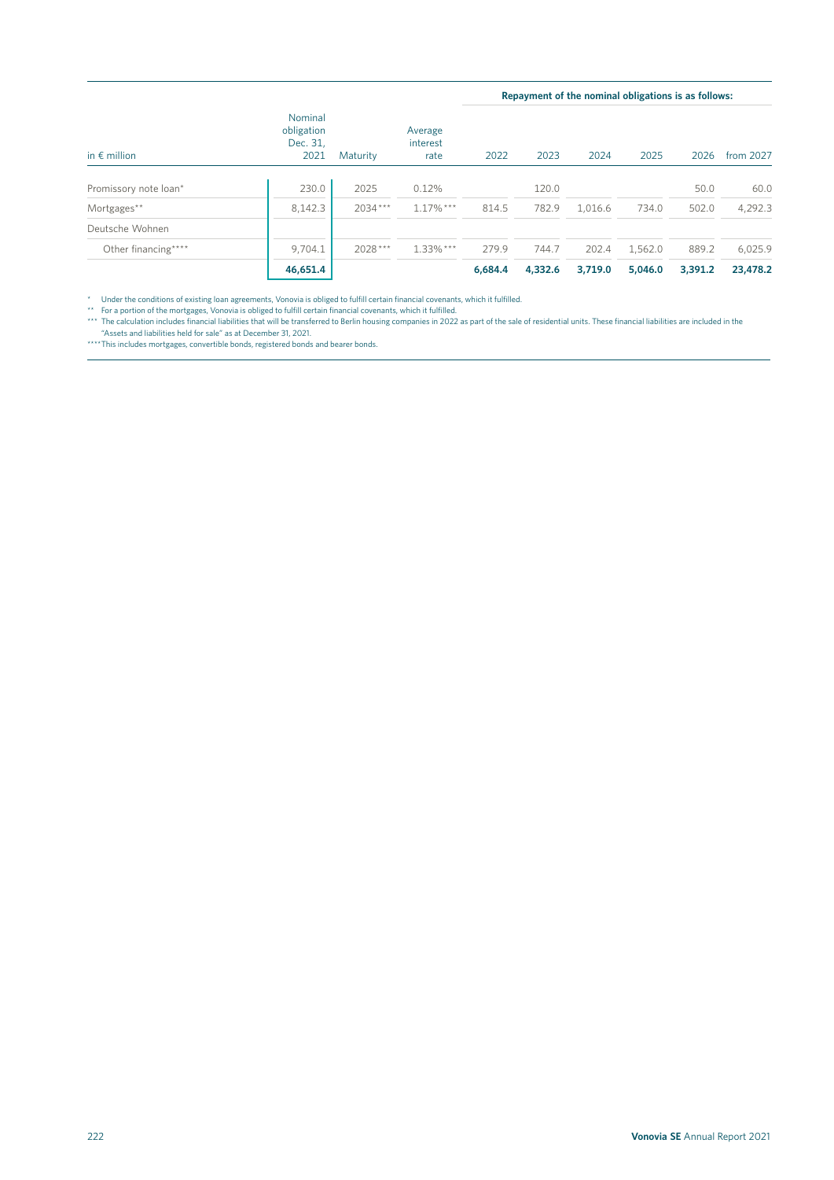| in € million | Nominal obligation Dec. 31, 2021 | Maturity | Average interest rate | Repayment of the nominal obligations is as follows: | | | | | |
|---|---|---|---|---|---|---|---|---|---|
| | | | | 2022 | 2023 | 2024 | 2025 | 2026 | from 2027 |
| Promissory note loan* | 230.0 | 2025 | 0.12% | | 120.0 | | | 50.0 | 60.0 |
| Mortgages** | 8,142.3 | 2034*** | 1.17%*** | 814.5 | 782.9 | 1,016.6 | 734.0 | 502.0 | 4,292.3 |
| Deutsche Wohnen | | | | | | | | | |
| Other financing**** | 9,704.1 | 2028*** | 1.33%*** | 279.9 | 744.7 | 202.4 | 1,562.0 | 889.2 | 6,025.9 |
| | **46,651.4** | | | **6,684.4** | **4,332.6** | **3,719.0** | **5,046.0** | **3,391.2** | **23,478.2** |

\* Under the conditions of existing loan agreements, Vonovia is obliged to fulfill certain financial covenants, which it fulfilled.

** For a portion of the mortgages, Vonovia is obliged to fulfill certain financial covenants, which it fulfilled.

*** The calculation includes financial liabilities that will be transferred to Berlin housing companies in 2022 as part of the sale of residential units. These financial liabilities are included in the "Assets and liabilities held for sale" as at December 31, 2021.

**** This includes mortgages, convertible bonds, registered bonds and bearer bonds.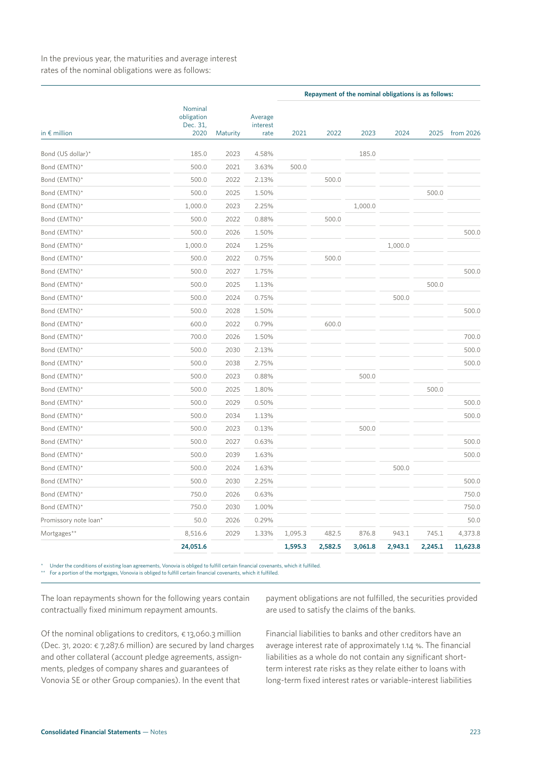In the previous year, the maturities and average interest rates of the nominal obligations were as follows:

| in € million | Nominal obligation Dec. 31, 2020 | Maturity | Average interest rate | Repayment of the nominal obligations is as follows: | | | | | |
|---|---|---|---|---|---|---|---|---|---|
| | | | | 2021 | 2022 | 2023 | 2024 | 2025 | from 2026 |
| Bond (US dollar)* | 185.0 | 2023 | 4.58% | | | 185.0 | | | |
| Bond (EMTN)* | 500.0 | 2021 | 3.63% | 500.0 | | | | | |
| Bond (EMTN)* | 500.0 | 2022 | 2.13% | | 500.0 | | | | |
| Bond (EMTN)* | 500.0 | 2025 | 1.50% | | | | | 500.0 | |
| Bond (EMTN)* | 1,000.0 | 2023 | 2.25% | | | 1,000.0 | | | |
| Bond (EMTN)* | 500.0 | 2022 | 0.88% | | 500.0 | | | | |
| Bond (EMTN)* | 500.0 | 2026 | 1.50% | | | | | | 500.0 |
| Bond (EMTN)* | 1,000.0 | 2024 | 1.25% | | | | 1,000.0 | | |
| Bond (EMTN)* | 500.0 | 2022 | 0.75% | | 500.0 | | | | |
| Bond (EMTN)* | 500.0 | 2027 | 1.75% | | | | | | 500.0 |
| Bond (EMTN)* | 500.0 | 2025 | 1.13% | | | | | 500.0 | |
| Bond (EMTN)* | 500.0 | 2024 | 0.75% | | | | 500.0 | | |
| Bond (EMTN)* | 500.0 | 2028 | 1.50% | | | | | | 500.0 |
| Bond (EMTN)* | 600.0 | 2022 | 0.79% | | 600.0 | | | | |
| Bond (EMTN)* | 700.0 | 2026 | 1.50% | | | | | | 700.0 |
| Bond (EMTN)* | 500.0 | 2030 | 2.13% | | | | | | 500.0 |
| Bond (EMTN)* | 500.0 | 2038 | 2.75% | | | | | | 500.0 |
| Bond (EMTN)* | 500.0 | 2023 | 0.88% | | | 500.0 | | | |
| Bond (EMTN)* | 500.0 | 2025 | 1.80% | | | | | 500.0 | |
| Bond (EMTN)* | 500.0 | 2029 | 0.50% | | | | | | 500.0 |
| Bond (EMTN)* | 500.0 | 2034 | 1.13% | | | | | | 500.0 |
| Bond (EMTN)* | 500.0 | 2023 | 0.13% | | | 500.0 | | | |
| Bond (EMTN)* | 500.0 | 2027 | 0.63% | | | | | | 500.0 |
| Bond (EMTN)* | 500.0 | 2039 | 1.63% | | | | | | 500.0 |
| Bond (EMTN)* | 500.0 | 2024 | 1.63% | | | | 500.0 | | |
| Bond (EMTN)* | 500.0 | 2030 | 2.25% | | | | | | 500.0 |
| Bond (EMTN)* | 750.0 | 2026 | 0.63% | | | | | | 750.0 |
| Bond (EMTN)* | 750.0 | 2030 | 1.00% | | | | | | 750.0 |
| Promissory note loan* | 50.0 | 2026 | 0.29% | | | | | | 50.0 |
| Mortgages** | 8,516.6 | 2029 | 1.33% | 1,095.3 | 482.5 | 876.8 | 943.1 | 745.1 | 4,373.8 |
| | **24,051.6** | | | **1,595.3** | **2,582.5** | **3,061.8** | **2,943.1** | **2,245.1** | **11,623.8** |

\* Under the conditions of existing loan agreements, Vonovia is obliged to fulfill certain financial covenants, which it fulfilled.
\*\* For a portion of the mortgages, Vonovia is obliged to fulfill certain financial covenants, which it fulfilled.

The loan repayments shown for the following years contain contractually fixed minimum repayment amounts.

Of the nominal obligations to creditors, € 13,060.3 million (Dec. 31, 2020: € 7,287.6 million) are secured by land charges and other collateral (account pledge agreements, assignments, pledges of company shares and guarantees of Vonovia SE or other Group companies). In the event that payment obligations are not fulfilled, the securities provided are used to satisfy the claims of the banks.

Financial liabilities to banks and other creditors have an average interest rate of approximately 1.14 %. The financial liabilities as a whole do not contain any significant short-term interest rate risks as they relate either to loans with long-term fixed interest rates or variable-interest liabilities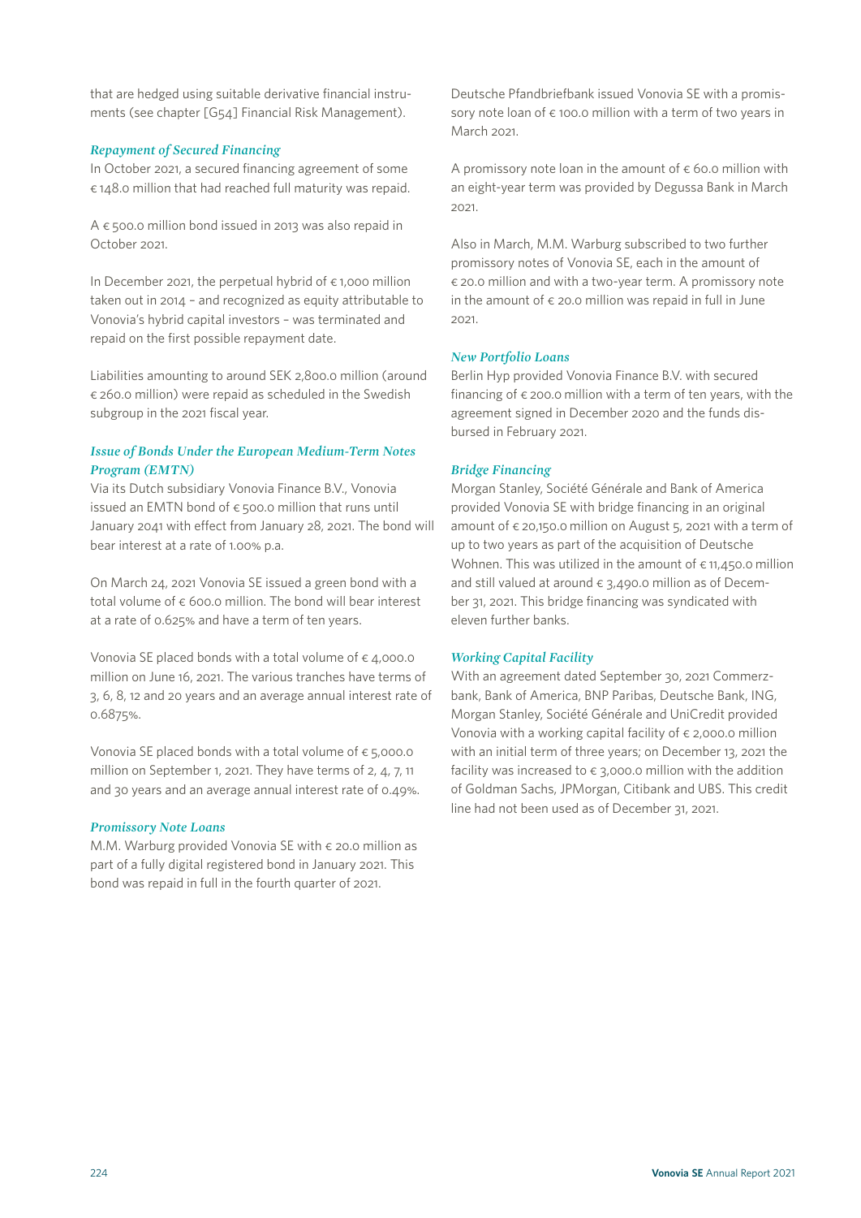that are hedged using suitable derivative financial instruments (see chapter [G54] Financial Risk Management).

### *Repayment of Secured Financing*

In October 2021, a secured financing agreement of some € 148.0 million that had reached full maturity was repaid.

A € 500.0 million bond issued in 2013 was also repaid in October 2021.

In December 2021, the perpetual hybrid of € 1,000 million taken out in 2014 – and recognized as equity attributable to Vonovia's hybrid capital investors – was terminated and repaid on the first possible repayment date.

Liabilities amounting to around SEK 2,800.0 million (around € 260.0 million) were repaid as scheduled in the Swedish subgroup in the 2021 fiscal year.

### *Issue of Bonds Under the European Medium-Term Notes Program (EMTN)*

Via its Dutch subsidiary Vonovia Finance B.V., Vonovia issued an EMTN bond of € 500.0 million that runs until January 2041 with effect from January 28, 2021. The bond will bear interest at a rate of 1.00% p.a.

On March 24, 2021 Vonovia SE issued a green bond with a total volume of € 600.0 million. The bond will bear interest at a rate of 0.625% and have a term of ten years.

Vonovia SE placed bonds with a total volume of € 4,000.0 million on June 16, 2021. The various tranches have terms of 3, 6, 8, 12 and 20 years and an average annual interest rate of 0.6875%.

Vonovia SE placed bonds with a total volume of € 5,000.0 million on September 1, 2021. They have terms of 2, 4, 7, 11 and 30 years and an average annual interest rate of 0.49%.

### *Promissory Note Loans*

M.M. Warburg provided Vonovia SE with € 20.0 million as part of a fully digital registered bond in January 2021. This bond was repaid in full in the fourth quarter of 2021.

Deutsche Pfandbriefbank issued Vonovia SE with a promissory note loan of € 100.0 million with a term of two years in March 2021.

A promissory note loan in the amount of € 60.0 million with an eight-year term was provided by Degussa Bank in March 2021.

Also in March, M.M. Warburg subscribed to two further promissory notes of Vonovia SE, each in the amount of € 20.0 million and with a two-year term. A promissory note in the amount of € 20.0 million was repaid in full in June 2021.

### *New Portfolio Loans*

Berlin Hyp provided Vonovia Finance B.V. with secured financing of € 200.0 million with a term of ten years, with the agreement signed in December 2020 and the funds disbursed in February 2021.

### *Bridge Financing*

Morgan Stanley, Société Générale and Bank of America provided Vonovia SE with bridge financing in an original amount of € 20,150.0 million on August 5, 2021 with a term of up to two years as part of the acquisition of Deutsche Wohnen. This was utilized in the amount of € 11,450.0 million and still valued at around € 3,490.0 million as of December 31, 2021. This bridge financing was syndicated with eleven further banks.

### *Working Capital Facility*

With an agreement dated September 30, 2021 Commerzbank, Bank of America, BNP Paribas, Deutsche Bank, ING, Morgan Stanley, Société Générale and UniCredit provided Vonovia with a working capital facility of € 2,000.0 million with an initial term of three years; on December 13, 2021 the facility was increased to € 3,000.0 million with the addition of Goldman Sachs, JPMorgan, Citibank and UBS. This credit line had not been used as of December 31, 2021.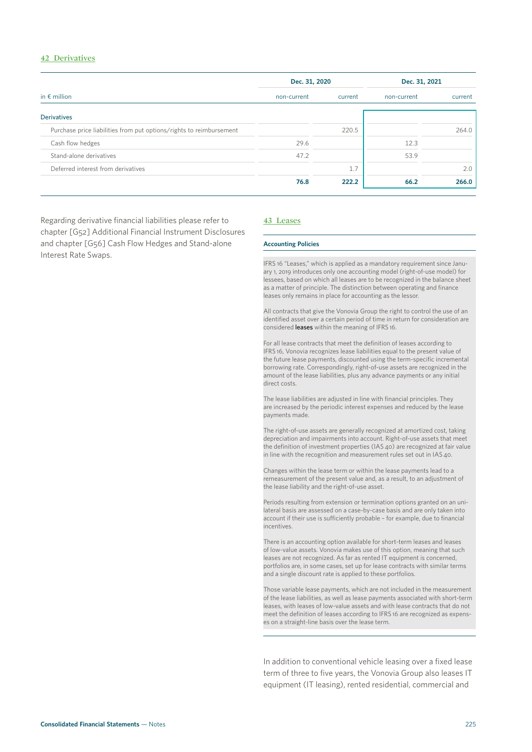## 42 Derivatives

| in € million | Dec. 31, 2020 | | Dec. 31, 2021 | |
|---|---|---|---|---|
| | non-current | current | non-current | current |
| **Derivatives** | | | | |
| Purchase price liabilities from put options/rights to reimbursement | | 220.5 | | 264.0 |
| Cash flow hedges | 29.6 | | 12.3 | |
| Stand-alone derivatives | 47.2 | | 53.9 | |
| Deferred interest from derivatives | | 1.7 | | 2.0 |
| | **76.8** | **222.2** | **66.2** | **266.0** |

Regarding derivative financial liabilities please refer to chapter [G52] Additional Financial Instrument Disclosures and chapter [G56] Cash Flow Hedges and Stand-alone Interest Rate Swaps.

## 43 Leases

### Accounting Policies

IFRS 16 "Leases," which is applied as a mandatory requirement since January 1, 2019 introduces only one accounting model (right-of-use model) for lessees, based on which all leases are to be recognized in the balance sheet as a matter of principle. The distinction between operating and finance leases only remains in place for accounting as the lessor.

All contracts that give the Vonovia Group the right to control the use of an identified asset over a certain period of time in return for consideration are considered **leases** within the meaning of IFRS 16.

For all lease contracts that meet the definition of leases according to IFRS 16, Vonovia recognizes lease liabilities equal to the present value of the future lease payments, discounted using the term-specific incremental borrowing rate. Correspondingly, right-of-use assets are recognized in the amount of the lease liabilities, plus any advance payments or any initial direct costs.

The lease liabilities are adjusted in line with financial principles. They are increased by the periodic interest expenses and reduced by the lease payments made.

The right-of-use assets are generally recognized at amortized cost, taking depreciation and impairments into account. Right-of-use assets that meet the definition of investment properties (IAS 40) are recognized at fair value in line with the recognition and measurement rules set out in IAS 40.

Changes within the lease term or within the lease payments lead to a remeasurement of the present value and, as a result, to an adjustment of the lease liability and the right-of-use asset.

Periods resulting from extension or termination options granted on an unilateral basis are assessed on a case-by-case basis and are only taken into account if their use is sufficiently probable – for example, due to financial incentives.

There is an accounting option available for short-term leases and leases of low-value assets. Vonovia makes use of this option, meaning that such leases are not recognized. As far as rented IT equipment is concerned, portfolios are, in some cases, set up for lease contracts with similar terms and a single discount rate is applied to these portfolios.

Those variable lease payments, which are not included in the measurement of the lease liabilities, as well as lease payments associated with short-term leases, with leases of low-value assets and with lease contracts that do not meet the definition of leases according to IFRS 16 are recognized as expenses on a straight-line basis over the lease term.

In addition to conventional vehicle leasing over a fixed lease term of three to five years, the Vonovia Group also leases IT equipment (IT leasing), rented residential, commercial and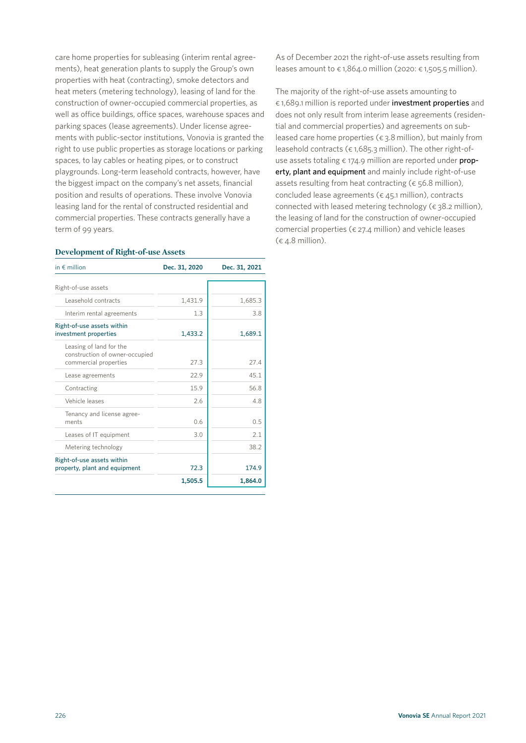care home properties for subleasing (interim rental agreements), heat generation plants to supply the Group's own properties with heat (contracting), smoke detectors and heat meters (metering technology), leasing of land for the construction of owner-occupied commercial properties, as well as office buildings, office spaces, warehouse spaces and parking spaces (lease agreements). Under license agreements with public-sector institutions, Vonovia is granted the right to use public properties as storage locations or parking spaces, to lay cables or heating pipes, or to construct playgrounds. Long-term leasehold contracts, however, have the biggest impact on the company's net assets, financial position and results of operations. These involve Vonovia leasing land for the rental of constructed residential and commercial properties. These contracts generally have a term of 99 years.

### Development of Right-of-use Assets

| in € million | Dec. 31, 2020 | Dec. 31, 2021 |
|---|---|---|
| Right-of-use assets | | |
| Leasehold contracts | 1,431.9 | 1,685.3 |
| Interim rental agreements | 1.3 | 3.8 |
| Right-of-use assets within investment properties | 1,433.2 | 1,689.1 |
| Leasing of land for the construction of owner-occupied commercial properties | 27.3 | 27.4 |
| Lease agreements | 22.9 | 45.1 |
| Contracting | 15.9 | 56.8 |
| Vehicle leases | 2.6 | 4.8 |
| Tenancy and license agreements | 0.6 | 0.5 |
| Leases of IT equipment | 3.0 | 2.1 |
| Metering technology | | 38.2 |
| Right-of-use assets within property, plant and equipment | 72.3 | 174.9 |
| | **1,505.5** | **1,864.0** |

As of December 2021 the right-of-use assets resulting from leases amount to € 1,864.0 million (2020: € 1,505.5 million).

The majority of the right-of-use assets amounting to € 1,689.1 million is reported under **investment properties** and does not only result from interim lease agreements (residential and commercial properties) and agreements on subleased care home properties (€ 3.8 million), but mainly from leasehold contracts (€ 1,685.3 million). The other right-of-use assets totaling € 174.9 million are reported under **property, plant and equipment** and mainly include right-of-use assets resulting from heat contracting (€ 56.8 million), concluded lease agreements (€ 45.1 million), contracts connected with leased metering technology (€ 38.2 million), the leasing of land for the construction of owner-occupied comercial properties (€ 27.4 million) and vehicle leases (€ 4.8 million).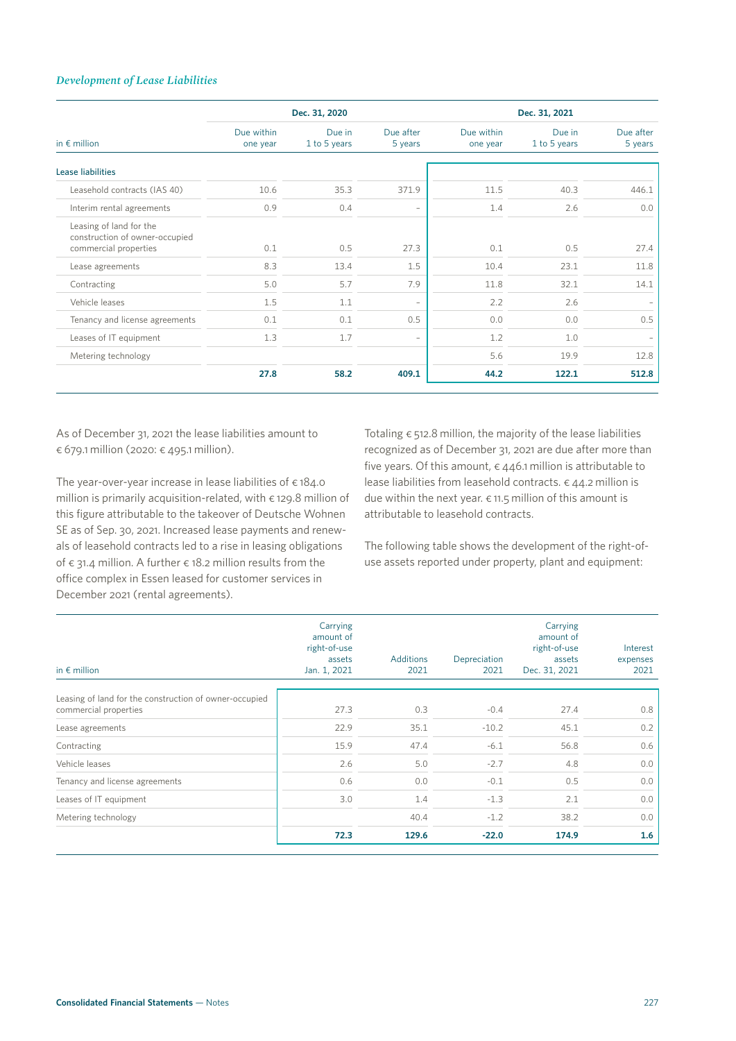*Development of Lease Liabilities*

| in € million | Dec. 31, 2020 | | | Dec. 31, 2021 | | |
|---|---|---|---|---|---|---|
| | Due within one year | Due in 1 to 5 years | Due after 5 years | Due within one year | Due in 1 to 5 years | Due after 5 years |
| **Lease liabilities** | | | | | | |
| Leasehold contracts (IAS 40) | 10.6 | 35.3 | 371.9 | 11.5 | 40.3 | 446.1 |
| Interim rental agreements | 0.9 | 0.4 | – | 1.4 | 2.6 | 0.0 |
| Leasing of land for the construction of owner-occupied commercial properties | 0.1 | 0.5 | 27.3 | 0.1 | 0.5 | 27.4 |
| Lease agreements | 8.3 | 13.4 | 1.5 | 10.4 | 23.1 | 11.8 |
| Contracting | 5.0 | 5.7 | 7.9 | 11.8 | 32.1 | 14.1 |
| Vehicle leases | 1.5 | 1.1 | – | 2.2 | 2.6 | – |
| Tenancy and license agreements | 0.1 | 0.1 | 0.5 | 0.0 | 0.0 | 0.5 |
| Leases of IT equipment | 1.3 | 1.7 | – | 1.2 | 1.0 | – |
| Metering technology | | | | 5.6 | 19.9 | 12.8 |
| | **27.8** | **58.2** | **409.1** | **44.2** | **122.1** | **512.8** |

As of December 31, 2021 the lease liabilities amount to € 679.1 million (2020: € 495.1 million).

The year-over-year increase in lease liabilities of € 184.0 million is primarily acquisition-related, with € 129.8 million of this figure attributable to the takeover of Deutsche Wohnen SE as of Sep. 30, 2021. Increased lease payments and renewals of leasehold contracts led to a rise in leasing obligations of € 31.4 million. A further € 18.2 million results from the office complex in Essen leased for customer services in December 2021 (rental agreements).

Totaling € 512.8 million, the majority of the lease liabilities recognized as of December 31, 2021 are due after more than five years. Of this amount, € 446.1 million is attributable to lease liabilities from leasehold contracts. € 44.2 million is due within the next year. € 11.5 million of this amount is attributable to leasehold contracts.

The following table shows the development of the right-of-use assets reported under property, plant and equipment:

| in € million | Carrying amount of right-of-use assets Jan. 1, 2021 | Additions 2021 | Depreciation 2021 | Carrying amount of right-of-use assets Dec. 31, 2021 | Interest expenses 2021 |
|---|---|---|---|---|---|
| Leasing of land for the construction of owner-occupied commercial properties | 27.3 | 0.3 | -0.4 | 27.4 | 0.8 |
| Lease agreements | 22.9 | 35.1 | -10.2 | 45.1 | 0.2 |
| Contracting | 15.9 | 47.4 | -6.1 | 56.8 | 0.6 |
| Vehicle leases | 2.6 | 5.0 | -2.7 | 4.8 | 0.0 |
| Tenancy and license agreements | 0.6 | 0.0 | -0.1 | 0.5 | 0.0 |
| Leases of IT equipment | 3.0 | 1.4 | -1.3 | 2.1 | 0.0 |
| Metering technology | | 40.4 | -1.2 | 38.2 | 0.0 |
| | **72.3** | **129.6** | **-22.0** | **174.9** | **1.6** |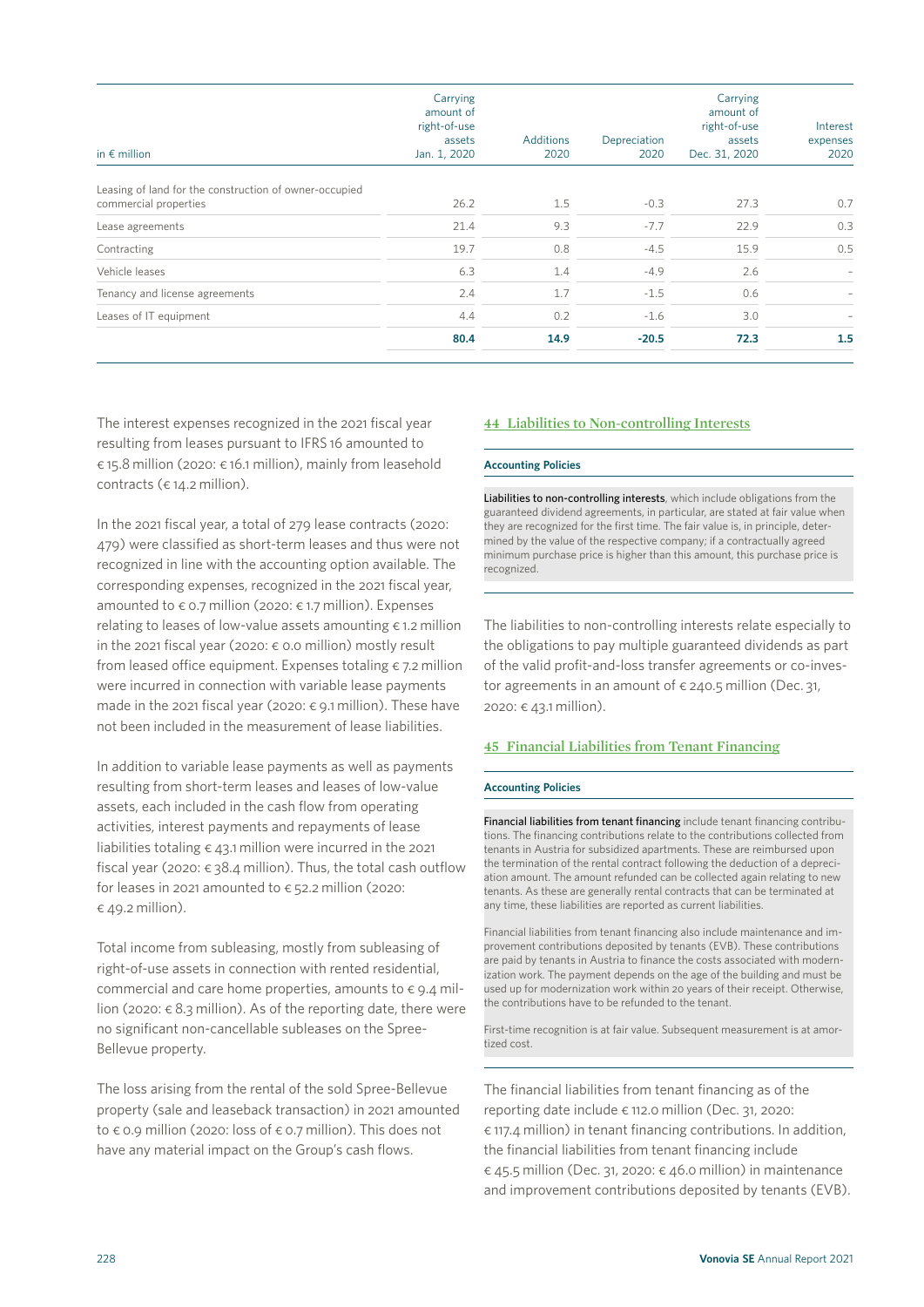| in € million | Carrying amount of right-of-use assets Jan. 1, 2020 | Additions 2020 | Depreciation 2020 | Carrying amount of right-of-use assets Dec. 31, 2020 | Interest expenses 2020 |
|---|---|---|---|---|---|
| Leasing of land for the construction of owner-occupied commercial properties | 26.2 | 1.5 | -0.3 | 27.3 | 0.7 |
| Lease agreements | 21.4 | 9.3 | -7.7 | 22.9 | 0.3 |
| Contracting | 19.7 | 0.8 | -4.5 | 15.9 | 0.5 |
| Vehicle leases | 6.3 | 1.4 | -4.9 | 2.6 | – |
| Tenancy and license agreements | 2.4 | 1.7 | -1.5 | 0.6 | – |
| Leases of IT equipment | 4.4 | 0.2 | -1.6 | 3.0 | – |
| | **80.4** | **14.9** | **-20.5** | **72.3** | **1.5** |

The interest expenses recognized in the 2021 fiscal year resulting from leases pursuant to IFRS 16 amounted to € 15.8 million (2020: € 16.1 million), mainly from leasehold contracts (€ 14.2 million).

In the 2021 fiscal year, a total of 279 lease contracts (2020: 479) were classified as short-term leases and thus were not recognized in line with the accounting option available. The corresponding expenses, recognized in the 2021 fiscal year, amounted to € 0.7 million (2020: € 1.7 million). Expenses relating to leases of low-value assets amounting € 1.2 million in the 2021 fiscal year (2020: € 0.0 million) mostly result from leased office equipment. Expenses totaling € 7.2 million were incurred in connection with variable lease payments made in the 2021 fiscal year (2020: € 9.1 million). These have not been included in the measurement of lease liabilities.

In addition to variable lease payments as well as payments resulting from short-term leases and leases of low-value assets, each included in the cash flow from operating activities, interest payments and repayments of lease liabilities totaling € 43.1 million were incurred in the 2021 fiscal year (2020: € 38.4 million). Thus, the total cash outflow for leases in 2021 amounted to € 52.2 million (2020: € 49.2 million).

Total income from subleasing, mostly from subleasing of right-of-use assets in connection with rented residential, commercial and care home properties, amounts to € 9.4 million (2020: € 8.3 million). As of the reporting date, there were no significant non-cancellable subleases on the Spree-Bellevue property.

The loss arising from the rental of the sold Spree-Bellevue property (sale and leaseback transaction) in 2021 amounted to € 0.9 million (2020: loss of € 0.7 million). This does not have any material impact on the Group's cash flows.

## 44 Liabilities to Non-controlling Interests

**Accounting Policies**

**Liabilities to non-controlling interests**, which include obligations from the guaranteed dividend agreements, in particular, are stated at fair value when they are recognized for the first time. The fair value is, in principle, determined by the value of the respective company; if a contractually agreed minimum purchase price is higher than this amount, this purchase price is recognized.

The liabilities to non-controlling interests relate especially to the obligations to pay multiple guaranteed dividends as part of the valid profit-and-loss transfer agreements or co-investor agreements in an amount of € 240.5 million (Dec. 31, 2020: € 43.1 million).

## 45 Financial Liabilities from Tenant Financing

**Accounting Policies**

**Financial liabilities from tenant financing** include tenant financing contributions. The financing contributions relate to the contributions collected from tenants in Austria for subsidized apartments. These are reimbursed upon the termination of the rental contract following the deduction of a depreciation amount. The amount refunded can be collected again relating to new tenants. As these are generally rental contracts that can be terminated at any time, these liabilities are reported as current liabilities.

Financial liabilities from tenant financing also include maintenance and improvement contributions deposited by tenants (EVB). These contributions are paid by tenants in Austria to finance the costs associated with modernization work. The payment depends on the age of the building and must be used up for modernization work within 20 years of their receipt. Otherwise, the contributions have to be refunded to the tenant.

First-time recognition is at fair value. Subsequent measurement is at amortized cost.

The financial liabilities from tenant financing as of the reporting date include € 112.0 million (Dec. 31, 2020: € 117.4 million) in tenant financing contributions. In addition, the financial liabilities from tenant financing include € 45.5 million (Dec. 31, 2020: € 46.0 million) in maintenance and improvement contributions deposited by tenants (EVB).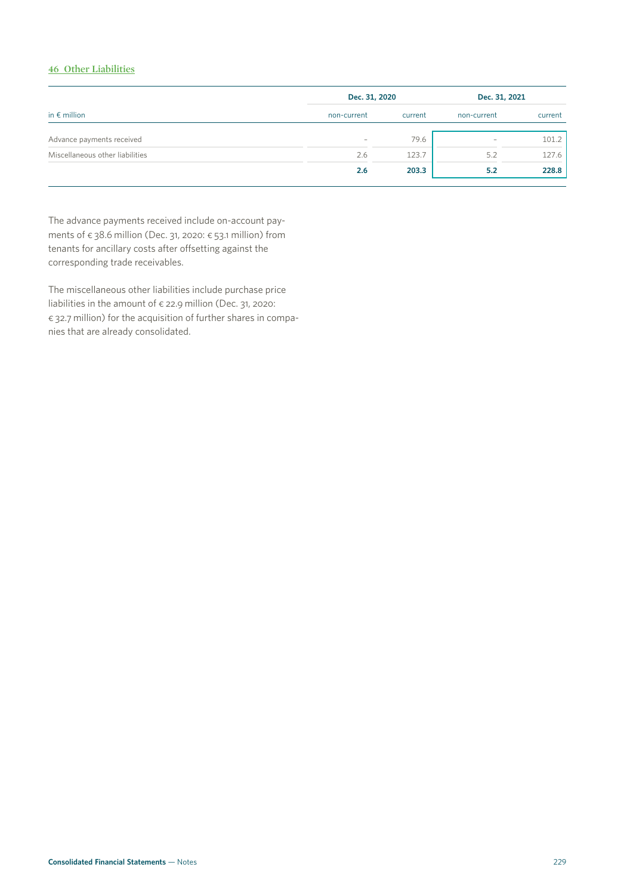## 46 Other Liabilities

| in € million | Dec. 31, 2020 | | Dec. 31, 2021 | |
|---|---|---|---|---|
| | non-current | current | non-current | current |
| Advance payments received | – | 79.6 | – | 101.2 |
| Miscellaneous other liabilities | 2.6 | 123.7 | 5.2 | 127.6 |
| | **2.6** | **203.3** | **5.2** | **228.8** |

The advance payments received include on-account payments of € 38.6 million (Dec. 31, 2020: € 53.1 million) from tenants for ancillary costs after offsetting against the corresponding trade receivables.

The miscellaneous other liabilities include purchase price liabilities in the amount of € 22.9 million (Dec. 31, 2020: € 32.7 million) for the acquisition of further shares in companies that are already consolidated.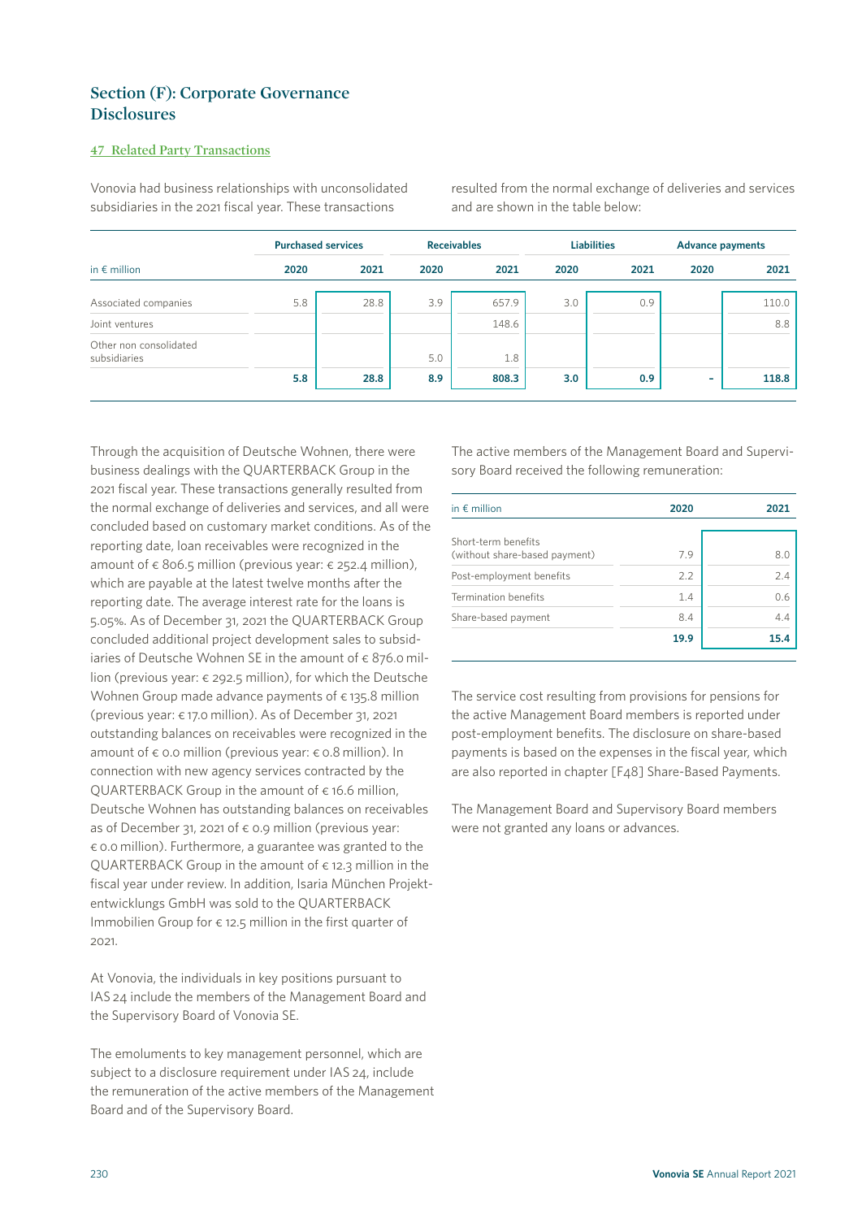## Section (F): Corporate Governance Disclosures

### 47 Related Party Transactions

Vonovia had business relationships with unconsolidated subsidiaries in the 2021 fiscal year. These transactions resulted from the normal exchange of deliveries and services and are shown in the table below:

| in € million | Purchased services | | Receivables | | Liabilities | | Advance payments | |
|---|---|---|---|---|---|---|---|---|
| | 2020 | 2021 | 2020 | 2021 | 2020 | 2021 | 2020 | 2021 |
| Associated companies | 5.8 | 28.8 | 3.9 | 657.9 | 3.0 | 0.9 | | 110.0 |
| Joint ventures | | | | 148.6 | | | | 8.8 |
| Other non consolidated subsidiaries | | | 5.0 | 1.8 | | | | |
| | **5.8** | **28.8** | **8.9** | **808.3** | **3.0** | **0.9** | **–** | **118.8** |

Through the acquisition of Deutsche Wohnen, there were business dealings with the QUARTERBACK Group in the 2021 fiscal year. These transactions generally resulted from the normal exchange of deliveries and services, and all were concluded based on customary market conditions. As of the reporting date, loan receivables were recognized in the amount of € 806.5 million (previous year: € 252.4 million), which are payable at the latest twelve months after the reporting date. The average interest rate for the loans is 5.05%. As of December 31, 2021 the QUARTERBACK Group concluded additional project development sales to subsidiaries of Deutsche Wohnen SE in the amount of € 876.0 million (previous year: € 292.5 million), for which the Deutsche Wohnen Group made advance payments of € 135.8 million (previous year: € 17.0 million). As of December 31, 2021 outstanding balances on receivables were recognized in the amount of € 0.0 million (previous year: € 0.8 million). In connection with new agency services contracted by the QUARTERBACK Group in the amount of € 16.6 million, Deutsche Wohnen has outstanding balances on receivables as of December 31, 2021 of € 0.9 million (previous year: € 0.0 million). Furthermore, a guarantee was granted to the QUARTERBACK Group in the amount of € 12.3 million in the fiscal year under review. In addition, Isaria München Projektentwicklungs GmbH was sold to the QUARTERBACK Immobilien Group for € 12.5 million in the first quarter of 2021.

At Vonovia, the individuals in key positions pursuant to IAS 24 include the members of the Management Board and the Supervisory Board of Vonovia SE.

The emoluments to key management personnel, which are subject to a disclosure requirement under IAS 24, include the remuneration of the active members of the Management Board and of the Supervisory Board.

The active members of the Management Board and Supervisory Board received the following remuneration:

| in € million | 2020 | 2021 |
|---|---|---|
| Short-term benefits (without share-based payment) | 7.9 | 8.0 |
| Post-employment benefits | 2.2 | 2.4 |
| Termination benefits | 1.4 | 0.6 |
| Share-based payment | 8.4 | 4.4 |
| | **19.9** | **15.4** |

The service cost resulting from provisions for pensions for the active Management Board members is reported under post-employment benefits. The disclosure on share-based payments is based on the expenses in the fiscal year, which are also reported in chapter [F48] Share-Based Payments.

The Management Board and Supervisory Board members were not granted any loans or advances.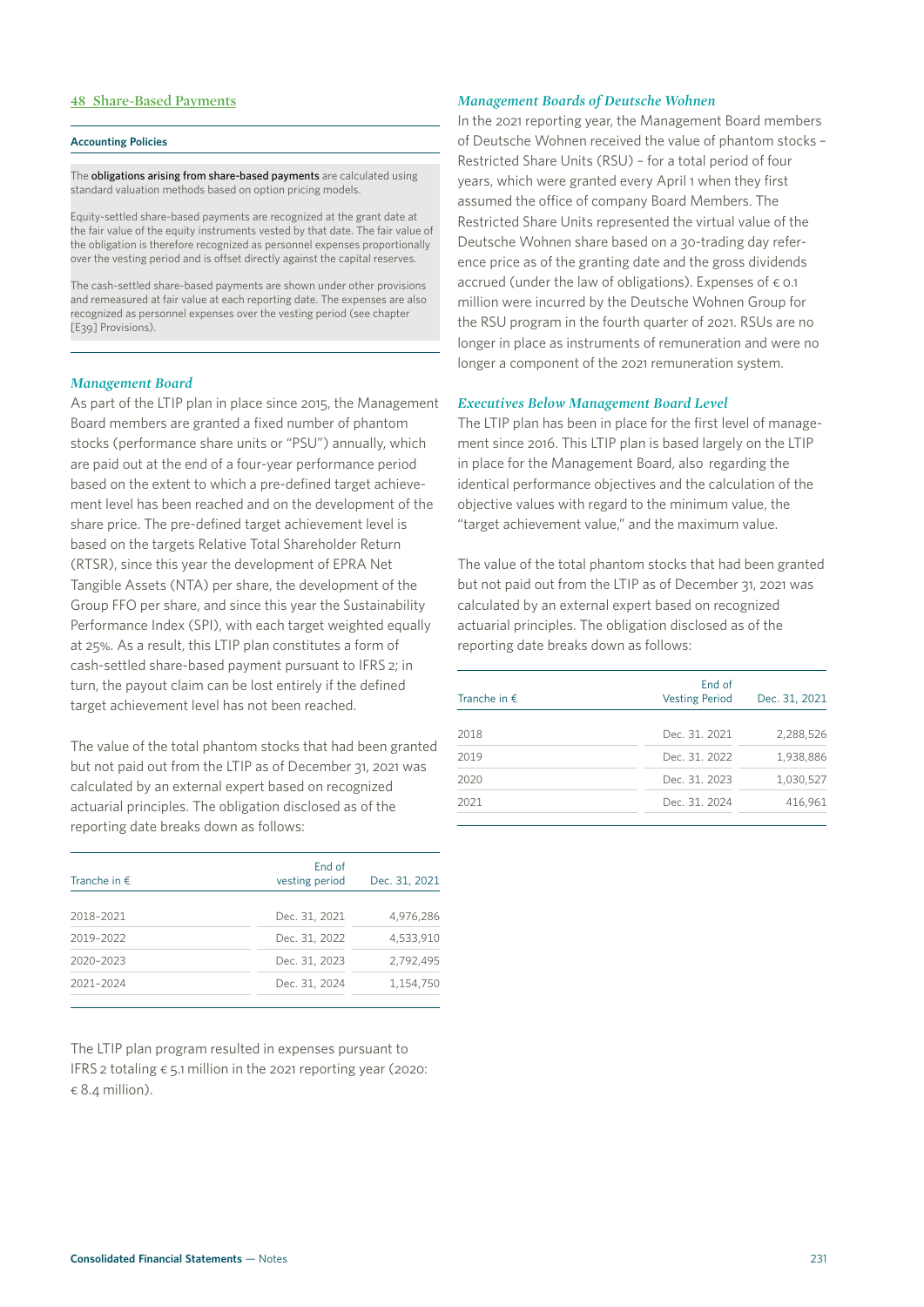## 48 Share-Based Payments

**Accounting Policies**

The **obligations arising from share-based payments** are calculated using standard valuation methods based on option pricing models.

Equity-settled share-based payments are recognized at the grant date at the fair value of the equity instruments vested by that date. The fair value of the obligation is therefore recognized as personnel expenses proportionally over the vesting period and is offset directly against the capital reserves.

The cash-settled share-based payments are shown under other provisions and remeasured at fair value at each reporting date. The expenses are also recognized as personnel expenses over the vesting period (see chapter [E39] Provisions).

### *Management Board*

As part of the LTIP plan in place since 2015, the Management Board members are granted a fixed number of phantom stocks (performance share units or "PSU") annually, which are paid out at the end of a four-year performance period based on the extent to which a pre-defined target achievement level has been reached and on the development of the share price. The pre-defined target achievement level is based on the targets Relative Total Shareholder Return (RTSR), since this year the development of EPRA Net Tangible Assets (NTA) per share, the development of the Group FFO per share, and since this year the Sustainability Performance Index (SPI), with each target weighted equally at 25%. As a result, this LTIP plan constitutes a form of cash-settled share-based payment pursuant to IFRS 2; in turn, the payout claim can be lost entirely if the defined target achievement level has not been reached.

The value of the total phantom stocks that had been granted but not paid out from the LTIP as of December 31, 2021 was calculated by an external expert based on recognized actuarial principles. The obligation disclosed as of the reporting date breaks down as follows:

| Tranche in € | End of vesting period | Dec. 31, 2021 |
|---|---|---|
| 2018–2021 | Dec. 31, 2021 | 4,976,286 |
| 2019–2022 | Dec. 31, 2022 | 4,533,910 |
| 2020–2023 | Dec. 31, 2023 | 2,792,495 |
| 2021–2024 | Dec. 31, 2024 | 1,154,750 |

The LTIP plan program resulted in expenses pursuant to IFRS 2 totaling € 5.1 million in the 2021 reporting year (2020: € 8.4 million).

### *Management Boards of Deutsche Wohnen*

In the 2021 reporting year, the Management Board members of Deutsche Wohnen received the value of phantom stocks – Restricted Share Units (RSU) – for a total period of four years, which were granted every April 1 when they first assumed the office of company Board Members. The Restricted Share Units represented the virtual value of the Deutsche Wohnen share based on a 30-trading day reference price as of the granting date and the gross dividends accrued (under the law of obligations). Expenses of € 0.1 million were incurred by the Deutsche Wohnen Group for the RSU program in the fourth quarter of 2021. RSUs are no longer in place as instruments of remuneration and were no longer a component of the 2021 remuneration system.

### *Executives Below Management Board Level*

The LTIP plan has been in place for the first level of management since 2016. This LTIP plan is based largely on the LTIP in place for the Management Board, also regarding the identical performance objectives and the calculation of the objective values with regard to the minimum value, the "target achievement value," and the maximum value.

The value of the total phantom stocks that had been granted but not paid out from the LTIP as of December 31, 2021 was calculated by an external expert based on recognized actuarial principles. The obligation disclosed as of the reporting date breaks down as follows:

| Tranche in € | End of Vesting Period | Dec. 31, 2021 |
|---|---|---|
| 2018 | Dec. 31. 2021 | 2,288,526 |
| 2019 | Dec. 31. 2022 | 1,938,886 |
| 2020 | Dec. 31. 2023 | 1,030,527 |
| 2021 | Dec. 31. 2024 | 416,961 |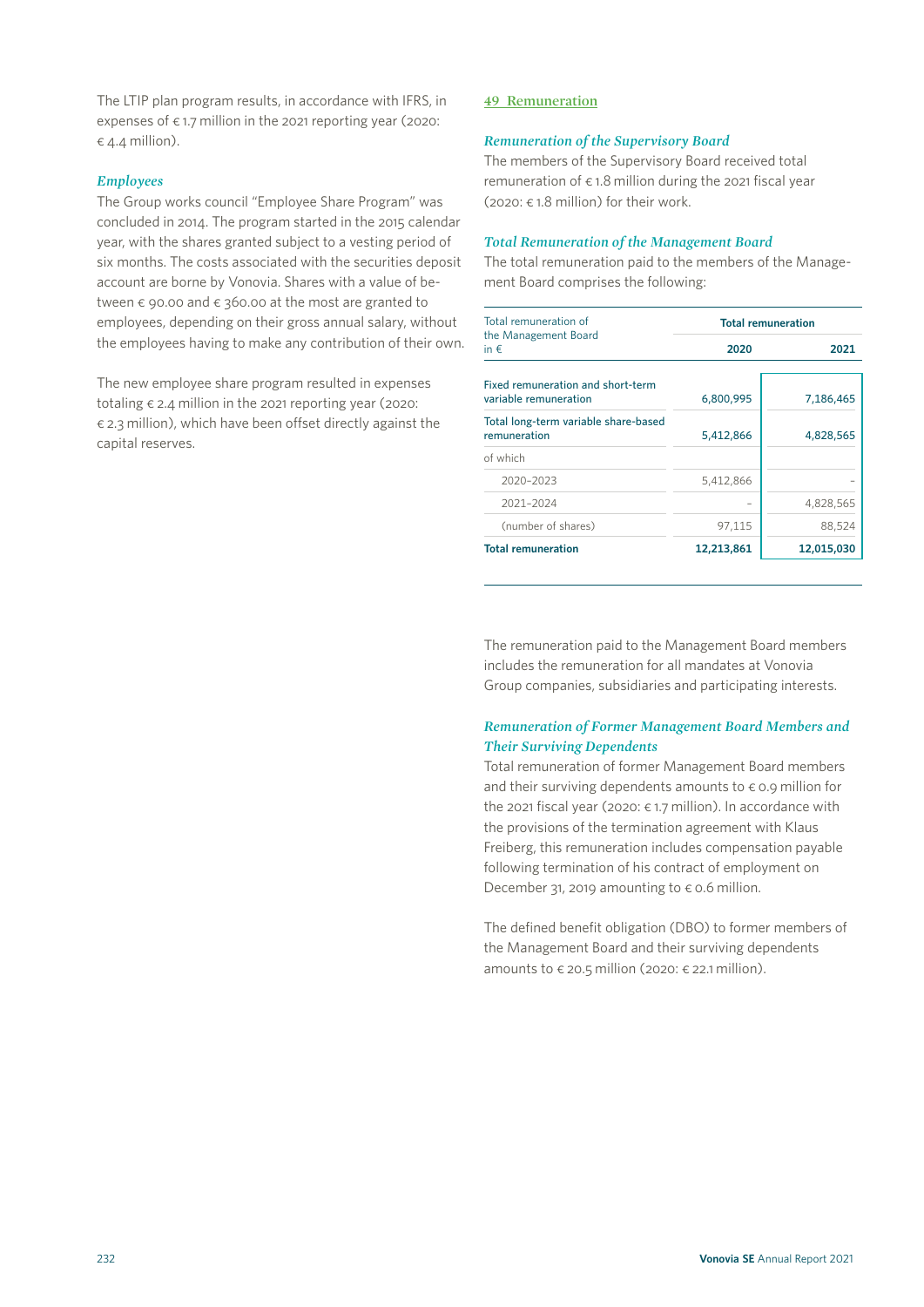The LTIP plan program results, in accordance with IFRS, in expenses of € 1.7 million in the 2021 reporting year (2020: € 4.4 million).

***Employees***

The Group works council "Employee Share Program" was concluded in 2014. The program started in the 2015 calendar year, with the shares granted subject to a vesting period of six months. The costs associated with the securities deposit account are borne by Vonovia. Shares with a value of between € 90.00 and € 360.00 at the most are granted to employees, depending on their gross annual salary, without the employees having to make any contribution of their own.

The new employee share program resulted in expenses totaling € 2.4 million in the 2021 reporting year (2020: € 2.3 million), which have been offset directly against the capital reserves.

## 49 Remuneration

***Remuneration of the Supervisory Board***

The members of the Supervisory Board received total remuneration of € 1.8 million during the 2021 fiscal year (2020: € 1.8 million) for their work.

***Total Remuneration of the Management Board***

The total remuneration paid to the members of the Management Board comprises the following:

| Total remuneration of the Management Board in € | Total remuneration | |
|---|---|---|
| | 2020 | 2021 |
| Fixed remuneration and short-term variable remuneration | 6,800,995 | 7,186,465 |
| Total long-term variable share-based remuneration | 5,412,866 | 4,828,565 |
| of which | | |
| 2020–2023 | 5,412,866 | – |
| 2021–2024 | – | 4,828,565 |
| (number of shares) | 97,115 | 88,524 |
| **Total remuneration** | **12,213,861** | **12,015,030** |

The remuneration paid to the Management Board members includes the remuneration for all mandates at Vonovia Group companies, subsidiaries and participating interests.

***Remuneration of Former Management Board Members and Their Surviving Dependents***

Total remuneration of former Management Board members and their surviving dependents amounts to € 0.9 million for the 2021 fiscal year (2020: € 1.7 million). In accordance with the provisions of the termination agreement with Klaus Freiberg, this remuneration includes compensation payable following termination of his contract of employment on December 31, 2019 amounting to € 0.6 million.

The defined benefit obligation (DBO) to former members of the Management Board and their surviving dependents amounts to € 20.5 million (2020: € 22.1 million).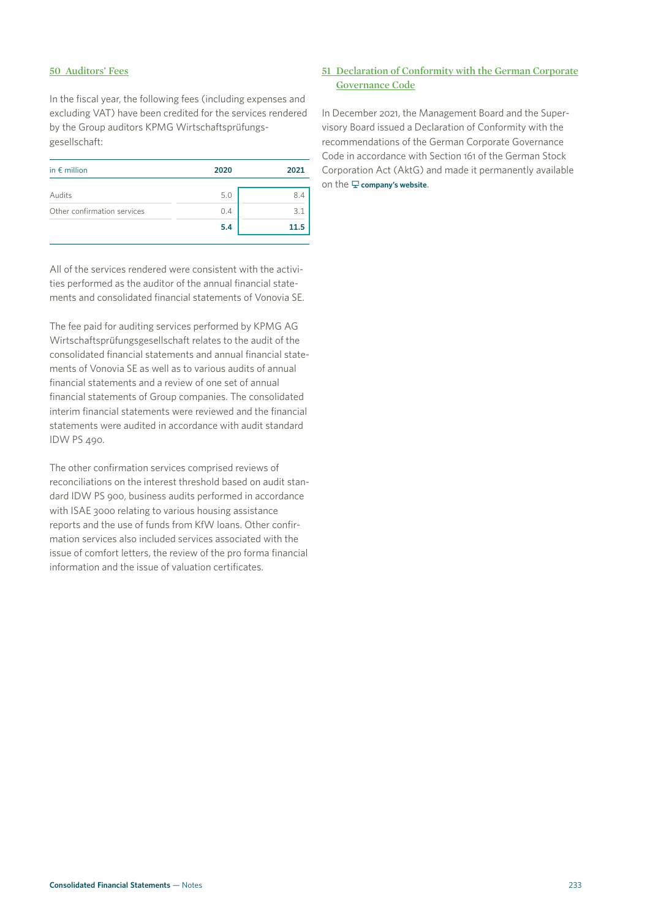## 50 Auditors' Fees

In the fiscal year, the following fees (including expenses and excluding VAT) have been credited for the services rendered by the Group auditors KPMG Wirtschaftsprüfungsgesellschaft:

| in € million | 2020 | 2021 |
|---|---|---|
| Audits | 5.0 | 8.4 |
| Other confirmation services | 0.4 | 3.1 |
| | **5.4** | **11.5** |

All of the services rendered were consistent with the activities performed as the auditor of the annual financial statements and consolidated financial statements of Vonovia SE.

The fee paid for auditing services performed by KPMG AG Wirtschaftsprüfungsgesellschaft relates to the audit of the consolidated financial statements and annual financial statements of Vonovia SE as well as to various audits of annual financial statements and a review of one set of annual financial statements of Group companies. The consolidated interim financial statements were reviewed and the financial statements were audited in accordance with audit standard IDW PS 490.

The other confirmation services comprised reviews of reconciliations on the interest threshold based on audit standard IDW PS 900, business audits performed in accordance with ISAE 3000 relating to various housing assistance reports and the use of funds from KfW loans. Other confirmation services also included services associated with the issue of comfort letters, the review of the pro forma financial information and the issue of valuation certificates.

## 51 Declaration of Conformity with the German Corporate Governance Code

In December 2021, the Management Board and the Supervisory Board issued a Declaration of Conformity with the recommendations of the German Corporate Governance Code in accordance with Section 161 of the German Stock Corporation Act (AktG) and made it permanently available on the **company's website**.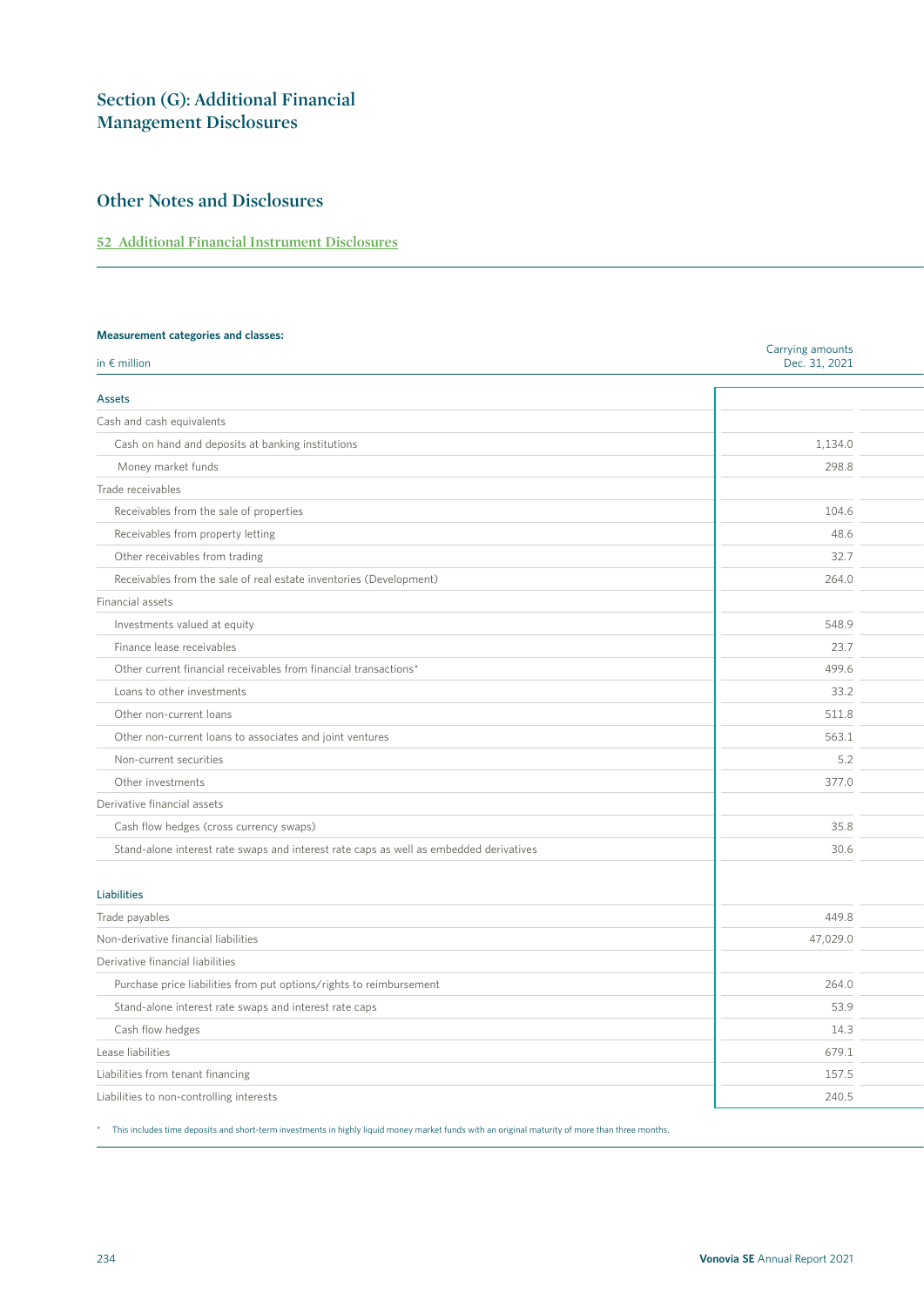## Section (G): Additional Financial Management Disclosures

## Other Notes and Disclosures

### 52 Additional Financial Instrument Disclosures

**Measurement categories and classes:**

| in € million | Carrying amounts Dec. 31, 2021 |
|---|---|
| **Assets** | |
| Cash and cash equivalents | |
| Cash on hand and deposits at banking institutions | 1,134.0 |
| Money market funds | 298.8 |
| Trade receivables | |
| Receivables from the sale of properties | 104.6 |
| Receivables from property letting | 48.6 |
| Other receivables from trading | 32.7 |
| Receivables from the sale of real estate inventories (Development) | 264.0 |
| Financial assets | |
| Investments valued at equity | 548.9 |
| Finance lease receivables | 23.7 |
| Other current financial receivables from financial transactions* | 499.6 |
| Loans to other investments | 33.2 |
| Other non-current loans | 511.8 |
| Other non-current loans to associates and joint ventures | 563.1 |
| Non-current securities | 5.2 |
| Other investments | 377.0 |
| Derivative financial assets | |
| Cash flow hedges (cross currency swaps) | 35.8 |
| Stand-alone interest rate swaps and interest rate caps as well as embedded derivatives | 30.6 |
| **Liabilities** | |
| Trade payables | 449.8 |
| Non-derivative financial liabilities | 47,029.0 |
| Derivative financial liabilities | |
| Purchase price liabilities from put options/rights to reimbursement | 264.0 |
| Stand-alone interest rate swaps and interest rate caps | 53.9 |
| Cash flow hedges | 14.3 |
| Lease liabilities | 679.1 |
| Liabilities from tenant financing | 157.5 |
| Liabilities to non-controlling interests | 240.5 |

* This includes time deposits and short-term investments in highly liquid money market funds with an original maturity of more than three months.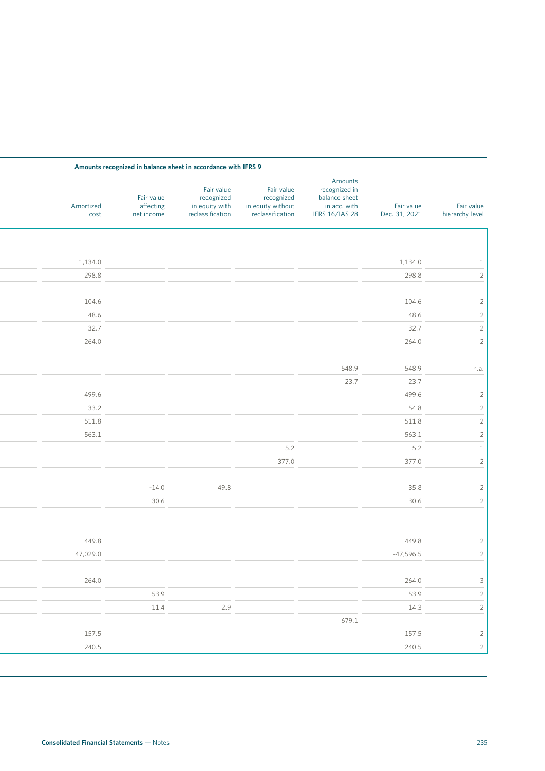| Amounts recognized in balance sheet in accordance with IFRS 9 | | | | | | |
|---|---|---|---|---|---|---|
| Amortized cost | Fair value affecting net income | Fair value recognized in equity with reclassification | Fair value recognized in equity without reclassification | Amounts recognized in balance sheet in acc. with IFRS 16/IAS 28 | Fair value Dec. 31, 2021 | Fair value hierarchy level |
| | | | | | | |
| | | | | | | |
| 1,134.0 | | | | | 1,134.0 | 1 |
| 298.8 | | | | | 298.8 | 2 |
| | | | | | | |
| 104.6 | | | | | 104.6 | 2 |
| 48.6 | | | | | 48.6 | 2 |
| 32.7 | | | | | 32.7 | 2 |
| 264.0 | | | | | 264.0 | 2 |
| | | | | | | |
| | | | | 548.9 | 548.9 | n.a. |
| | | | | 23.7 | 23.7 | |
| 499.6 | | | | | 499.6 | 2 |
| 33.2 | | | | | 54.8 | 2 |
| 511.8 | | | | | 511.8 | 2 |
| 563.1 | | | | | 563.1 | 2 |
| | | | 5.2 | | 5.2 | 1 |
| | | | 377.0 | | 377.0 | 2 |
| | | | | | | |
| | -14.0 | 49.8 | | | 35.8 | 2 |
| | 30.6 | | | | 30.6 | 2 |
| | | | | | | |
| 449.8 | | | | | 449.8 | 2 |
| 47,029.0 | | | | | -47,596.5 | 2 |
| | | | | | | |
| 264.0 | | | | | 264.0 | 3 |
| | 53.9 | | | | 53.9 | 2 |
| | 11.4 | 2.9 | | | 14.3 | 2 |
| | | | | 679.1 | | |
| 157.5 | | | | | 157.5 | 2 |
| 240.5 | | | | | 240.5 | 2 |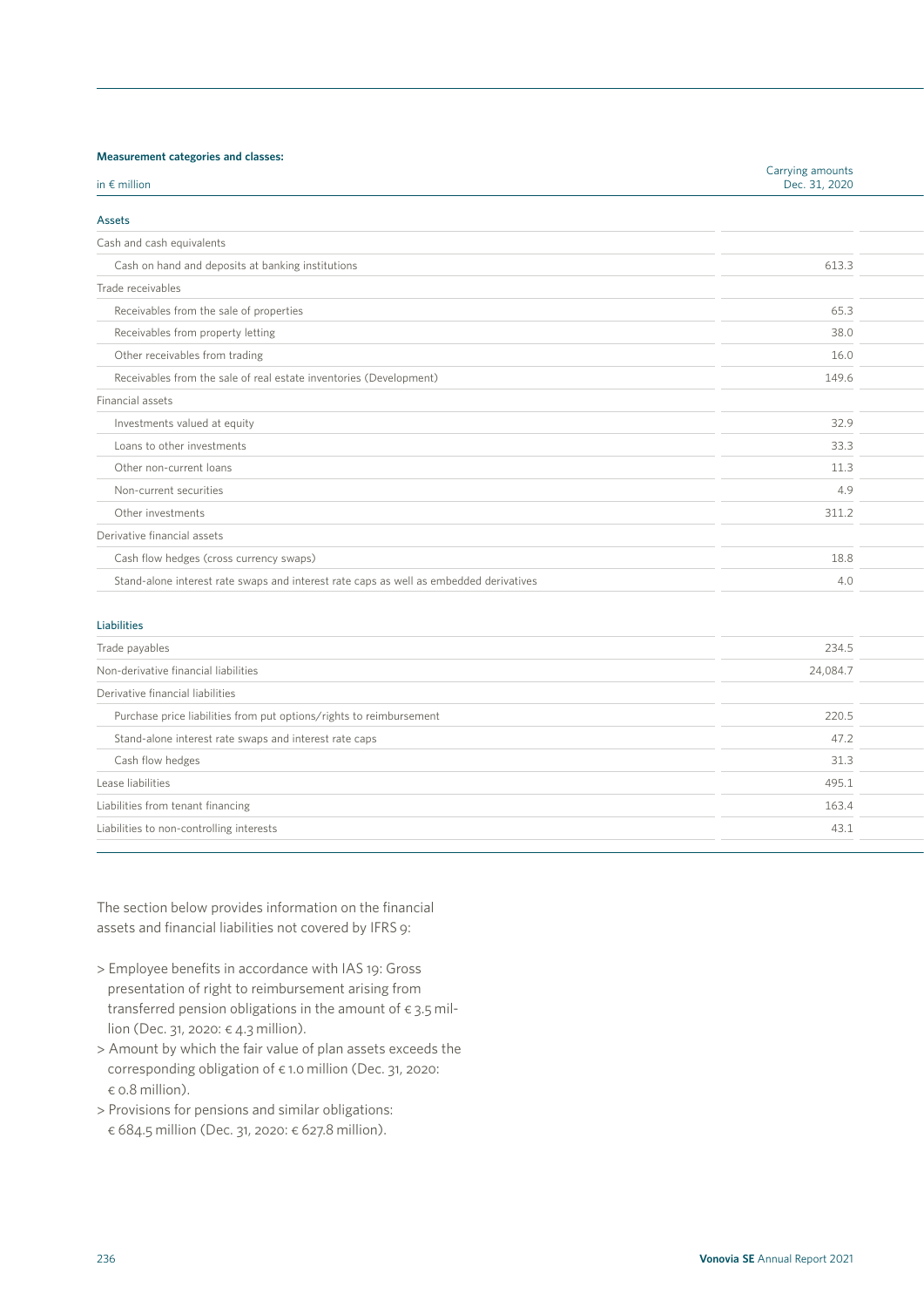**Measurement categories and classes:**

| in € million | Carrying amounts Dec. 31, 2020 |
|---|---|
| **Assets** | |
| Cash and cash equivalents | |
| Cash on hand and deposits at banking institutions | 613.3 |
| Trade receivables | |
| Receivables from the sale of properties | 65.3 |
| Receivables from property letting | 38.0 |
| Other receivables from trading | 16.0 |
| Receivables from the sale of real estate inventories (Development) | 149.6 |
| Financial assets | |
| Investments valued at equity | 32.9 |
| Loans to other investments | 33.3 |
| Other non-current loans | 11.3 |
| Non-current securities | 4.9 |
| Other investments | 311.2 |
| Derivative financial assets | |
| Cash flow hedges (cross currency swaps) | 18.8 |
| Stand-alone interest rate swaps and interest rate caps as well as embedded derivatives | 4.0 |
| **Liabilities** | |
| Trade payables | 234.5 |
| Non-derivative financial liabilities | 24,084.7 |
| Derivative financial liabilities | |
| Purchase price liabilities from put options/rights to reimbursement | 220.5 |
| Stand-alone interest rate swaps and interest rate caps | 47.2 |
| Cash flow hedges | 31.3 |
| Lease liabilities | 495.1 |
| Liabilities from tenant financing | 163.4 |
| Liabilities to non-controlling interests | 43.1 |

The section below provides information on the financial assets and financial liabilities not covered by IFRS 9:

> Employee benefits in accordance with IAS 19: Gross presentation of right to reimbursement arising from transferred pension obligations in the amount of € 3.5 million (Dec. 31, 2020: € 4.3 million).

> Amount by which the fair value of plan assets exceeds the corresponding obligation of € 1.0 million (Dec. 31, 2020: € 0.8 million).

> Provisions for pensions and similar obligations: € 684.5 million (Dec. 31, 2020: € 627.8 million).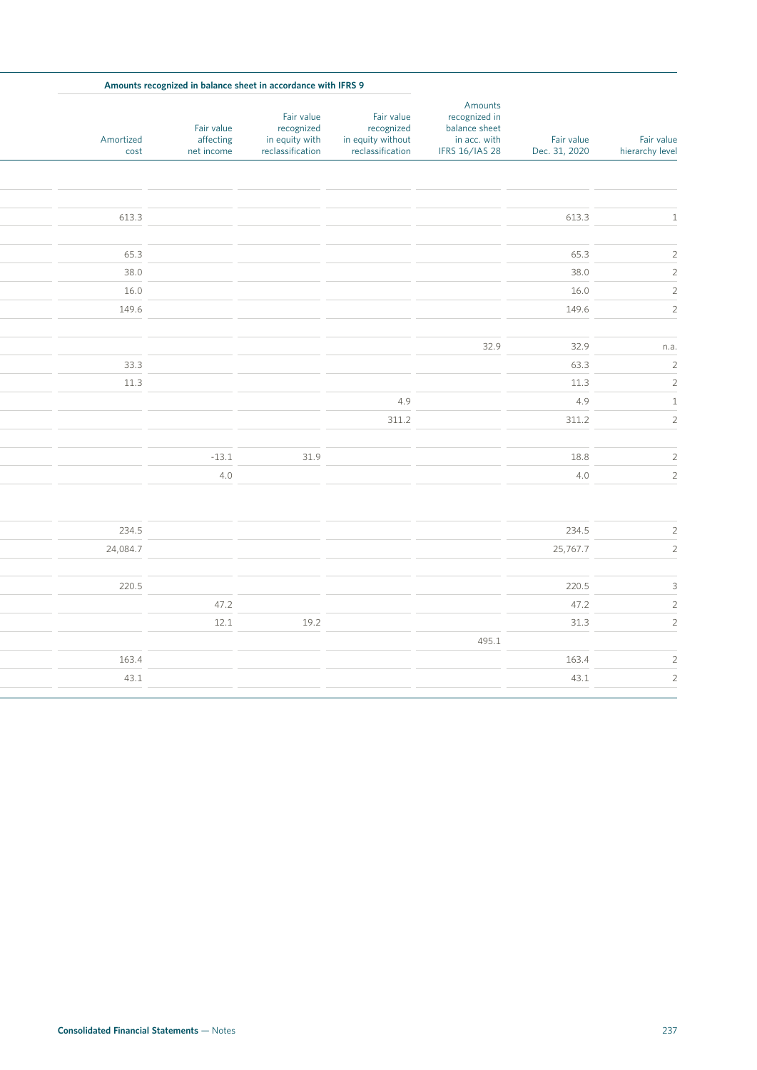| Amounts recognized in balance sheet in accordance with IFRS 9 | | | | | | |
|---|---|---|---|---|---|---|
| Amortized cost | Fair value affecting net income | Fair value recognized in equity with reclassification | Fair value recognized in equity without reclassification | Amounts recognized in balance sheet in acc. with IFRS 16/IAS 28 | Fair value Dec. 31, 2020 | Fair value hierarchy level |
| | | | | | | |
| 613.3 | | | | | 613.3 | 1 |
| | | | | | | |
| 65.3 | | | | | 65.3 | 2 |
| 38.0 | | | | | 38.0 | 2 |
| 16.0 | | | | | 16.0 | 2 |
| 149.6 | | | | | 149.6 | 2 |
| | | | | | | |
| | | | | 32.9 | 32.9 | n.a. |
| 33.3 | | | | | 63.3 | 2 |
| 11.3 | | | | | 11.3 | 2 |
| | | | 4.9 | | 4.9 | 1 |
| | | | 311.2 | | 311.2 | 2 |
| | | | | | | |
| | -13.1 | 31.9 | | | 18.8 | 2 |
| | 4.0 | | | | 4.0 | 2 |
| | | | | | | |
| 234.5 | | | | | 234.5 | 2 |
| 24,084.7 | | | | | 25,767.7 | 2 |
| | | | | | | |
| 220.5 | | | | | 220.5 | 3 |
| | 47.2 | | | | 47.2 | 2 |
| | 12.1 | 19.2 | | | 31.3 | 2 |
| | | | | 495.1 | | |
| 163.4 | | | | | 163.4 | 2 |
| 43.1 | | | | | 43.1 | 2 |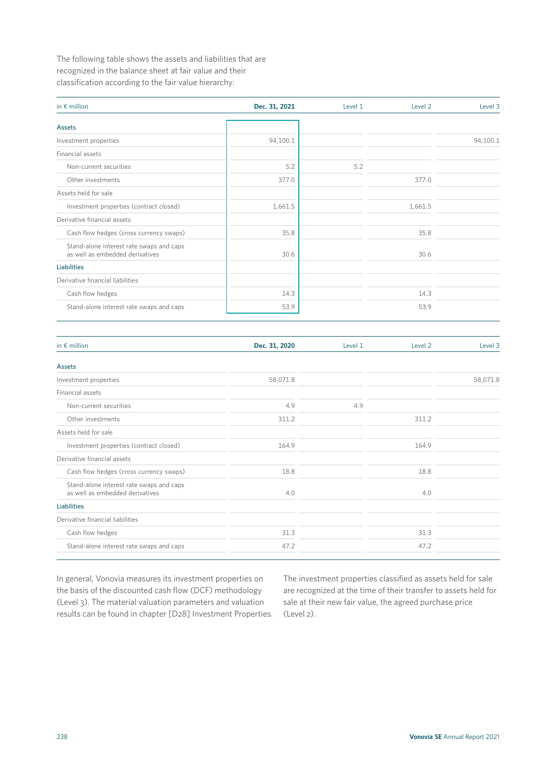The following table shows the assets and liabilities that are recognized in the balance sheet at fair value and their classification according to the fair value hierarchy:

| in € million | Dec. 31, 2021 | Level 1 | Level 2 | Level 3 |
|---|---|---|---|---|
| **Assets** | | | | |
| Investment properties | 94,100.1 | | | 94,100.1 |
| Financial assets | | | | |
| Non-current securities | 5.2 | 5.2 | | |
| Other investments | 377.0 | | 377.0 | |
| Assets held for sale | | | | |
| Investment properties (contract closed) | 1,661.5 | | 1,661.5 | |
| Derivative financial assets | | | | |
| Cash flow hedges (cross currency swaps) | 35.8 | | 35.8 | |
| Stand-alone interest rate swaps and caps as well as embedded derivatives | 30.6 | | 30.6 | |
| **Liabilities** | | | | |
| Derivative financial liabilities | | | | |
| Cash flow hedges | 14.3 | | 14.3 | |
| Stand-alone interest rate swaps and caps | 53.9 | | 53.9 | |

| in € million | Dec. 31, 2020 | Level 1 | Level 2 | Level 3 |
|---|---|---|---|---|
| **Assets** | | | | |
| Investment properties | 58,071.8 | | | 58,071.8 |
| Financial assets | | | | |
| Non-current securities | 4.9 | 4.9 | | |
| Other investments | 311.2 | | 311.2 | |
| Assets held for sale | | | | |
| Investment properties (contract closed) | 164.9 | | 164.9 | |
| Derivative financial assets | | | | |
| Cash flow hedges (cross currency swaps) | 18.8 | | 18.8 | |
| Stand-alone interest rate swaps and caps as well as embedded derivatives | 4.0 | | 4.0 | |
| **Liabilities** | | | | |
| Derivative financial liabilities | | | | |
| Cash flow hedges | 31.3 | | 31.3 | |
| Stand-alone interest rate swaps and caps | 47.2 | | 47.2 | |

In general, Vonovia measures its investment properties on the basis of the discounted cash flow (DCF) methodology (Level 3). The material valuation parameters and valuation results can be found in chapter [D28] Investment Properties.

The investment properties classified as assets held for sale are recognized at the time of their transfer to assets held for sale at their new fair value, the agreed purchase price (Level 2).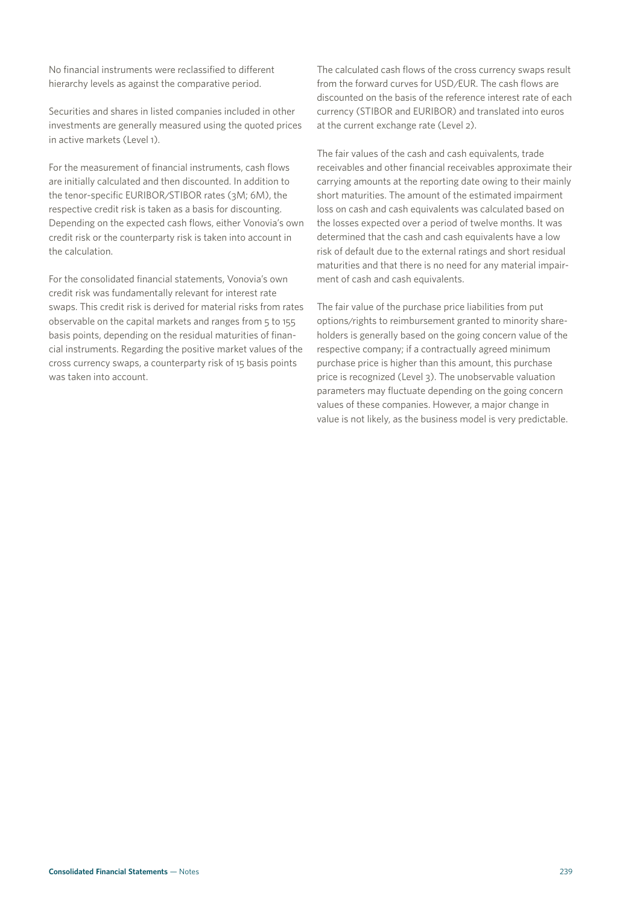No financial instruments were reclassified to different hierarchy levels as against the comparative period.

Securities and shares in listed companies included in other investments are generally measured using the quoted prices in active markets (Level 1).

For the measurement of financial instruments, cash flows are initially calculated and then discounted. In addition to the tenor-specific EURIBOR/STIBOR rates (3M; 6M), the respective credit risk is taken as a basis for discounting. Depending on the expected cash flows, either Vonovia's own credit risk or the counterparty risk is taken into account in the calculation.

For the consolidated financial statements, Vonovia's own credit risk was fundamentally relevant for interest rate swaps. This credit risk is derived for material risks from rates observable on the capital markets and ranges from 5 to 155 basis points, depending on the residual maturities of financial instruments. Regarding the positive market values of the cross currency swaps, a counterparty risk of 15 basis points was taken into account.

The calculated cash flows of the cross currency swaps result from the forward curves for USD/EUR. The cash flows are discounted on the basis of the reference interest rate of each currency (STIBOR and EURIBOR) and translated into euros at the current exchange rate (Level 2).

The fair values of the cash and cash equivalents, trade receivables and other financial receivables approximate their carrying amounts at the reporting date owing to their mainly short maturities. The amount of the estimated impairment loss on cash and cash equivalents was calculated based on the losses expected over a period of twelve months. It was determined that the cash and cash equivalents have a low risk of default due to the external ratings and short residual maturities and that there is no need for any material impairment of cash and cash equivalents.

The fair value of the purchase price liabilities from put options/rights to reimbursement granted to minority shareholders is generally based on the going concern value of the respective company; if a contractually agreed minimum purchase price is higher than this amount, this purchase price is recognized (Level 3). The unobservable valuation parameters may fluctuate depending on the going concern values of these companies. However, a major change in value is not likely, as the business model is very predictable.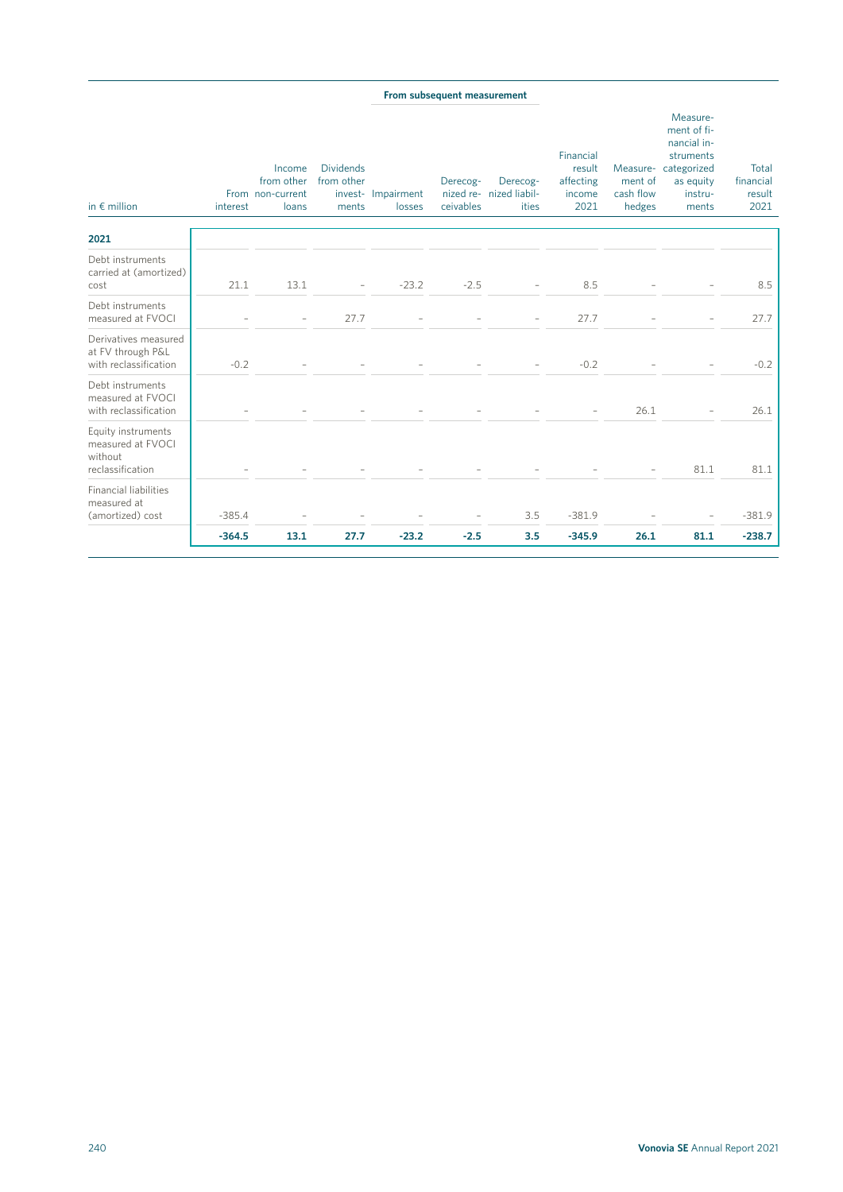| in € million | From interest | Income from other non-current loans | Dividends from other investments | From subsequent measurement | | | Financial result affecting income 2021 | Measurement of cash flow hedges | Measurement of financial instruments categorized as equity instruments | Total financial result 2021 |
|---|---|---|---|---|---|---|---|---|---|---|
| | | | | Impairment losses | Derecognized receivables | Derecognized liabilities | | | | |
| **2021** | | | | | | | | | | |
| Debt instruments carried at (amortized) cost | 21.1 | 13.1 | – | -23.2 | -2.5 | – | 8.5 | – | – | 8.5 |
| Debt instruments measured at FVOCI | – | – | 27.7 | – | – | – | 27.7 | – | – | 27.7 |
| Derivatives measured at FV through P&L with reclassification | -0.2 | – | – | – | – | – | -0.2 | – | – | -0.2 |
| Debt instruments measured at FVOCI with reclassification | – | – | – | – | – | – | – | 26.1 | – | 26.1 |
| Equity instruments measured at FVOCI without reclassification | – | – | – | – | – | – | – | – | 81.1 | 81.1 |
| Financial liabilities measured at (amortized) cost | -385.4 | – | – | – | – | 3.5 | -381.9 | – | – | -381.9 |
| | **-364.5** | **13.1** | **27.7** | **-23.2** | **-2.5** | **3.5** | **-345.9** | **26.1** | **81.1** | **-238.7** |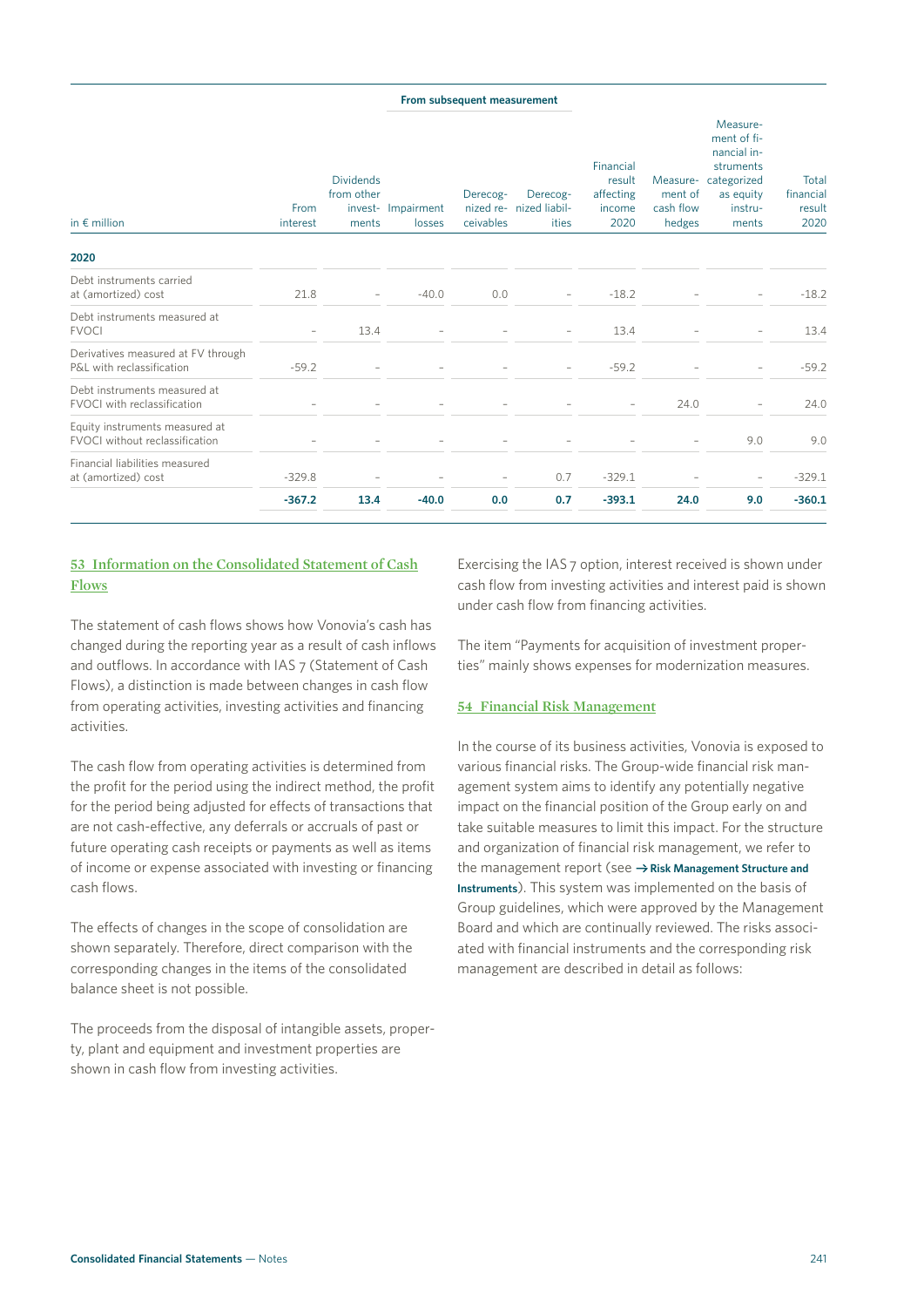| in € million | From interest | Dividends from other investments | From subsequent measurement | | | Financial result affecting income 2020 | Measurement of cash flow hedges | Measurement of financial instruments categorized as equity instruments | Total financial result 2020 |
|---|---|---|---|---|---|---|---|---|---|
| | | | Impairment losses | Derecognized receivables | Derecognized liabilities | | | | |
| **2020** | | | | | | | | | |
| Debt instruments carried at (amortized) cost | 21.8 | – | -40.0 | 0.0 | – | -18.2 | – | – | -18.2 |
| Debt instruments measured at FVOCI | – | 13.4 | – | – | – | 13.4 | – | – | 13.4 |
| Derivatives measured at FV through P&L with reclassification | -59.2 | – | – | – | – | -59.2 | – | – | -59.2 |
| Debt instruments measured at FVOCI with reclassification | – | – | – | – | – | – | 24.0 | – | 24.0 |
| Equity instruments measured at FVOCI without reclassification | – | – | – | – | – | – | – | 9.0 | 9.0 |
| Financial liabilities measured at (amortized) cost | -329.8 | – | – | – | 0.7 | -329.1 | – | – | -329.1 |
| | **-367.2** | **13.4** | **-40.0** | **0.0** | **0.7** | **-393.1** | **24.0** | **9.0** | **-360.1** |

## 53 Information on the Consolidated Statement of Cash Flows

The statement of cash flows shows how Vonovia's cash has changed during the reporting year as a result of cash inflows and outflows. In accordance with IAS 7 (Statement of Cash Flows), a distinction is made between changes in cash flow from operating activities, investing activities and financing activities.

The cash flow from operating activities is determined from the profit for the period using the indirect method, the profit for the period being adjusted for effects of transactions that are not cash-effective, any deferrals or accruals of past or future operating cash receipts or payments as well as items of income or expense associated with investing or financing cash flows.

The effects of changes in the scope of consolidation are shown separately. Therefore, direct comparison with the corresponding changes in the items of the consolidated balance sheet is not possible.

The proceeds from the disposal of intangible assets, property, plant and equipment and investment properties are shown in cash flow from investing activities.

Exercising the IAS 7 option, interest received is shown under cash flow from investing activities and interest paid is shown under cash flow from financing activities.

The item "Payments for acquisition of investment properties" mainly shows expenses for modernization measures.

## 54 Financial Risk Management

In the course of its business activities, Vonovia is exposed to various financial risks. The Group-wide financial risk management system aims to identify any potentially negative impact on the financial position of the Group early on and take suitable measures to limit this impact. For the structure and organization of financial risk management, we refer to the management report (see **→ Risk Management Structure and Instruments**). This system was implemented on the basis of Group guidelines, which were approved by the Management Board and which are continually reviewed. The risks associated with financial instruments and the corresponding risk management are described in detail as follows: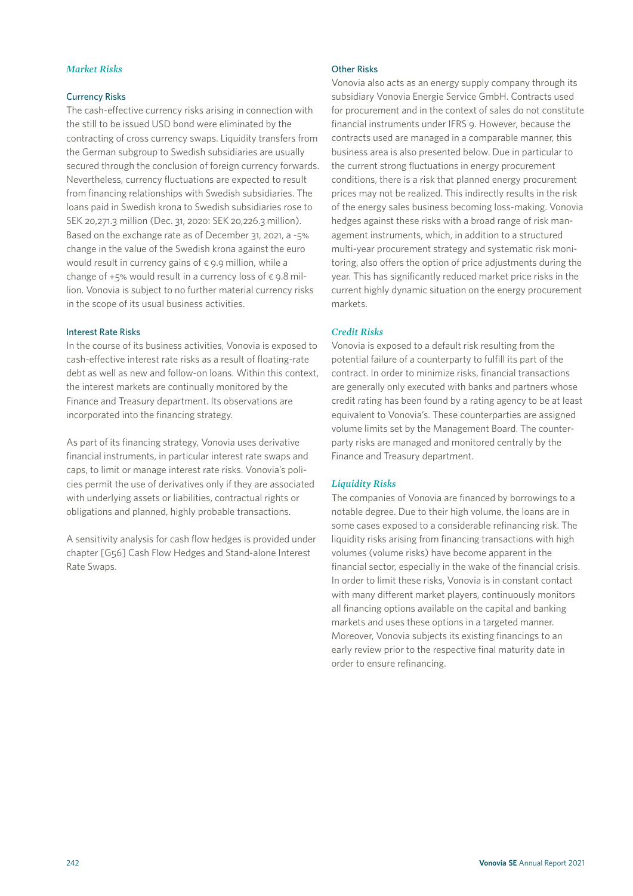## *Market Risks*

### Currency Risks

The cash-effective currency risks arising in connection with the still to be issued USD bond were eliminated by the contracting of cross currency swaps. Liquidity transfers from the German subgroup to Swedish subsidiaries are usually secured through the conclusion of foreign currency forwards. Nevertheless, currency fluctuations are expected to result from financing relationships with Swedish subsidiaries. The loans paid in Swedish krona to Swedish subsidiaries rose to SEK 20,271.3 million (Dec. 31, 2020: SEK 20,226.3 million). Based on the exchange rate as of December 31, 2021, a -5% change in the value of the Swedish krona against the euro would result in currency gains of € 9.9 million, while a change of +5% would result in a currency loss of € 9.8 million. Vonovia is subject to no further material currency risks in the scope of its usual business activities.

### Interest Rate Risks

In the course of its business activities, Vonovia is exposed to cash-effective interest rate risks as a result of floating-rate debt as well as new and follow-on loans. Within this context, the interest markets are continually monitored by the Finance and Treasury department. Its observations are incorporated into the financing strategy.

As part of its financing strategy, Vonovia uses derivative financial instruments, in particular interest rate swaps and caps, to limit or manage interest rate risks. Vonovia's policies permit the use of derivatives only if they are associated with underlying assets or liabilities, contractual rights or obligations and planned, highly probable transactions.

A sensitivity analysis for cash flow hedges is provided under chapter [G56] Cash Flow Hedges and Stand-alone Interest Rate Swaps.

### Other Risks

Vonovia also acts as an energy supply company through its subsidiary Vonovia Energie Service GmbH. Contracts used for procurement and in the context of sales do not constitute financial instruments under IFRS 9. However, because the contracts used are managed in a comparable manner, this business area is also presented below. Due in particular to the current strong fluctuations in energy procurement conditions, there is a risk that planned energy procurement prices may not be realized. This indirectly results in the risk of the energy sales business becoming loss-making. Vonovia hedges against these risks with a broad range of risk management instruments, which, in addition to a structured multi-year procurement strategy and systematic risk monitoring, also offers the option of price adjustments during the year. This has significantly reduced market price risks in the current highly dynamic situation on the energy procurement markets.

## *Credit Risks*

Vonovia is exposed to a default risk resulting from the potential failure of a counterparty to fulfill its part of the contract. In order to minimize risks, financial transactions are generally only executed with banks and partners whose credit rating has been found by a rating agency to be at least equivalent to Vonovia's. These counterparties are assigned volume limits set by the Management Board. The counterparty risks are managed and monitored centrally by the Finance and Treasury department.

## *Liquidity Risks*

The companies of Vonovia are financed by borrowings to a notable degree. Due to their high volume, the loans are in some cases exposed to a considerable refinancing risk. The liquidity risks arising from financing transactions with high volumes (volume risks) have become apparent in the financial sector, especially in the wake of the financial crisis. In order to limit these risks, Vonovia is in constant contact with many different market players, continuously monitors all financing options available on the capital and banking markets and uses these options in a targeted manner. Moreover, Vonovia subjects its existing financings to an early review prior to the respective final maturity date in order to ensure refinancing.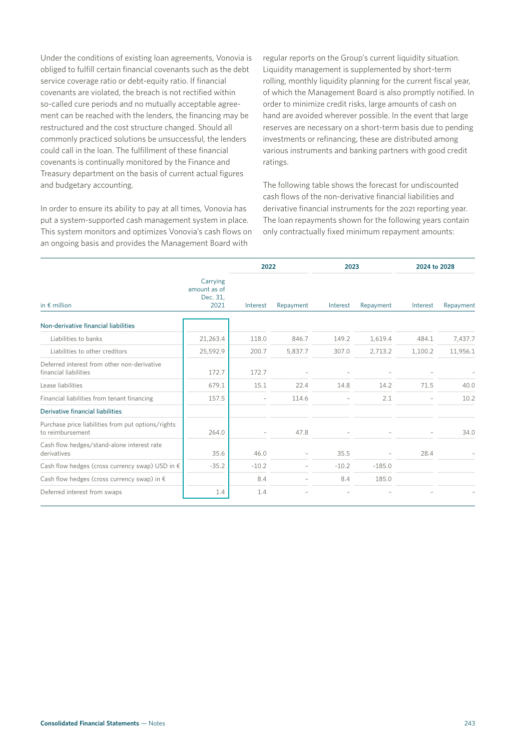Under the conditions of existing loan agreements, Vonovia is obliged to fulfill certain financial covenants such as the debt service coverage ratio or debt-equity ratio. If financial covenants are violated, the breach is not rectified within so-called cure periods and no mutually acceptable agreement can be reached with the lenders, the financing may be restructured and the cost structure changed. Should all commonly practiced solutions be unsuccessful, the lenders could call in the loan. The fulfillment of these financial covenants is continually monitored by the Finance and Treasury department on the basis of current actual figures and budgetary accounting.

In order to ensure its ability to pay at all times, Vonovia has put a system-supported cash management system in place. This system monitors and optimizes Vonovia's cash flows on an ongoing basis and provides the Management Board with regular reports on the Group's current liquidity situation. Liquidity management is supplemented by short-term rolling, monthly liquidity planning for the current fiscal year, of which the Management Board is also promptly notified. In order to minimize credit risks, large amounts of cash on hand are avoided wherever possible. In the event that large reserves are necessary on a short-term basis due to pending investments or refinancing, these are distributed among various instruments and banking partners with good credit ratings.

The following table shows the forecast for undiscounted cash flows of the non-derivative financial liabilities and derivative financial instruments for the 2021 reporting year. The loan repayments shown for the following years contain only contractually fixed minimum repayment amounts:

| | | 2022 | | 2023 | | 2024 to 2028 | |
|---|---|---|---|---|---|---|---|
| in € million | Carrying amount as of Dec. 31, 2021 | Interest | Repayment | Interest | Repayment | Interest | Repayment |
| **Non-derivative financial liabilities** | | | | | | | |
| Liabilities to banks | 21,263.4 | 118.0 | 846.7 | 149.2 | 1,619.4 | 484.1 | 7,437.7 |
| Liabilities to other creditors | 25,592.9 | 200.7 | 5,837.7 | 307.0 | 2,713.2 | 1,100.2 | 11,956.1 |
| Deferred interest from other non-derivative financial liabilities | 172.7 | 172.7 | – | – | – | – | – |
| Lease liabilities | 679.1 | 15.1 | 22.4 | 14.8 | 14.2 | 71.5 | 40.0 |
| Financial liabilities from tenant financing | 157.5 | – | 114.6 | – | 2.1 | – | 10.2 |
| **Derivative financial liabilities** | | | | | | | |
| Purchase price liabilities from put options/rights to reimbursement | 264.0 | – | 47.8 | – | – | – | 34.0 |
| Cash flow hedges/stand-alone interest rate derivatives | 35.6 | 46.0 | – | 35.5 | – | 28.4 | – |
| Cash flow hedges (cross currency swap) USD in € | -35.2 | -10.2 | – | -10.2 | -185.0 | | |
| Cash flow hedges (cross currency swap) in € | | 8.4 | – | 8.4 | 185.0 | | |
| Deferred interest from swaps | 1.4 | 1.4 | – | – | – | – | – |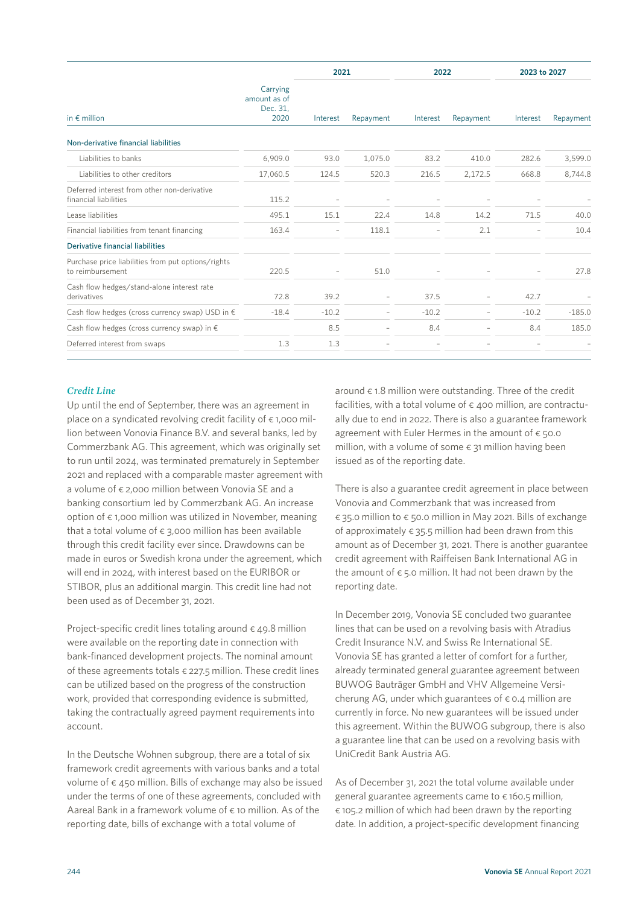| in € million | Carrying amount as of Dec. 31, 2020 | 2021 | | 2022 | | 2023 to 2027 | |
|---|---|---|---|---|---|---|---|
| | | Interest | Repayment | Interest | Repayment | Interest | Repayment |
| **Non-derivative financial liabilities** | | | | | | | |
| Liabilities to banks | 6,909.0 | 93.0 | 1,075.0 | 83.2 | 410.0 | 282.6 | 3,599.0 |
| Liabilities to other creditors | 17,060.5 | 124.5 | 520.3 | 216.5 | 2,172.5 | 668.8 | 8,744.8 |
| Deferred interest from other non-derivative financial liabilities | 115.2 | – | – | – | – | – | – |
| Lease liabilities | 495.1 | 15.1 | 22.4 | 14.8 | 14.2 | 71.5 | 40.0 |
| Financial liabilities from tenant financing | 163.4 | – | 118.1 | – | 2.1 | – | 10.4 |
| **Derivative financial liabilities** | | | | | | | |
| Purchase price liabilities from put options/rights to reimbursement | 220.5 | – | 51.0 | – | – | – | 27.8 |
| Cash flow hedges/stand-alone interest rate derivatives | 72.8 | 39.2 | – | 37.5 | – | 42.7 | – |
| Cash flow hedges (cross currency swap) USD in € | -18.4 | -10.2 | – | -10.2 | – | -10.2 | -185.0 |
| Cash flow hedges (cross currency swap) in € | | 8.5 | – | 8.4 | – | 8.4 | 185.0 |
| Deferred interest from swaps | 1.3 | 1.3 | – | – | – | – | – |

### *Credit Line*

Up until the end of September, there was an agreement in place on a syndicated revolving credit facility of € 1,000 million between Vonovia Finance B.V. and several banks, led by Commerzbank AG. This agreement, which was originally set to run until 2024, was terminated prematurely in September 2021 and replaced with a comparable master agreement with a volume of € 2,000 million between Vonovia SE and a banking consortium led by Commerzbank AG. An increase option of € 1,000 million was utilized in November, meaning that a total volume of € 3,000 million has been available through this credit facility ever since. Drawdowns can be made in euros or Swedish krona under the agreement, which will end in 2024, with interest based on the EURIBOR or STIBOR, plus an additional margin. This credit line had not been used as of December 31, 2021.

Project-specific credit lines totaling around € 49.8 million were available on the reporting date in connection with bank-financed development projects. The nominal amount of these agreements totals € 227.5 million. These credit lines can be utilized based on the progress of the construction work, provided that corresponding evidence is submitted, taking the contractually agreed payment requirements into account.

In the Deutsche Wohnen subgroup, there are a total of six framework credit agreements with various banks and a total volume of € 450 million. Bills of exchange may also be issued under the terms of one of these agreements, concluded with Aareal Bank in a framework volume of € 10 million. As of the reporting date, bills of exchange with a total volume of around € 1.8 million were outstanding. Three of the credit facilities, with a total volume of € 400 million, are contractually due to end in 2022. There is also a guarantee framework agreement with Euler Hermes in the amount of € 50.0 million, with a volume of some € 31 million having been issued as of the reporting date.

There is also a guarantee credit agreement in place between Vonovia and Commerzbank that was increased from € 35.0 million to € 50.0 million in May 2021. Bills of exchange of approximately € 35.5 million had been drawn from this amount as of December 31, 2021. There is another guarantee credit agreement with Raiffeisen Bank International AG in the amount of € 5.0 million. It had not been drawn by the reporting date.

In December 2019, Vonovia SE concluded two guarantee lines that can be used on a revolving basis with Atradius Credit Insurance N.V. and Swiss Re International SE. Vonovia SE has granted a letter of comfort for a further, already terminated general guarantee agreement between BUWOG Bauträger GmbH and VHV Allgemeine Versicherung AG, under which guarantees of € 0.4 million are currently in force. No new guarantees will be issued under this agreement. Within the BUWOG subgroup, there is also a guarantee line that can be used on a revolving basis with UniCredit Bank Austria AG.

As of December 31, 2021 the total volume available under general guarantee agreements came to € 160.5 million, € 105.2 million of which had been drawn by the reporting date. In addition, a project-specific development financing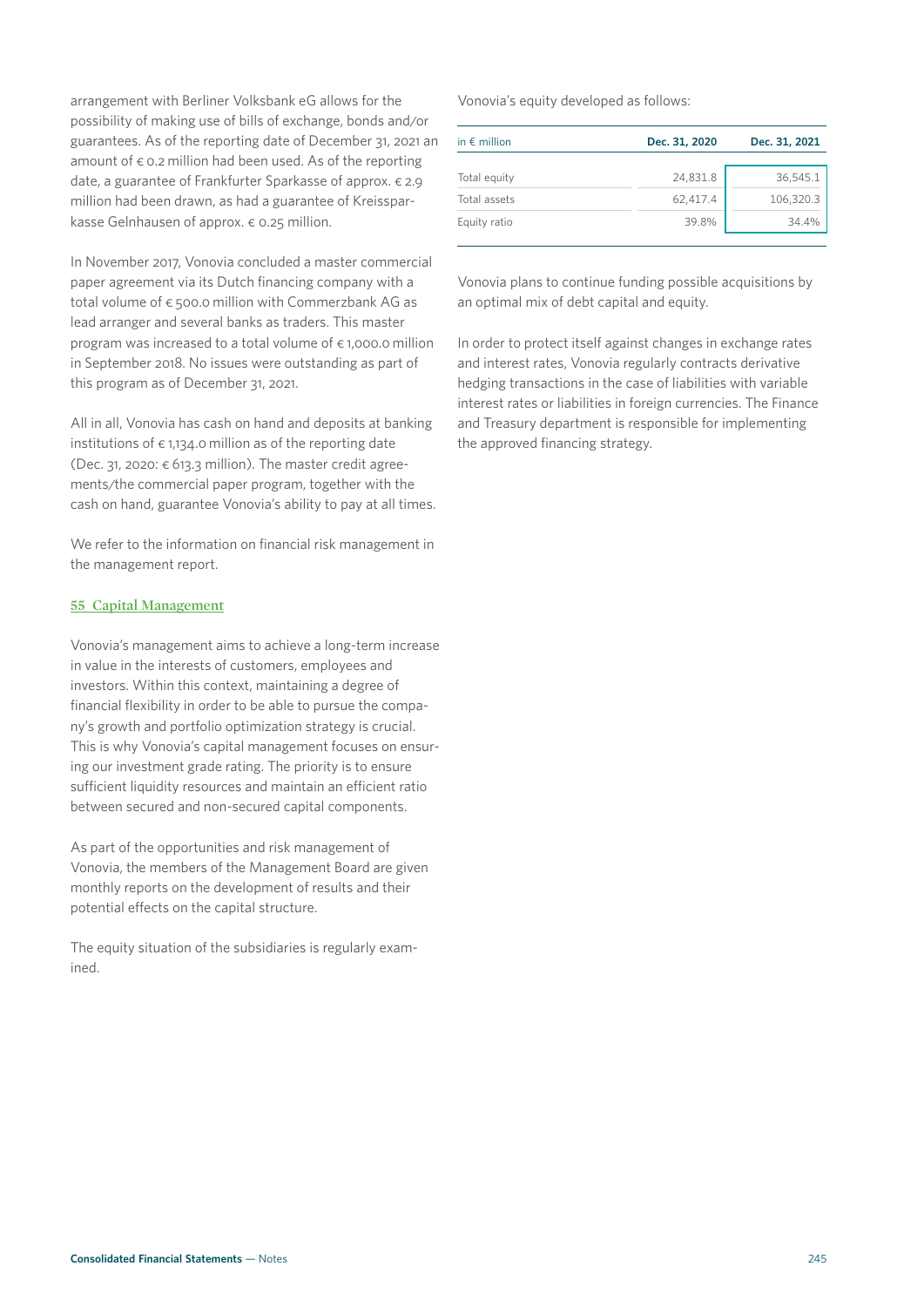arrangement with Berliner Volksbank eG allows for the possibility of making use of bills of exchange, bonds and/or guarantees. As of the reporting date of December 31, 2021 an amount of € 0.2 million had been used. As of the reporting date, a guarantee of Frankfurter Sparkasse of approx. € 2.9 million had been drawn, as had a guarantee of Kreissparkasse Gelnhausen of approx. € 0.25 million.

In November 2017, Vonovia concluded a master commercial paper agreement via its Dutch financing company with a total volume of € 500.0 million with Commerzbank AG as lead arranger and several banks as traders. This master program was increased to a total volume of € 1,000.0 million in September 2018. No issues were outstanding as part of this program as of December 31, 2021.

All in all, Vonovia has cash on hand and deposits at banking institutions of € 1,134.0 million as of the reporting date (Dec. 31, 2020: € 613.3 million). The master credit agreements/the commercial paper program, together with the cash on hand, guarantee Vonovia's ability to pay at all times.

We refer to the information on financial risk management in the management report.

## 55 Capital Management

Vonovia's management aims to achieve a long-term increase in value in the interests of customers, employees and investors. Within this context, maintaining a degree of financial flexibility in order to be able to pursue the company's growth and portfolio optimization strategy is crucial. This is why Vonovia's capital management focuses on ensuring our investment grade rating. The priority is to ensure sufficient liquidity resources and maintain an efficient ratio between secured and non-secured capital components.

As part of the opportunities and risk management of Vonovia, the members of the Management Board are given monthly reports on the development of results and their potential effects on the capital structure.

The equity situation of the subsidiaries is regularly examined.

Vonovia's equity developed as follows:

| in € million | Dec. 31, 2020 | Dec. 31, 2021 |
|---|---|---|
| Total equity | 24,831.8 | 36,545.1 |
| Total assets | 62,417.4 | 106,320.3 |
| Equity ratio | 39.8% | 34.4% |

Vonovia plans to continue funding possible acquisitions by an optimal mix of debt capital and equity.

In order to protect itself against changes in exchange rates and interest rates, Vonovia regularly contracts derivative hedging transactions in the case of liabilities with variable interest rates or liabilities in foreign currencies. The Finance and Treasury department is responsible for implementing the approved financing strategy.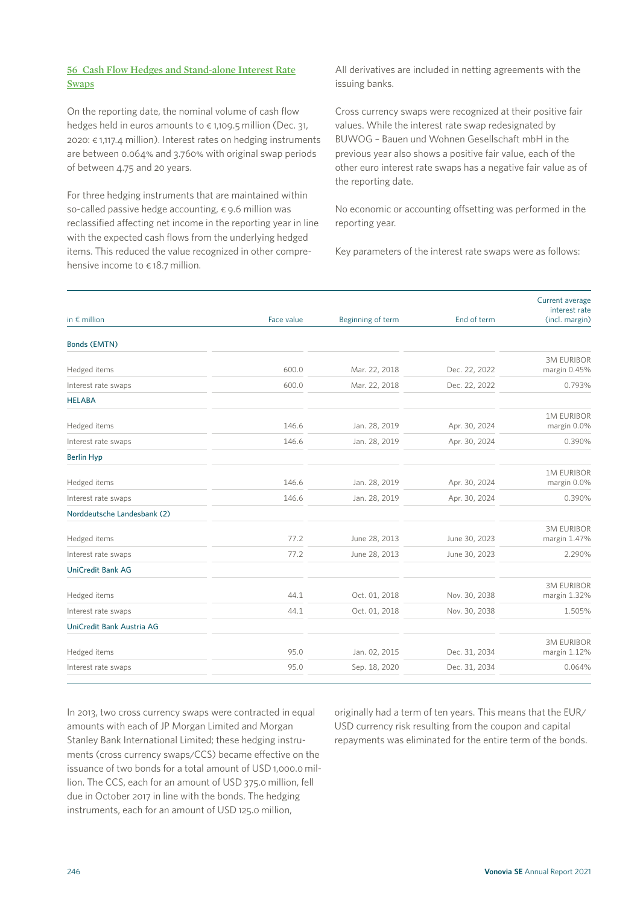## 56 Cash Flow Hedges and Stand-alone Interest Rate Swaps

On the reporting date, the nominal volume of cash flow hedges held in euros amounts to € 1,109.5 million (Dec. 31, 2020: € 1,117.4 million). Interest rates on hedging instruments are between 0.064% and 3.760% with original swap periods of between 4.75 and 20 years.

For three hedging instruments that are maintained within so-called passive hedge accounting, € 9.6 million was reclassified affecting net income in the reporting year in line with the expected cash flows from the underlying hedged items. This reduced the value recognized in other comprehensive income to € 18.7 million.

All derivatives are included in netting agreements with the issuing banks.

Cross currency swaps were recognized at their positive fair values. While the interest rate swap redesignated by BUWOG – Bauen und Wohnen Gesellschaft mbH in the previous year also shows a positive fair value, each of the other euro interest rate swaps has a negative fair value as of the reporting date.

No economic or accounting offsetting was performed in the reporting year.

Key parameters of the interest rate swaps were as follows:

| in € million | Face value | Beginning of term | End of term | Current average interest rate (incl. margin) |
|---|---|---|---|---|
| **Bonds (EMTN)** | | | | |
| Hedged items | 600.0 | Mar. 22, 2018 | Dec. 22, 2022 | 3M EURIBOR margin 0.45% |
| Interest rate swaps | 600.0 | Mar. 22, 2018 | Dec. 22, 2022 | 0.793% |
| **HELABA** | | | | |
| Hedged items | 146.6 | Jan. 28, 2019 | Apr. 30, 2024 | 1M EURIBOR margin 0.0% |
| Interest rate swaps | 146.6 | Jan. 28, 2019 | Apr. 30, 2024 | 0.390% |
| **Berlin Hyp** | | | | |
| Hedged items | 146.6 | Jan. 28, 2019 | Apr. 30, 2024 | 1M EURIBOR margin 0.0% |
| Interest rate swaps | 146.6 | Jan. 28, 2019 | Apr. 30, 2024 | 0.390% |
| **Norddeutsche Landesbank (2)** | | | | |
| Hedged items | 77.2 | June 28, 2013 | June 30, 2023 | 3M EURIBOR margin 1.47% |
| Interest rate swaps | 77.2 | June 28, 2013 | June 30, 2023 | 2.290% |
| **UniCredit Bank AG** | | | | |
| Hedged items | 44.1 | Oct. 01, 2018 | Nov. 30, 2038 | 3M EURIBOR margin 1.32% |
| Interest rate swaps | 44.1 | Oct. 01, 2018 | Nov. 30, 2038 | 1.505% |
| **UniCredit Bank Austria AG** | | | | |
| Hedged items | 95.0 | Jan. 02, 2015 | Dec. 31, 2034 | 3M EURIBOR margin 1.12% |
| Interest rate swaps | 95.0 | Sep. 18, 2020 | Dec. 31, 2034 | 0.064% |

In 2013, two cross currency swaps were contracted in equal amounts with each of JP Morgan Limited and Morgan Stanley Bank International Limited; these hedging instruments (cross currency swaps/CCS) became effective on the issuance of two bonds for a total amount of USD 1,000.0 million. The CCS, each for an amount of USD 375.0 million, fell due in October 2017 in line with the bonds. The hedging instruments, each for an amount of USD 125.0 million, originally had a term of ten years. This means that the EUR/USD currency risk resulting from the coupon and capital repayments was eliminated for the entire term of the bonds.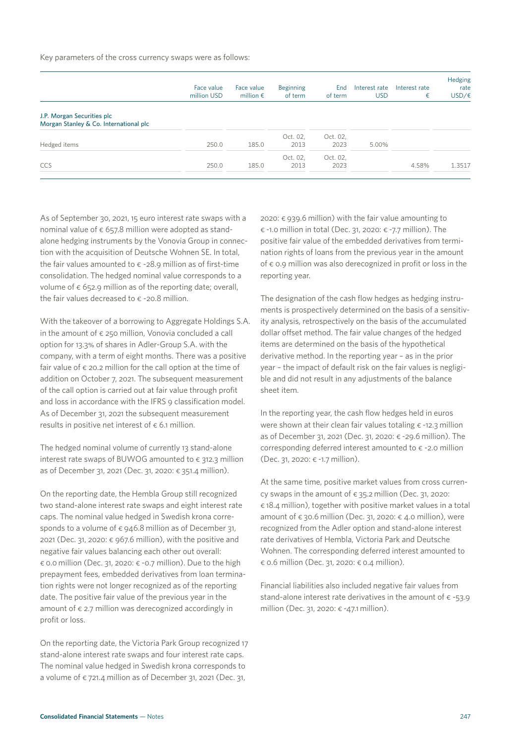Key parameters of the cross currency swaps were as follows:

| | Face value million USD | Face value million € | Beginning of term | End of term | Interest rate USD | Interest rate € | Hedging rate USD/€ |
|---|---|---|---|---|---|---|---|
| J.P. Morgan Securities plc<br>Morgan Stanley & Co. International plc | | | | | | | |
| Hedged items | 250.0 | 185.0 | Oct. 02, 2013 | Oct. 02, 2023 | 5.00% | | |
| CCS | 250.0 | 185.0 | Oct. 02, 2013 | Oct. 02, 2023 | | 4.58% | 1.3517 |

As of September 30, 2021, 15 euro interest rate swaps with a nominal value of € 657.8 million were adopted as stand-alone hedging instruments by the Vonovia Group in connection with the acquisition of Deutsche Wohnen SE. In total, the fair values amounted to € -28.9 million as of first-time consolidation. The hedged nominal value corresponds to a volume of € 652.9 million as of the reporting date; overall, the fair values decreased to € -20.8 million.

With the takeover of a borrowing to Aggregate Holdings S.A. in the amount of € 250 million, Vonovia concluded a call option for 13.3% of shares in Adler-Group S.A. with the company, with a term of eight months. There was a positive fair value of € 20.2 million for the call option at the time of addition on October 7, 2021. The subsequent measurement of the call option is carried out at fair value through profit and loss in accordance with the IFRS 9 classification model. As of December 31, 2021 the subsequent measurement results in positive net interest of € 6.1 million.

The hedged nominal volume of currently 13 stand-alone interest rate swaps of BUWOG amounted to € 312.3 million as of December 31, 2021 (Dec. 31, 2020: € 351.4 million).

On the reporting date, the Hembla Group still recognized two stand-alone interest rate swaps and eight interest rate caps. The nominal value hedged in Swedish krona corresponds to a volume of € 946.8 million as of December 31, 2021 (Dec. 31, 2020: € 967.6 million), with the positive and negative fair values balancing each other out overall: € 0.0 million (Dec. 31, 2020: € -0.7 million). Due to the high prepayment fees, embedded derivatives from loan termination rights were not longer recognized as of the reporting date. The positive fair value of the previous year in the amount of € 2.7 million was derecognized accordingly in profit or loss.

On the reporting date, the Victoria Park Group recognized 17 stand-alone interest rate swaps and four interest rate caps. The nominal value hedged in Swedish krona corresponds to a volume of € 721.4 million as of December 31, 2021 (Dec. 31, 2020: € 939.6 million) with the fair value amounting to € -1.0 million in total (Dec. 31, 2020: € -7.7 million). The positive fair value of the embedded derivatives from termination rights of loans from the previous year in the amount of € 0.9 million was also derecognized in profit or loss in the reporting year.

The designation of the cash flow hedges as hedging instruments is prospectively determined on the basis of a sensitivity analysis, retrospectively on the basis of the accumulated dollar offset method. The fair value changes of the hedged items are determined on the basis of the hypothetical derivative method. In the reporting year – as in the prior year – the impact of default risk on the fair values is negligible and did not result in any adjustments of the balance sheet item.

In the reporting year, the cash flow hedges held in euros were shown at their clean fair values totaling € -12.3 million as of December 31, 2021 (Dec. 31, 2020: € -29.6 million). The corresponding deferred interest amounted to € -2.0 million (Dec. 31, 2020: € -1.7 million).

At the same time, positive market values from cross currency swaps in the amount of € 35.2 million (Dec. 31, 2020: € 18.4 million), together with positive market values in a total amount of € 30.6 million (Dec. 31, 2020: € 4.0 million), were recognized from the Adler option and stand-alone interest rate derivatives of Hembla, Victoria Park and Deutsche Wohnen. The corresponding deferred interest amounted to € 0.6 million (Dec. 31, 2020: € 0.4 million).

Financial liabilities also included negative fair values from stand-alone interest rate derivatives in the amount of € -53.9 million (Dec. 31, 2020: € -47.1 million).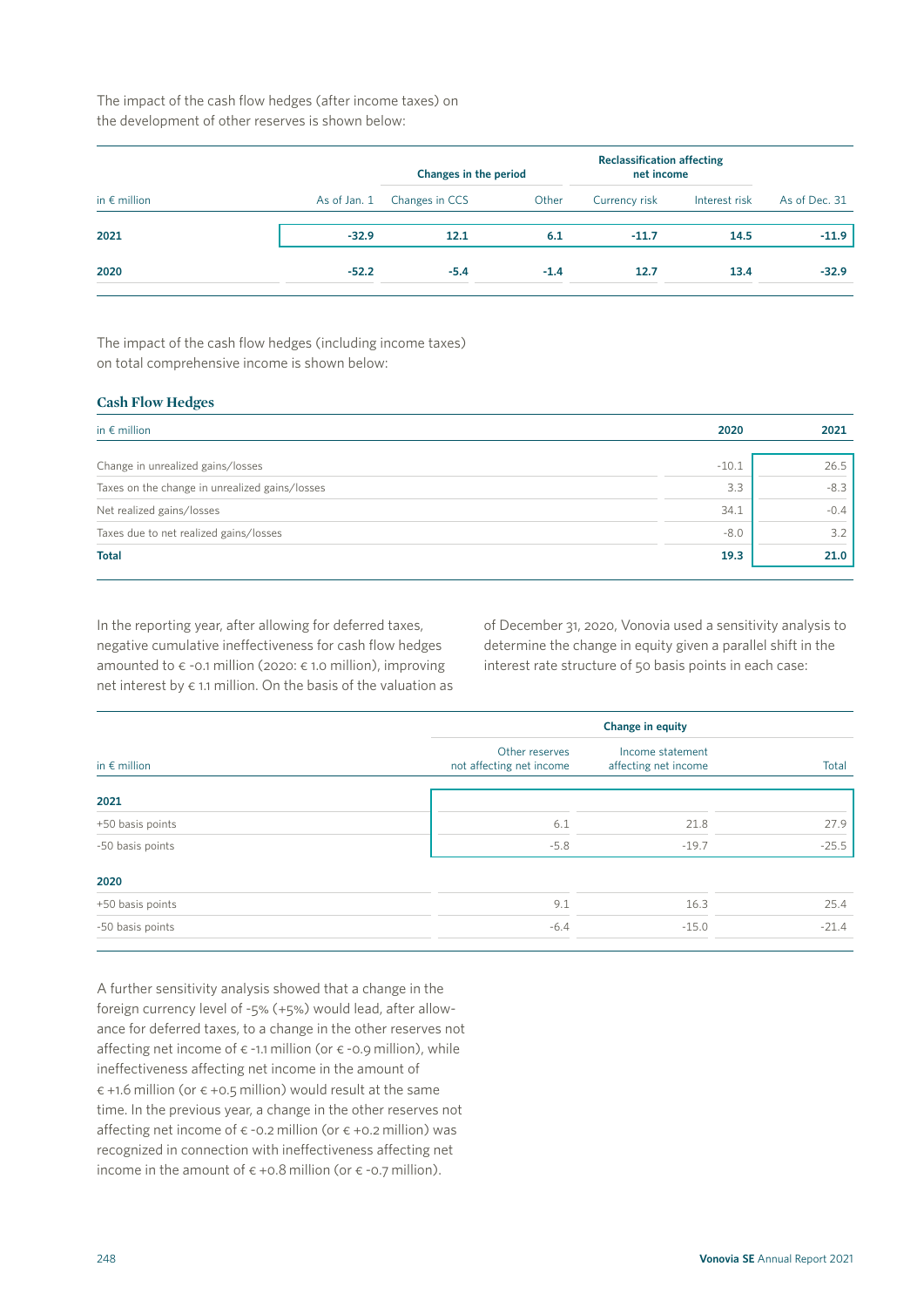The impact of the cash flow hedges (after income taxes) on the development of other reserves is shown below:

| in € million | As of Jan. 1 | Changes in the period | | Reclassification affecting net income | | As of Dec. 31 |
|---|---|---|---|---|---|---|
| | | Changes in CCS | Other | Currency risk | Interest risk | |
| **2021** | **-32.9** | **12.1** | **6.1** | **-11.7** | **14.5** | **-11.9** |
| **2020** | **-52.2** | **-5.4** | **-1.4** | **12.7** | **13.4** | **-32.9** |

The impact of the cash flow hedges (including income taxes) on total comprehensive income is shown below:

### Cash Flow Hedges

| in € million | 2020 | 2021 |
|---|---|---|
| Change in unrealized gains/losses | -10.1 | 26.5 |
| Taxes on the change in unrealized gains/losses | 3.3 | -8.3 |
| Net realized gains/losses | 34.1 | -0.4 |
| Taxes due to net realized gains/losses | -8.0 | 3.2 |
| **Total** | **19.3** | **21.0** |

In the reporting year, after allowing for deferred taxes, negative cumulative ineffectiveness for cash flow hedges amounted to € -0.1 million (2020: € 1.0 million), improving net interest by € 1.1 million. On the basis of the valuation as of December 31, 2020, Vonovia used a sensitivity analysis to determine the change in equity given a parallel shift in the interest rate structure of 50 basis points in each case:

| in € million | Change in equity | | |
|---|---|---|---|
| | Other reserves not affecting net income | Income statement affecting net income | Total |
| **2021** | | | |
| +50 basis points | 6.1 | 21.8 | 27.9 |
| -50 basis points | -5.8 | -19.7 | -25.5 |
| **2020** | | | |
| +50 basis points | 9.1 | 16.3 | 25.4 |
| -50 basis points | -6.4 | -15.0 | -21.4 |

A further sensitivity analysis showed that a change in the foreign currency level of -5% (+5%) would lead, after allowance for deferred taxes, to a change in the other reserves not affecting net income of € -1.1 million (or € -0.9 million), while ineffectiveness affecting net income in the amount of € +1.6 million (or € +0.5 million) would result at the same time. In the previous year, a change in the other reserves not affecting net income of € -0.2 million (or € +0.2 million) was recognized in connection with ineffectiveness affecting net income in the amount of € +0.8 million (or € -0.7 million).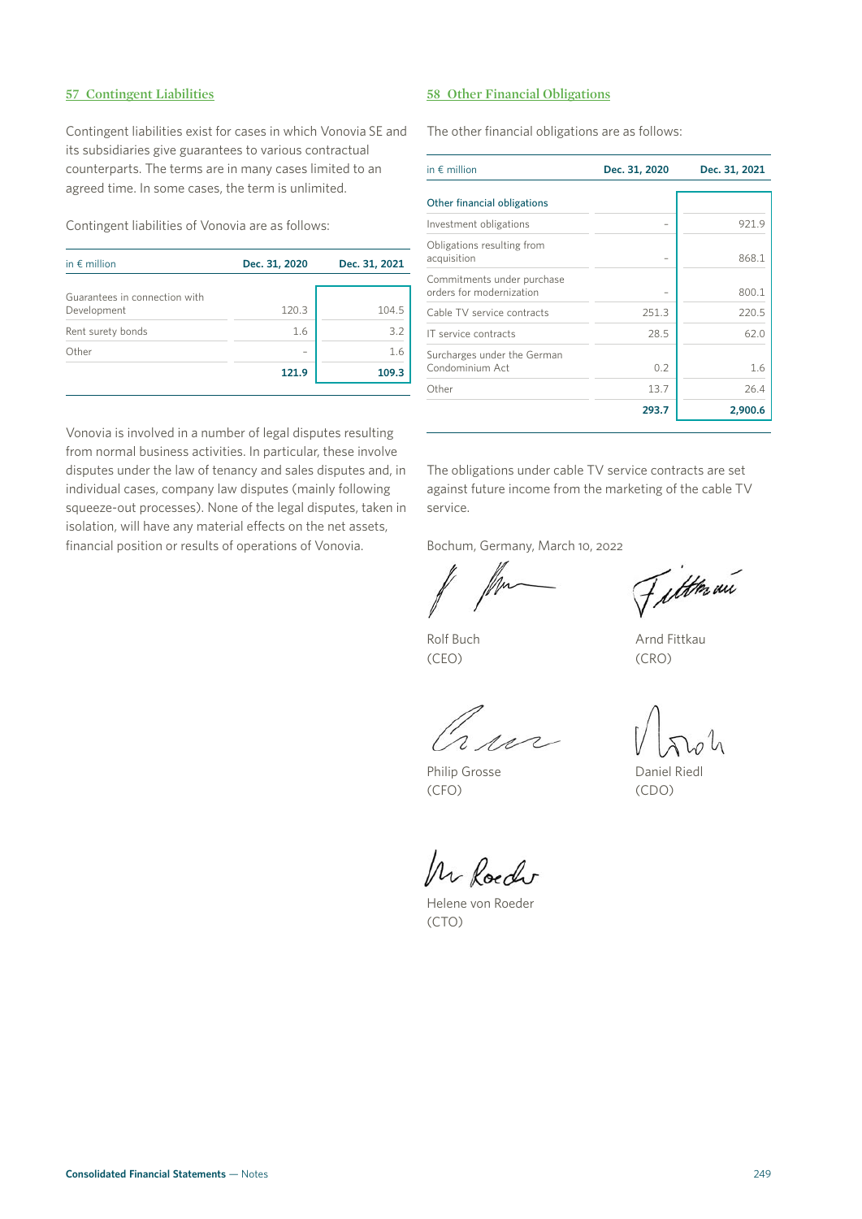## 57 Contingent Liabilities

Contingent liabilities exist for cases in which Vonovia SE and its subsidiaries give guarantees to various contractual counterparts. The terms are in many cases limited to an agreed time. In some cases, the term is unlimited.

Contingent liabilities of Vonovia are as follows:

| in € million | Dec. 31, 2020 | Dec. 31, 2021 |
|---|---|---|
| Guarantees in connection with Development | 120.3 | 104.5 |
| Rent surety bonds | 1.6 | 3.2 |
| Other | – | 1.6 |
| | **121.9** | **109.3** |

Vonovia is involved in a number of legal disputes resulting from normal business activities. In particular, these involve disputes under the law of tenancy and sales disputes and, in individual cases, company law disputes (mainly following squeeze-out processes). None of the legal disputes, taken in isolation, will have any material effects on the net assets, financial position or results of operations of Vonovia.

## 58 Other Financial Obligations

The other financial obligations are as follows:

| in € million | Dec. 31, 2020 | Dec. 31, 2021 |
|---|---|---|
| Other financial obligations | | |
| Investment obligations | – | 921.9 |
| Obligations resulting from acquisition | – | 868.1 |
| Commitments under purchase orders for modernization | – | 800.1 |
| Cable TV service contracts | 251.3 | 220.5 |
| IT service contracts | 28.5 | 62.0 |
| Surcharges under the German Condominium Act | 0.2 | 1.6 |
| Other | 13.7 | 26.4 |
| | **293.7** | **2,900.6** |

The obligations under cable TV service contracts are set against future income from the marketing of the cable TV service.

Bochum, Germany, March 10, 2022

Rolf Buch
(CEO)

Arnd Fittkau
(CRO)

Philip Grosse
(CFO)

Daniel Riedl
(CDO)

Helene von Roeder
(CTO)